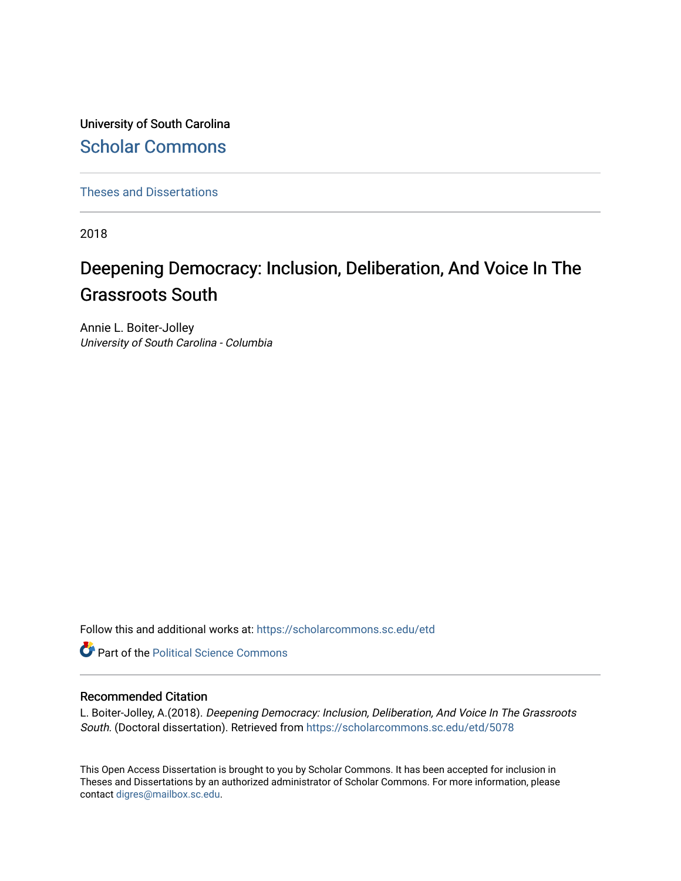University of South Carolina

## Scholar Commons

Theses and Dissertations

2018

# Deepening Democracy: Inclusion, Deliberation, And Voice In The Grassroots South

Annie L. Boiter-Jolley
*University of South Carolina - Columbia*

Follow this and additional works at: https://scholarcommons.sc.edu/etd

Part of the Political Science Commons

### Recommended Citation

L. Boiter-Jolley, A.(2018). *Deepening Democracy: Inclusion, Deliberation, And Voice In The Grassroots South.* (Doctoral dissertation). Retrieved from https://scholarcommons.sc.edu/etd/5078

This Open Access Dissertation is brought to you by Scholar Commons. It has been accepted for inclusion in Theses and Dissertations by an authorized administrator of Scholar Commons. For more information, please contact digres@mailbox.sc.edu.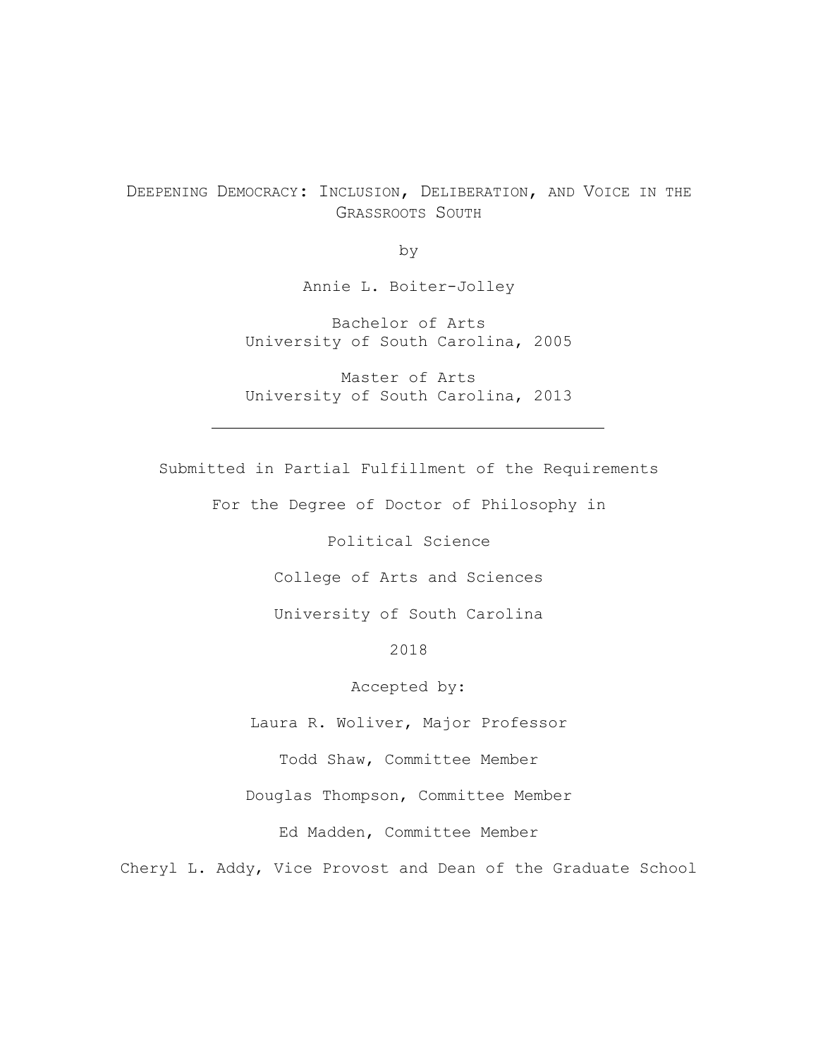# Deepening Democracy: Inclusion, Deliberation, and Voice in the Grassroots South

by

Annie L. Boiter-Jolley

Bachelor of Arts
University of South Carolina, 2005

Master of Arts
University of South Carolina, 2013

---

Submitted in Partial Fulfillment of the Requirements

For the Degree of Doctor of Philosophy in

Political Science

College of Arts and Sciences

University of South Carolina

2018

Accepted by:

Laura R. Woliver, Major Professor

Todd Shaw, Committee Member

Douglas Thompson, Committee Member

Ed Madden, Committee Member

Cheryl L. Addy, Vice Provost and Dean of the Graduate School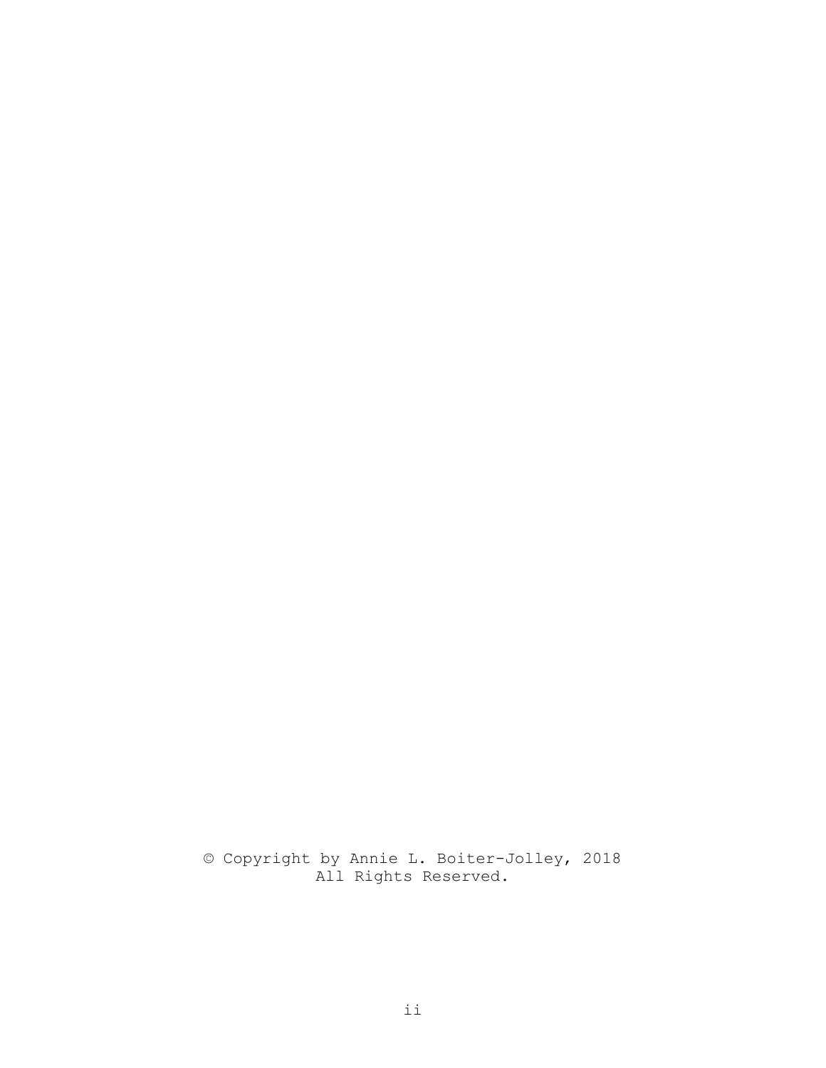© Copyright by Annie L. Boiter-Jolley, 2018
All Rights Reserved.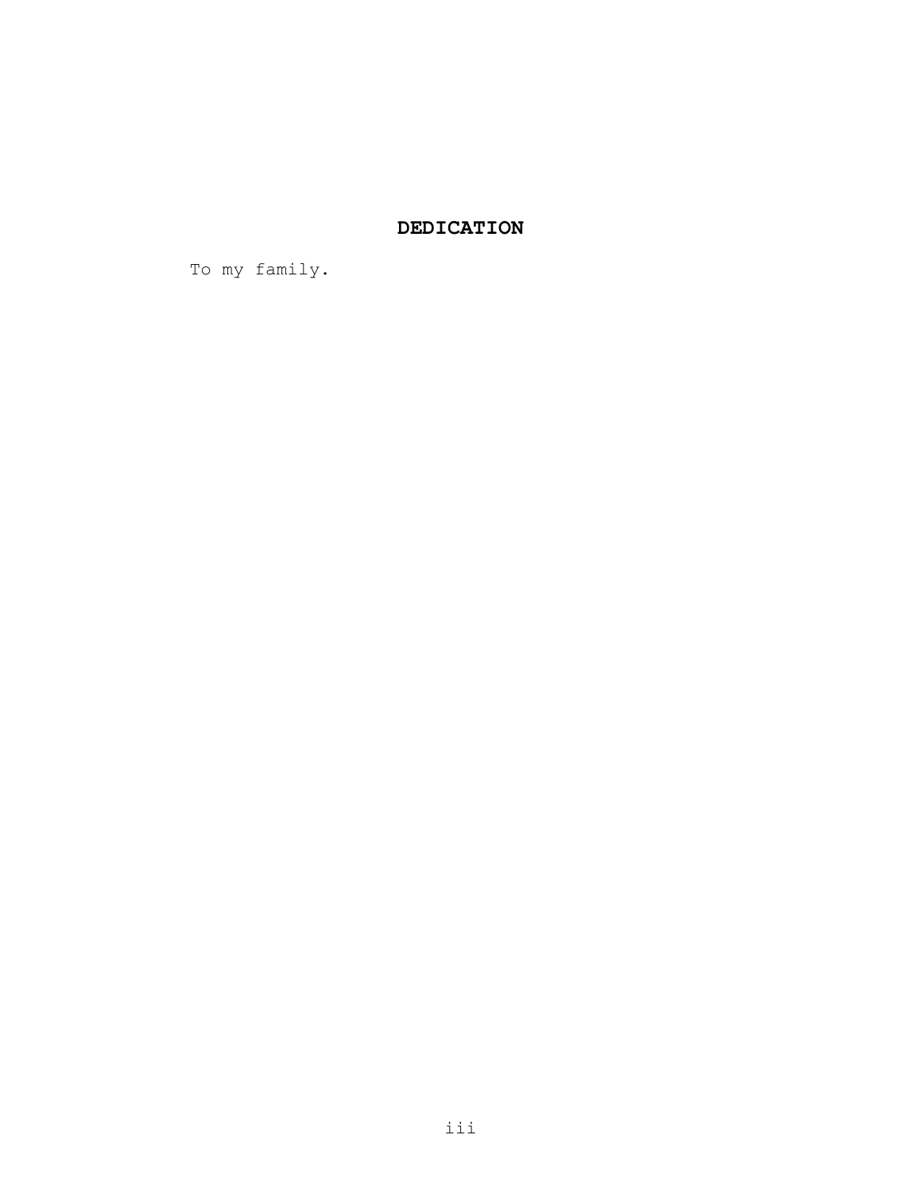## DEDICATION

To my family.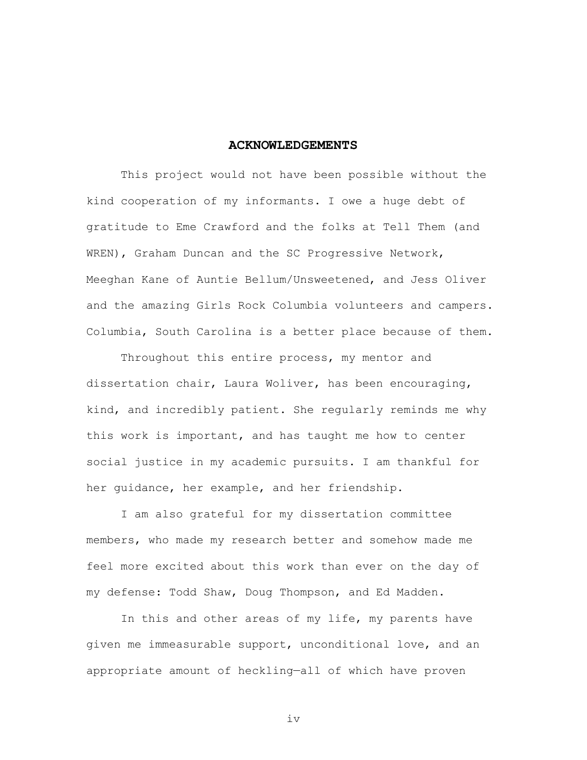## ACKNOWLEDGEMENTS

This project would not have been possible without the kind cooperation of my informants. I owe a huge debt of gratitude to Eme Crawford and the folks at Tell Them (and WREN), Graham Duncan and the SC Progressive Network, Meeghan Kane of Auntie Bellum/Unsweetened, and Jess Oliver and the amazing Girls Rock Columbia volunteers and campers. Columbia, South Carolina is a better place because of them.

Throughout this entire process, my mentor and dissertation chair, Laura Woliver, has been encouraging, kind, and incredibly patient. She regularly reminds me why this work is important, and has taught me how to center social justice in my academic pursuits. I am thankful for her guidance, her example, and her friendship.

I am also grateful for my dissertation committee members, who made my research better and somehow made me feel more excited about this work than ever on the day of my defense: Todd Shaw, Doug Thompson, and Ed Madden.

In this and other areas of my life, my parents have given me immeasurable support, unconditional love, and an appropriate amount of heckling—all of which have proven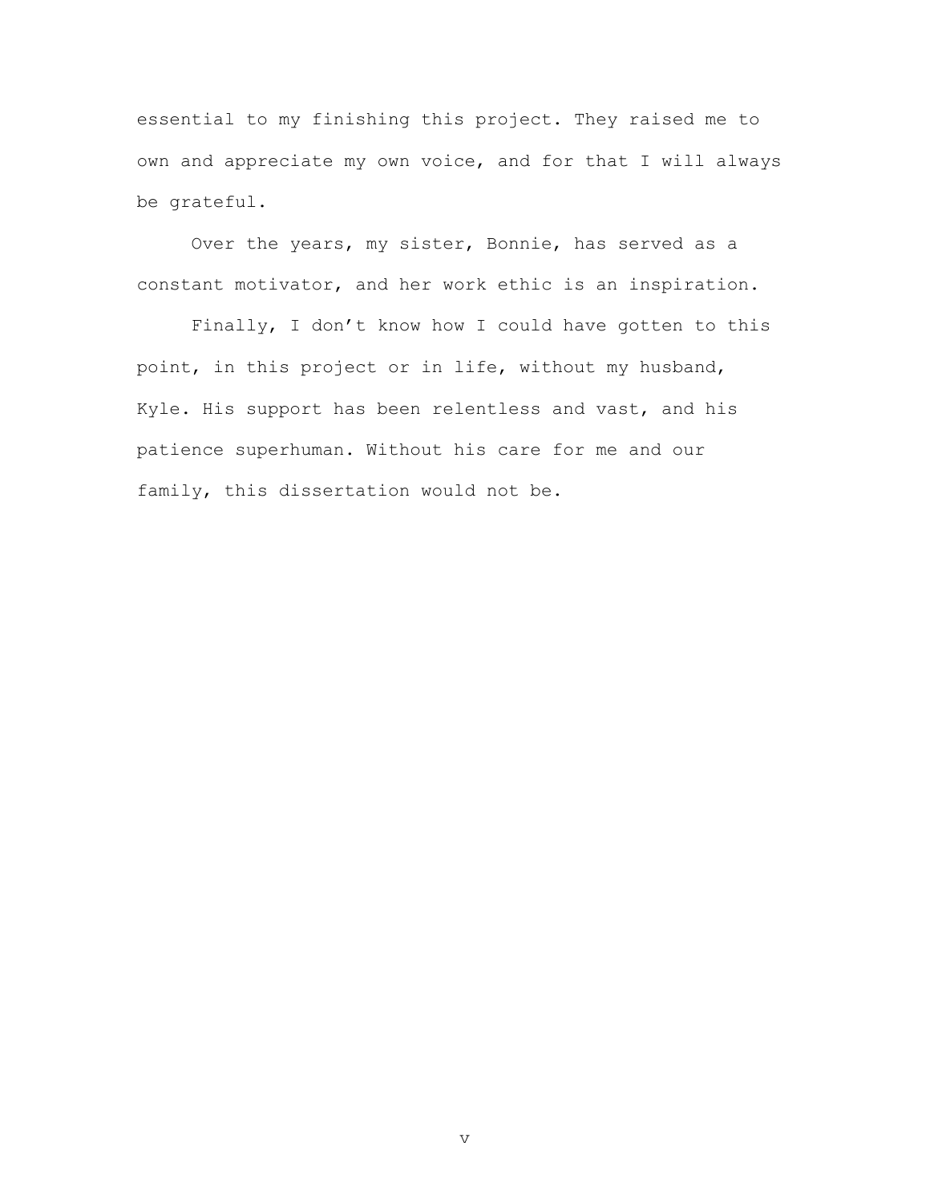essential to my finishing this project. They raised me to own and appreciate my own voice, and for that I will always be grateful.

Over the years, my sister, Bonnie, has served as a constant motivator, and her work ethic is an inspiration.

Finally, I don't know how I could have gotten to this point, in this project or in life, without my husband, Kyle. His support has been relentless and vast, and his patience superhuman. Without his care for me and our family, this dissertation would not be.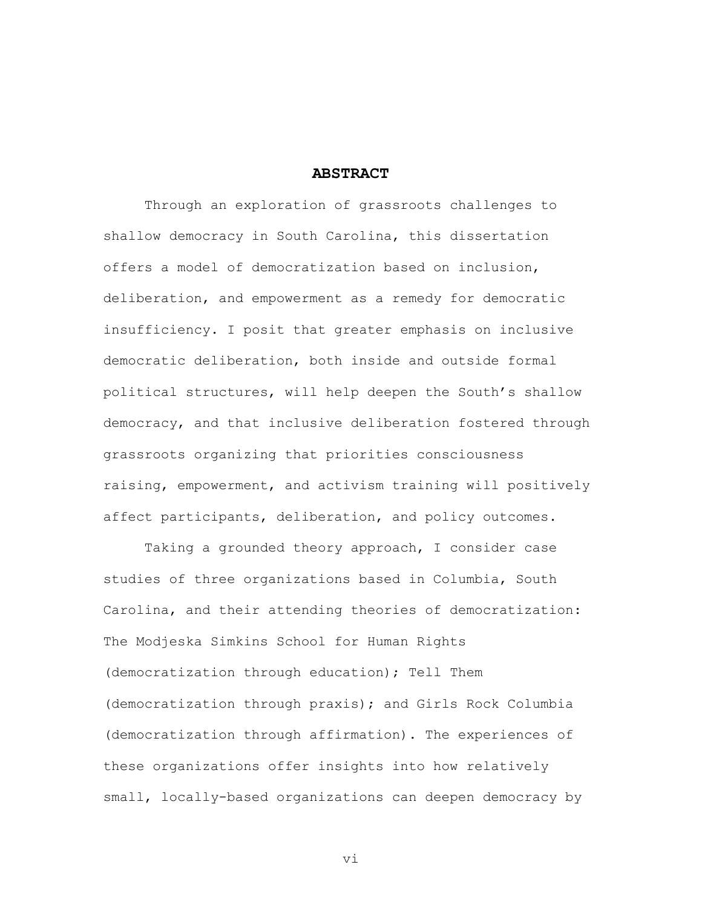# ABSTRACT

Through an exploration of grassroots challenges to shallow democracy in South Carolina, this dissertation offers a model of democratization based on inclusion, deliberation, and empowerment as a remedy for democratic insufficiency. I posit that greater emphasis on inclusive democratic deliberation, both inside and outside formal political structures, will help deepen the South's shallow democracy, and that inclusive deliberation fostered through grassroots organizing that priorities consciousness raising, empowerment, and activism training will positively affect participants, deliberation, and policy outcomes.

Taking a grounded theory approach, I consider case studies of three organizations based in Columbia, South Carolina, and their attending theories of democratization: The Modjeska Simkins School for Human Rights (democratization through education); Tell Them (democratization through praxis); and Girls Rock Columbia (democratization through affirmation). The experiences of these organizations offer insights into how relatively small, locally-based organizations can deepen democracy by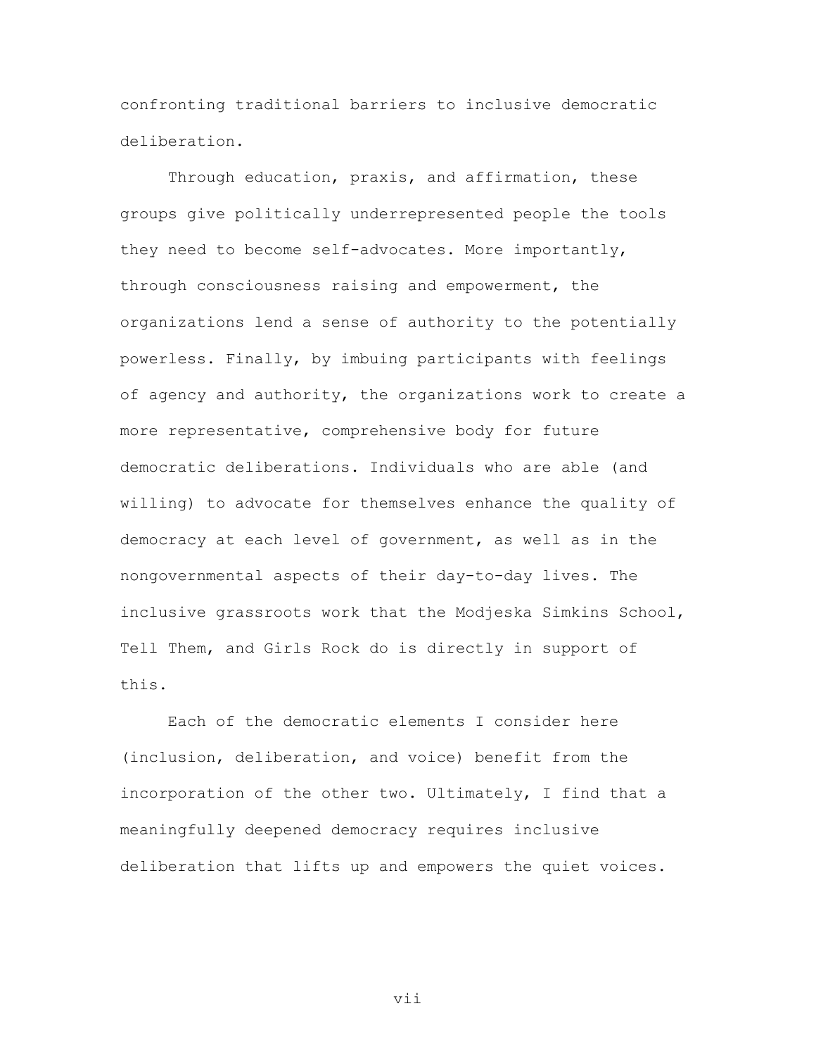confronting traditional barriers to inclusive democratic deliberation.

Through education, praxis, and affirmation, these groups give politically underrepresented people the tools they need to become self-advocates. More importantly, through consciousness raising and empowerment, the organizations lend a sense of authority to the potentially powerless. Finally, by imbuing participants with feelings of agency and authority, the organizations work to create a more representative, comprehensive body for future democratic deliberations. Individuals who are able (and willing) to advocate for themselves enhance the quality of democracy at each level of government, as well as in the nongovernmental aspects of their day-to-day lives. The inclusive grassroots work that the Modjeska Simkins School, Tell Them, and Girls Rock do is directly in support of this.

Each of the democratic elements I consider here (inclusion, deliberation, and voice) benefit from the incorporation of the other two. Ultimately, I find that a meaningfully deepened democracy requires inclusive deliberation that lifts up and empowers the quiet voices.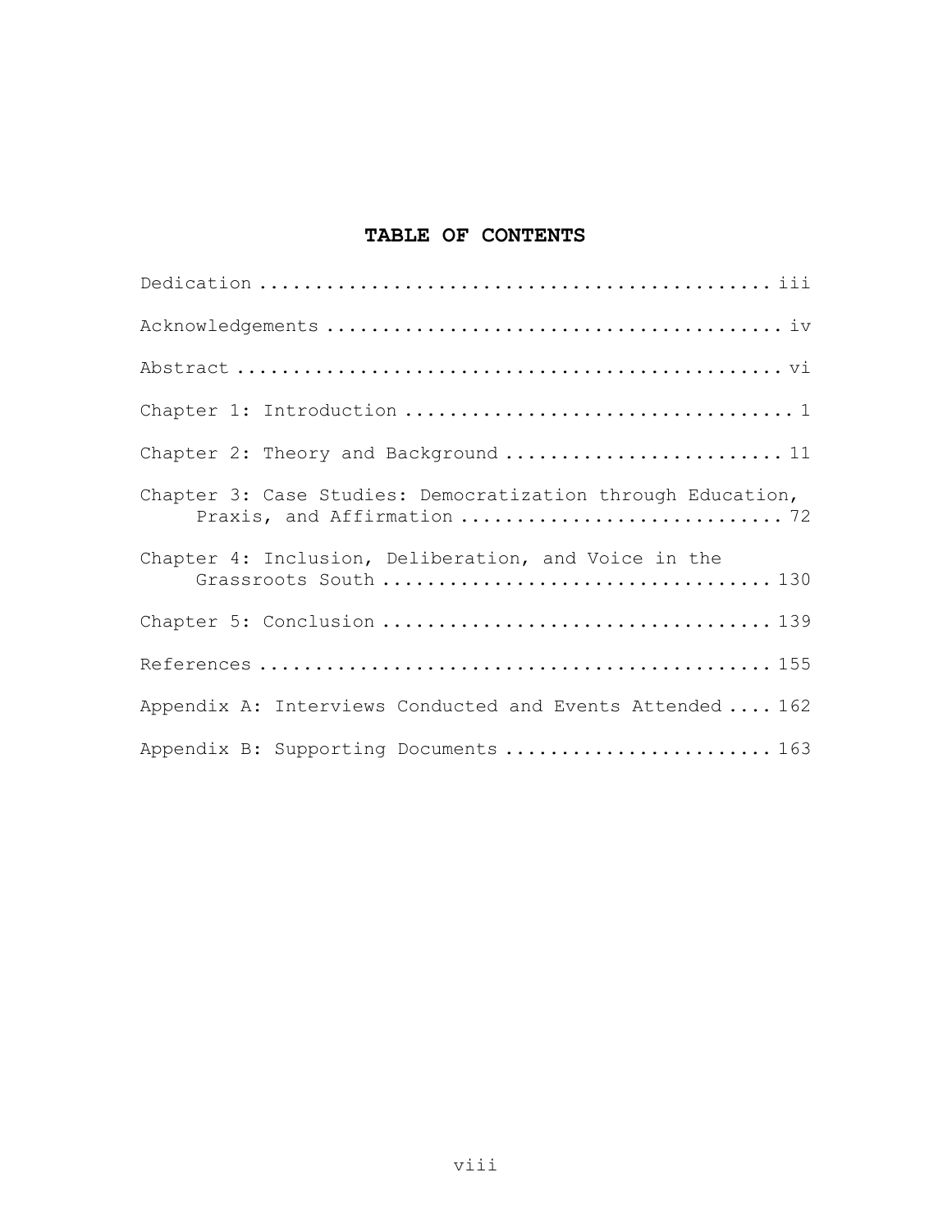# TABLE OF CONTENTS

Dedication ............................................. iii

Acknowledgements ........................................ iv

Abstract ................................................ vi

Chapter 1: Introduction .................................. 1

Chapter 2: Theory and Background ........................ 11

Chapter 3: Case Studies: Democratization through Education, Praxis, and Affirmation ............................ 72

Chapter 4: Inclusion, Deliberation, and Voice in the Grassroots South .................................. 130

Chapter 5: Conclusion .................................. 139

References ............................................. 155

Appendix A: Interviews Conducted and Events Attended .... 162

Appendix B: Supporting Documents ....................... 163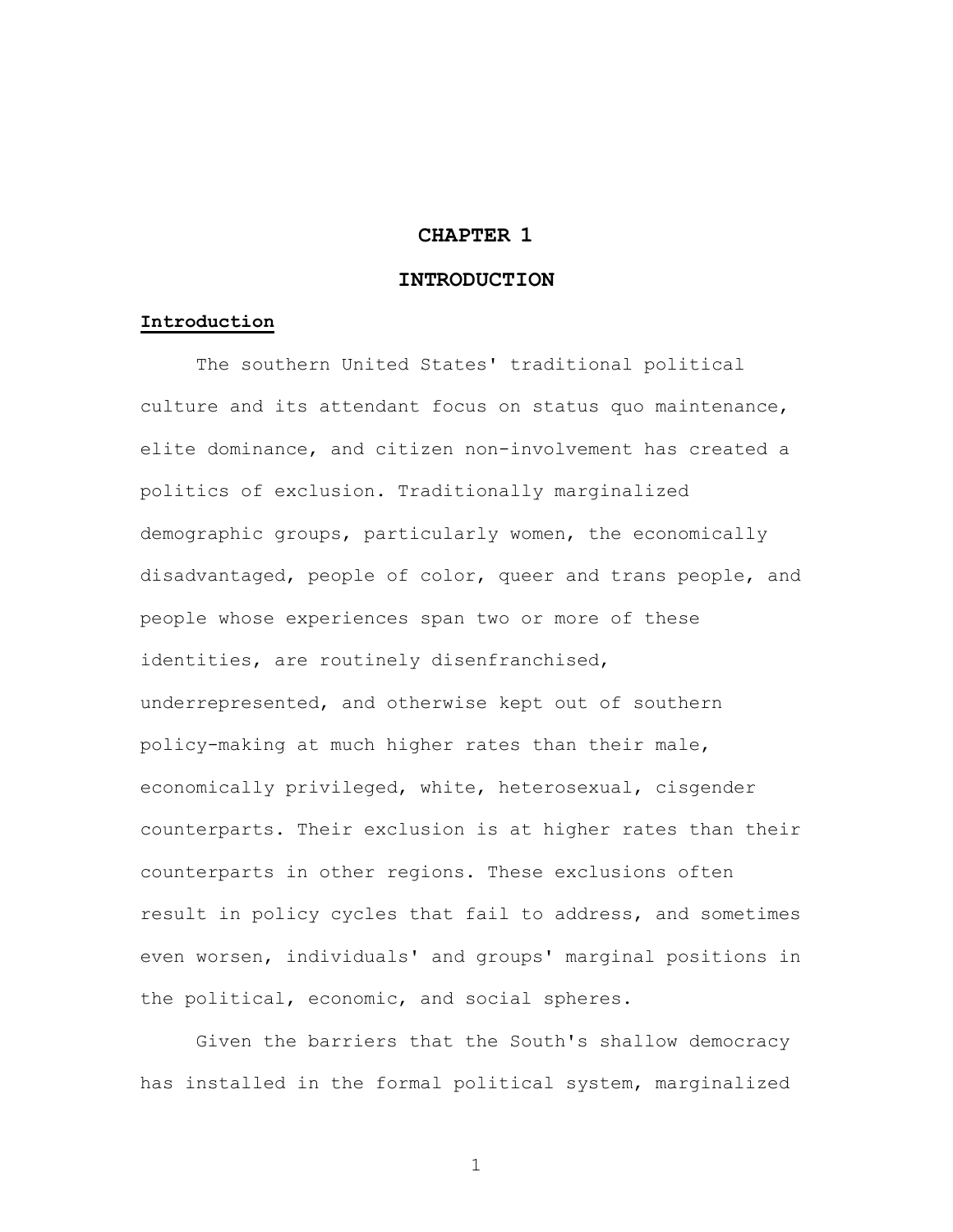# CHAPTER 1

# INTRODUCTION

## Introduction

The southern United States' traditional political culture and its attendant focus on status quo maintenance, elite dominance, and citizen non-involvement has created a politics of exclusion. Traditionally marginalized demographic groups, particularly women, the economically disadvantaged, people of color, queer and trans people, and people whose experiences span two or more of these identities, are routinely disenfranchised, underrepresented, and otherwise kept out of southern policy-making at much higher rates than their male, economically privileged, white, heterosexual, cisgender counterparts. Their exclusion is at higher rates than their counterparts in other regions. These exclusions often result in policy cycles that fail to address, and sometimes even worsen, individuals' and groups' marginal positions in the political, economic, and social spheres.

Given the barriers that the South's shallow democracy has installed in the formal political system, marginalized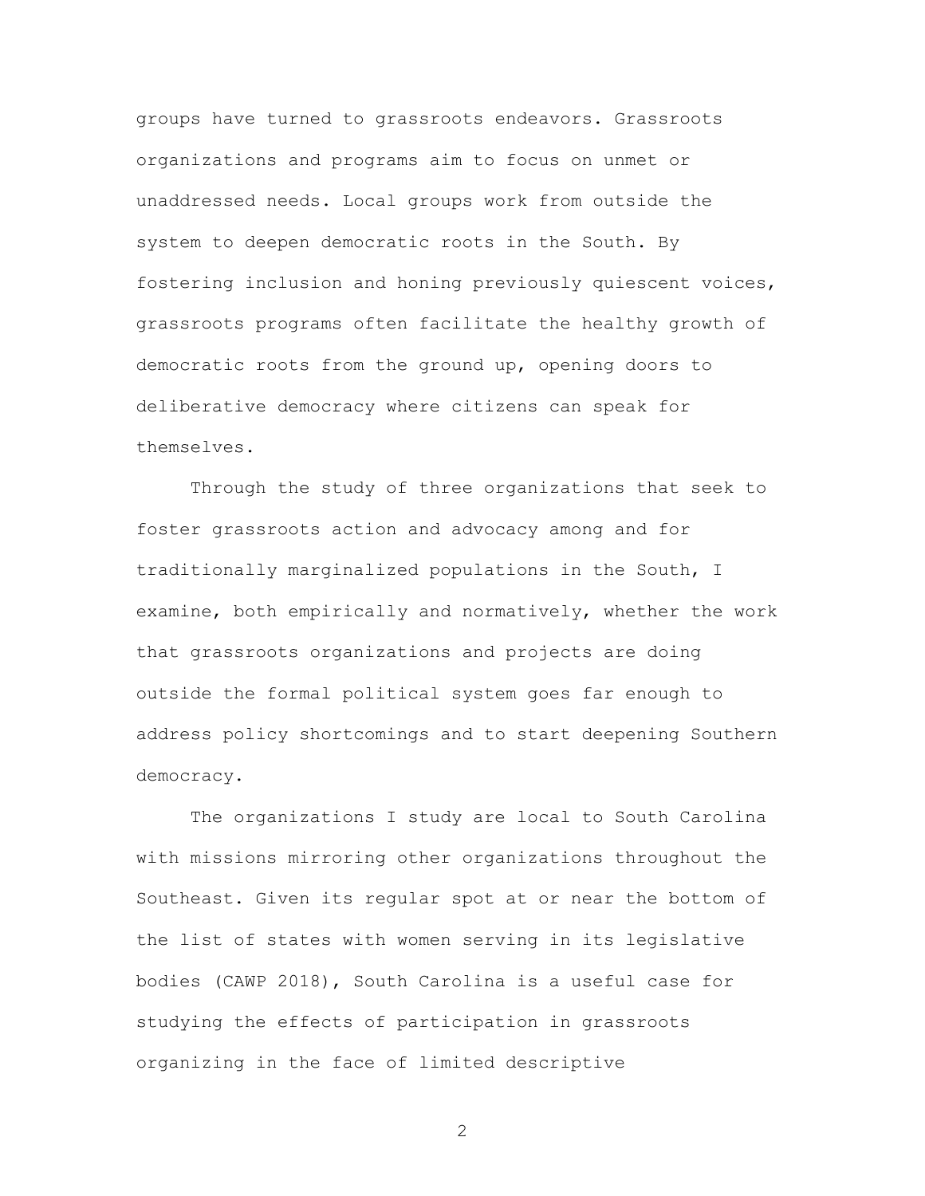groups have turned to grassroots endeavors. Grassroots organizations and programs aim to focus on unmet or unaddressed needs. Local groups work from outside the system to deepen democratic roots in the South. By fostering inclusion and honing previously quiescent voices, grassroots programs often facilitate the healthy growth of democratic roots from the ground up, opening doors to deliberative democracy where citizens can speak for themselves.

Through the study of three organizations that seek to foster grassroots action and advocacy among and for traditionally marginalized populations in the South, I examine, both empirically and normatively, whether the work that grassroots organizations and projects are doing outside the formal political system goes far enough to address policy shortcomings and to start deepening Southern democracy.

The organizations I study are local to South Carolina with missions mirroring other organizations throughout the Southeast. Given its regular spot at or near the bottom of the list of states with women serving in its legislative bodies (CAWP 2018), South Carolina is a useful case for studying the effects of participation in grassroots organizing in the face of limited descriptive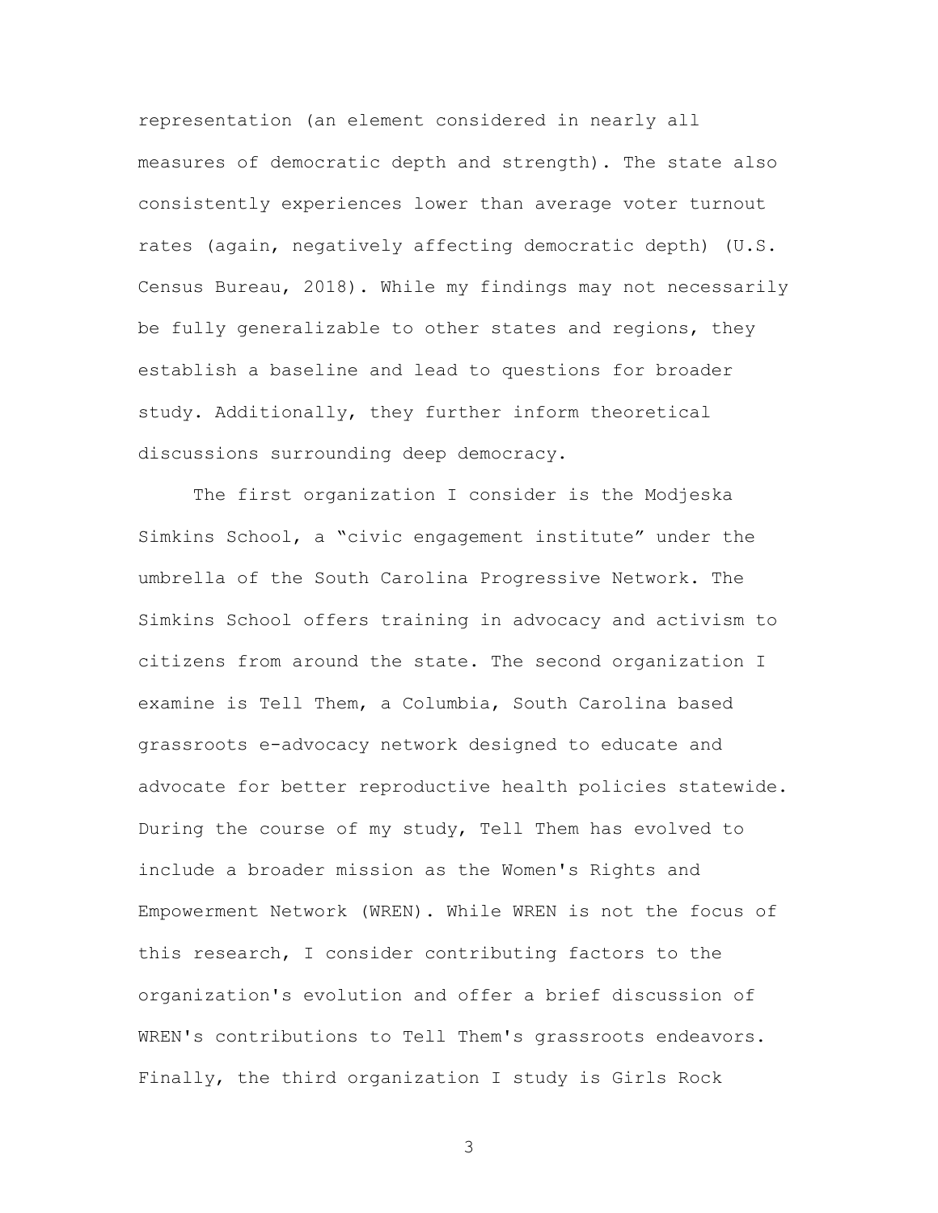representation (an element considered in nearly all measures of democratic depth and strength). The state also consistently experiences lower than average voter turnout rates (again, negatively affecting democratic depth) (U.S. Census Bureau, 2018). While my findings may not necessarily be fully generalizable to other states and regions, they establish a baseline and lead to questions for broader study. Additionally, they further inform theoretical discussions surrounding deep democracy.

The first organization I consider is the Modjeska Simkins School, a "civic engagement institute" under the umbrella of the South Carolina Progressive Network. The Simkins School offers training in advocacy and activism to citizens from around the state. The second organization I examine is Tell Them, a Columbia, South Carolina based grassroots e-advocacy network designed to educate and advocate for better reproductive health policies statewide. During the course of my study, Tell Them has evolved to include a broader mission as the Women's Rights and Empowerment Network (WREN). While WREN is not the focus of this research, I consider contributing factors to the organization's evolution and offer a brief discussion of WREN's contributions to Tell Them's grassroots endeavors. Finally, the third organization I study is Girls Rock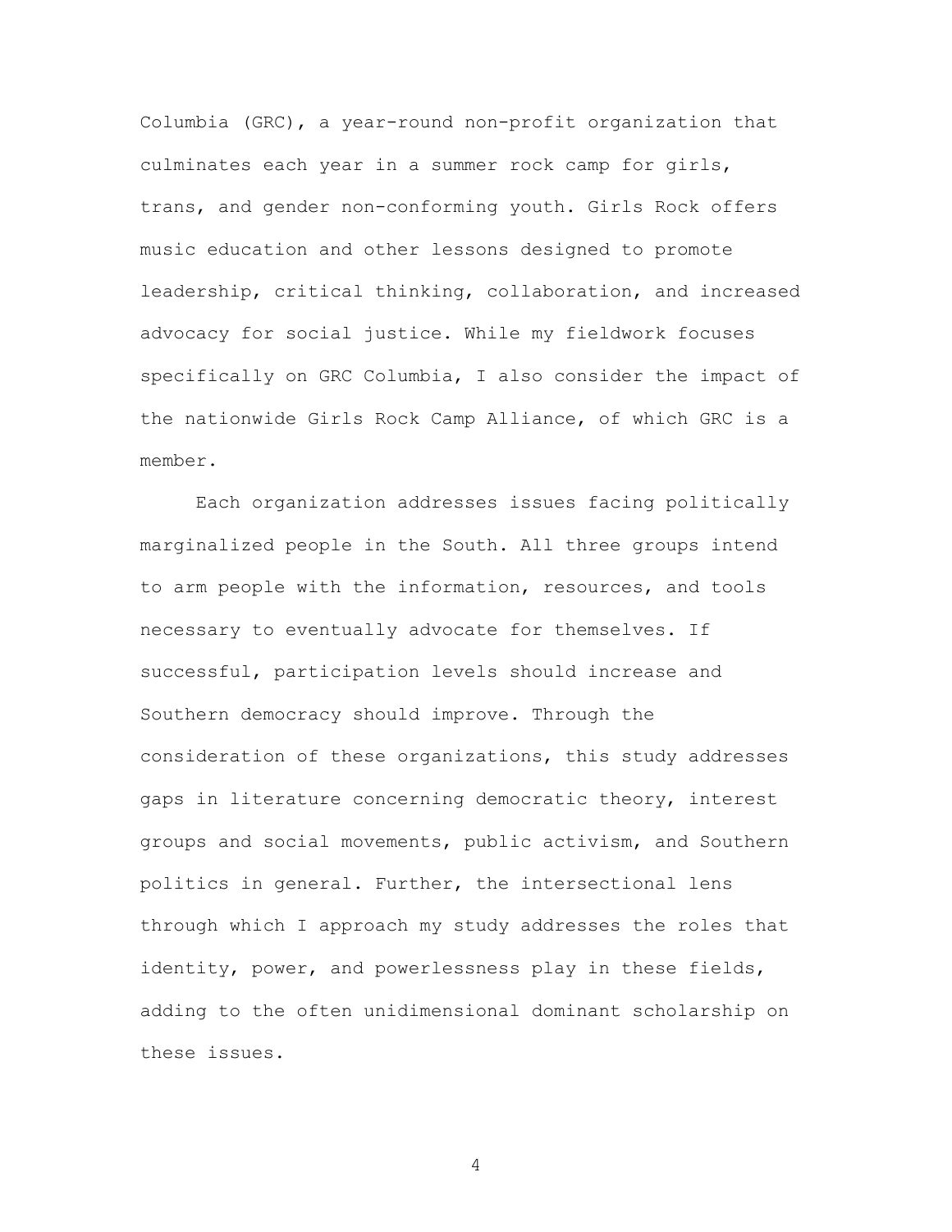Columbia (GRC), a year-round non-profit organization that culminates each year in a summer rock camp for girls, trans, and gender non-conforming youth. Girls Rock offers music education and other lessons designed to promote leadership, critical thinking, collaboration, and increased advocacy for social justice. While my fieldwork focuses specifically on GRC Columbia, I also consider the impact of the nationwide Girls Rock Camp Alliance, of which GRC is a member.

Each organization addresses issues facing politically marginalized people in the South. All three groups intend to arm people with the information, resources, and tools necessary to eventually advocate for themselves. If successful, participation levels should increase and Southern democracy should improve. Through the consideration of these organizations, this study addresses gaps in literature concerning democratic theory, interest groups and social movements, public activism, and Southern politics in general. Further, the intersectional lens through which I approach my study addresses the roles that identity, power, and powerlessness play in these fields, adding to the often unidimensional dominant scholarship on these issues.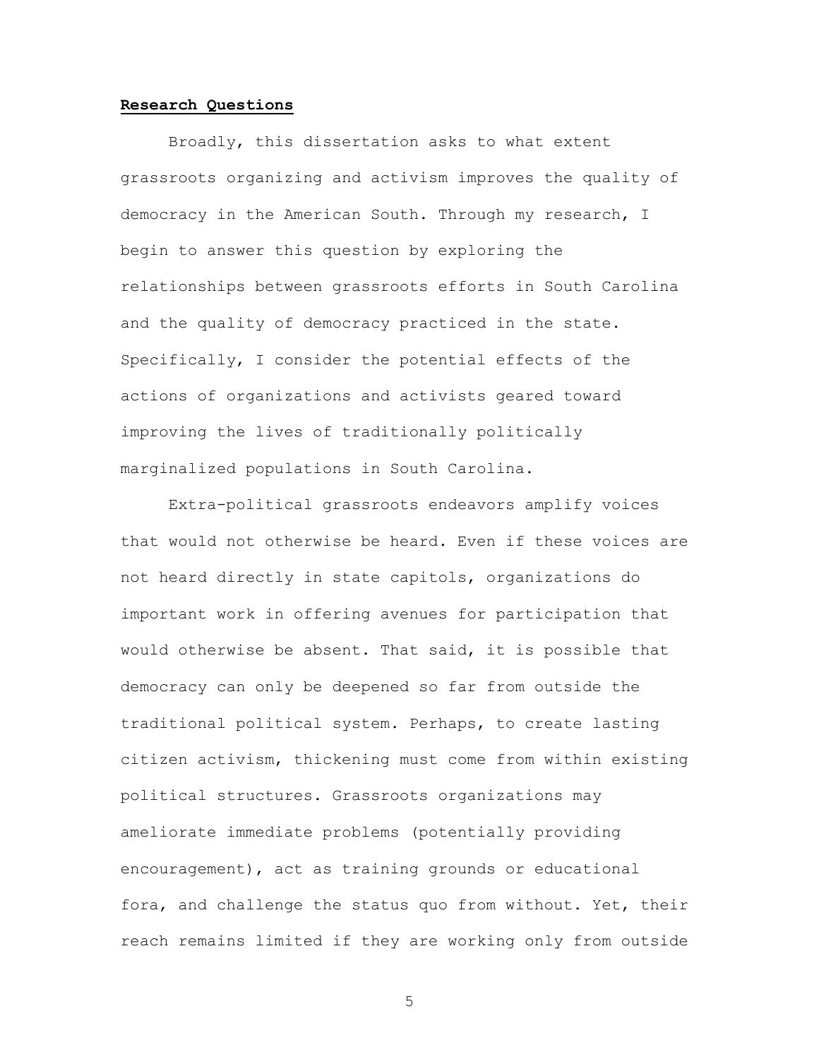**Research Questions**

Broadly, this dissertation asks to what extent grassroots organizing and activism improves the quality of democracy in the American South. Through my research, I begin to answer this question by exploring the relationships between grassroots efforts in South Carolina and the quality of democracy practiced in the state. Specifically, I consider the potential effects of the actions of organizations and activists geared toward improving the lives of traditionally politically marginalized populations in South Carolina.

Extra-political grassroots endeavors amplify voices that would not otherwise be heard. Even if these voices are not heard directly in state capitols, organizations do important work in offering avenues for participation that would otherwise be absent. That said, it is possible that democracy can only be deepened so far from outside the traditional political system. Perhaps, to create lasting citizen activism, thickening must come from within existing political structures. Grassroots organizations may ameliorate immediate problems (potentially providing encouragement), act as training grounds or educational fora, and challenge the status quo from without. Yet, their reach remains limited if they are working only from outside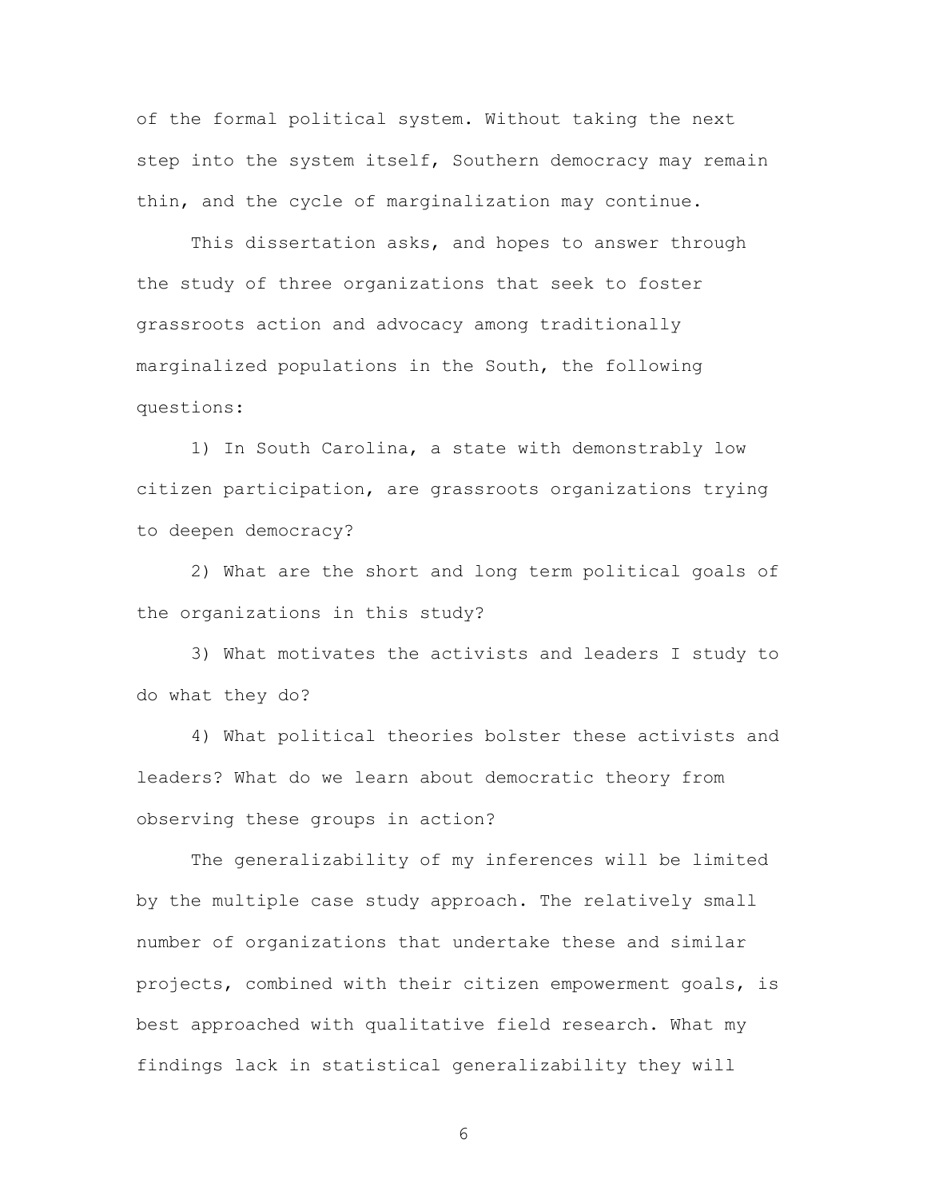of the formal political system. Without taking the next step into the system itself, Southern democracy may remain thin, and the cycle of marginalization may continue.

This dissertation asks, and hopes to answer through the study of three organizations that seek to foster grassroots action and advocacy among traditionally marginalized populations in the South, the following questions:

1) In South Carolina, a state with demonstrably low citizen participation, are grassroots organizations trying to deepen democracy?

2) What are the short and long term political goals of the organizations in this study?

3) What motivates the activists and leaders I study to do what they do?

4) What political theories bolster these activists and leaders? What do we learn about democratic theory from observing these groups in action?

The generalizability of my inferences will be limited by the multiple case study approach. The relatively small number of organizations that undertake these and similar projects, combined with their citizen empowerment goals, is best approached with qualitative field research. What my findings lack in statistical generalizability they will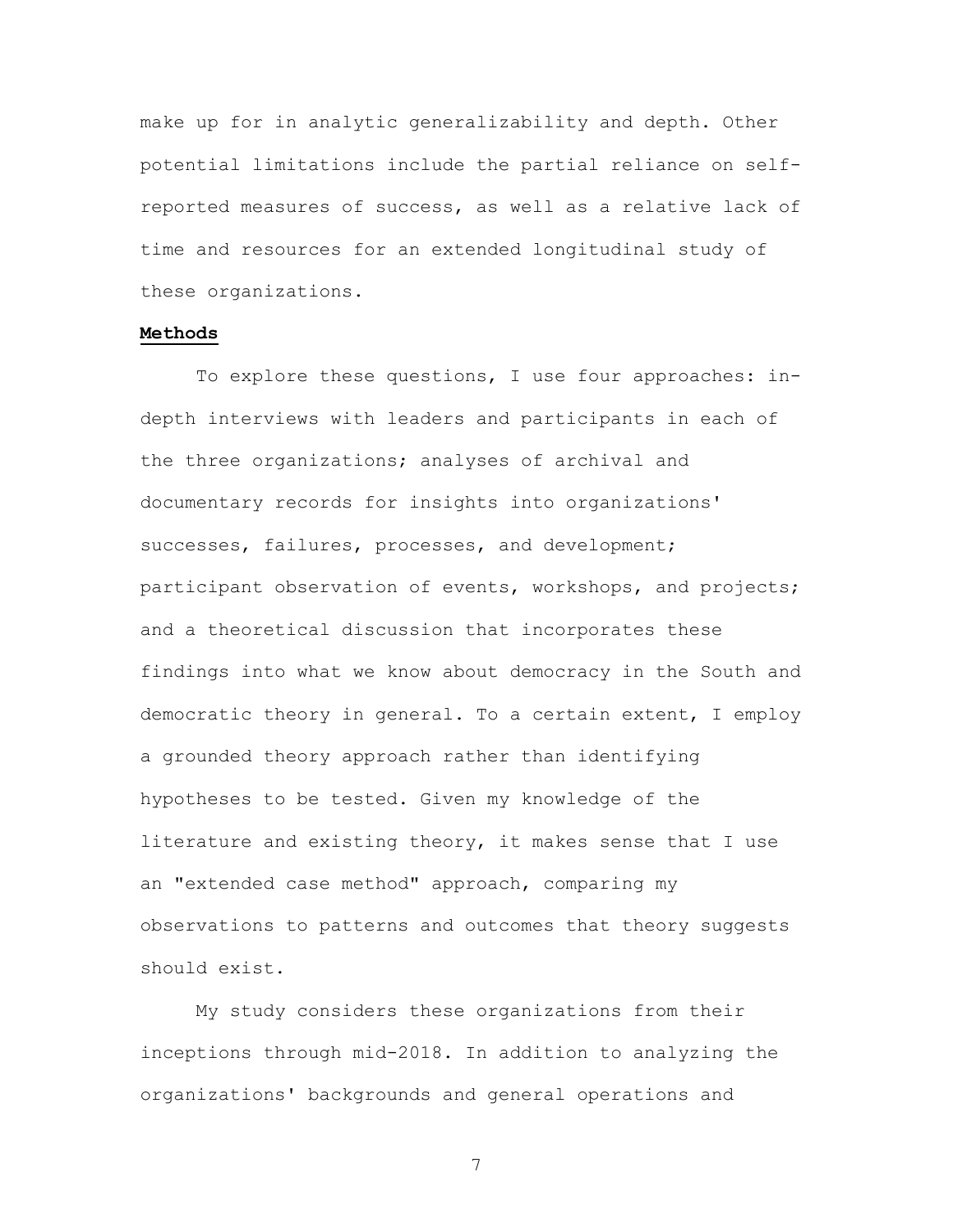make up for in analytic generalizability and depth. Other potential limitations include the partial reliance on self-reported measures of success, as well as a relative lack of time and resources for an extended longitudinal study of these organizations.

## Methods

To explore these questions, I use four approaches: in-depth interviews with leaders and participants in each of the three organizations; analyses of archival and documentary records for insights into organizations' successes, failures, processes, and development; participant observation of events, workshops, and projects; and a theoretical discussion that incorporates these findings into what we know about democracy in the South and democratic theory in general. To a certain extent, I employ a grounded theory approach rather than identifying hypotheses to be tested. Given my knowledge of the literature and existing theory, it makes sense that I use an "extended case method" approach, comparing my observations to patterns and outcomes that theory suggests should exist.

My study considers these organizations from their inceptions through mid-2018. In addition to analyzing the organizations' backgrounds and general operations and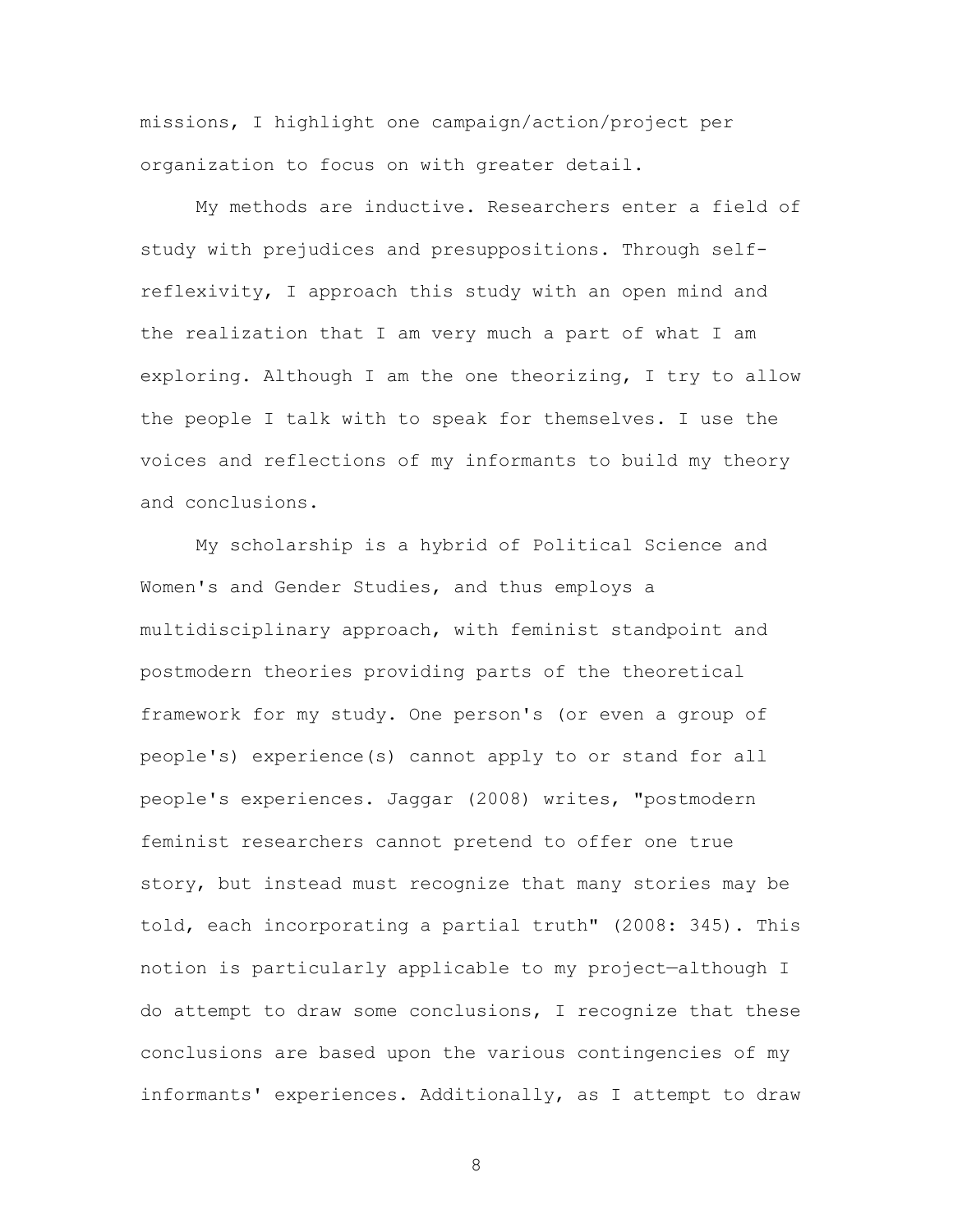missions, I highlight one campaign/action/project per organization to focus on with greater detail.

My methods are inductive. Researchers enter a field of study with prejudices and presuppositions. Through self-reflexivity, I approach this study with an open mind and the realization that I am very much a part of what I am exploring. Although I am the one theorizing, I try to allow the people I talk with to speak for themselves. I use the voices and reflections of my informants to build my theory and conclusions.

My scholarship is a hybrid of Political Science and Women's and Gender Studies, and thus employs a multidisciplinary approach, with feminist standpoint and postmodern theories providing parts of the theoretical framework for my study. One person's (or even a group of people's) experience(s) cannot apply to or stand for all people's experiences. Jaggar (2008) writes, "postmodern feminist researchers cannot pretend to offer one true story, but instead must recognize that many stories may be told, each incorporating a partial truth" (2008: 345). This notion is particularly applicable to my project—although I do attempt to draw some conclusions, I recognize that these conclusions are based upon the various contingencies of my informants' experiences. Additionally, as I attempt to draw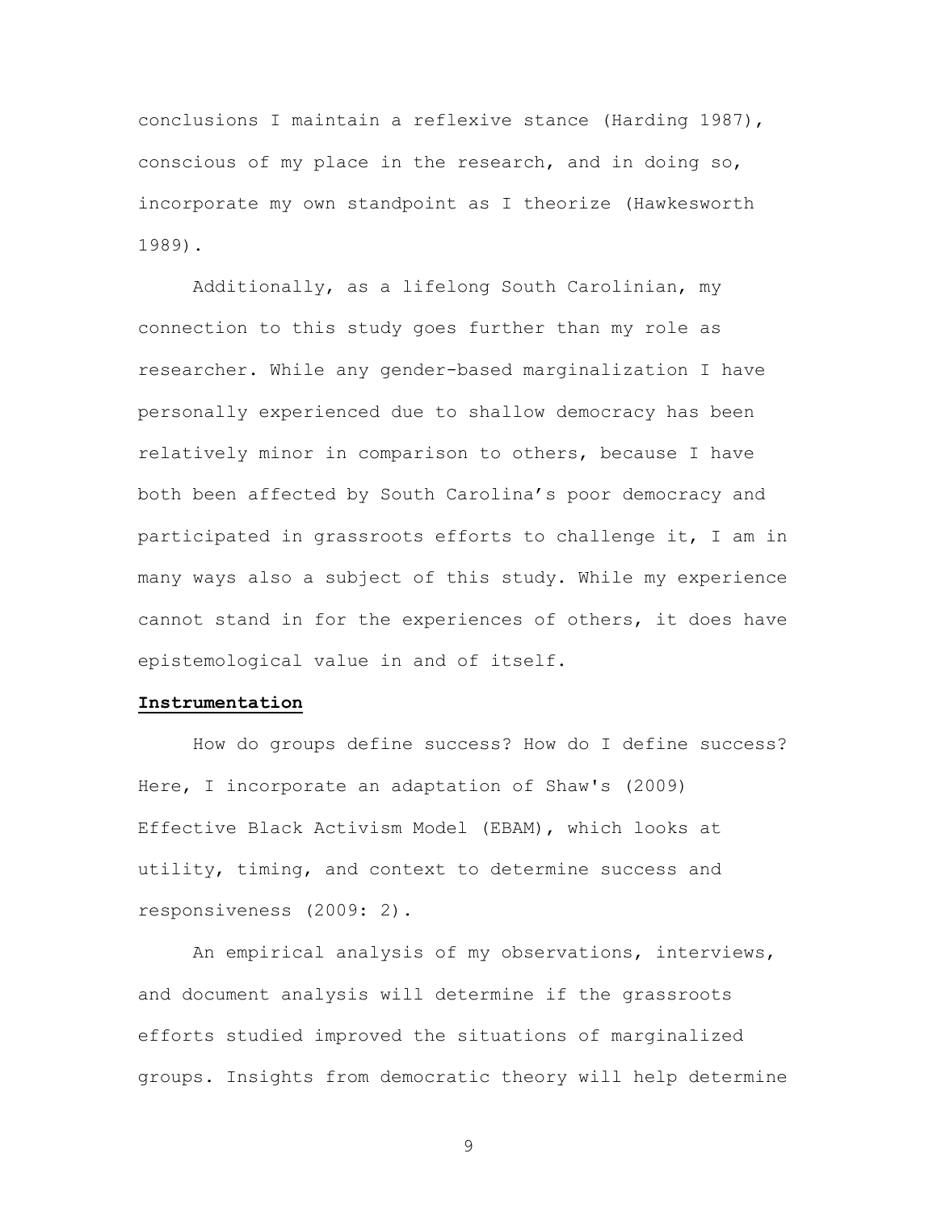conclusions I maintain a reflexive stance (Harding 1987), conscious of my place in the research, and in doing so, incorporate my own standpoint as I theorize (Hawkesworth 1989).

Additionally, as a lifelong South Carolinian, my connection to this study goes further than my role as researcher. While any gender-based marginalization I have personally experienced due to shallow democracy has been relatively minor in comparison to others, because I have both been affected by South Carolina's poor democracy and participated in grassroots efforts to challenge it, I am in many ways also a subject of this study. While my experience cannot stand in for the experiences of others, it does have epistemological value in and of itself.

**Instrumentation**

How do groups define success? How do I define success? Here, I incorporate an adaptation of Shaw's (2009) Effective Black Activism Model (EBAM), which looks at utility, timing, and context to determine success and responsiveness (2009: 2).

An empirical analysis of my observations, interviews, and document analysis will determine if the grassroots efforts studied improved the situations of marginalized groups. Insights from democratic theory will help determine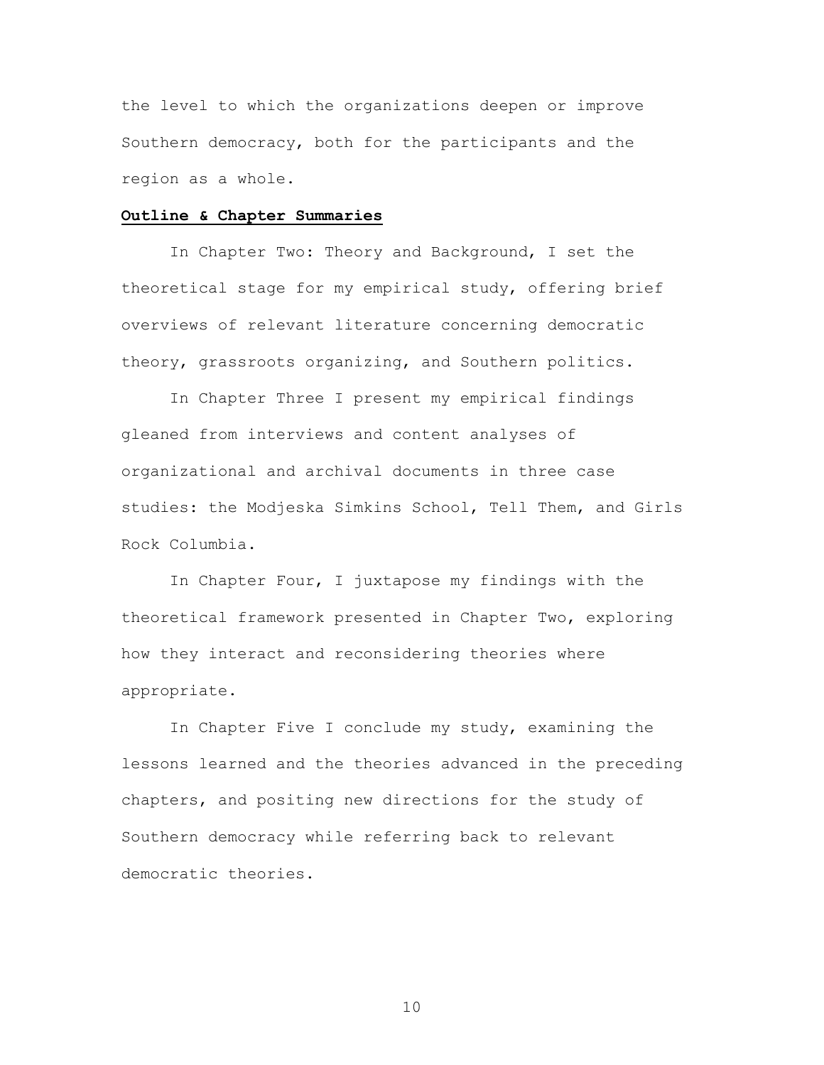the level to which the organizations deepen or improve Southern democracy, both for the participants and the region as a whole.

## Outline & Chapter Summaries

In Chapter Two: Theory and Background, I set the theoretical stage for my empirical study, offering brief overviews of relevant literature concerning democratic theory, grassroots organizing, and Southern politics.

In Chapter Three I present my empirical findings gleaned from interviews and content analyses of organizational and archival documents in three case studies: the Modjeska Simkins School, Tell Them, and Girls Rock Columbia.

In Chapter Four, I juxtapose my findings with the theoretical framework presented in Chapter Two, exploring how they interact and reconsidering theories where appropriate.

In Chapter Five I conclude my study, examining the lessons learned and the theories advanced in the preceding chapters, and positing new directions for the study of Southern democracy while referring back to relevant democratic theories.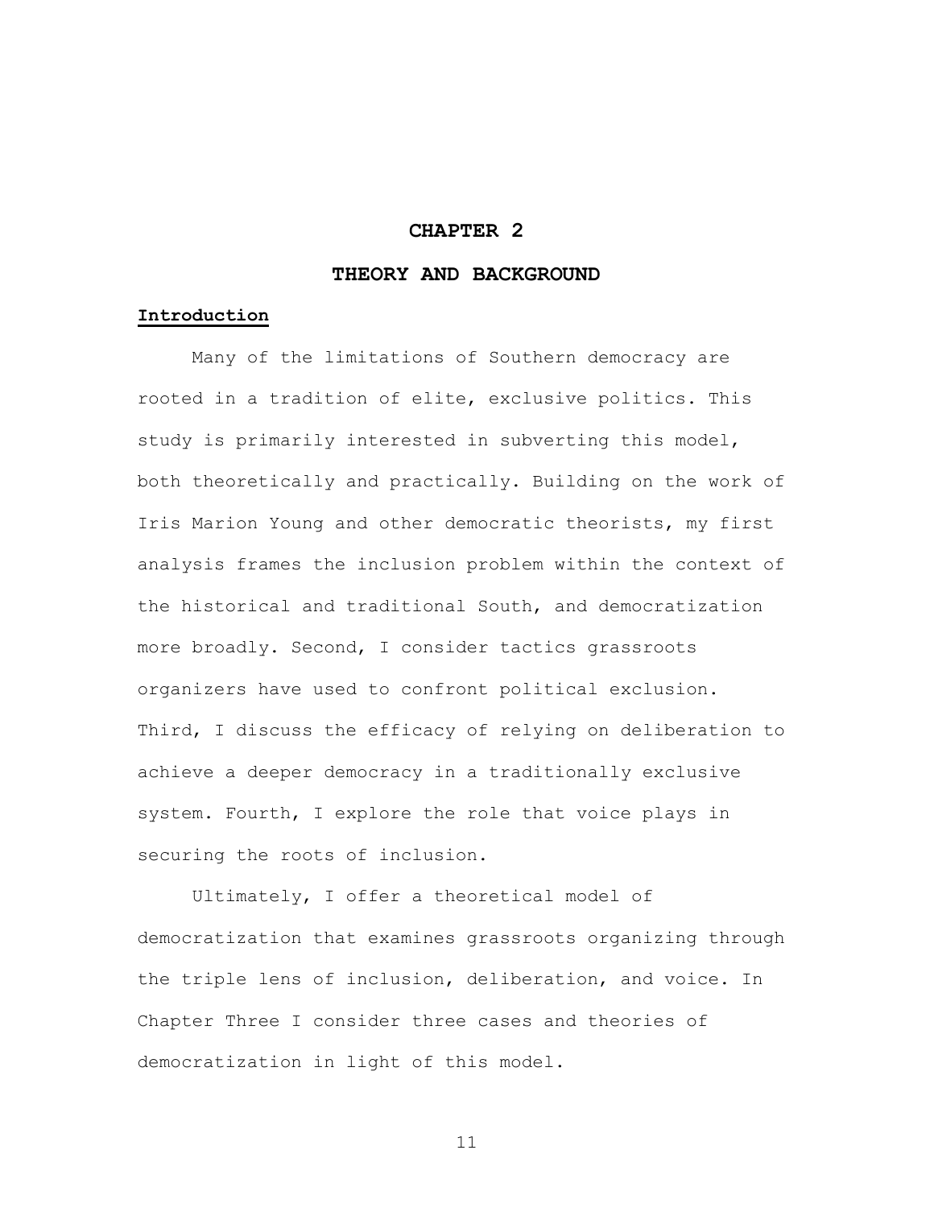# CHAPTER 2

# THEORY AND BACKGROUND

## Introduction

Many of the limitations of Southern democracy are rooted in a tradition of elite, exclusive politics. This study is primarily interested in subverting this model, both theoretically and practically. Building on the work of Iris Marion Young and other democratic theorists, my first analysis frames the inclusion problem within the context of the historical and traditional South, and democratization more broadly. Second, I consider tactics grassroots organizers have used to confront political exclusion. Third, I discuss the efficacy of relying on deliberation to achieve a deeper democracy in a traditionally exclusive system. Fourth, I explore the role that voice plays in securing the roots of inclusion.

Ultimately, I offer a theoretical model of democratization that examines grassroots organizing through the triple lens of inclusion, deliberation, and voice. In Chapter Three I consider three cases and theories of democratization in light of this model.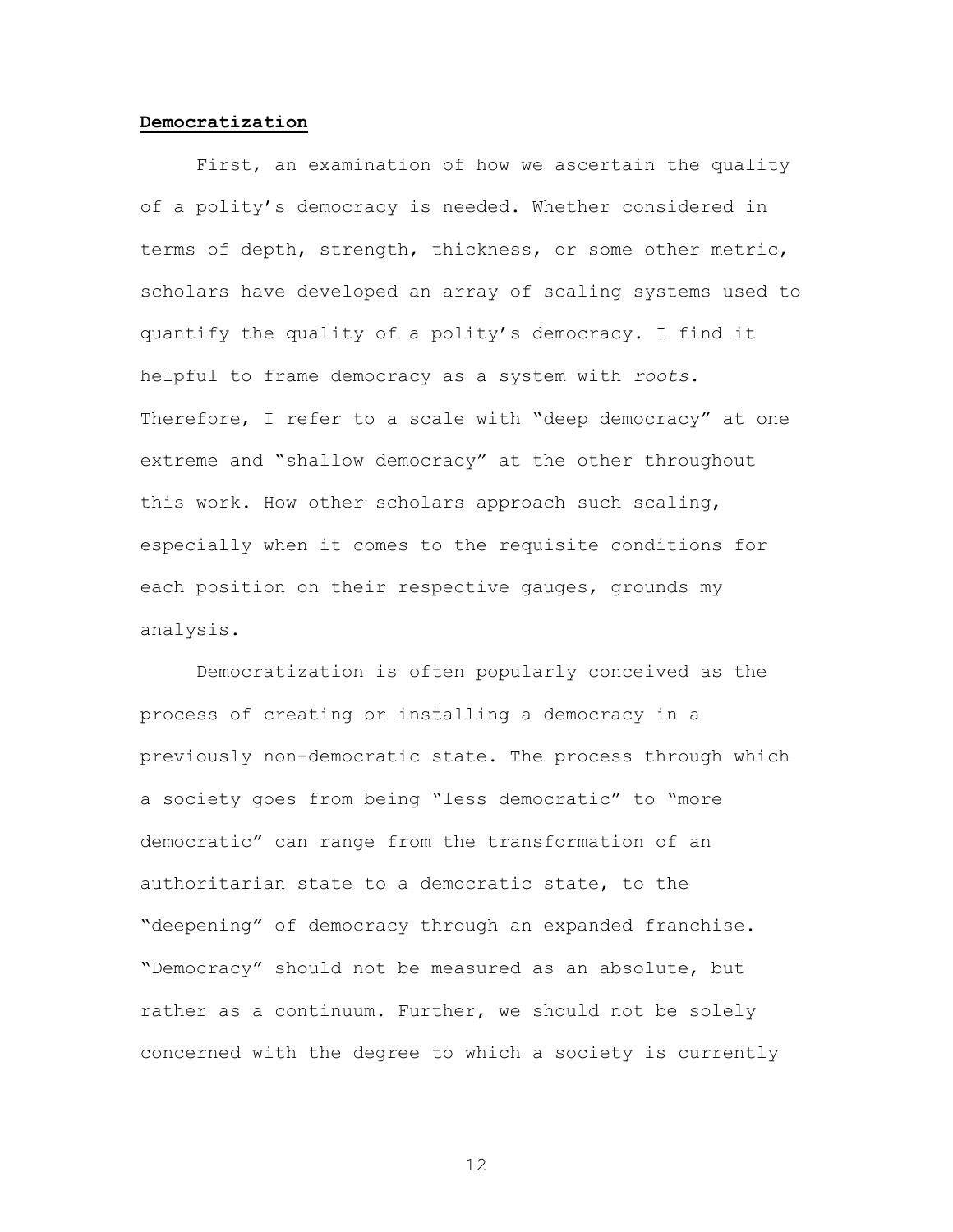**Democratization**

First, an examination of how we ascertain the quality of a polity's democracy is needed. Whether considered in terms of depth, strength, thickness, or some other metric, scholars have developed an array of scaling systems used to quantify the quality of a polity's democracy. I find it helpful to frame democracy as a system with *roots*. Therefore, I refer to a scale with "deep democracy" at one extreme and "shallow democracy" at the other throughout this work. How other scholars approach such scaling, especially when it comes to the requisite conditions for each position on their respective gauges, grounds my analysis.

Democratization is often popularly conceived as the process of creating or installing a democracy in a previously non-democratic state. The process through which a society goes from being "less democratic" to "more democratic" can range from the transformation of an authoritarian state to a democratic state, to the "deepening" of democracy through an expanded franchise. "Democracy" should not be measured as an absolute, but rather as a continuum. Further, we should not be solely concerned with the degree to which a society is currently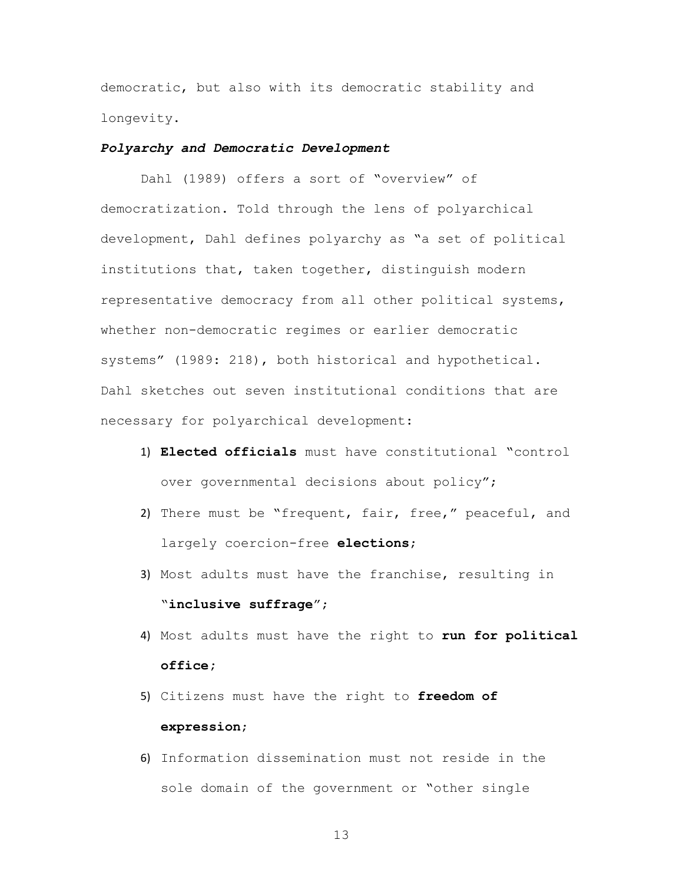democratic, but also with its democratic stability and longevity.

***Polyarchy and Democratic Development***

Dahl (1989) offers a sort of "overview" of democratization. Told through the lens of polyarchical development, Dahl defines polyarchy as "a set of political institutions that, taken together, distinguish modern representative democracy from all other political systems, whether non-democratic regimes or earlier democratic systems" (1989: 218), both historical and hypothetical. Dahl sketches out seven institutional conditions that are necessary for polyarchical development:

1) **Elected officials** must have constitutional "control over governmental decisions about policy";
2) There must be "frequent, fair, free," peaceful, and largely coercion-free **elections**;
3) Most adults must have the franchise, resulting in "**inclusive suffrage**";
4) Most adults must have the right to **run for political office**;
5) Citizens must have the right to **freedom of expression**;
6) Information dissemination must not reside in the sole domain of the government or "other single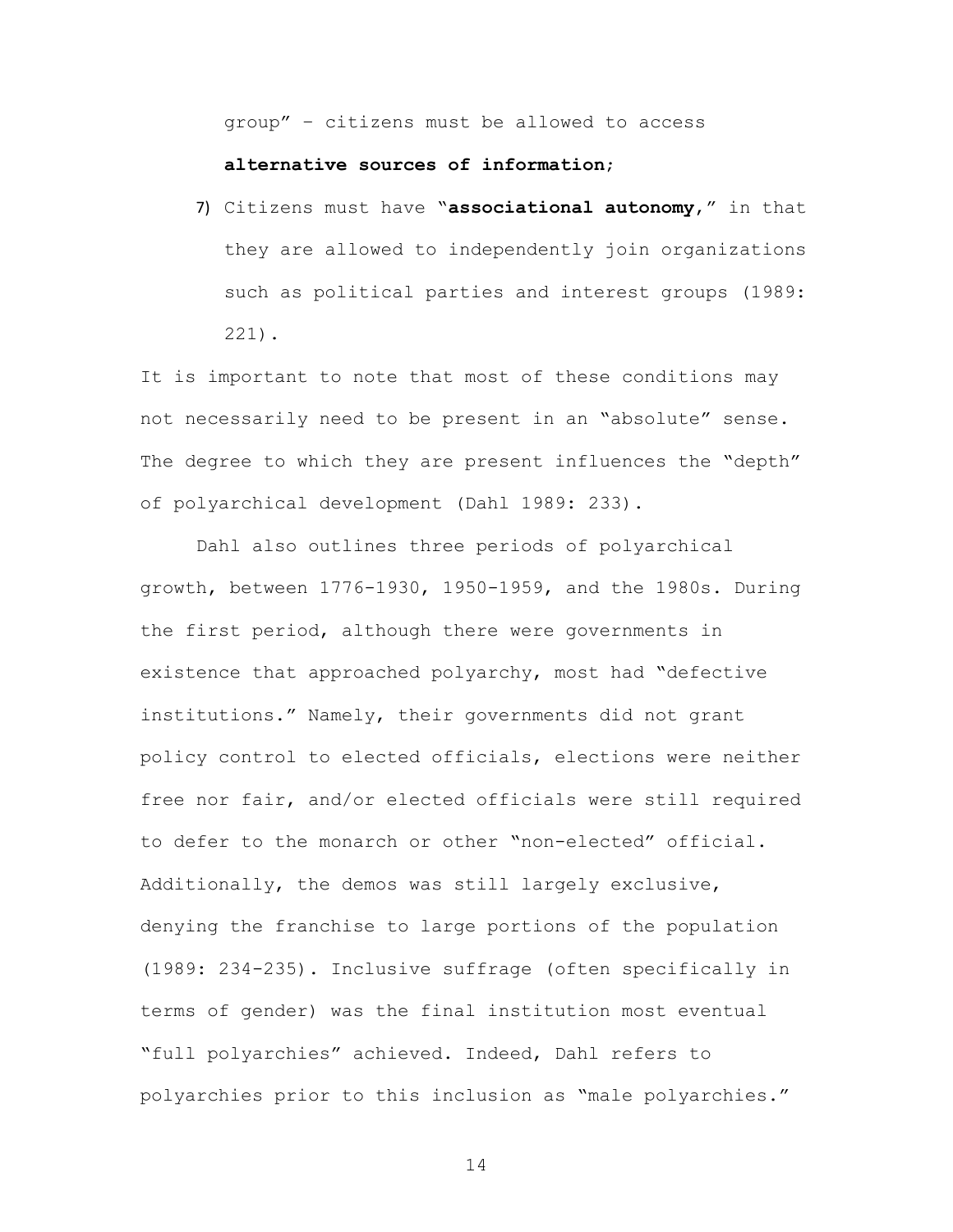group" – citizens must be allowed to access **alternative sources of information**;

7) Citizens must have "**associational autonomy**," in that they are allowed to independently join organizations such as political parties and interest groups (1989: 221).

It is important to note that most of these conditions may not necessarily need to be present in an "absolute" sense. The degree to which they are present influences the "depth" of polyarchical development (Dahl 1989: 233).

Dahl also outlines three periods of polyarchical growth, between 1776-1930, 1950-1959, and the 1980s. During the first period, although there were governments in existence that approached polyarchy, most had "defective institutions." Namely, their governments did not grant policy control to elected officials, elections were neither free nor fair, and/or elected officials were still required to defer to the monarch or other "non-elected" official. Additionally, the demos was still largely exclusive, denying the franchise to large portions of the population (1989: 234-235). Inclusive suffrage (often specifically in terms of gender) was the final institution most eventual "full polyarchies" achieved. Indeed, Dahl refers to polyarchies prior to this inclusion as "male polyarchies."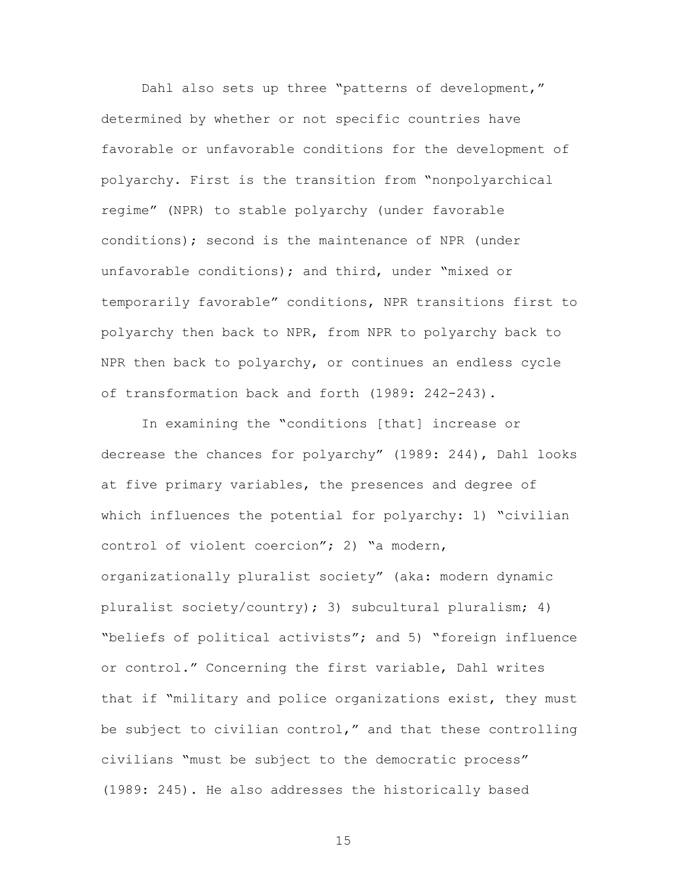Dahl also sets up three "patterns of development," determined by whether or not specific countries have favorable or unfavorable conditions for the development of polyarchy. First is the transition from "nonpolyarchical regime" (NPR) to stable polyarchy (under favorable conditions); second is the maintenance of NPR (under unfavorable conditions); and third, under "mixed or temporarily favorable" conditions, NPR transitions first to polyarchy then back to NPR, from NPR to polyarchy back to NPR then back to polyarchy, or continues an endless cycle of transformation back and forth (1989: 242-243).

In examining the "conditions [that] increase or decrease the chances for polyarchy" (1989: 244), Dahl looks at five primary variables, the presences and degree of which influences the potential for polyarchy: 1) "civilian control of violent coercion"; 2) "a modern, organizationally pluralist society" (aka: modern dynamic pluralist society/country); 3) subcultural pluralism; 4) "beliefs of political activists"; and 5) "foreign influence or control." Concerning the first variable, Dahl writes that if "military and police organizations exist, they must be subject to civilian control," and that these controlling civilians "must be subject to the democratic process" (1989: 245). He also addresses the historically based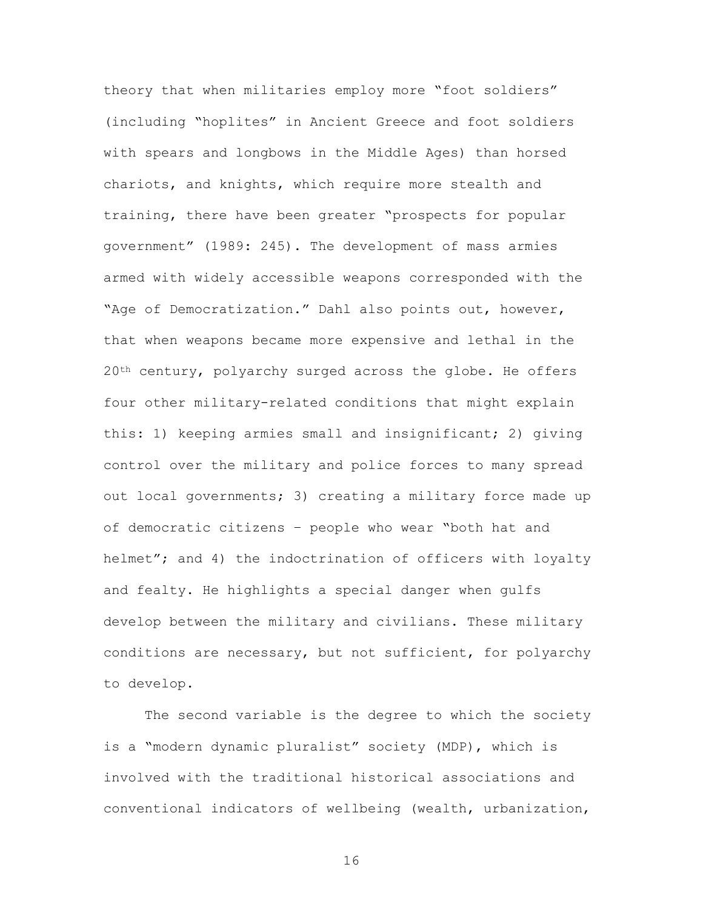theory that when militaries employ more "foot soldiers" (including "hoplites" in Ancient Greece and foot soldiers with spears and longbows in the Middle Ages) than horsed chariots, and knights, which require more stealth and training, there have been greater "prospects for popular government" (1989: 245). The development of mass armies armed with widely accessible weapons corresponded with the "Age of Democratization." Dahl also points out, however, that when weapons became more expensive and lethal in the 20th century, polyarchy surged across the globe. He offers four other military-related conditions that might explain this: 1) keeping armies small and insignificant; 2) giving control over the military and police forces to many spread out local governments; 3) creating a military force made up of democratic citizens – people who wear "both hat and helmet"; and 4) the indoctrination of officers with loyalty and fealty. He highlights a special danger when gulfs develop between the military and civilians. These military conditions are necessary, but not sufficient, for polyarchy to develop.

The second variable is the degree to which the society is a "modern dynamic pluralist" society (MDP), which is involved with the traditional historical associations and conventional indicators of wellbeing (wealth, urbanization,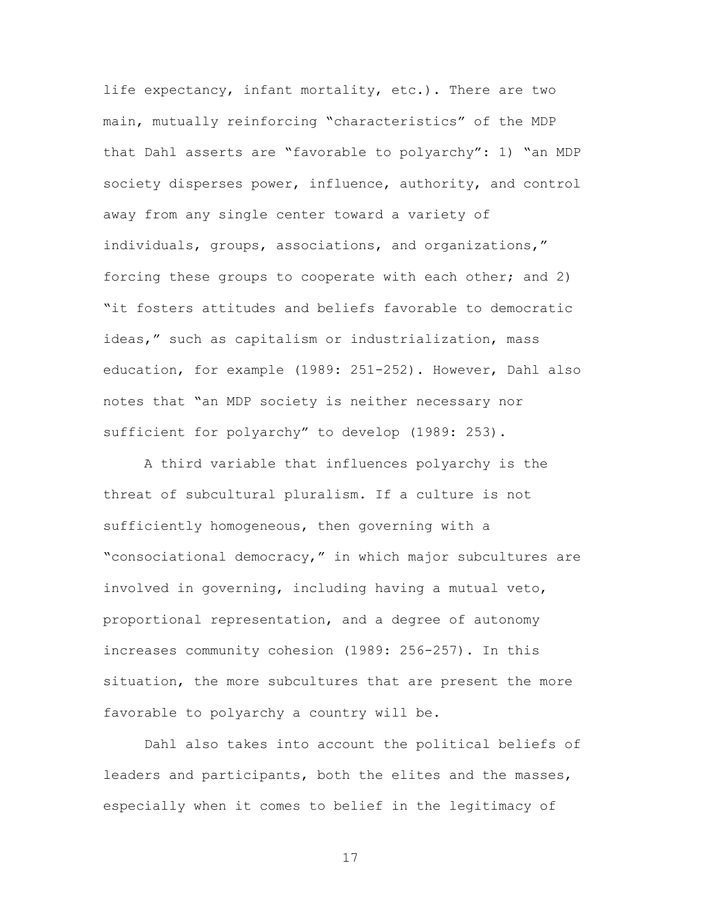life expectancy, infant mortality, etc.). There are two main, mutually reinforcing "characteristics" of the MDP that Dahl asserts are "favorable to polyarchy": 1) "an MDP society disperses power, influence, authority, and control away from any single center toward a variety of individuals, groups, associations, and organizations," forcing these groups to cooperate with each other; and 2) "it fosters attitudes and beliefs favorable to democratic ideas," such as capitalism or industrialization, mass education, for example (1989: 251-252). However, Dahl also notes that "an MDP society is neither necessary nor sufficient for polyarchy" to develop (1989: 253).

A third variable that influences polyarchy is the threat of subcultural pluralism. If a culture is not sufficiently homogeneous, then governing with a "consociational democracy," in which major subcultures are involved in governing, including having a mutual veto, proportional representation, and a degree of autonomy increases community cohesion (1989: 256-257). In this situation, the more subcultures that are present the more favorable to polyarchy a country will be.

Dahl also takes into account the political beliefs of leaders and participants, both the elites and the masses, especially when it comes to belief in the legitimacy of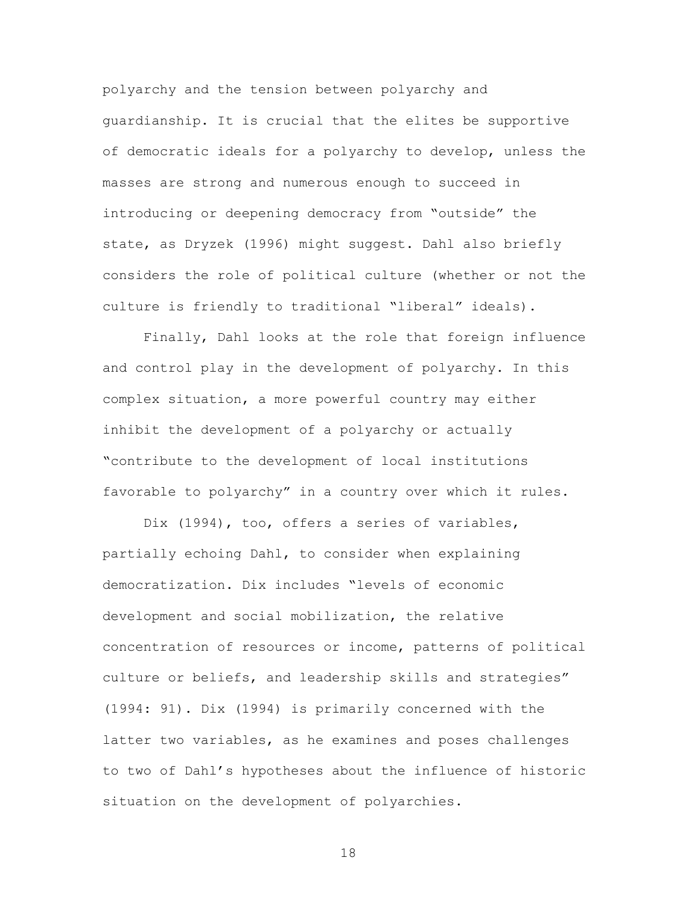polyarchy and the tension between polyarchy and guardianship. It is crucial that the elites be supportive of democratic ideals for a polyarchy to develop, unless the masses are strong and numerous enough to succeed in introducing or deepening democracy from "outside" the state, as Dryzek (1996) might suggest. Dahl also briefly considers the role of political culture (whether or not the culture is friendly to traditional "liberal" ideals).

Finally, Dahl looks at the role that foreign influence and control play in the development of polyarchy. In this complex situation, a more powerful country may either inhibit the development of a polyarchy or actually "contribute to the development of local institutions favorable to polyarchy" in a country over which it rules.

Dix (1994), too, offers a series of variables, partially echoing Dahl, to consider when explaining democratization. Dix includes "levels of economic development and social mobilization, the relative concentration of resources or income, patterns of political culture or beliefs, and leadership skills and strategies" (1994: 91). Dix (1994) is primarily concerned with the latter two variables, as he examines and poses challenges to two of Dahl's hypotheses about the influence of historic situation on the development of polyarchies.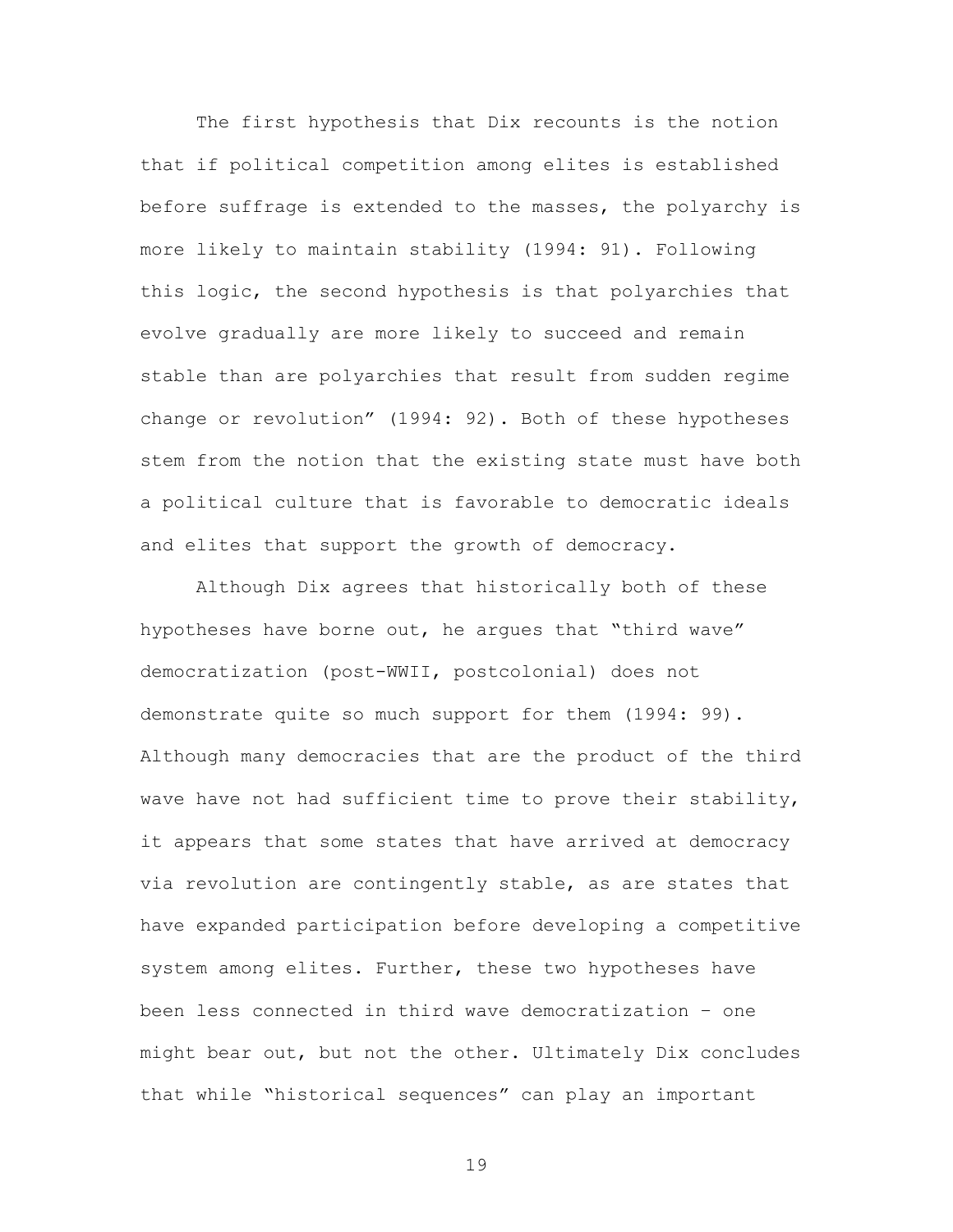The first hypothesis that Dix recounts is the notion that if political competition among elites is established before suffrage is extended to the masses, the polyarchy is more likely to maintain stability (1994: 91). Following this logic, the second hypothesis is that polyarchies that evolve gradually are more likely to succeed and remain stable than are polyarchies that result from sudden regime change or revolution" (1994: 92). Both of these hypotheses stem from the notion that the existing state must have both a political culture that is favorable to democratic ideals and elites that support the growth of democracy.

Although Dix agrees that historically both of these hypotheses have borne out, he argues that "third wave" democratization (post-WWII, postcolonial) does not demonstrate quite so much support for them (1994: 99). Although many democracies that are the product of the third wave have not had sufficient time to prove their stability, it appears that some states that have arrived at democracy via revolution are contingently stable, as are states that have expanded participation before developing a competitive system among elites. Further, these two hypotheses have been less connected in third wave democratization – one might bear out, but not the other. Ultimately Dix concludes that while "historical sequences" can play an important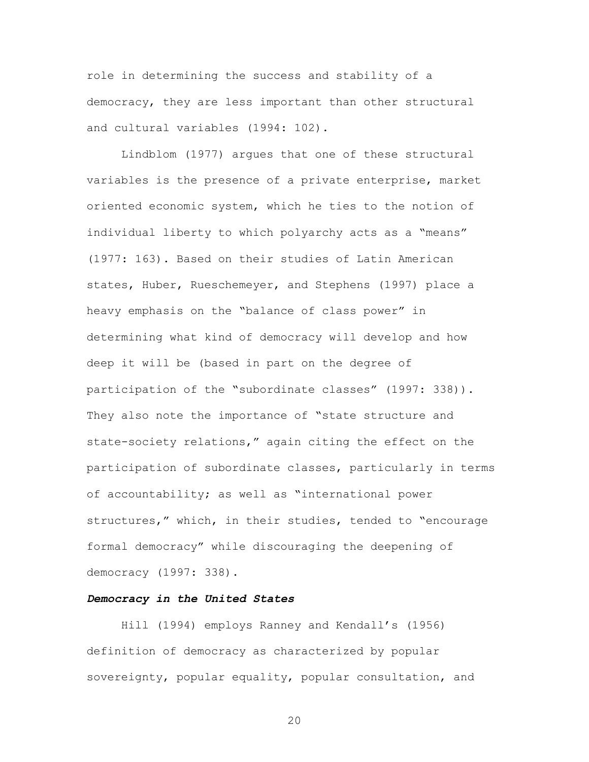role in determining the success and stability of a democracy, they are less important than other structural and cultural variables (1994: 102).

Lindblom (1977) argues that one of these structural variables is the presence of a private enterprise, market oriented economic system, which he ties to the notion of individual liberty to which polyarchy acts as a "means" (1977: 163). Based on their studies of Latin American states, Huber, Rueschemeyer, and Stephens (1997) place a heavy emphasis on the "balance of class power" in determining what kind of democracy will develop and how deep it will be (based in part on the degree of participation of the "subordinate classes" (1997: 338)). They also note the importance of "state structure and state-society relations," again citing the effect on the participation of subordinate classes, particularly in terms of accountability; as well as "international power structures," which, in their studies, tended to "encourage formal democracy" while discouraging the deepening of democracy (1997: 338).

***Democracy in the United States***

Hill (1994) employs Ranney and Kendall's (1956) definition of democracy as characterized by popular sovereignty, popular equality, popular consultation, and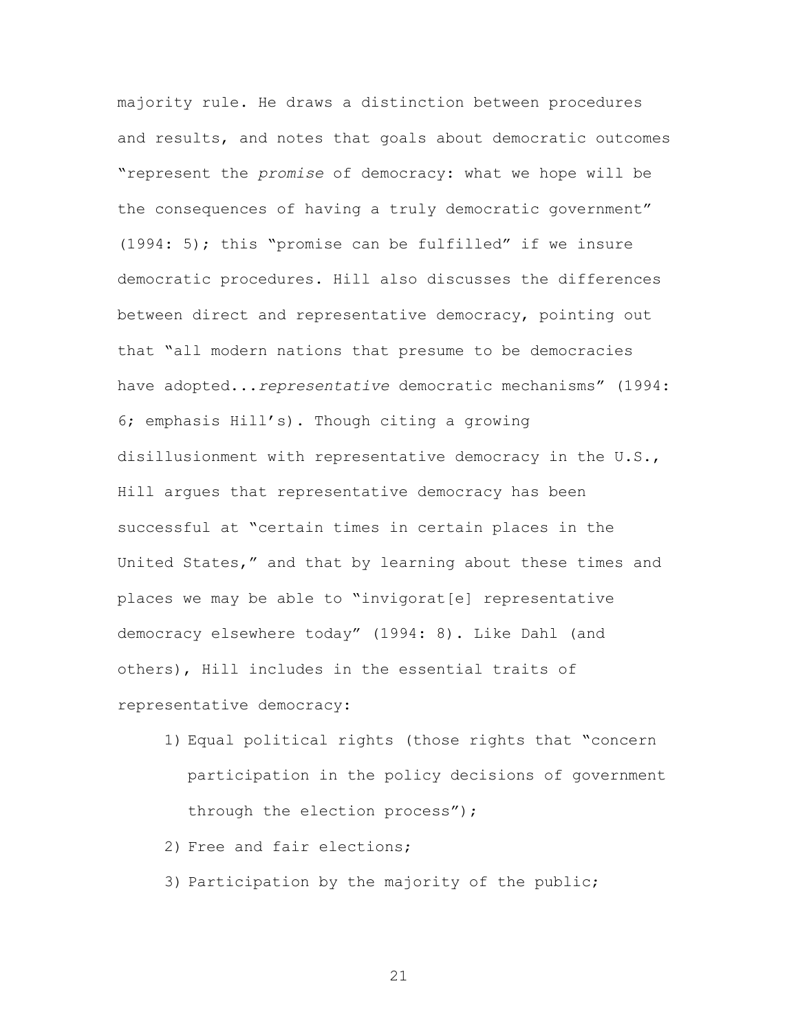majority rule. He draws a distinction between procedures and results, and notes that goals about democratic outcomes "represent the *promise* of democracy: what we hope will be the consequences of having a truly democratic government" (1994: 5); this "promise can be fulfilled" if we insure democratic procedures. Hill also discusses the differences between direct and representative democracy, pointing out that "all modern nations that presume to be democracies have adopted...*representative* democratic mechanisms" (1994: 6; emphasis Hill's). Though citing a growing disillusionment with representative democracy in the U.S., Hill argues that representative democracy has been successful at "certain times in certain places in the United States," and that by learning about these times and places we may be able to "invigorat[e] representative democracy elsewhere today" (1994: 8). Like Dahl (and others), Hill includes in the essential traits of representative democracy:

1) Equal political rights (those rights that "concern participation in the policy decisions of government through the election process");
2) Free and fair elections;
3) Participation by the majority of the public;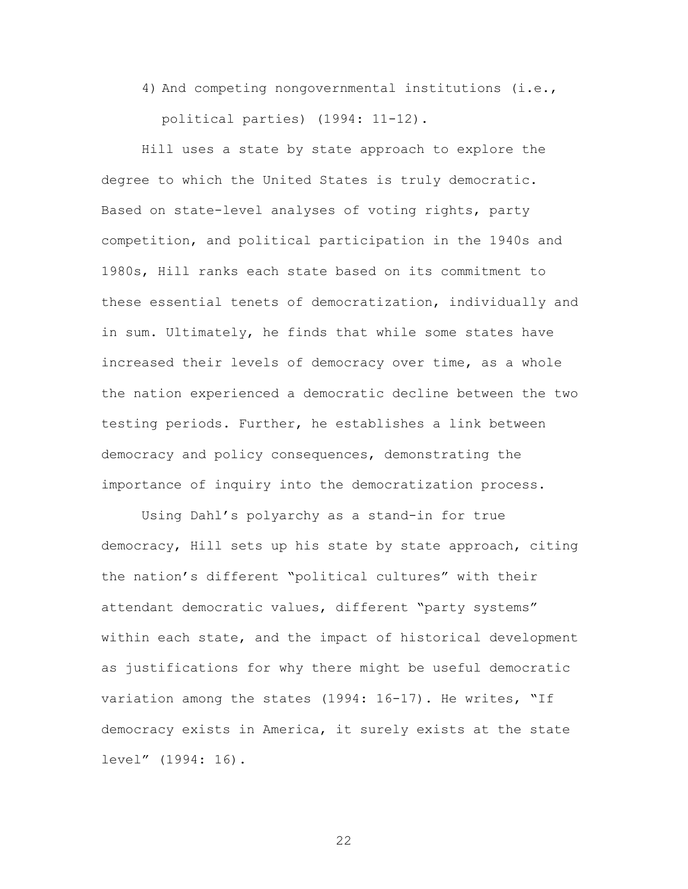4) And competing nongovernmental institutions (i.e., political parties) (1994: 11-12).

Hill uses a state by state approach to explore the degree to which the United States is truly democratic. Based on state-level analyses of voting rights, party competition, and political participation in the 1940s and 1980s, Hill ranks each state based on its commitment to these essential tenets of democratization, individually and in sum. Ultimately, he finds that while some states have increased their levels of democracy over time, as a whole the nation experienced a democratic decline between the two testing periods. Further, he establishes a link between democracy and policy consequences, demonstrating the importance of inquiry into the democratization process.

Using Dahl's polyarchy as a stand-in for true democracy, Hill sets up his state by state approach, citing the nation's different "political cultures" with their attendant democratic values, different "party systems" within each state, and the impact of historical development as justifications for why there might be useful democratic variation among the states (1994: 16-17). He writes, "If democracy exists in America, it surely exists at the state level" (1994: 16).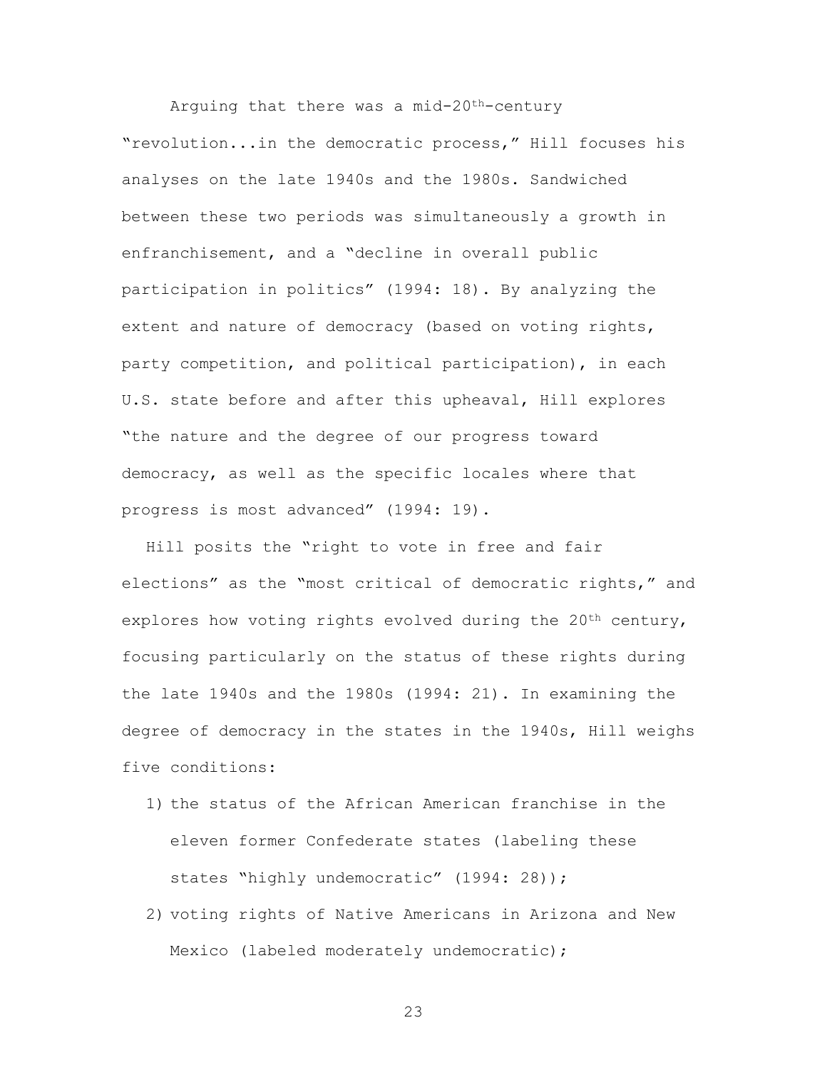Arguing that there was a mid-20th-century "revolution...in the democratic process," Hill focuses his analyses on the late 1940s and the 1980s. Sandwiched between these two periods was simultaneously a growth in enfranchisement, and a "decline in overall public participation in politics" (1994: 18). By analyzing the extent and nature of democracy (based on voting rights, party competition, and political participation), in each U.S. state before and after this upheaval, Hill explores "the nature and the degree of our progress toward democracy, as well as the specific locales where that progress is most advanced" (1994: 19).

Hill posits the "right to vote in free and fair elections" as the "most critical of democratic rights," and explores how voting rights evolved during the 20th century, focusing particularly on the status of these rights during the late 1940s and the 1980s (1994: 21). In examining the degree of democracy in the states in the 1940s, Hill weighs five conditions:

1) the status of the African American franchise in the eleven former Confederate states (labeling these states "highly undemocratic" (1994: 28));
2) voting rights of Native Americans in Arizona and New Mexico (labeled moderately undemocratic);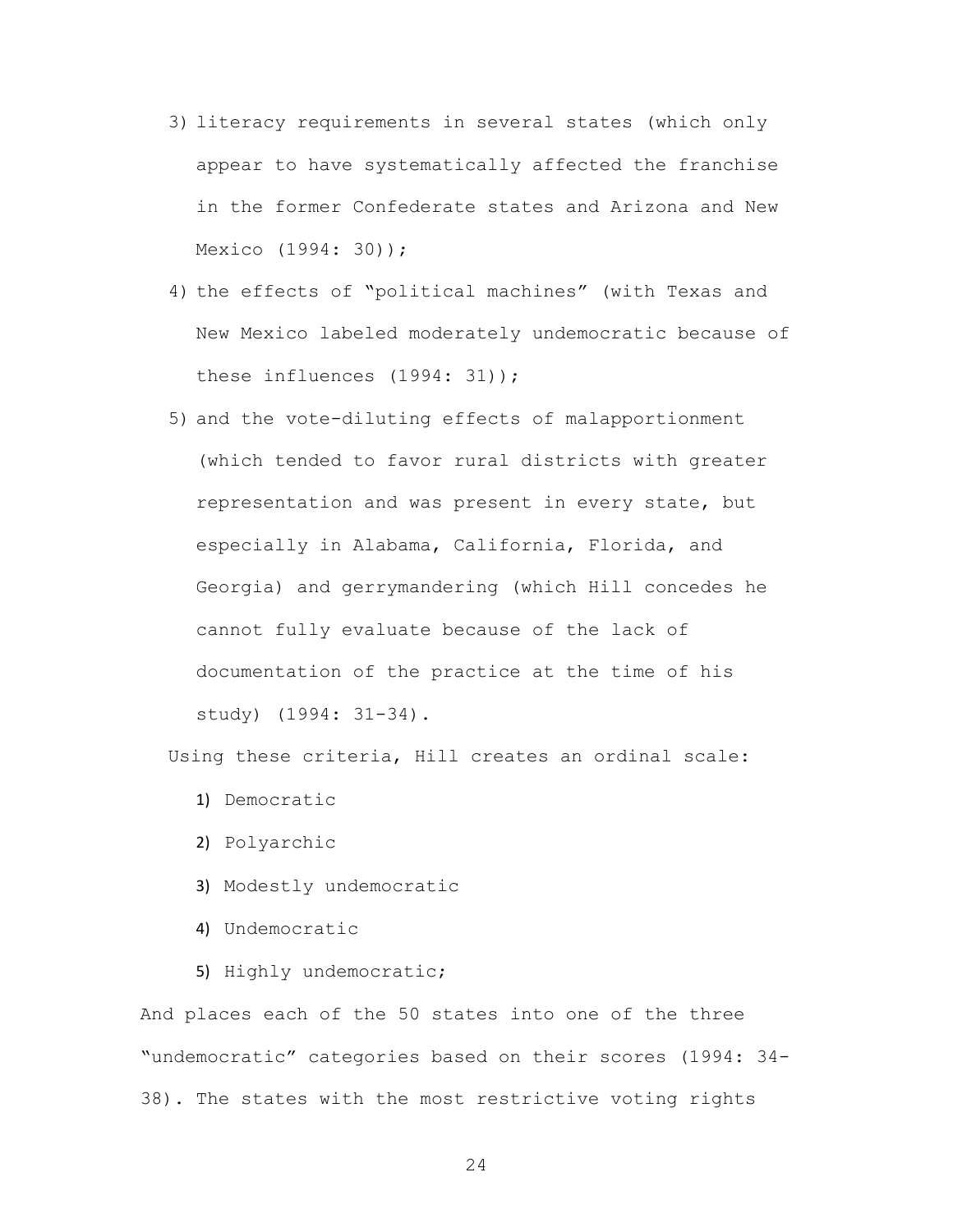3) literacy requirements in several states (which only appear to have systematically affected the franchise in the former Confederate states and Arizona and New Mexico (1994: 30));
4) the effects of "political machines" (with Texas and New Mexico labeled moderately undemocratic because of these influences (1994: 31));
5) and the vote-diluting effects of malapportionment (which tended to favor rural districts with greater representation and was present in every state, but especially in Alabama, California, Florida, and Georgia) and gerrymandering (which Hill concedes he cannot fully evaluate because of the lack of documentation of the practice at the time of his study) (1994: 31-34).

Using these criteria, Hill creates an ordinal scale:

1) Democratic
2) Polyarchic
3) Modestly undemocratic
4) Undemocratic
5) Highly undemocratic;

And places each of the 50 states into one of the three "undemocratic" categories based on their scores (1994: 34-38). The states with the most restrictive voting rights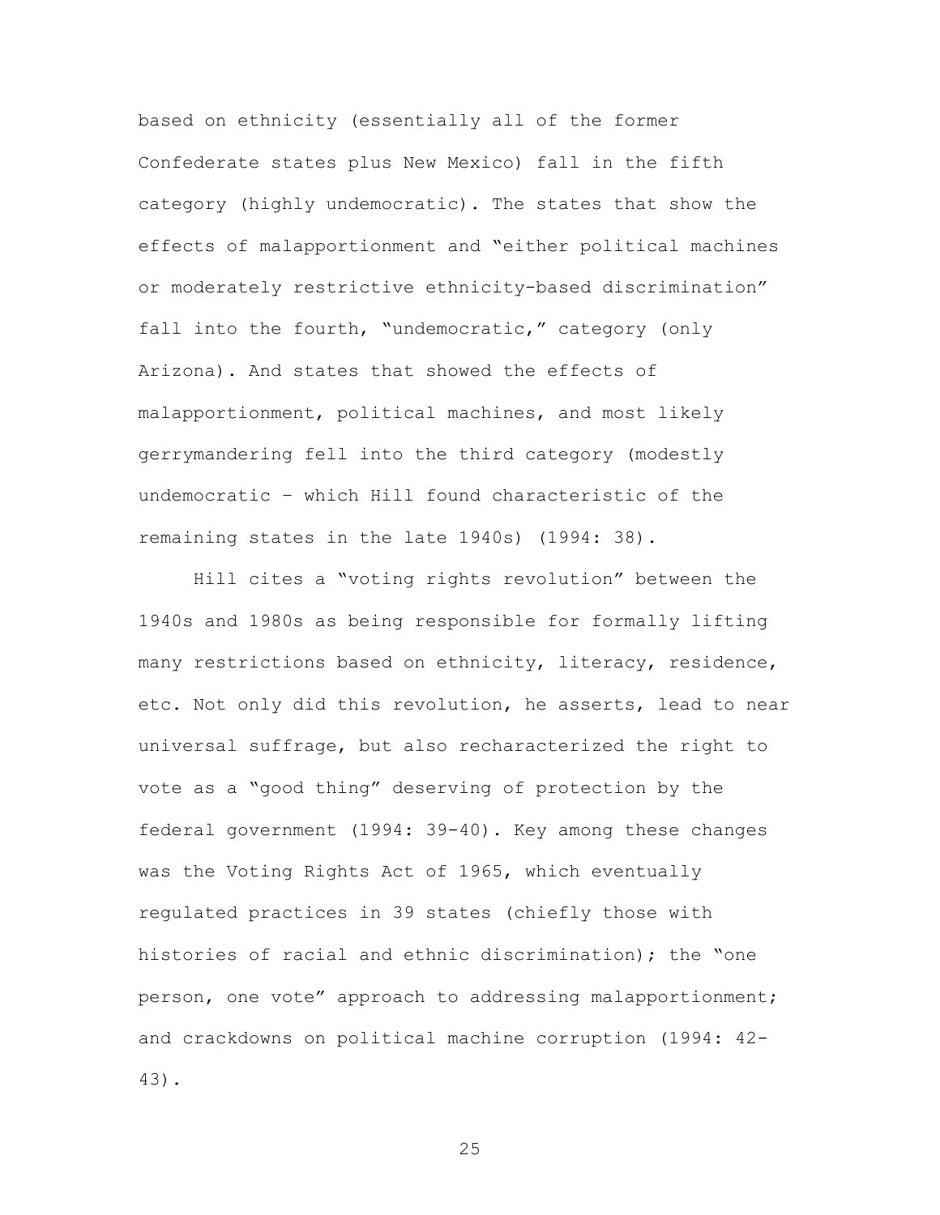based on ethnicity (essentially all of the former Confederate states plus New Mexico) fall in the fifth category (highly undemocratic). The states that show the effects of malapportionment and “either political machines or moderately restrictive ethnicity-based discrimination” fall into the fourth, “undemocratic,” category (only Arizona). And states that showed the effects of malapportionment, political machines, and most likely gerrymandering fell into the third category (modestly undemocratic – which Hill found characteristic of the remaining states in the late 1940s) (1994: 38).

Hill cites a “voting rights revolution” between the 1940s and 1980s as being responsible for formally lifting many restrictions based on ethnicity, literacy, residence, etc. Not only did this revolution, he asserts, lead to near universal suffrage, but also recharacterized the right to vote as a “good thing” deserving of protection by the federal government (1994: 39-40). Key among these changes was the Voting Rights Act of 1965, which eventually regulated practices in 39 states (chiefly those with histories of racial and ethnic discrimination); the “one person, one vote” approach to addressing malapportionment; and crackdowns on political machine corruption (1994: 42-43).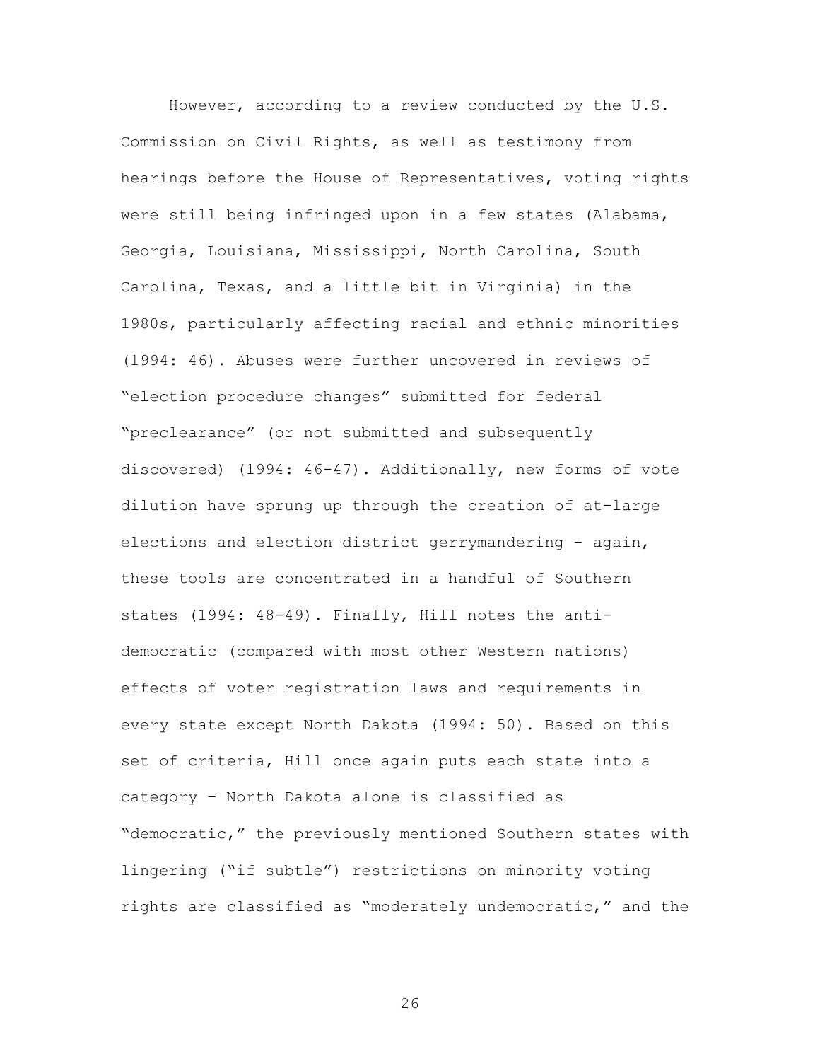However, according to a review conducted by the U.S. Commission on Civil Rights, as well as testimony from hearings before the House of Representatives, voting rights were still being infringed upon in a few states (Alabama, Georgia, Louisiana, Mississippi, North Carolina, South Carolina, Texas, and a little bit in Virginia) in the 1980s, particularly affecting racial and ethnic minorities (1994: 46). Abuses were further uncovered in reviews of "election procedure changes" submitted for federal "preclearance" (or not submitted and subsequently discovered) (1994: 46-47). Additionally, new forms of vote dilution have sprung up through the creation of at-large elections and election district gerrymandering – again, these tools are concentrated in a handful of Southern states (1994: 48-49). Finally, Hill notes the anti-democratic (compared with most other Western nations) effects of voter registration laws and requirements in every state except North Dakota (1994: 50). Based on this set of criteria, Hill once again puts each state into a category – North Dakota alone is classified as "democratic," the previously mentioned Southern states with lingering ("if subtle") restrictions on minority voting rights are classified as "moderately undemocratic," and the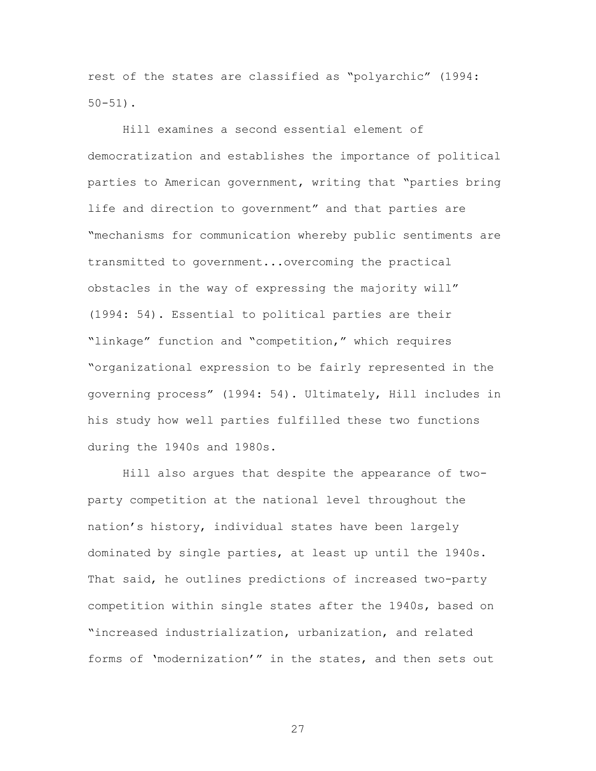rest of the states are classified as "polyarchic" (1994: 50-51).

Hill examines a second essential element of democratization and establishes the importance of political parties to American government, writing that "parties bring life and direction to government" and that parties are "mechanisms for communication whereby public sentiments are transmitted to government...overcoming the practical obstacles in the way of expressing the majority will" (1994: 54). Essential to political parties are their "linkage" function and "competition," which requires "organizational expression to be fairly represented in the governing process" (1994: 54). Ultimately, Hill includes in his study how well parties fulfilled these two functions during the 1940s and 1980s.

Hill also argues that despite the appearance of two-party competition at the national level throughout the nation's history, individual states have been largely dominated by single parties, at least up until the 1940s. That said, he outlines predictions of increased two-party competition within single states after the 1940s, based on "increased industrialization, urbanization, and related forms of 'modernization'" in the states, and then sets out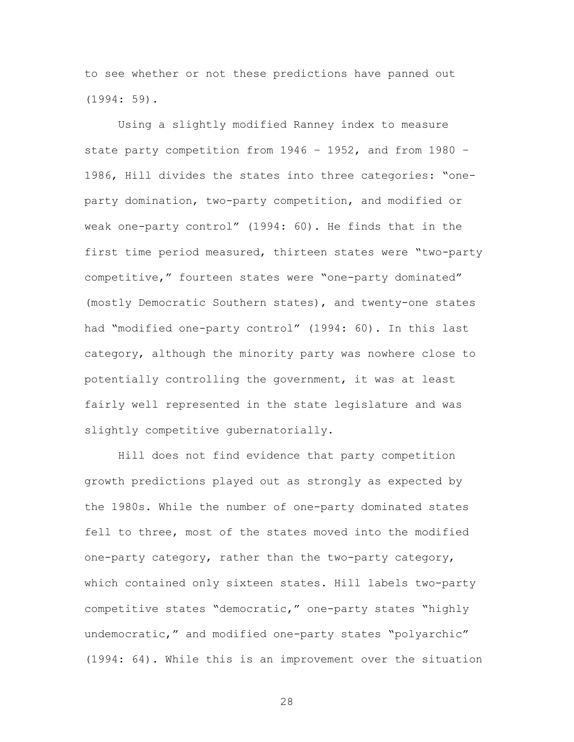to see whether or not these predictions have panned out (1994: 59).

Using a slightly modified Ranney index to measure state party competition from 1946 – 1952, and from 1980 – 1986, Hill divides the states into three categories: "one-party domination, two-party competition, and modified or weak one-party control" (1994: 60). He finds that in the first time period measured, thirteen states were "two-party competitive," fourteen states were "one-party dominated" (mostly Democratic Southern states), and twenty-one states had "modified one-party control" (1994: 60). In this last category, although the minority party was nowhere close to potentially controlling the government, it was at least fairly well represented in the state legislature and was slightly competitive gubernatorially.

Hill does not find evidence that party competition growth predictions played out as strongly as expected by the 1980s. While the number of one-party dominated states fell to three, most of the states moved into the modified one-party category, rather than the two-party category, which contained only sixteen states. Hill labels two-party competitive states "democratic," one-party states "highly undemocratic," and modified one-party states "polyarchic" (1994: 64). While this is an improvement over the situation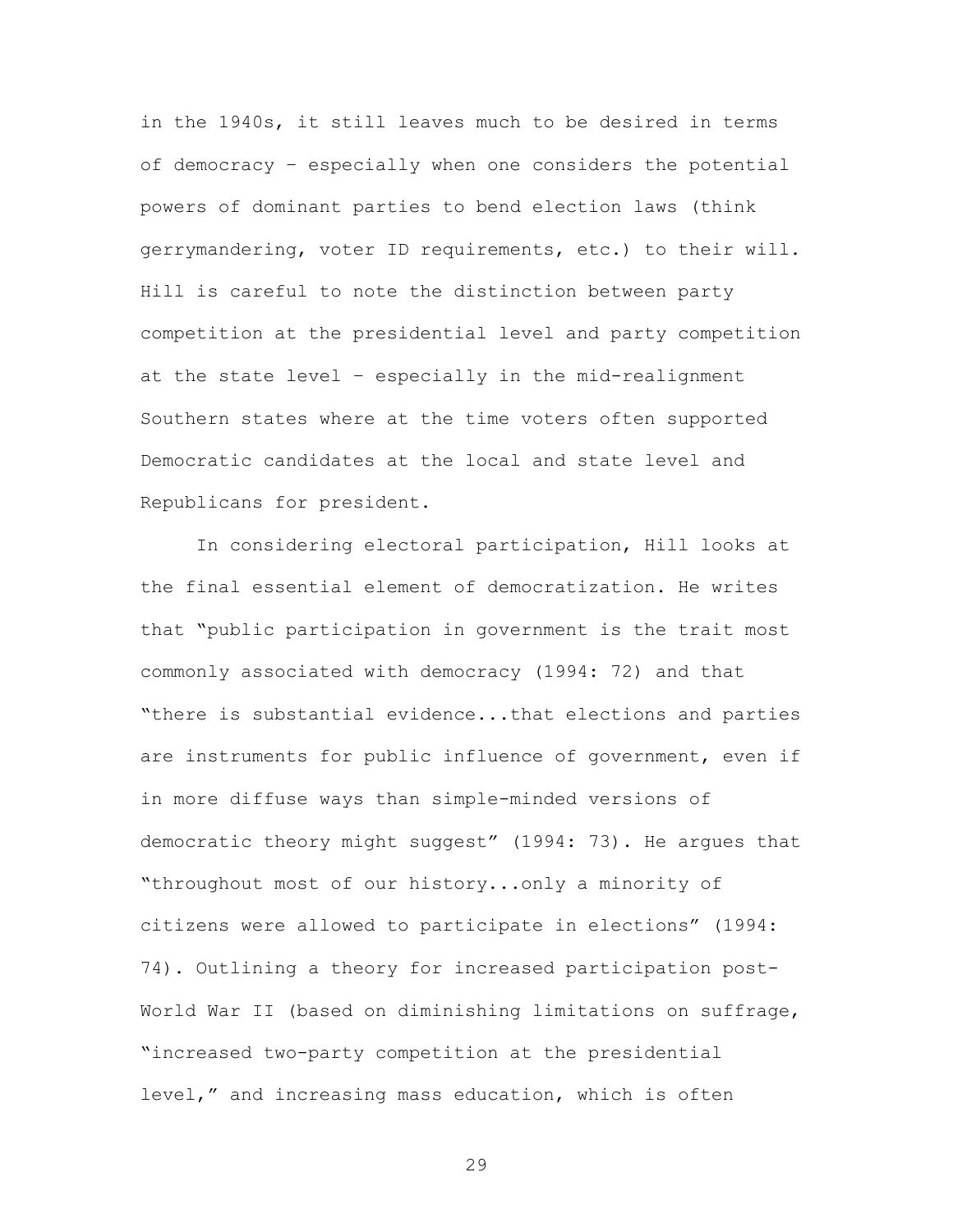in the 1940s, it still leaves much to be desired in terms of democracy – especially when one considers the potential powers of dominant parties to bend election laws (think gerrymandering, voter ID requirements, etc.) to their will. Hill is careful to note the distinction between party competition at the presidential level and party competition at the state level – especially in the mid-realignment Southern states where at the time voters often supported Democratic candidates at the local and state level and Republicans for president.

In considering electoral participation, Hill looks at the final essential element of democratization. He writes that "public participation in government is the trait most commonly associated with democracy (1994: 72) and that "there is substantial evidence...that elections and parties are instruments for public influence of government, even if in more diffuse ways than simple-minded versions of democratic theory might suggest" (1994: 73). He argues that "throughout most of our history...only a minority of citizens were allowed to participate in elections" (1994: 74). Outlining a theory for increased participation post-World War II (based on diminishing limitations on suffrage, "increased two-party competition at the presidential level," and increasing mass education, which is often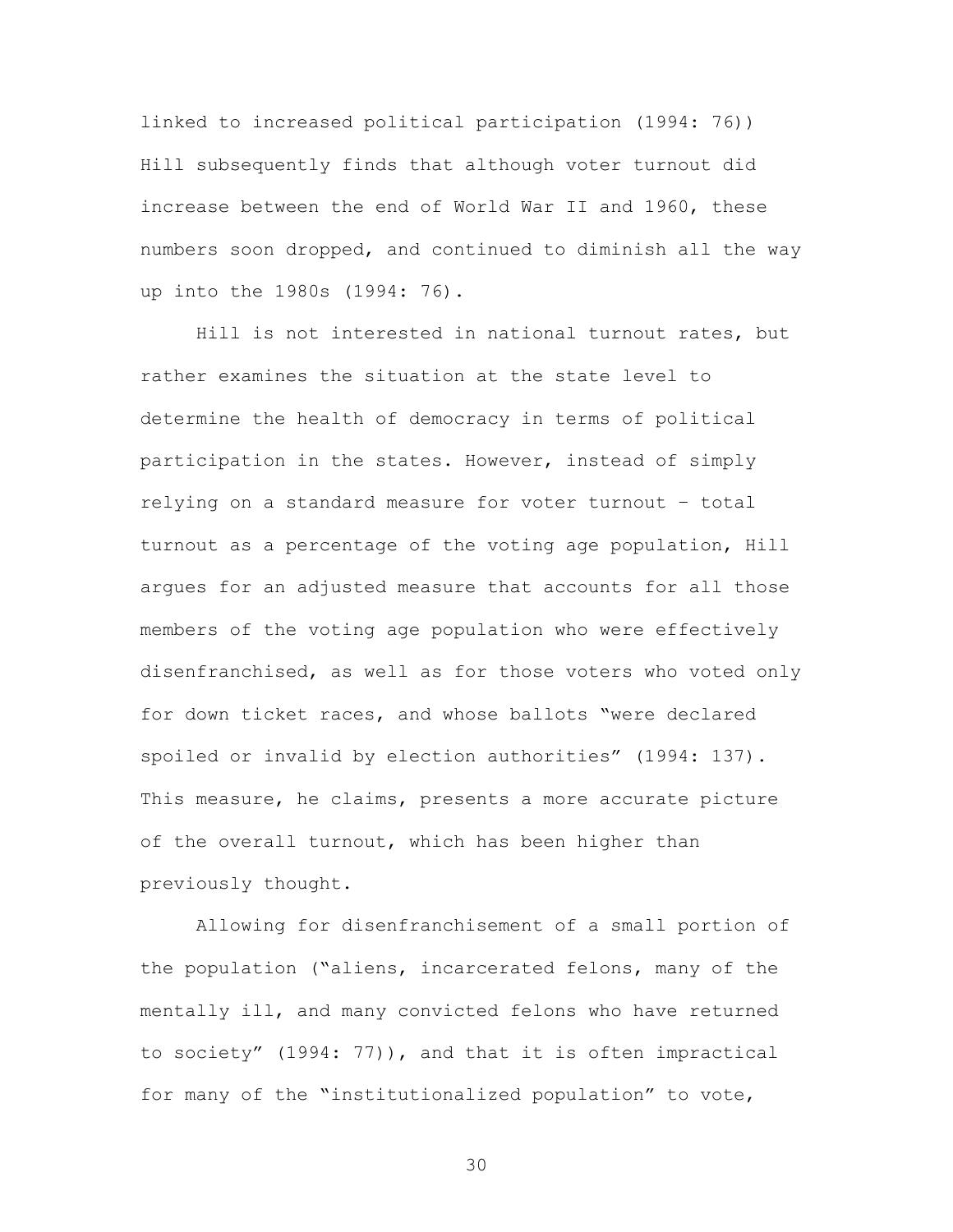linked to increased political participation (1994: 76)) Hill subsequently finds that although voter turnout did increase between the end of World War II and 1960, these numbers soon dropped, and continued to diminish all the way up into the 1980s (1994: 76).

Hill is not interested in national turnout rates, but rather examines the situation at the state level to determine the health of democracy in terms of political participation in the states. However, instead of simply relying on a standard measure for voter turnout – total turnout as a percentage of the voting age population, Hill argues for an adjusted measure that accounts for all those members of the voting age population who were effectively disenfranchised, as well as for those voters who voted only for down ticket races, and whose ballots "were declared spoiled or invalid by election authorities" (1994: 137). This measure, he claims, presents a more accurate picture of the overall turnout, which has been higher than previously thought.

Allowing for disenfranchisement of a small portion of the population ("aliens, incarcerated felons, many of the mentally ill, and many convicted felons who have returned to society" (1994: 77)), and that it is often impractical for many of the "institutionalized population" to vote,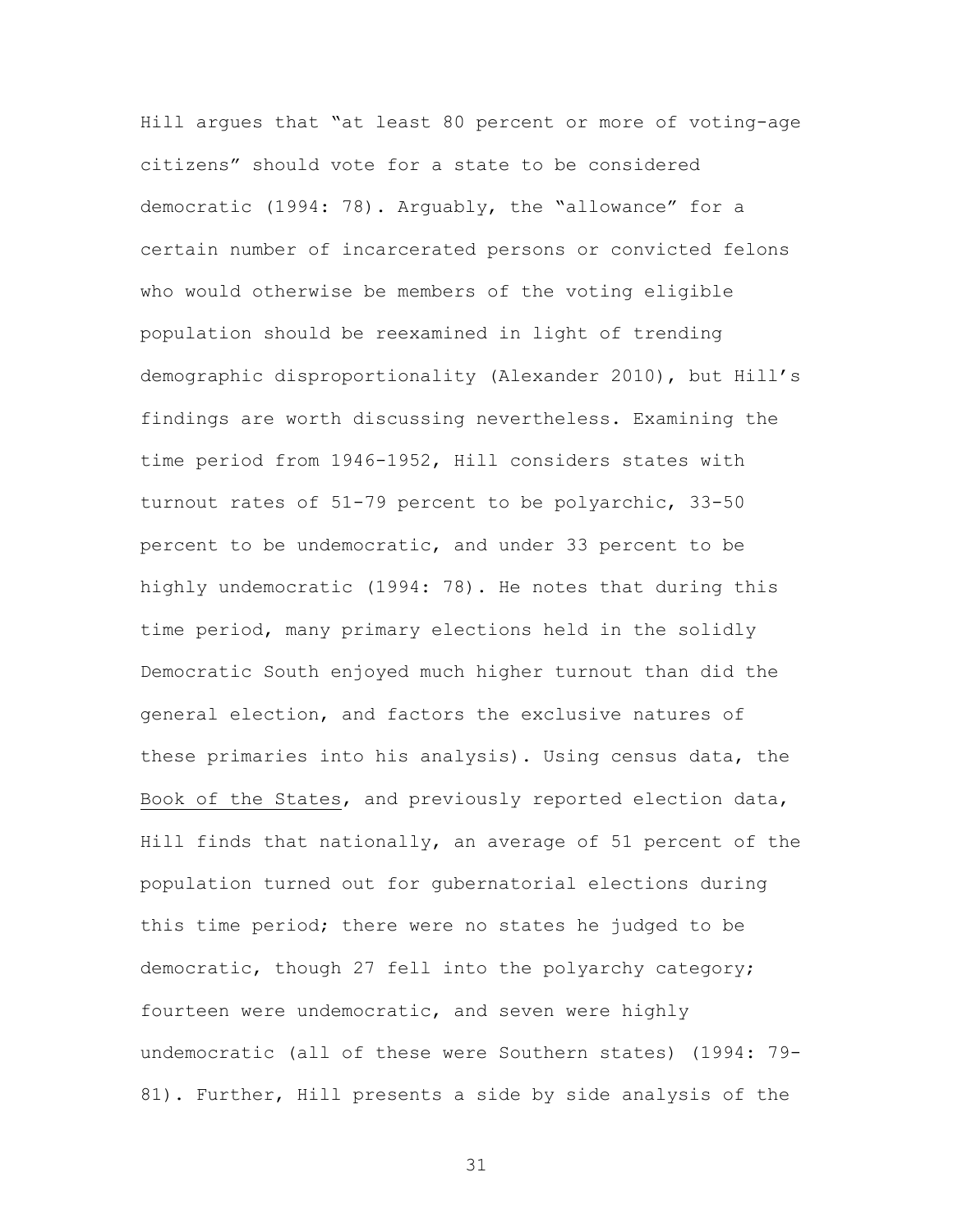Hill argues that "at least 80 percent or more of voting-age citizens" should vote for a state to be considered democratic (1994: 78). Arguably, the "allowance" for a certain number of incarcerated persons or convicted felons who would otherwise be members of the voting eligible population should be reexamined in light of trending demographic disproportionality (Alexander 2010), but Hill's findings are worth discussing nevertheless. Examining the time period from 1946-1952, Hill considers states with turnout rates of 51-79 percent to be polyarchic, 33-50 percent to be undemocratic, and under 33 percent to be highly undemocratic (1994: 78). He notes that during this time period, many primary elections held in the solidly Democratic South enjoyed much higher turnout than did the general election, and factors the exclusive natures of these primaries into his analysis). Using census data, the Book of the States, and previously reported election data, Hill finds that nationally, an average of 51 percent of the population turned out for gubernatorial elections during this time period; there were no states he judged to be democratic, though 27 fell into the polyarchy category; fourteen were undemocratic, and seven were highly undemocratic (all of these were Southern states) (1994: 79-81). Further, Hill presents a side by side analysis of the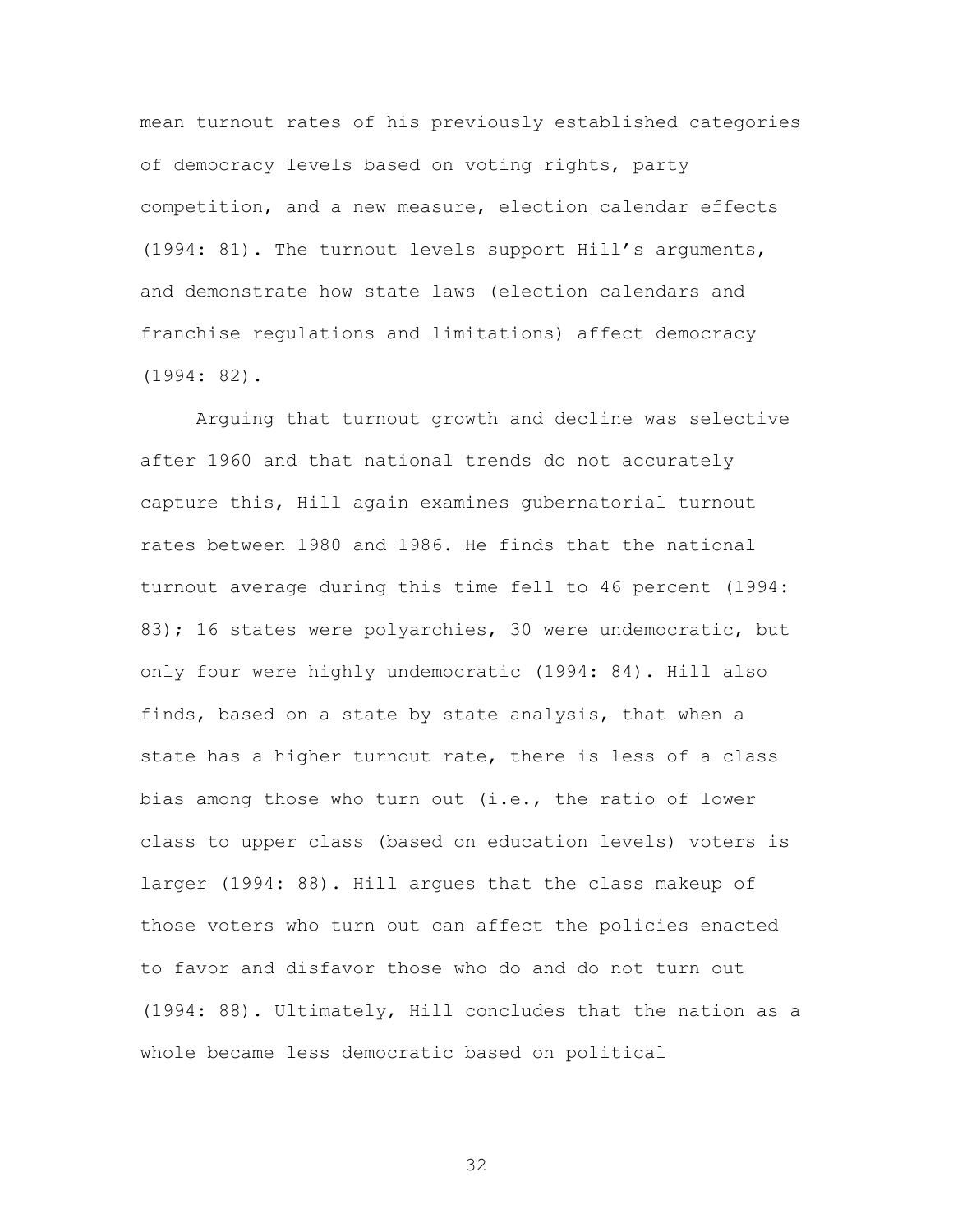mean turnout rates of his previously established categories of democracy levels based on voting rights, party competition, and a new measure, election calendar effects (1994: 81). The turnout levels support Hill's arguments, and demonstrate how state laws (election calendars and franchise regulations and limitations) affect democracy (1994: 82).

Arguing that turnout growth and decline was selective after 1960 and that national trends do not accurately capture this, Hill again examines gubernatorial turnout rates between 1980 and 1986. He finds that the national turnout average during this time fell to 46 percent (1994: 83); 16 states were polyarchies, 30 were undemocratic, but only four were highly undemocratic (1994: 84). Hill also finds, based on a state by state analysis, that when a state has a higher turnout rate, there is less of a class bias among those who turn out (i.e., the ratio of lower class to upper class (based on education levels) voters is larger (1994: 88). Hill argues that the class makeup of those voters who turn out can affect the policies enacted to favor and disfavor those who do and do not turn out (1994: 88). Ultimately, Hill concludes that the nation as a whole became less democratic based on political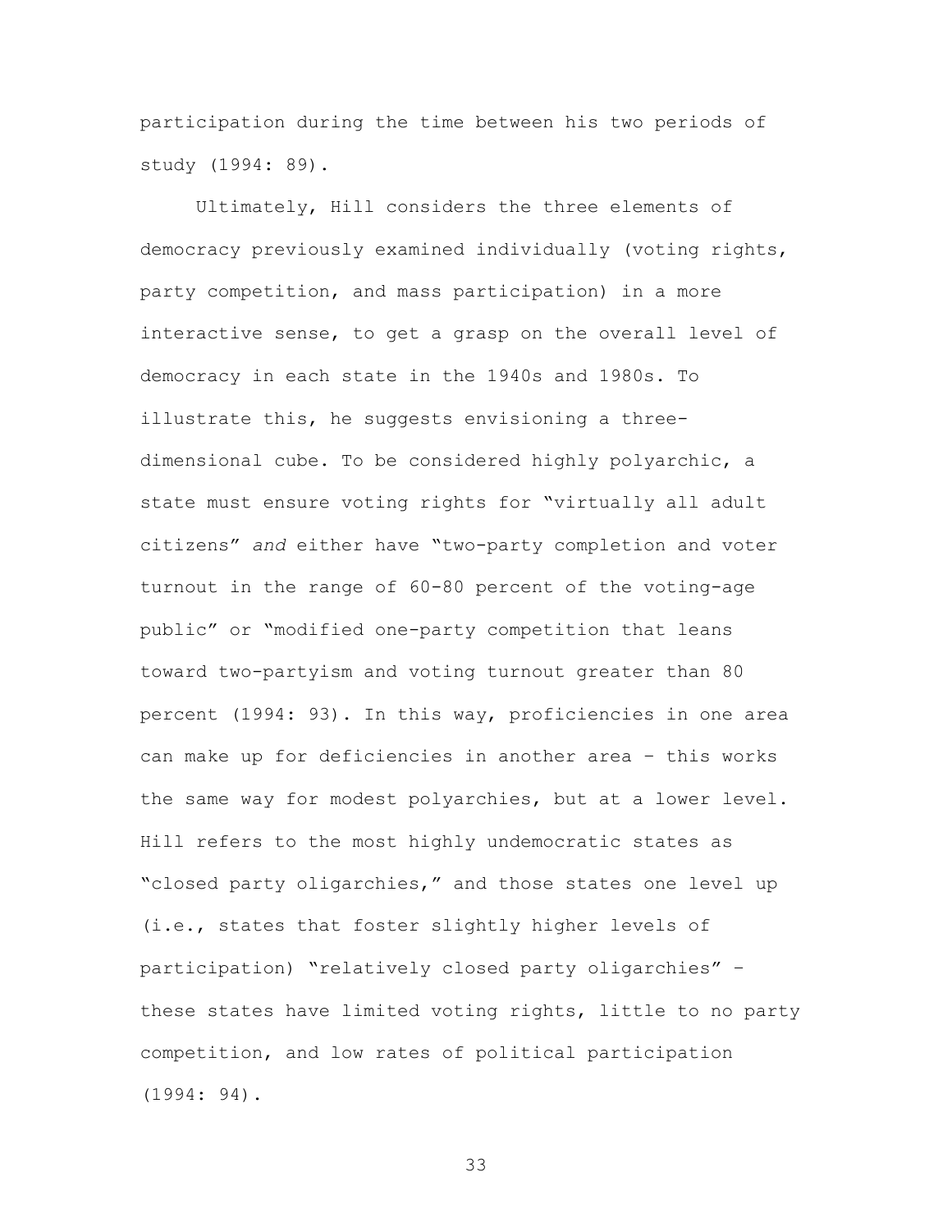participation during the time between his two periods of study (1994: 89).

Ultimately, Hill considers the three elements of democracy previously examined individually (voting rights, party competition, and mass participation) in a more interactive sense, to get a grasp on the overall level of democracy in each state in the 1940s and 1980s. To illustrate this, he suggests envisioning a three-dimensional cube. To be considered highly polyarchic, a state must ensure voting rights for "virtually all adult citizens" *and* either have "two-party completion and voter turnout in the range of 60-80 percent of the voting-age public" or "modified one-party competition that leans toward two-partyism and voting turnout greater than 80 percent (1994: 93). In this way, proficiencies in one area can make up for deficiencies in another area – this works the same way for modest polyarchies, but at a lower level. Hill refers to the most highly undemocratic states as "closed party oligarchies," and those states one level up (i.e., states that foster slightly higher levels of participation) "relatively closed party oligarchies" – these states have limited voting rights, little to no party competition, and low rates of political participation (1994: 94).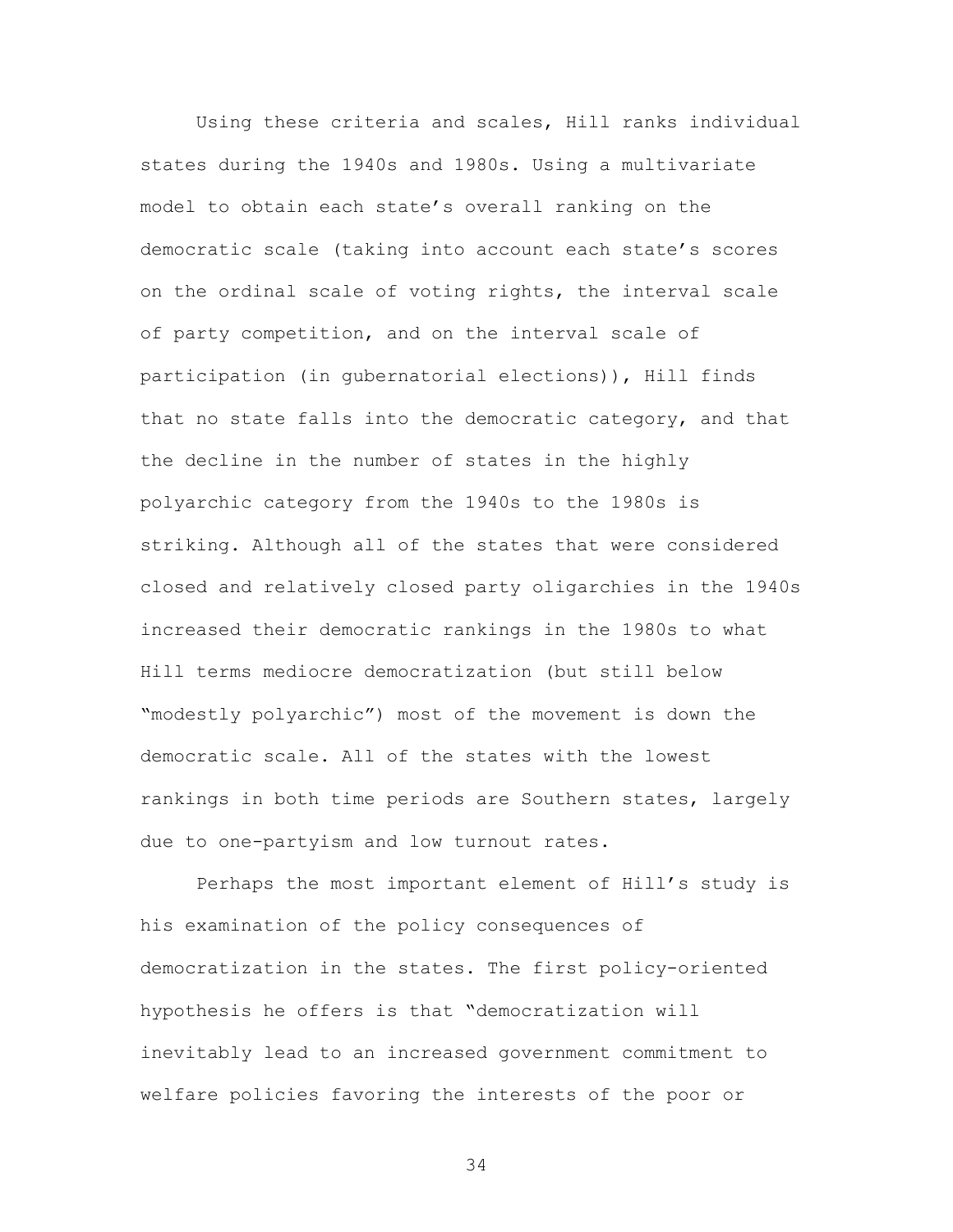Using these criteria and scales, Hill ranks individual states during the 1940s and 1980s. Using a multivariate model to obtain each state's overall ranking on the democratic scale (taking into account each state's scores on the ordinal scale of voting rights, the interval scale of party competition, and on the interval scale of participation (in gubernatorial elections)), Hill finds that no state falls into the democratic category, and that the decline in the number of states in the highly polyarchic category from the 1940s to the 1980s is striking. Although all of the states that were considered closed and relatively closed party oligarchies in the 1940s increased their democratic rankings in the 1980s to what Hill terms mediocre democratization (but still below "modestly polyarchic") most of the movement is down the democratic scale. All of the states with the lowest rankings in both time periods are Southern states, largely due to one-partyism and low turnout rates.

Perhaps the most important element of Hill's study is his examination of the policy consequences of democratization in the states. The first policy-oriented hypothesis he offers is that "democratization will inevitably lead to an increased government commitment to welfare policies favoring the interests of the poor or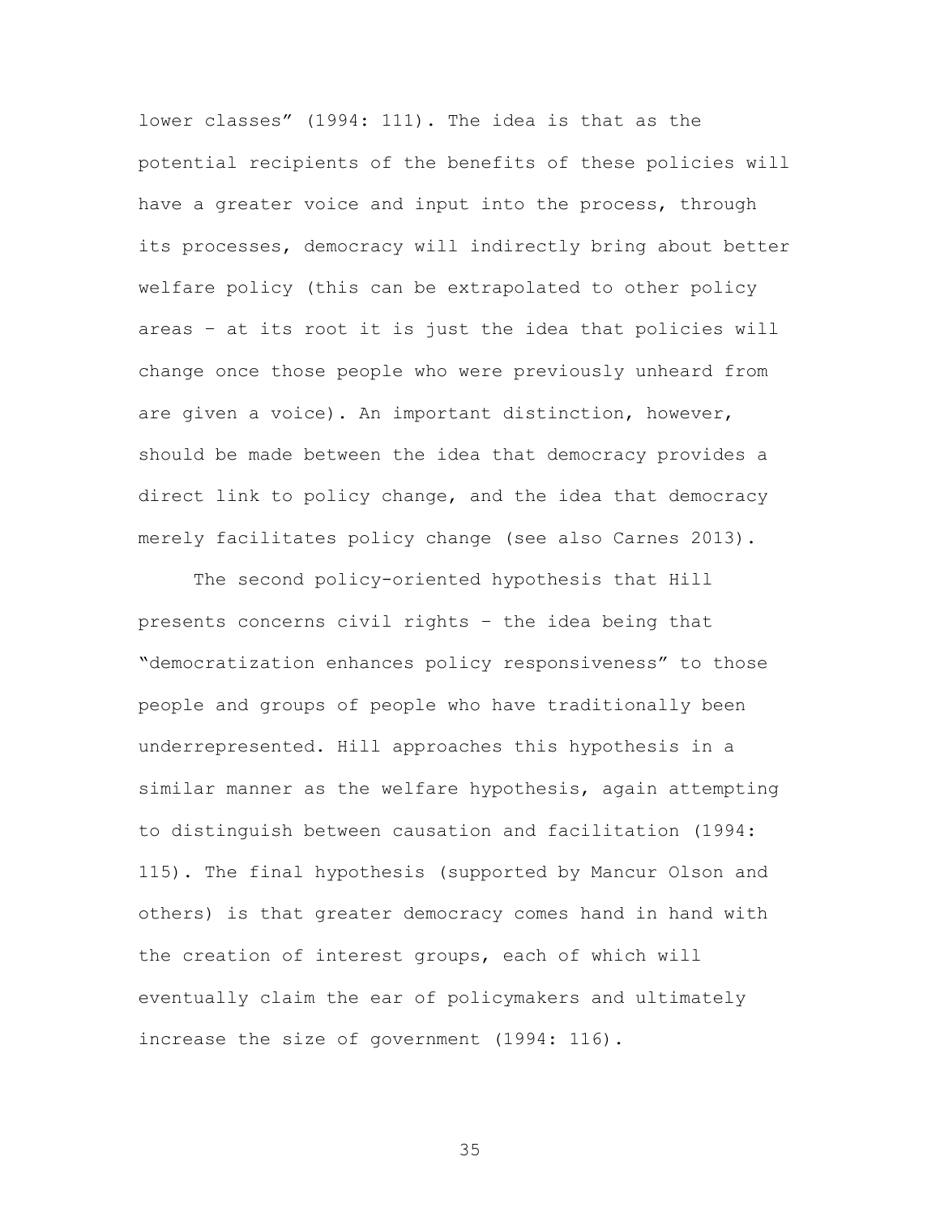lower classes" (1994: 111). The idea is that as the potential recipients of the benefits of these policies will have a greater voice and input into the process, through its processes, democracy will indirectly bring about better welfare policy (this can be extrapolated to other policy areas – at its root it is just the idea that policies will change once those people who were previously unheard from are given a voice). An important distinction, however, should be made between the idea that democracy provides a direct link to policy change, and the idea that democracy merely facilitates policy change (see also Carnes 2013).

The second policy-oriented hypothesis that Hill presents concerns civil rights – the idea being that "democratization enhances policy responsiveness" to those people and groups of people who have traditionally been underrepresented. Hill approaches this hypothesis in a similar manner as the welfare hypothesis, again attempting to distinguish between causation and facilitation (1994: 115). The final hypothesis (supported by Mancur Olson and others) is that greater democracy comes hand in hand with the creation of interest groups, each of which will eventually claim the ear of policymakers and ultimately increase the size of government (1994: 116).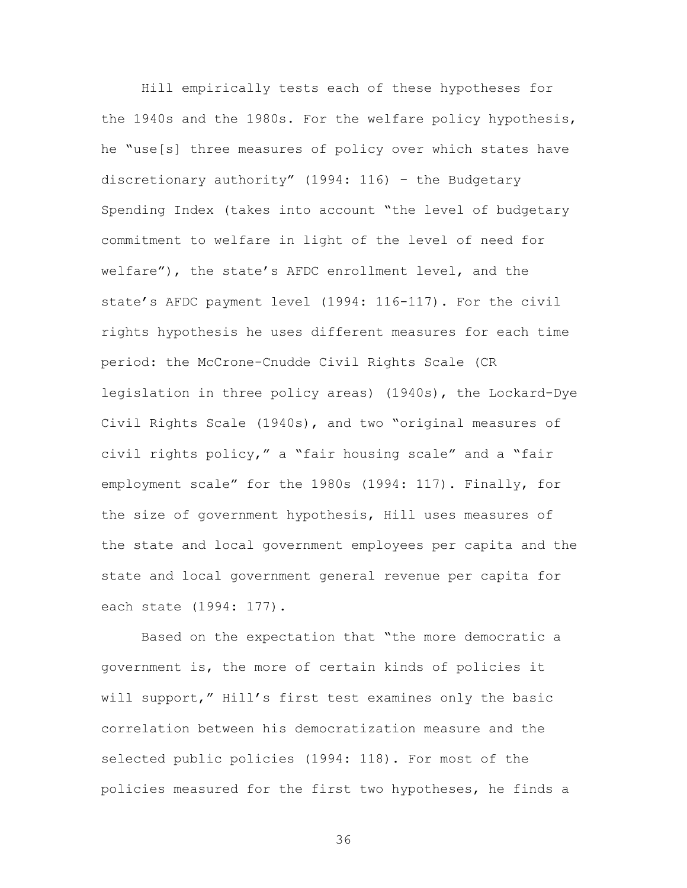Hill empirically tests each of these hypotheses for the 1940s and the 1980s. For the welfare policy hypothesis, he "use[s] three measures of policy over which states have discretionary authority" (1994: 116) – the Budgetary Spending Index (takes into account "the level of budgetary commitment to welfare in light of the level of need for welfare"), the state's AFDC enrollment level, and the state's AFDC payment level (1994: 116-117). For the civil rights hypothesis he uses different measures for each time period: the McCrone-Cnudde Civil Rights Scale (CR legislation in three policy areas) (1940s), the Lockard-Dye Civil Rights Scale (1940s), and two "original measures of civil rights policy," a "fair housing scale" and a "fair employment scale" for the 1980s (1994: 117). Finally, for the size of government hypothesis, Hill uses measures of the state and local government employees per capita and the state and local government general revenue per capita for each state (1994: 177).

Based on the expectation that "the more democratic a government is, the more of certain kinds of policies it will support," Hill's first test examines only the basic correlation between his democratization measure and the selected public policies (1994: 118). For most of the policies measured for the first two hypotheses, he finds a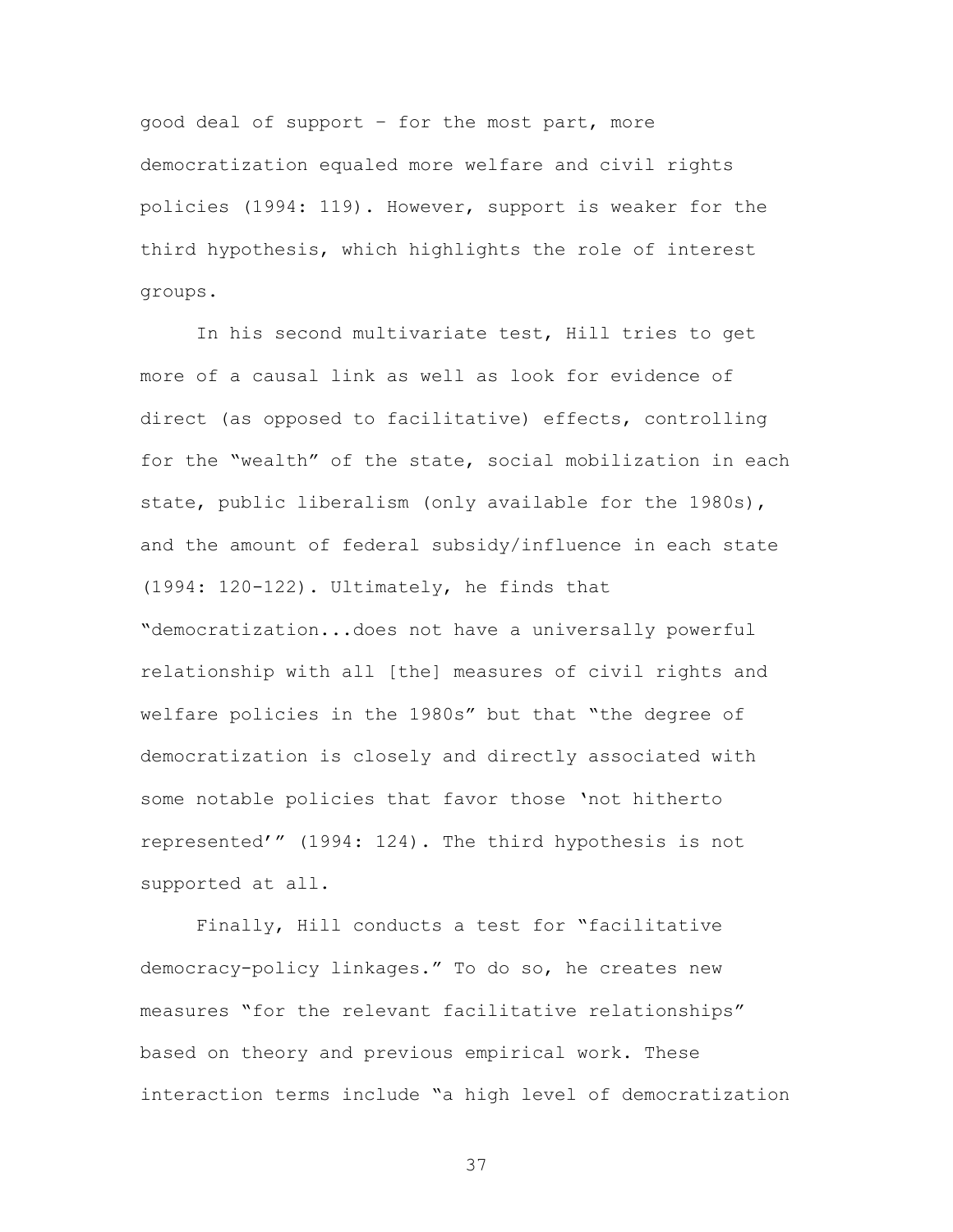good deal of support – for the most part, more democratization equaled more welfare and civil rights policies (1994: 119). However, support is weaker for the third hypothesis, which highlights the role of interest groups.

In his second multivariate test, Hill tries to get more of a causal link as well as look for evidence of direct (as opposed to facilitative) effects, controlling for the "wealth" of the state, social mobilization in each state, public liberalism (only available for the 1980s), and the amount of federal subsidy/influence in each state (1994: 120-122). Ultimately, he finds that "democratization...does not have a universally powerful relationship with all [the] measures of civil rights and welfare policies in the 1980s" but that "the degree of democratization is closely and directly associated with some notable policies that favor those 'not hitherto represented'" (1994: 124). The third hypothesis is not supported at all.

Finally, Hill conducts a test for "facilitative democracy-policy linkages." To do so, he creates new measures "for the relevant facilitative relationships" based on theory and previous empirical work. These interaction terms include "a high level of democratization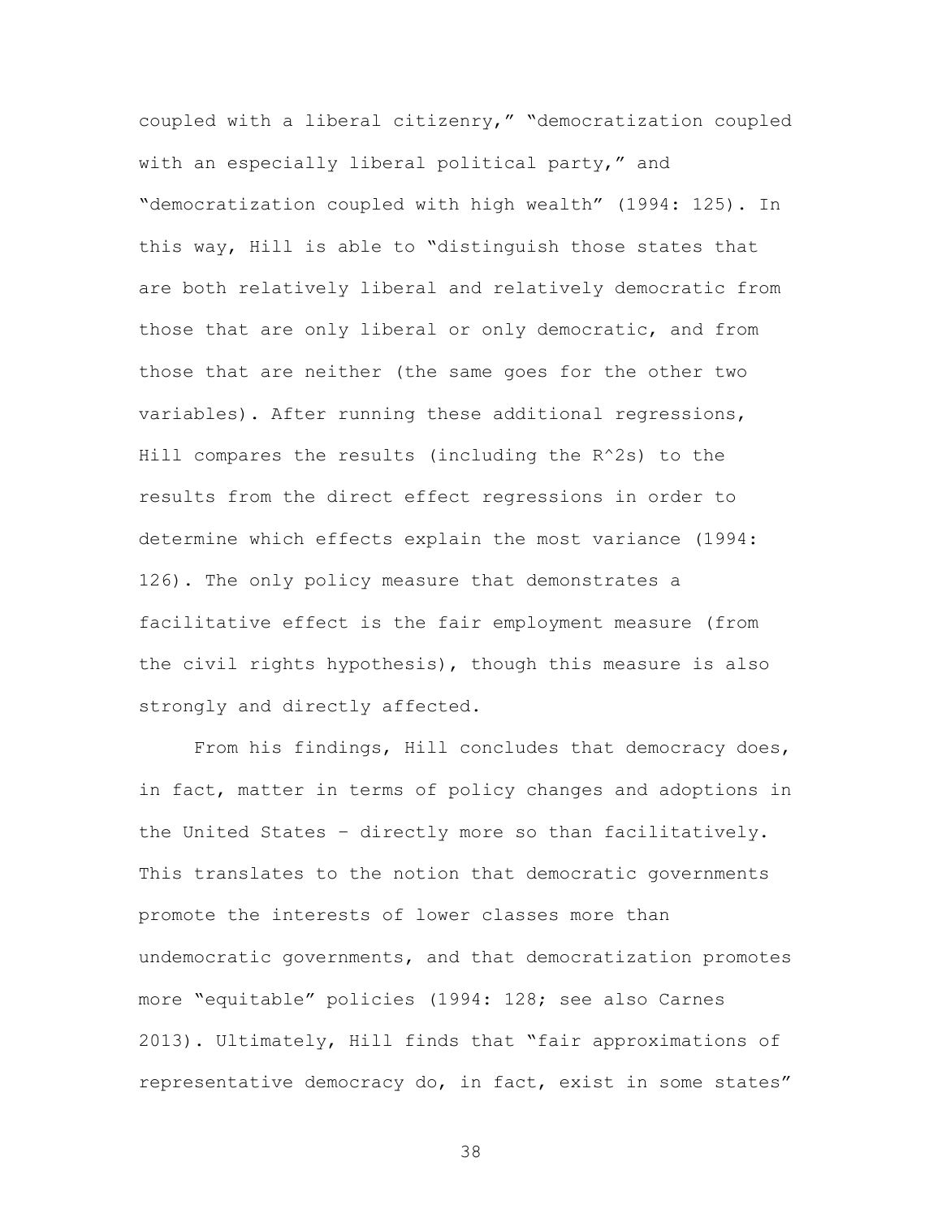coupled with a liberal citizenry," "democratization coupled with an especially liberal political party," and "democratization coupled with high wealth" (1994: 125). In this way, Hill is able to "distinguish those states that are both relatively liberal and relatively democratic from those that are only liberal or only democratic, and from those that are neither (the same goes for the other two variables). After running these additional regressions, Hill compares the results (including the $R^2$s) to the results from the direct effect regressions in order to determine which effects explain the most variance (1994: 126). The only policy measure that demonstrates a facilitative effect is the fair employment measure (from the civil rights hypothesis), though this measure is also strongly and directly affected.

From his findings, Hill concludes that democracy does, in fact, matter in terms of policy changes and adoptions in the United States – directly more so than facilitatively. This translates to the notion that democratic governments promote the interests of lower classes more than undemocratic governments, and that democratization promotes more "equitable" policies (1994: 128; see also Carnes 2013). Ultimately, Hill finds that "fair approximations of representative democracy do, in fact, exist in some states"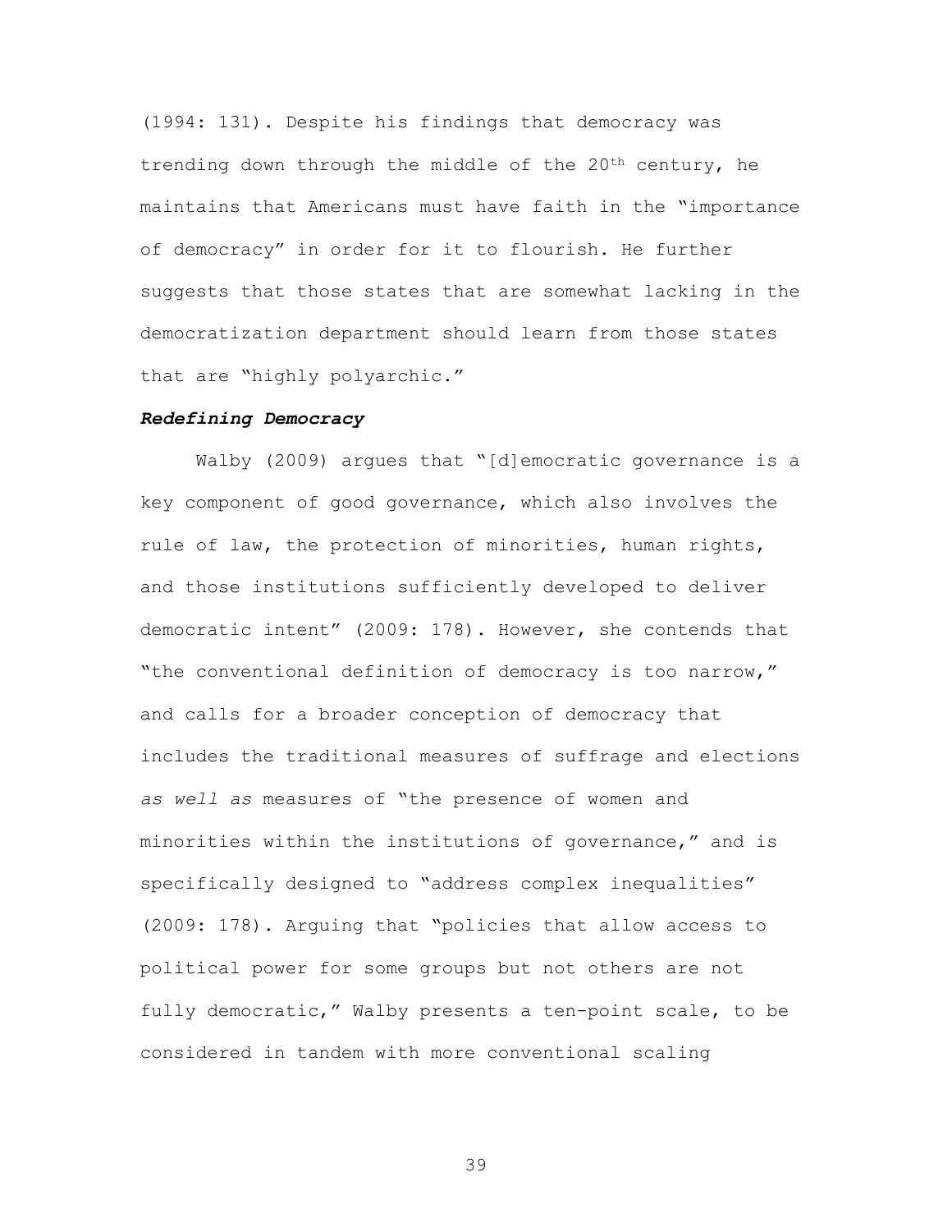(1994: 131). Despite his findings that democracy was trending down through the middle of the 20th century, he maintains that Americans must have faith in the "importance of democracy" in order for it to flourish. He further suggests that those states that are somewhat lacking in the democratization department should learn from those states that are "highly polyarchic."

### ***Redefining Democracy***

Walby (2009) argues that "[d]emocratic governance is a key component of good governance, which also involves the rule of law, the protection of minorities, human rights, and those institutions sufficiently developed to deliver democratic intent" (2009: 178). However, she contends that "the conventional definition of democracy is too narrow," and calls for a broader conception of democracy that includes the traditional measures of suffrage and elections *as well as* measures of "the presence of women and minorities within the institutions of governance," and is specifically designed to "address complex inequalities" (2009: 178). Arguing that "policies that allow access to political power for some groups but not others are not fully democratic," Walby presents a ten-point scale, to be considered in tandem with more conventional scaling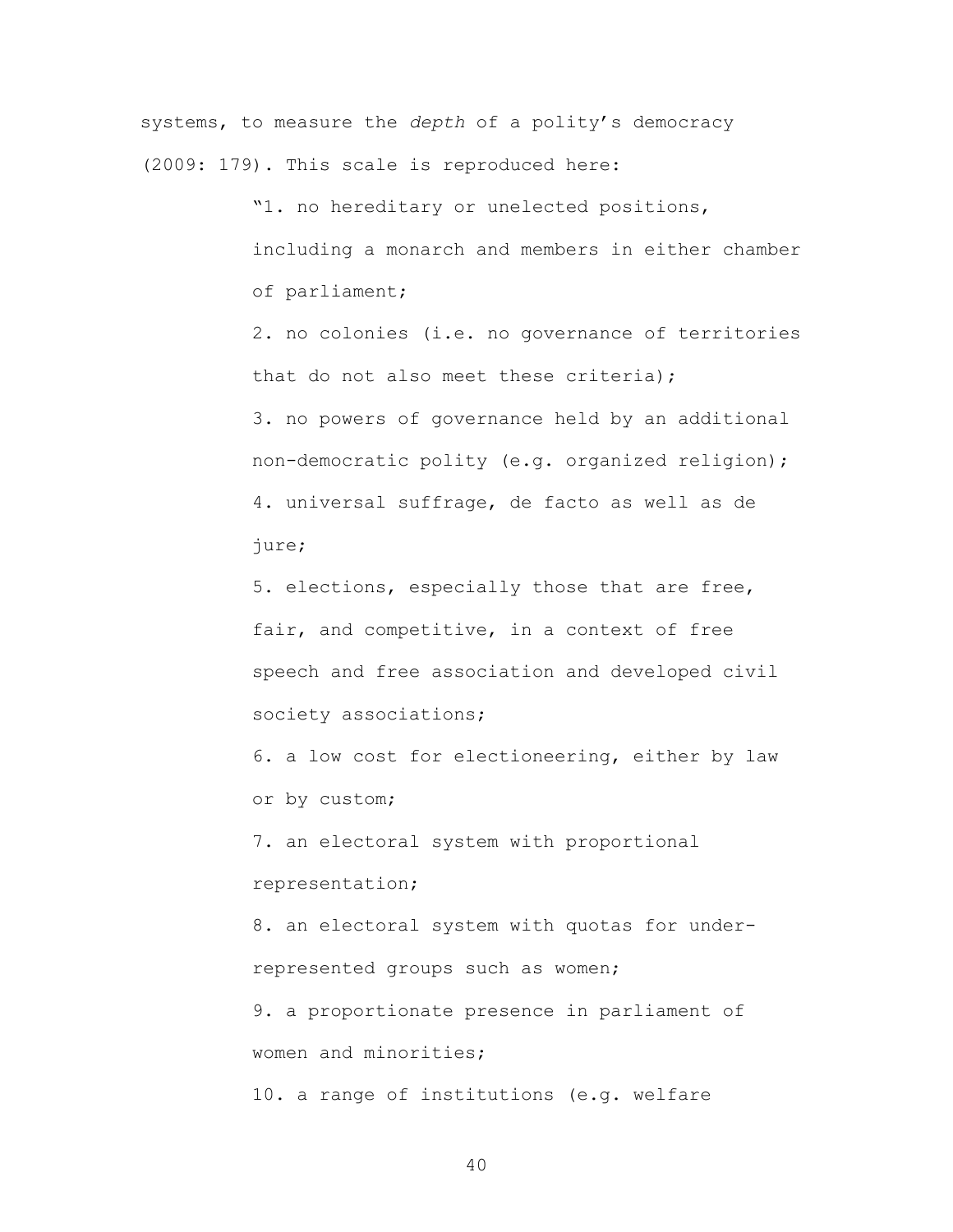systems, to measure the *depth* of a polity's democracy (2009: 179). This scale is reproduced here:

> "1. no hereditary or unelected positions, including a monarch and members in either chamber of parliament;
>
> 2. no colonies (i.e. no governance of territories that do not also meet these criteria);
>
> 3. no powers of governance held by an additional non-democratic polity (e.g. organized religion);
>
> 4. universal suffrage, de facto as well as de jure;
>
> 5. elections, especially those that are free, fair, and competitive, in a context of free speech and free association and developed civil society associations;
>
> 6. a low cost for electioneering, either by law or by custom;
>
> 7. an electoral system with proportional representation;
>
> 8. an electoral system with quotas for under-represented groups such as women;
>
> 9. a proportionate presence in parliament of women and minorities;
>
> 10. a range of institutions (e.g. welfare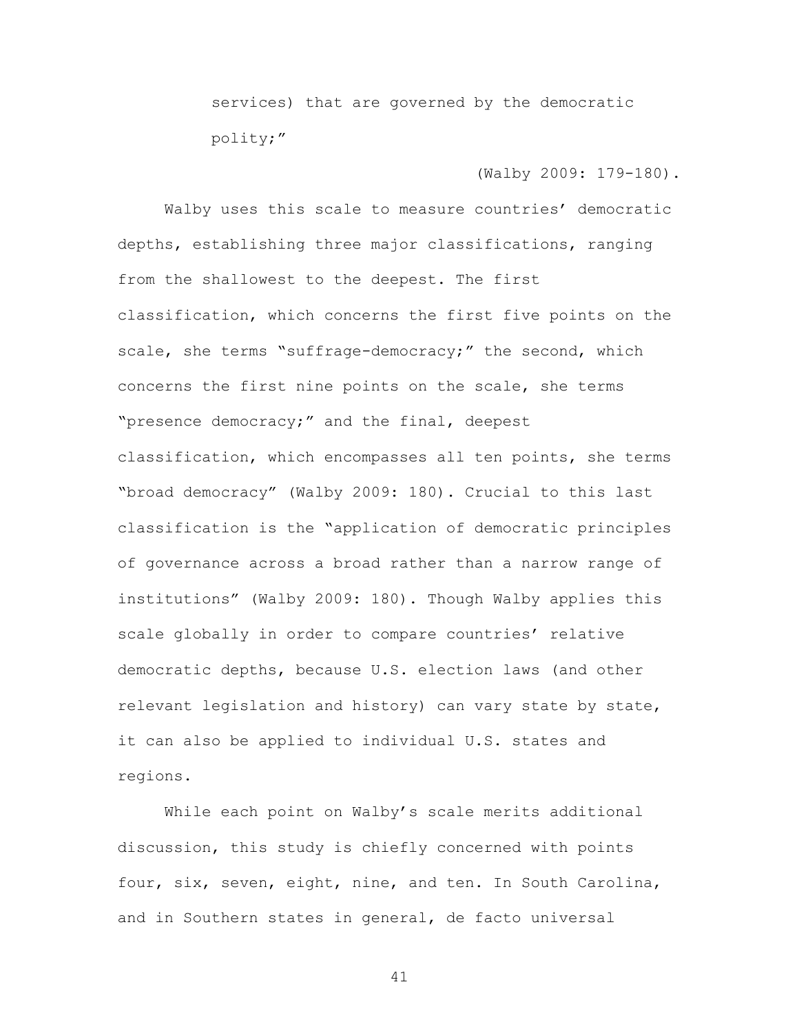services) that are governed by the democratic polity;"

(Walby 2009: 179-180).

Walby uses this scale to measure countries' democratic depths, establishing three major classifications, ranging from the shallowest to the deepest. The first classification, which concerns the first five points on the scale, she terms "suffrage-democracy;" the second, which concerns the first nine points on the scale, she terms "presence democracy;" and the final, deepest classification, which encompasses all ten points, she terms "broad democracy" (Walby 2009: 180). Crucial to this last classification is the "application of democratic principles of governance across a broad rather than a narrow range of institutions" (Walby 2009: 180). Though Walby applies this scale globally in order to compare countries' relative democratic depths, because U.S. election laws (and other relevant legislation and history) can vary state by state, it can also be applied to individual U.S. states and regions.

While each point on Walby's scale merits additional discussion, this study is chiefly concerned with points four, six, seven, eight, nine, and ten. In South Carolina, and in Southern states in general, de facto universal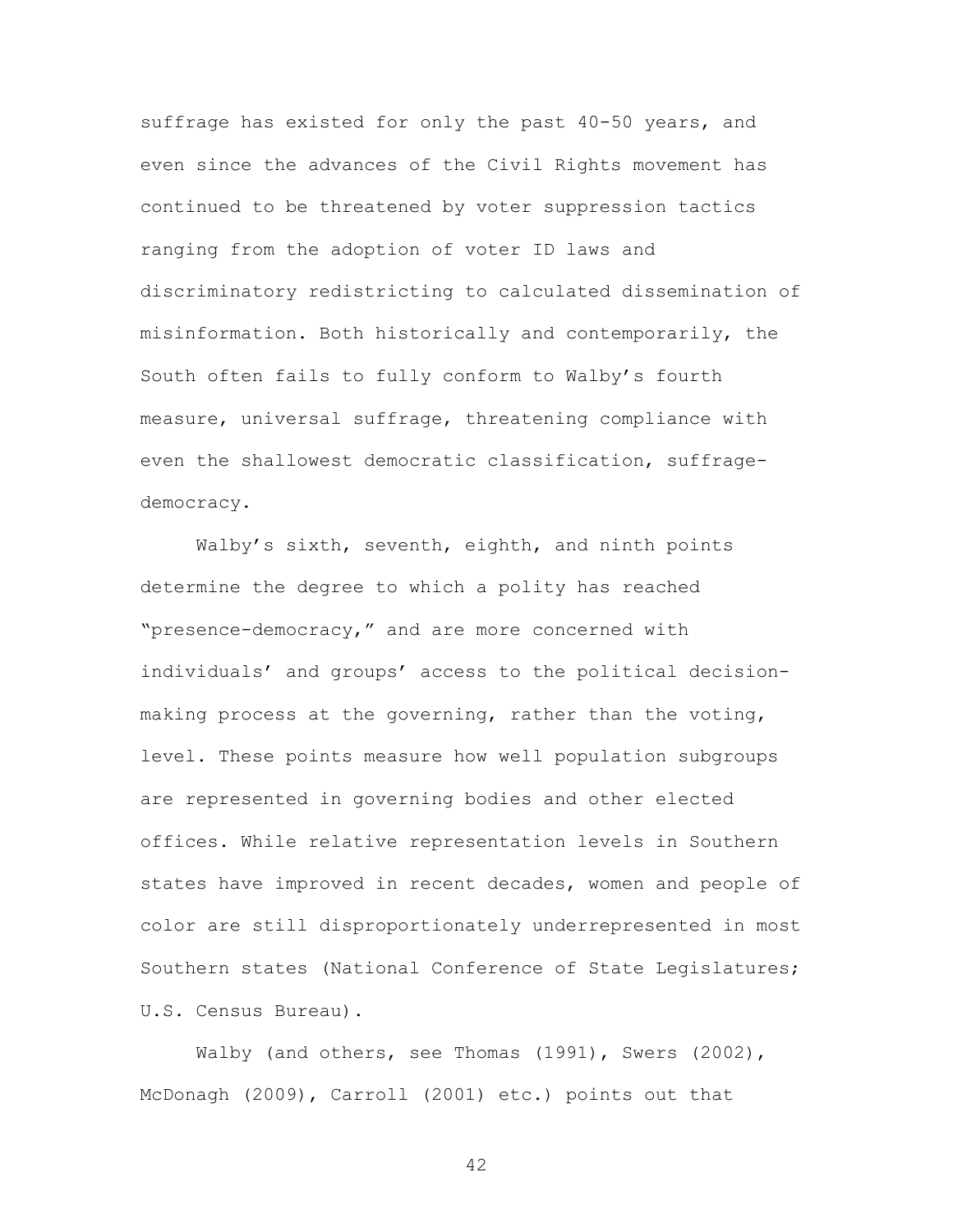suffrage has existed for only the past 40-50 years, and even since the advances of the Civil Rights movement has continued to be threatened by voter suppression tactics ranging from the adoption of voter ID laws and discriminatory redistricting to calculated dissemination of misinformation. Both historically and contemporarily, the South often fails to fully conform to Walby's fourth measure, universal suffrage, threatening compliance with even the shallowest democratic classification, suffrage-democracy.

Walby's sixth, seventh, eighth, and ninth points determine the degree to which a polity has reached "presence-democracy," and are more concerned with individuals' and groups' access to the political decision-making process at the governing, rather than the voting, level. These points measure how well population subgroups are represented in governing bodies and other elected offices. While relative representation levels in Southern states have improved in recent decades, women and people of color are still disproportionately underrepresented in most Southern states (National Conference of State Legislatures; U.S. Census Bureau).

Walby (and others, see Thomas (1991), Swers (2002), McDonagh (2009), Carroll (2001) etc.) points out that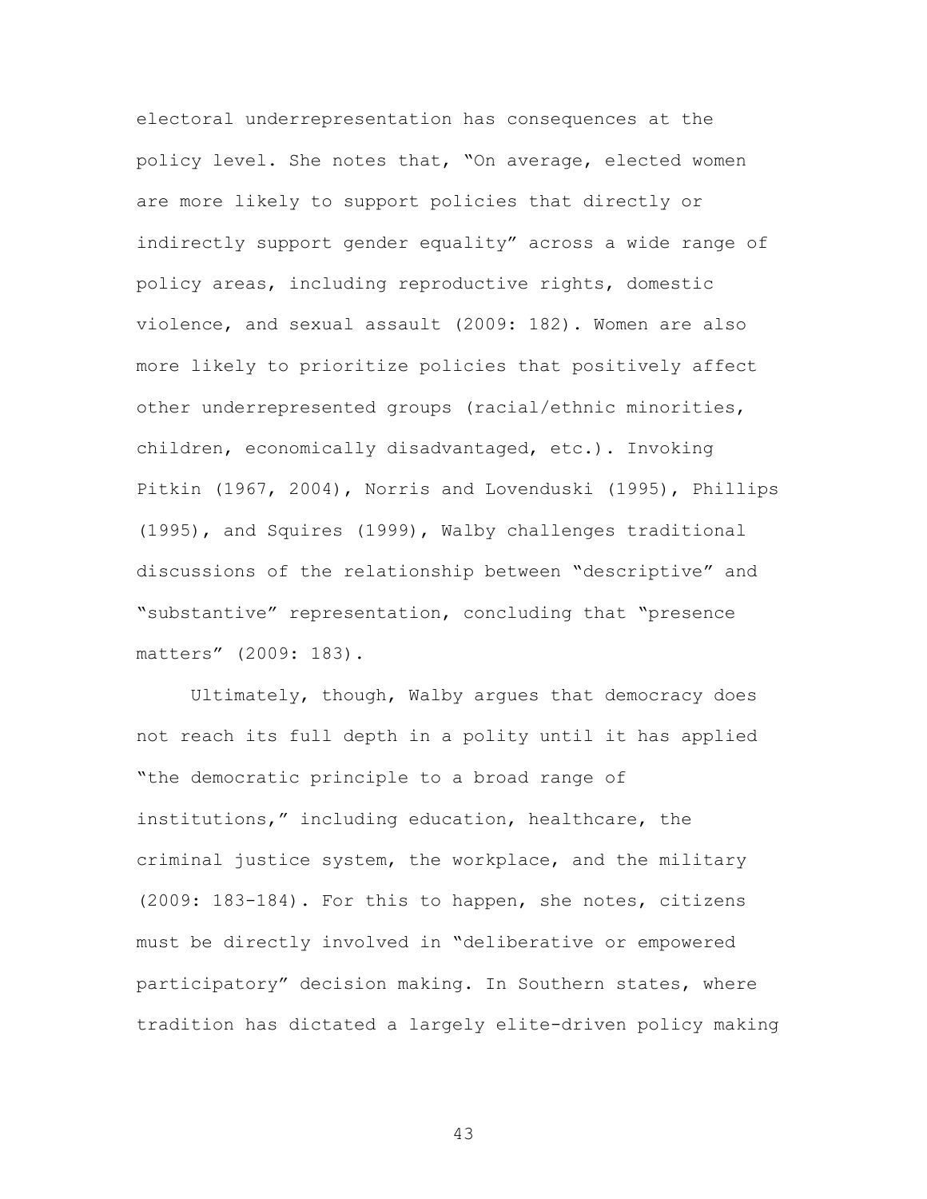electoral underrepresentation has consequences at the policy level. She notes that, "On average, elected women are more likely to support policies that directly or indirectly support gender equality" across a wide range of policy areas, including reproductive rights, domestic violence, and sexual assault (2009: 182). Women are also more likely to prioritize policies that positively affect other underrepresented groups (racial/ethnic minorities, children, economically disadvantaged, etc.). Invoking Pitkin (1967, 2004), Norris and Lovenduski (1995), Phillips (1995), and Squires (1999), Walby challenges traditional discussions of the relationship between "descriptive" and "substantive" representation, concluding that "presence matters" (2009: 183).

Ultimately, though, Walby argues that democracy does not reach its full depth in a polity until it has applied "the democratic principle to a broad range of institutions," including education, healthcare, the criminal justice system, the workplace, and the military (2009: 183-184). For this to happen, she notes, citizens must be directly involved in "deliberative or empowered participatory" decision making. In Southern states, where tradition has dictated a largely elite-driven policy making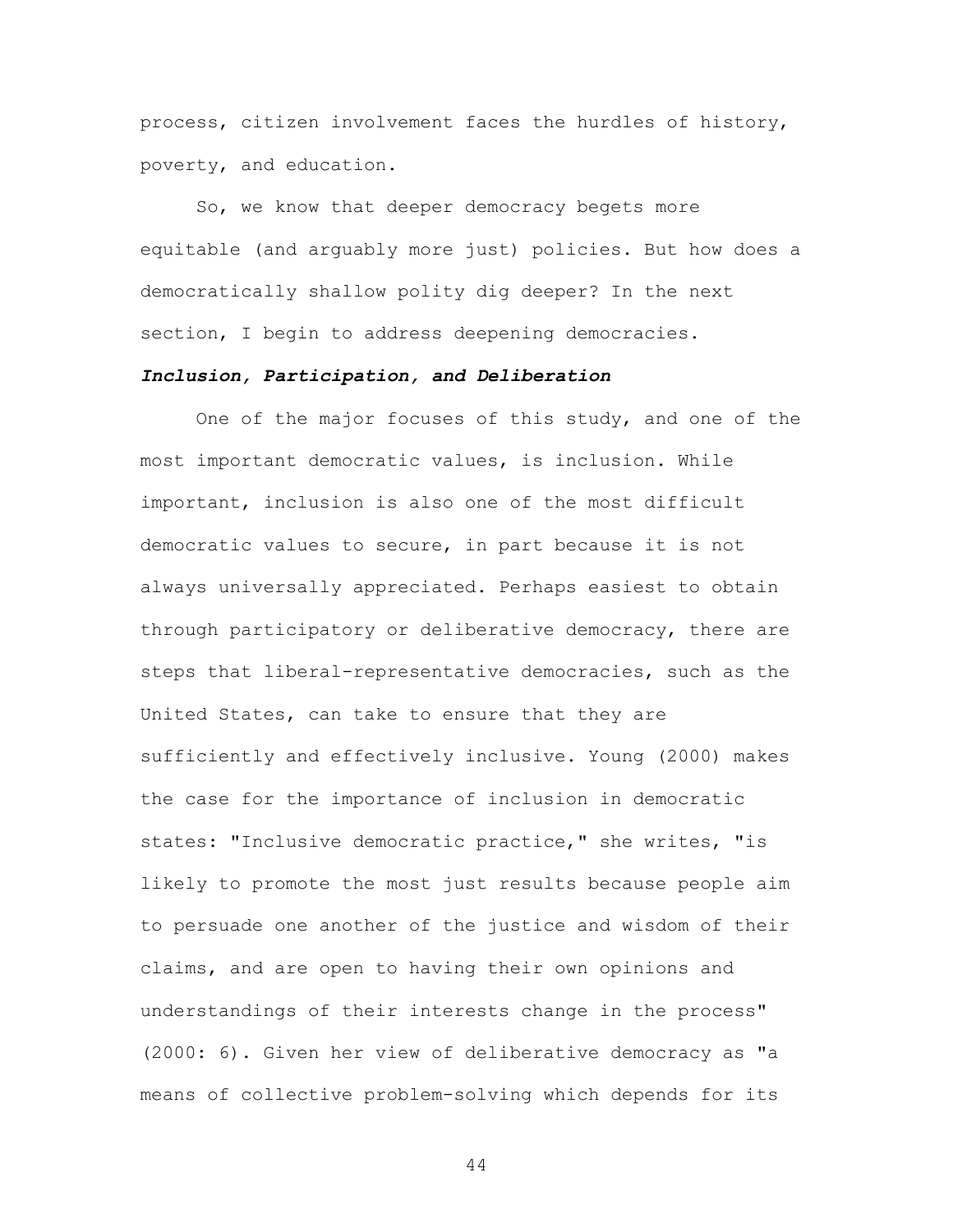process, citizen involvement faces the hurdles of history, poverty, and education.

So, we know that deeper democracy begets more equitable (and arguably more just) policies. But how does a democratically shallow polity dig deeper? In the next section, I begin to address deepening democracies.

### ***Inclusion, Participation, and Deliberation***

One of the major focuses of this study, and one of the most important democratic values, is inclusion. While important, inclusion is also one of the most difficult democratic values to secure, in part because it is not always universally appreciated. Perhaps easiest to obtain through participatory or deliberative democracy, there are steps that liberal-representative democracies, such as the United States, can take to ensure that they are sufficiently and effectively inclusive. Young (2000) makes the case for the importance of inclusion in democratic states: "Inclusive democratic practice," she writes, "is likely to promote the most just results because people aim to persuade one another of the justice and wisdom of their claims, and are open to having their own opinions and understandings of their interests change in the process" (2000: 6). Given her view of deliberative democracy as "a means of collective problem-solving which depends for its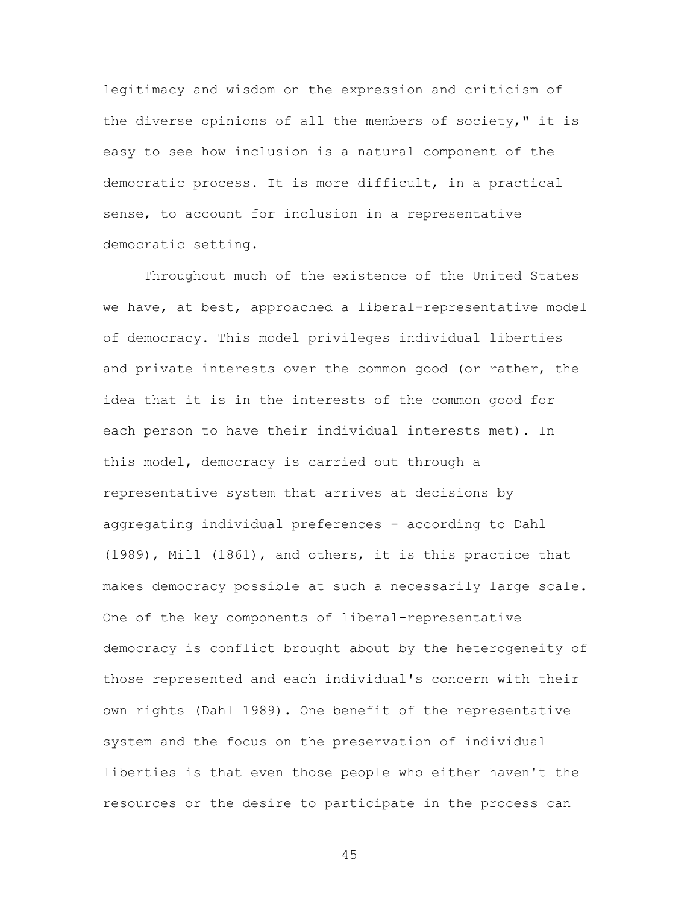legitimacy and wisdom on the expression and criticism of the diverse opinions of all the members of society," it is easy to see how inclusion is a natural component of the democratic process. It is more difficult, in a practical sense, to account for inclusion in a representative democratic setting.

Throughout much of the existence of the United States we have, at best, approached a liberal-representative model of democracy. This model privileges individual liberties and private interests over the common good (or rather, the idea that it is in the interests of the common good for each person to have their individual interests met). In this model, democracy is carried out through a representative system that arrives at decisions by aggregating individual preferences - according to Dahl (1989), Mill (1861), and others, it is this practice that makes democracy possible at such a necessarily large scale. One of the key components of liberal-representative democracy is conflict brought about by the heterogeneity of those represented and each individual's concern with their own rights (Dahl 1989). One benefit of the representative system and the focus on the preservation of individual liberties is that even those people who either haven't the resources or the desire to participate in the process can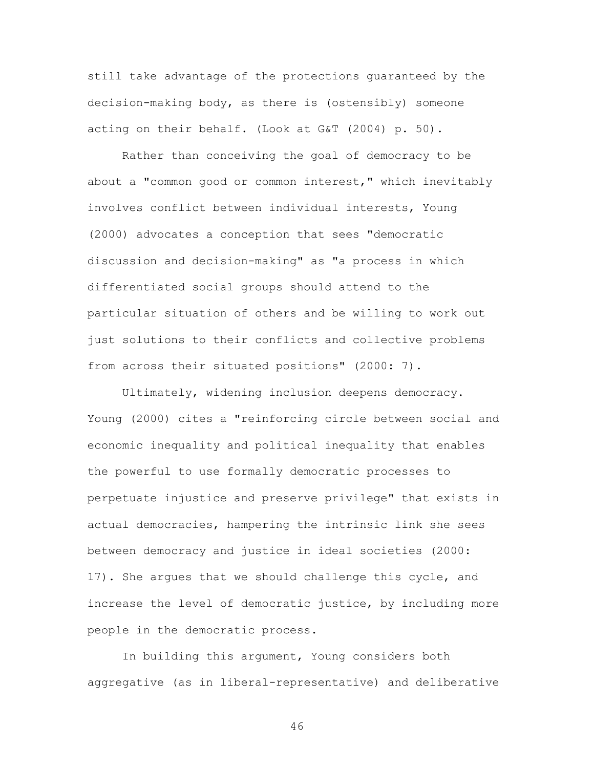still take advantage of the protections guaranteed by the decision-making body, as there is (ostensibly) someone acting on their behalf. (Look at G&T (2004) p. 50).

Rather than conceiving the goal of democracy to be about a "common good or common interest," which inevitably involves conflict between individual interests, Young (2000) advocates a conception that sees "democratic discussion and decision-making" as "a process in which differentiated social groups should attend to the particular situation of others and be willing to work out just solutions to their conflicts and collective problems from across their situated positions" (2000: 7).

Ultimately, widening inclusion deepens democracy. Young (2000) cites a "reinforcing circle between social and economic inequality and political inequality that enables the powerful to use formally democratic processes to perpetuate injustice and preserve privilege" that exists in actual democracies, hampering the intrinsic link she sees between democracy and justice in ideal societies (2000: 17). She argues that we should challenge this cycle, and increase the level of democratic justice, by including more people in the democratic process.

In building this argument, Young considers both aggregative (as in liberal-representative) and deliberative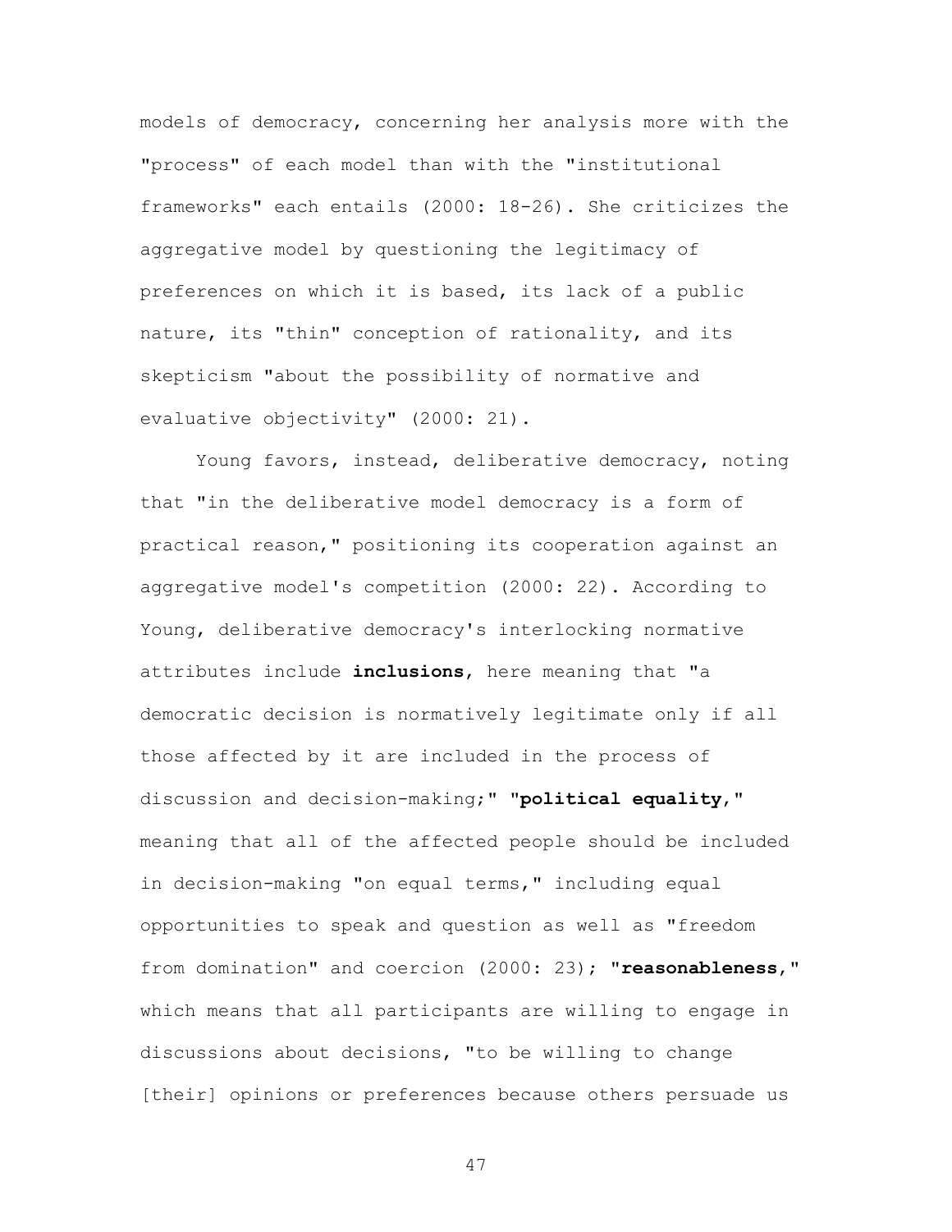models of democracy, concerning her analysis more with the "process" of each model than with the "institutional frameworks" each entails (2000: 18-26). She criticizes the aggregative model by questioning the legitimacy of preferences on which it is based, its lack of a public nature, its "thin" conception of rationality, and its skepticism "about the possibility of normative and evaluative objectivity" (2000: 21).

Young favors, instead, deliberative democracy, noting that "in the deliberative model democracy is a form of practical reason," positioning its cooperation against an aggregative model's competition (2000: 22). According to Young, deliberative democracy's interlocking normative attributes include **inclusions**, here meaning that "a democratic decision is normatively legitimate only if all those affected by it are included in the process of discussion and decision-making;" "**political equality**," meaning that all of the affected people should be included in decision-making "on equal terms," including equal opportunities to speak and question as well as "freedom from domination" and coercion (2000: 23); "**reasonableness**," which means that all participants are willing to engage in discussions about decisions, "to be willing to change [their] opinions or preferences because others persuade us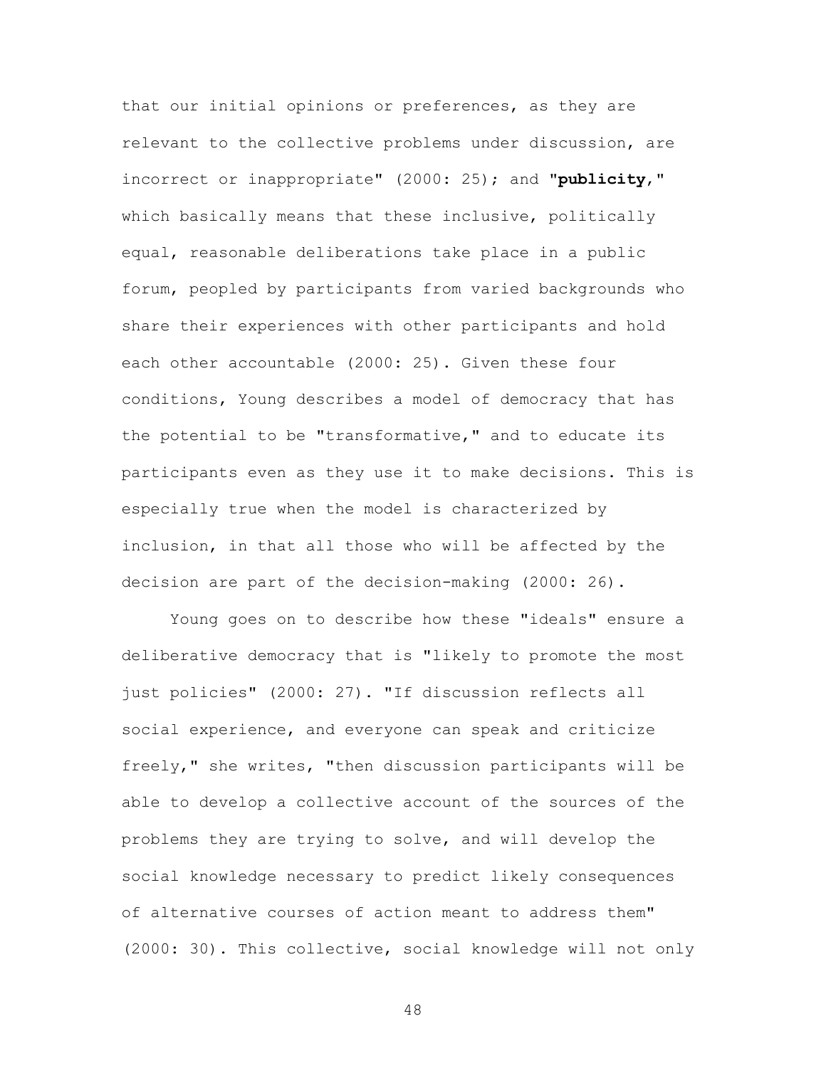that our initial opinions or preferences, as they are relevant to the collective problems under discussion, are incorrect or inappropriate" (2000: 25); and "**publicity**," which basically means that these inclusive, politically equal, reasonable deliberations take place in a public forum, peopled by participants from varied backgrounds who share their experiences with other participants and hold each other accountable (2000: 25). Given these four conditions, Young describes a model of democracy that has the potential to be "transformative," and to educate its participants even as they use it to make decisions. This is especially true when the model is characterized by inclusion, in that all those who will be affected by the decision are part of the decision-making (2000: 26).

Young goes on to describe how these "ideals" ensure a deliberative democracy that is "likely to promote the most just policies" (2000: 27). "If discussion reflects all social experience, and everyone can speak and criticize freely," she writes, "then discussion participants will be able to develop a collective account of the sources of the problems they are trying to solve, and will develop the social knowledge necessary to predict likely consequences of alternative courses of action meant to address them" (2000: 30). This collective, social knowledge will not only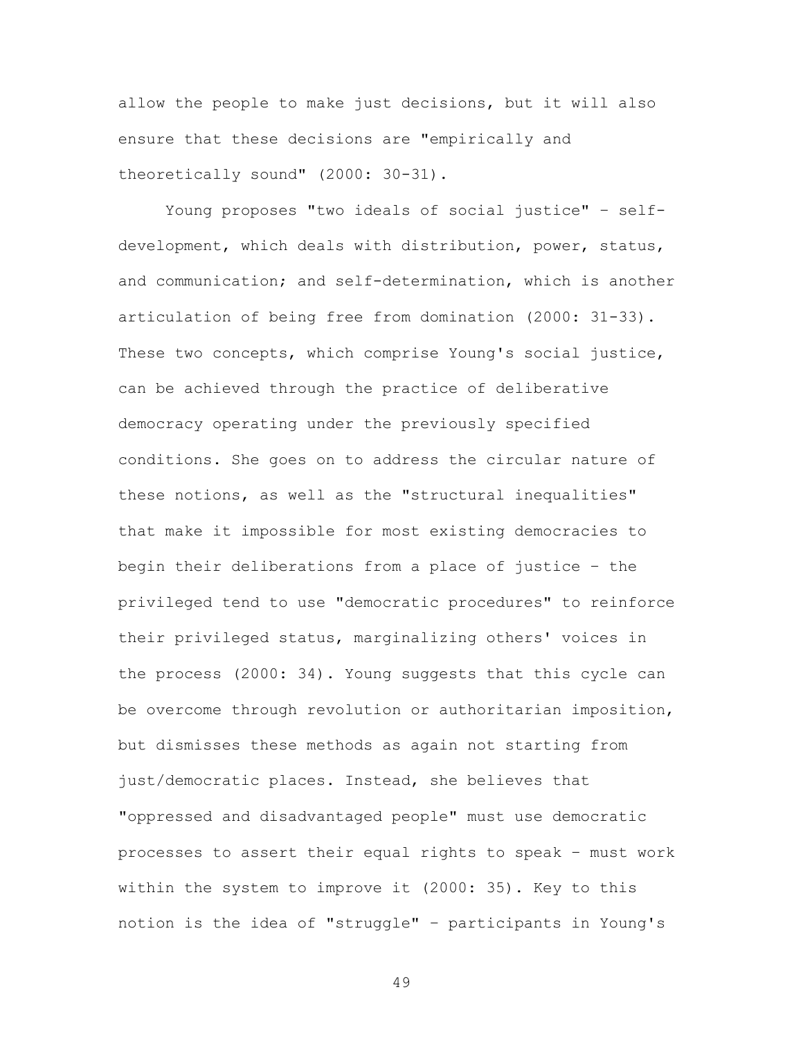allow the people to make just decisions, but it will also ensure that these decisions are "empirically and theoretically sound" (2000: 30-31).

Young proposes "two ideals of social justice" – self-development, which deals with distribution, power, status, and communication; and self-determination, which is another articulation of being free from domination (2000: 31-33). These two concepts, which comprise Young's social justice, can be achieved through the practice of deliberative democracy operating under the previously specified conditions. She goes on to address the circular nature of these notions, as well as the "structural inequalities" that make it impossible for most existing democracies to begin their deliberations from a place of justice – the privileged tend to use "democratic procedures" to reinforce their privileged status, marginalizing others' voices in the process (2000: 34). Young suggests that this cycle can be overcome through revolution or authoritarian imposition, but dismisses these methods as again not starting from just/democratic places. Instead, she believes that "oppressed and disadvantaged people" must use democratic processes to assert their equal rights to speak – must work within the system to improve it (2000: 35). Key to this notion is the idea of "struggle" – participants in Young's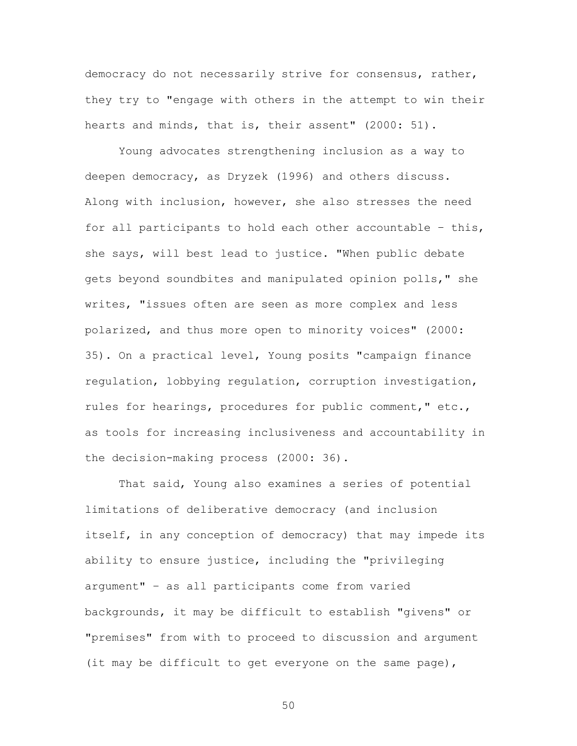democracy do not necessarily strive for consensus, rather, they try to "engage with others in the attempt to win their hearts and minds, that is, their assent" (2000: 51).

Young advocates strengthening inclusion as a way to deepen democracy, as Dryzek (1996) and others discuss. Along with inclusion, however, she also stresses the need for all participants to hold each other accountable – this, she says, will best lead to justice. "When public debate gets beyond soundbites and manipulated opinion polls," she writes, "issues often are seen as more complex and less polarized, and thus more open to minority voices" (2000: 35). On a practical level, Young posits "campaign finance regulation, lobbying regulation, corruption investigation, rules for hearings, procedures for public comment," etc., as tools for increasing inclusiveness and accountability in the decision-making process (2000: 36).

That said, Young also examines a series of potential limitations of deliberative democracy (and inclusion itself, in any conception of democracy) that may impede its ability to ensure justice, including the "privileging argument" – as all participants come from varied backgrounds, it may be difficult to establish "givens" or "premises" from with to proceed to discussion and argument (it may be difficult to get everyone on the same page),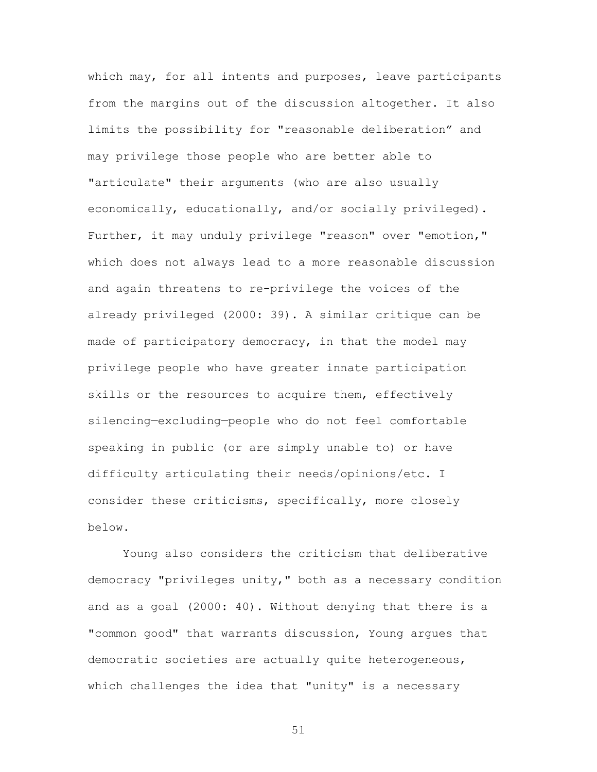which may, for all intents and purposes, leave participants from the margins out of the discussion altogether. It also limits the possibility for "reasonable deliberation" and may privilege those people who are better able to "articulate" their arguments (who are also usually economically, educationally, and/or socially privileged). Further, it may unduly privilege "reason" over "emotion," which does not always lead to a more reasonable discussion and again threatens to re-privilege the voices of the already privileged (2000: 39). A similar critique can be made of participatory democracy, in that the model may privilege people who have greater innate participation skills or the resources to acquire them, effectively silencing—excluding—people who do not feel comfortable speaking in public (or are simply unable to) or have difficulty articulating their needs/opinions/etc. I consider these criticisms, specifically, more closely below.

Young also considers the criticism that deliberative democracy "privileges unity," both as a necessary condition and as a goal (2000: 40). Without denying that there is a "common good" that warrants discussion, Young argues that democratic societies are actually quite heterogeneous, which challenges the idea that "unity" is a necessary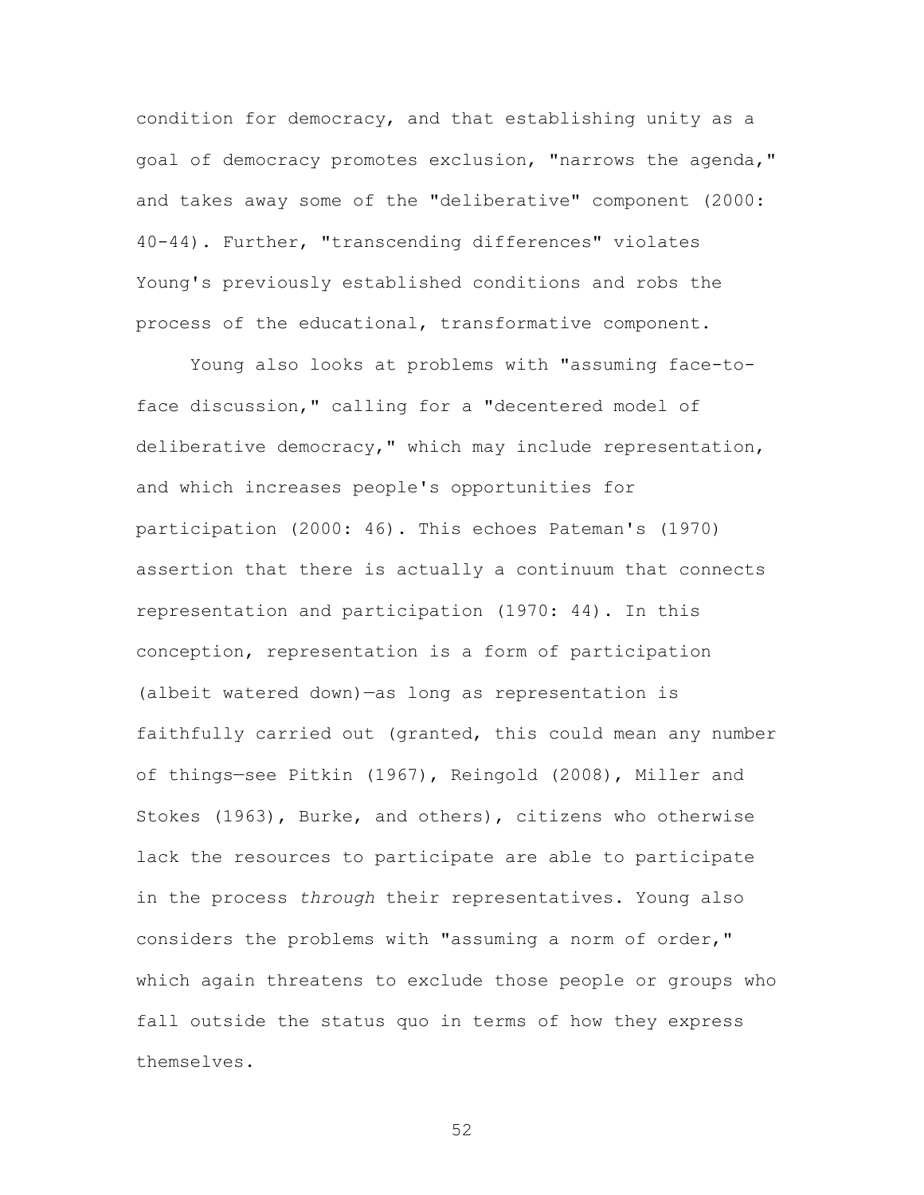condition for democracy, and that establishing unity as a goal of democracy promotes exclusion, "narrows the agenda," and takes away some of the "deliberative" component (2000: 40-44). Further, "transcending differences" violates Young's previously established conditions and robs the process of the educational, transformative component.

Young also looks at problems with "assuming face-to-face discussion," calling for a "decentered model of deliberative democracy," which may include representation, and which increases people's opportunities for participation (2000: 46). This echoes Pateman's (1970) assertion that there is actually a continuum that connects representation and participation (1970: 44). In this conception, representation is a form of participation (albeit watered down)—as long as representation is faithfully carried out (granted, this could mean any number of things—see Pitkin (1967), Reingold (2008), Miller and Stokes (1963), Burke, and others), citizens who otherwise lack the resources to participate are able to participate in the process *through* their representatives. Young also considers the problems with "assuming a norm of order," which again threatens to exclude those people or groups who fall outside the status quo in terms of how they express themselves.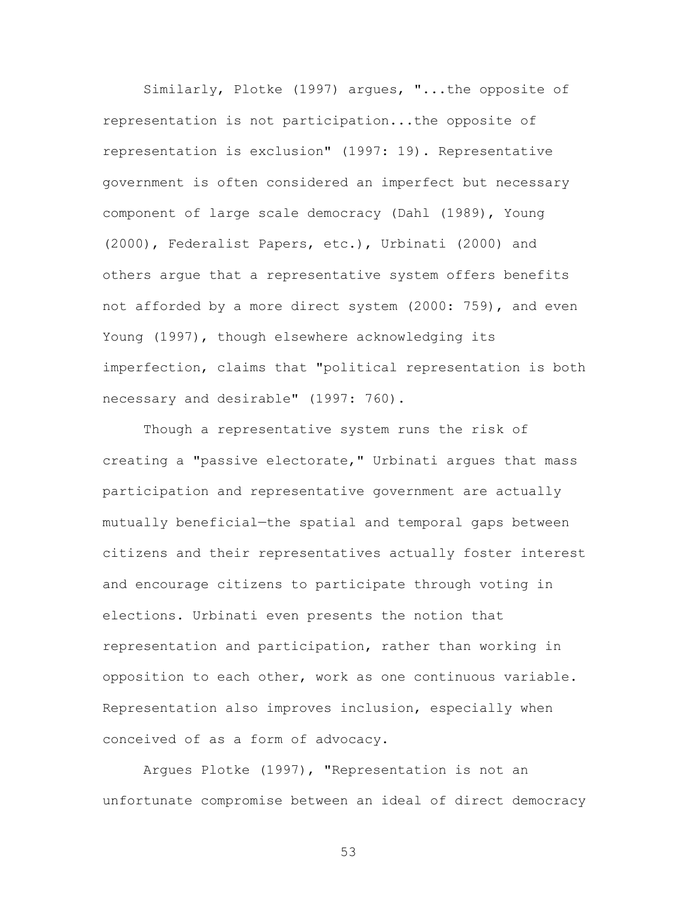Similarly, Plotke (1997) argues, "...the opposite of representation is not participation...the opposite of representation is exclusion" (1997: 19). Representative government is often considered an imperfect but necessary component of large scale democracy (Dahl (1989), Young (2000), Federalist Papers, etc.), Urbinati (2000) and others argue that a representative system offers benefits not afforded by a more direct system (2000: 759), and even Young (1997), though elsewhere acknowledging its imperfection, claims that "political representation is both necessary and desirable" (1997: 760).

Though a representative system runs the risk of creating a "passive electorate," Urbinati argues that mass participation and representative government are actually mutually beneficial—the spatial and temporal gaps between citizens and their representatives actually foster interest and encourage citizens to participate through voting in elections. Urbinati even presents the notion that representation and participation, rather than working in opposition to each other, work as one continuous variable. Representation also improves inclusion, especially when conceived of as a form of advocacy.

Argues Plotke (1997), "Representation is not an unfortunate compromise between an ideal of direct democracy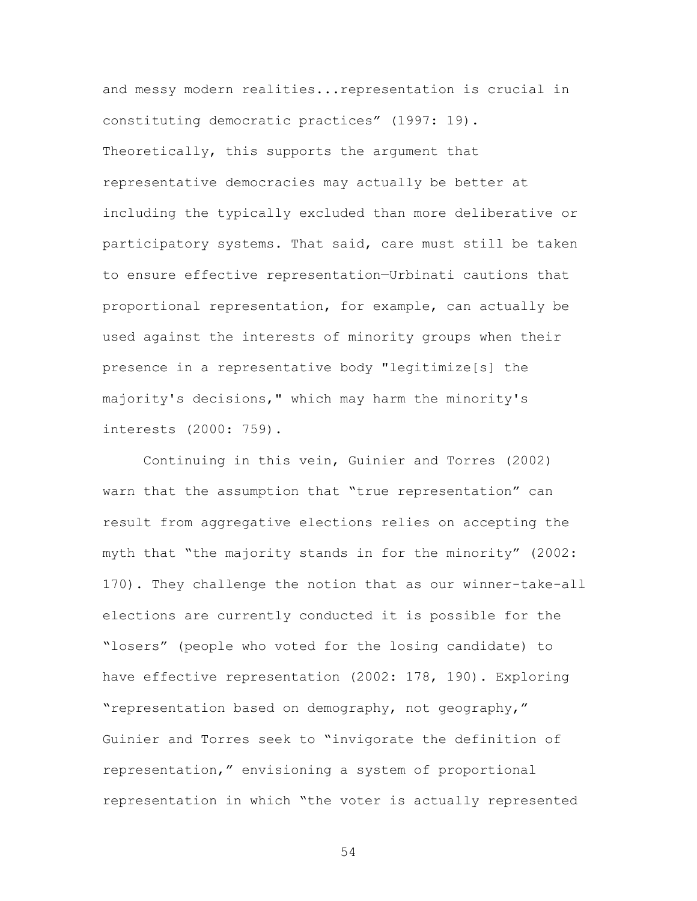and messy modern realities...representation is crucial in constituting democratic practices” (1997: 19). Theoretically, this supports the argument that representative democracies may actually be better at including the typically excluded than more deliberative or participatory systems. That said, care must still be taken to ensure effective representation—Urbinati cautions that proportional representation, for example, can actually be used against the interests of minority groups when their presence in a representative body "legitimize[s] the majority's decisions," which may harm the minority's interests (2000: 759).

Continuing in this vein, Guinier and Torres (2002) warn that the assumption that “true representation” can result from aggregative elections relies on accepting the myth that “the majority stands in for the minority” (2002: 170). They challenge the notion that as our winner-take-all elections are currently conducted it is possible for the “losers” (people who voted for the losing candidate) to have effective representation (2002: 178, 190). Exploring “representation based on demography, not geography,” Guinier and Torres seek to “invigorate the definition of representation,” envisioning a system of proportional representation in which “the voter is actually represented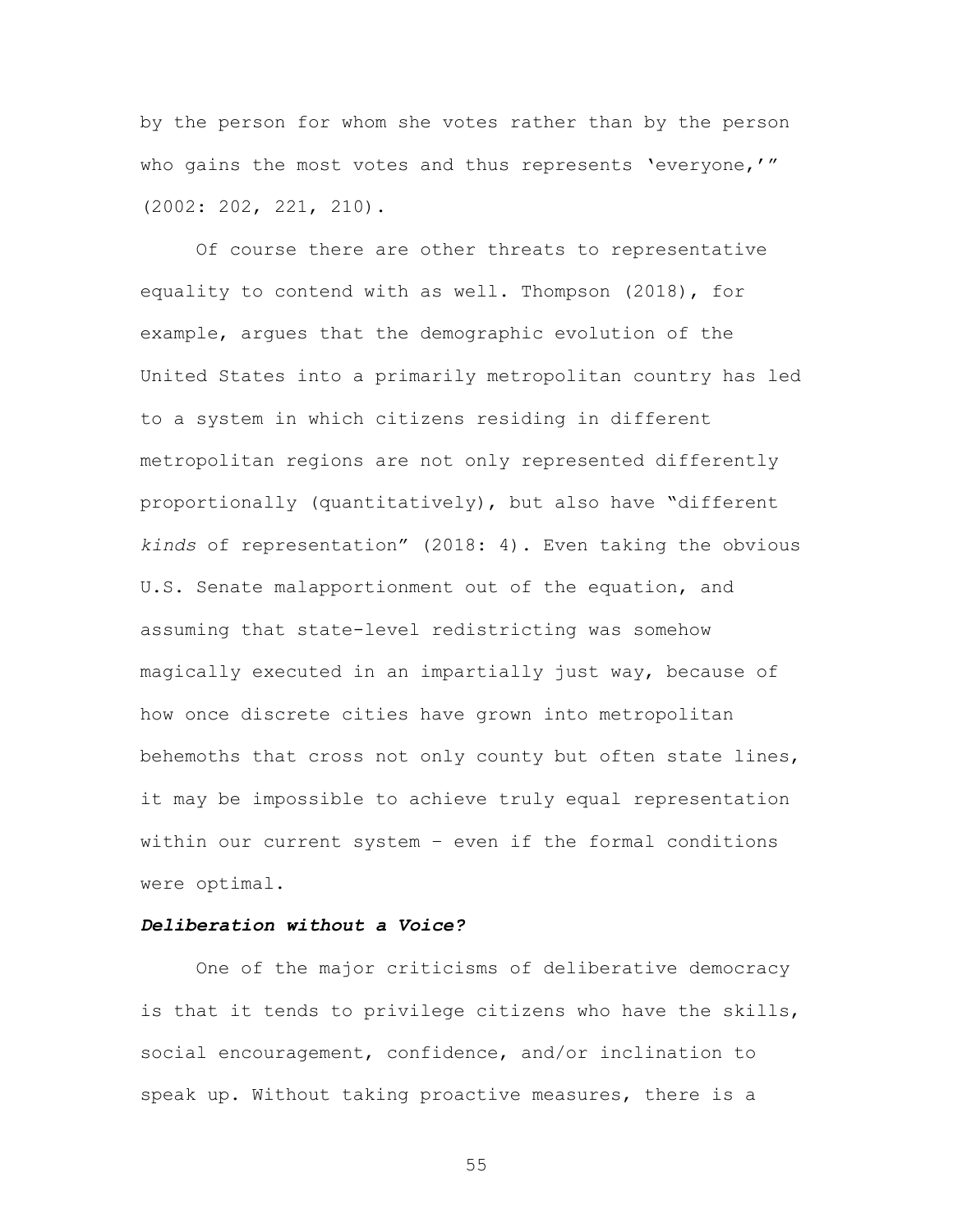by the person for whom she votes rather than by the person who gains the most votes and thus represents 'everyone,'" (2002: 202, 221, 210).

Of course there are other threats to representative equality to contend with as well. Thompson (2018), for example, argues that the demographic evolution of the United States into a primarily metropolitan country has led to a system in which citizens residing in different metropolitan regions are not only represented differently proportionally (quantitatively), but also have "different *kinds* of representation" (2018: 4). Even taking the obvious U.S. Senate malapportionment out of the equation, and assuming that state-level redistricting was somehow magically executed in an impartially just way, because of how once discrete cities have grown into metropolitan behemoths that cross not only county but often state lines, it may be impossible to achieve truly equal representation within our current system – even if the formal conditions were optimal.

***Deliberation without a Voice?***

One of the major criticisms of deliberative democracy is that it tends to privilege citizens who have the skills, social encouragement, confidence, and/or inclination to speak up. Without taking proactive measures, there is a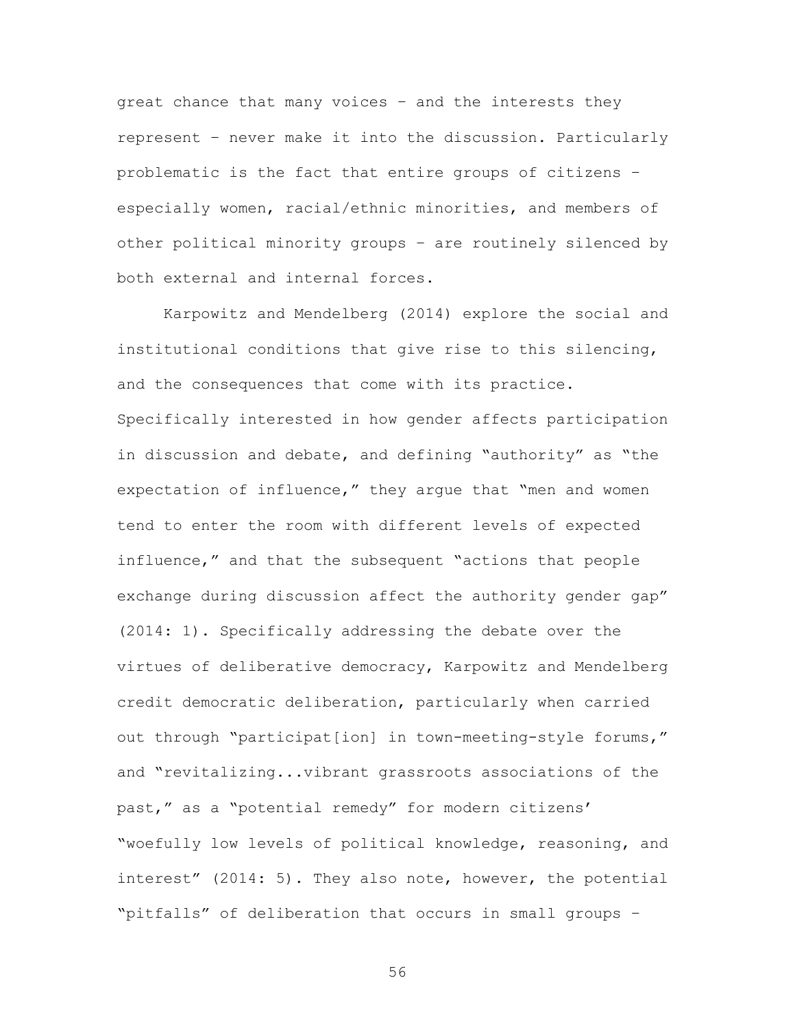great chance that many voices – and the interests they represent – never make it into the discussion. Particularly problematic is the fact that entire groups of citizens – especially women, racial/ethnic minorities, and members of other political minority groups – are routinely silenced by both external and internal forces.

Karpowitz and Mendelberg (2014) explore the social and institutional conditions that give rise to this silencing, and the consequences that come with its practice. Specifically interested in how gender affects participation in discussion and debate, and defining "authority" as "the expectation of influence," they argue that "men and women tend to enter the room with different levels of expected influence," and that the subsequent "actions that people exchange during discussion affect the authority gender gap" (2014: 1). Specifically addressing the debate over the virtues of deliberative democracy, Karpowitz and Mendelberg credit democratic deliberation, particularly when carried out through "participat[ion] in town-meeting-style forums," and "revitalizing...vibrant grassroots associations of the past," as a "potential remedy" for modern citizens' "woefully low levels of political knowledge, reasoning, and interest" (2014: 5). They also note, however, the potential "pitfalls" of deliberation that occurs in small groups –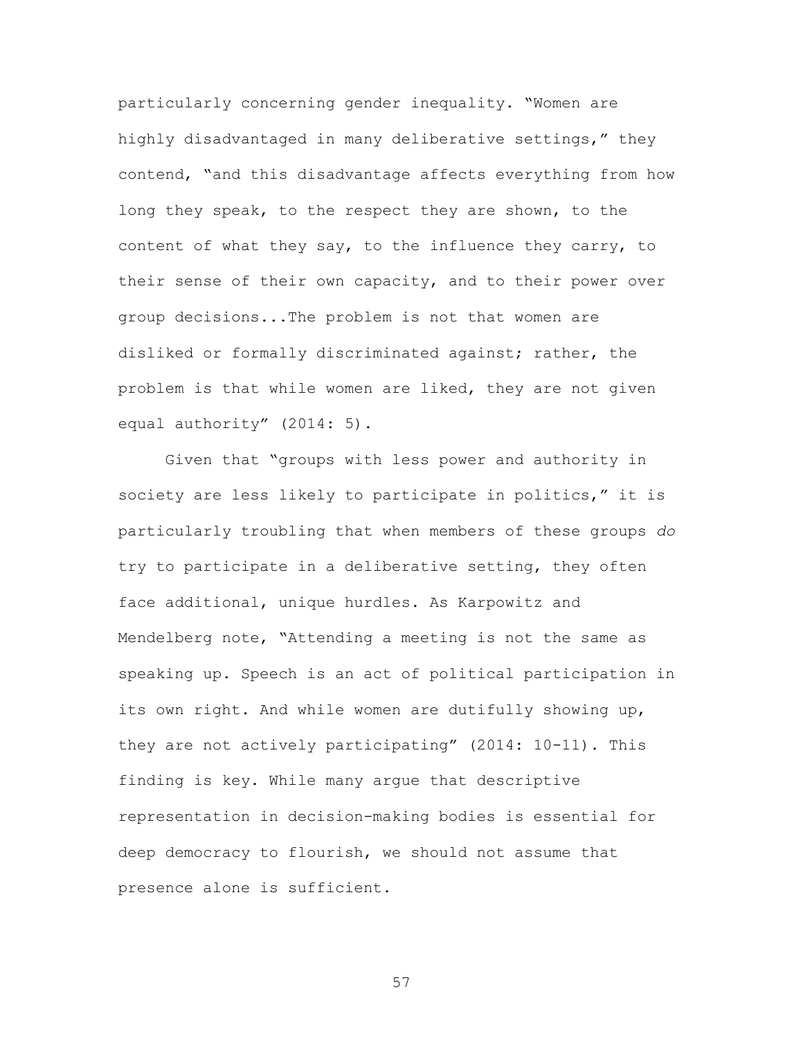particularly concerning gender inequality. "Women are highly disadvantaged in many deliberative settings," they contend, "and this disadvantage affects everything from how long they speak, to the respect they are shown, to the content of what they say, to the influence they carry, to their sense of their own capacity, and to their power over group decisions...The problem is not that women are disliked or formally discriminated against; rather, the problem is that while women are liked, they are not given equal authority" (2014: 5).

Given that "groups with less power and authority in society are less likely to participate in politics," it is particularly troubling that when members of these groups *do* try to participate in a deliberative setting, they often face additional, unique hurdles. As Karpowitz and Mendelberg note, "Attending a meeting is not the same as speaking up. Speech is an act of political participation in its own right. And while women are dutifully showing up, they are not actively participating" (2014: 10-11). This finding is key. While many argue that descriptive representation in decision-making bodies is essential for deep democracy to flourish, we should not assume that presence alone is sufficient.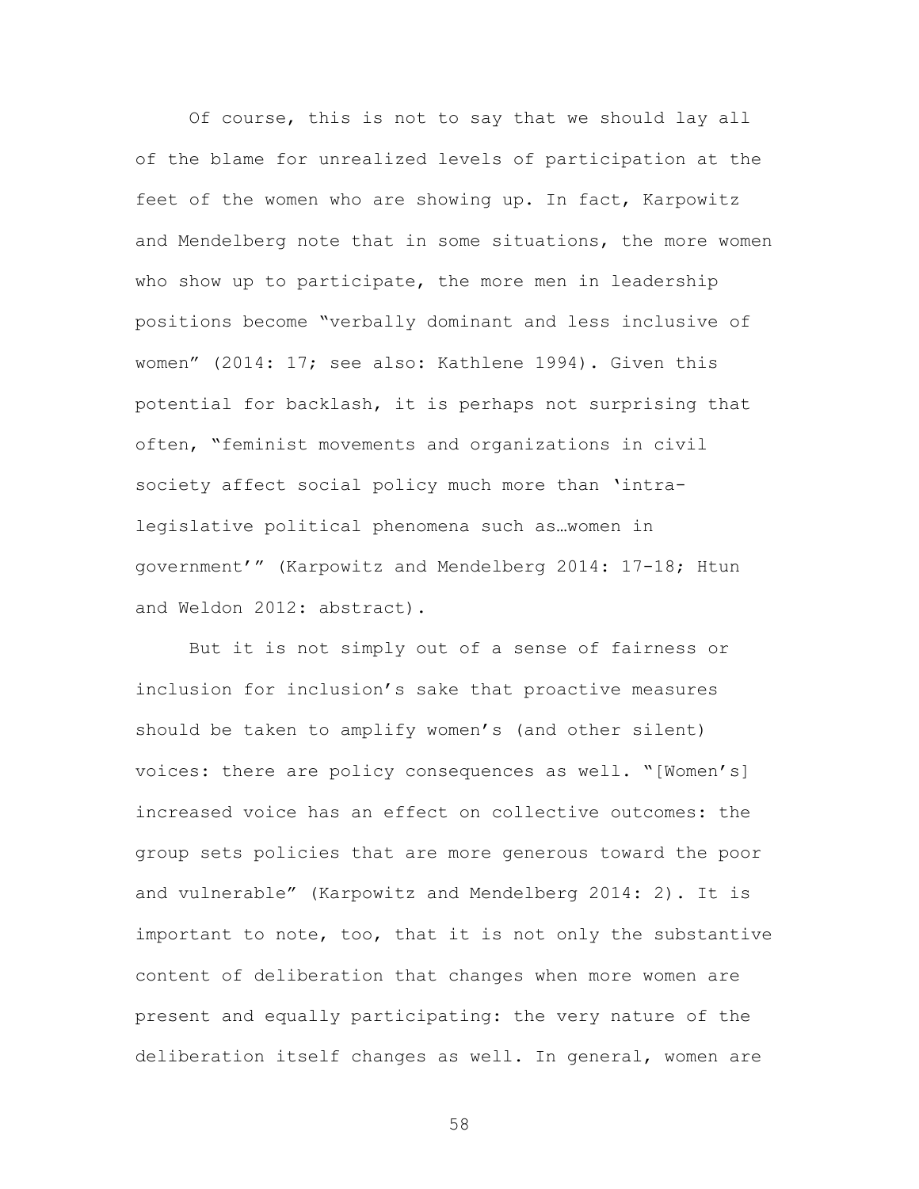Of course, this is not to say that we should lay all of the blame for unrealized levels of participation at the feet of the women who are showing up. In fact, Karpowitz and Mendelberg note that in some situations, the more women who show up to participate, the more men in leadership positions become "verbally dominant and less inclusive of women" (2014: 17; see also: Kathlene 1994). Given this potential for backlash, it is perhaps not surprising that often, "feminist movements and organizations in civil society affect social policy much more than 'intra-legislative political phenomena such as…women in government'" (Karpowitz and Mendelberg 2014: 17-18; Htun and Weldon 2012: abstract).

But it is not simply out of a sense of fairness or inclusion for inclusion's sake that proactive measures should be taken to amplify women's (and other silent) voices: there are policy consequences as well. "[Women's] increased voice has an effect on collective outcomes: the group sets policies that are more generous toward the poor and vulnerable" (Karpowitz and Mendelberg 2014: 2). It is important to note, too, that it is not only the substantive content of deliberation that changes when more women are present and equally participating: the very nature of the deliberation itself changes as well. In general, women are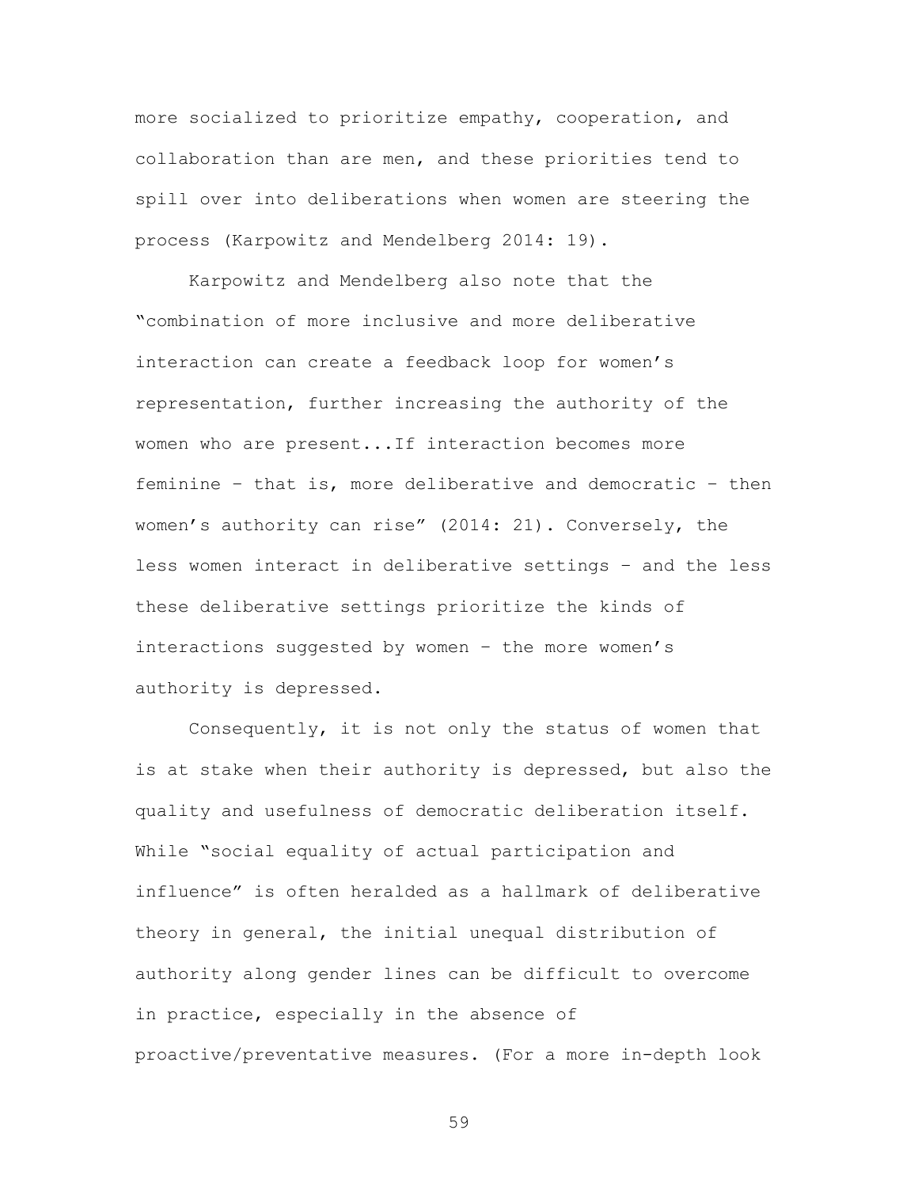more socialized to prioritize empathy, cooperation, and collaboration than are men, and these priorities tend to spill over into deliberations when women are steering the process (Karpowitz and Mendelberg 2014: 19).

Karpowitz and Mendelberg also note that the "combination of more inclusive and more deliberative interaction can create a feedback loop for women's representation, further increasing the authority of the women who are present...If interaction becomes more feminine – that is, more deliberative and democratic – then women's authority can rise" (2014: 21). Conversely, the less women interact in deliberative settings – and the less these deliberative settings prioritize the kinds of interactions suggested by women – the more women's authority is depressed.

Consequently, it is not only the status of women that is at stake when their authority is depressed, but also the quality and usefulness of democratic deliberation itself. While "social equality of actual participation and influence" is often heralded as a hallmark of deliberative theory in general, the initial unequal distribution of authority along gender lines can be difficult to overcome in practice, especially in the absence of proactive/preventative measures. (For a more in-depth look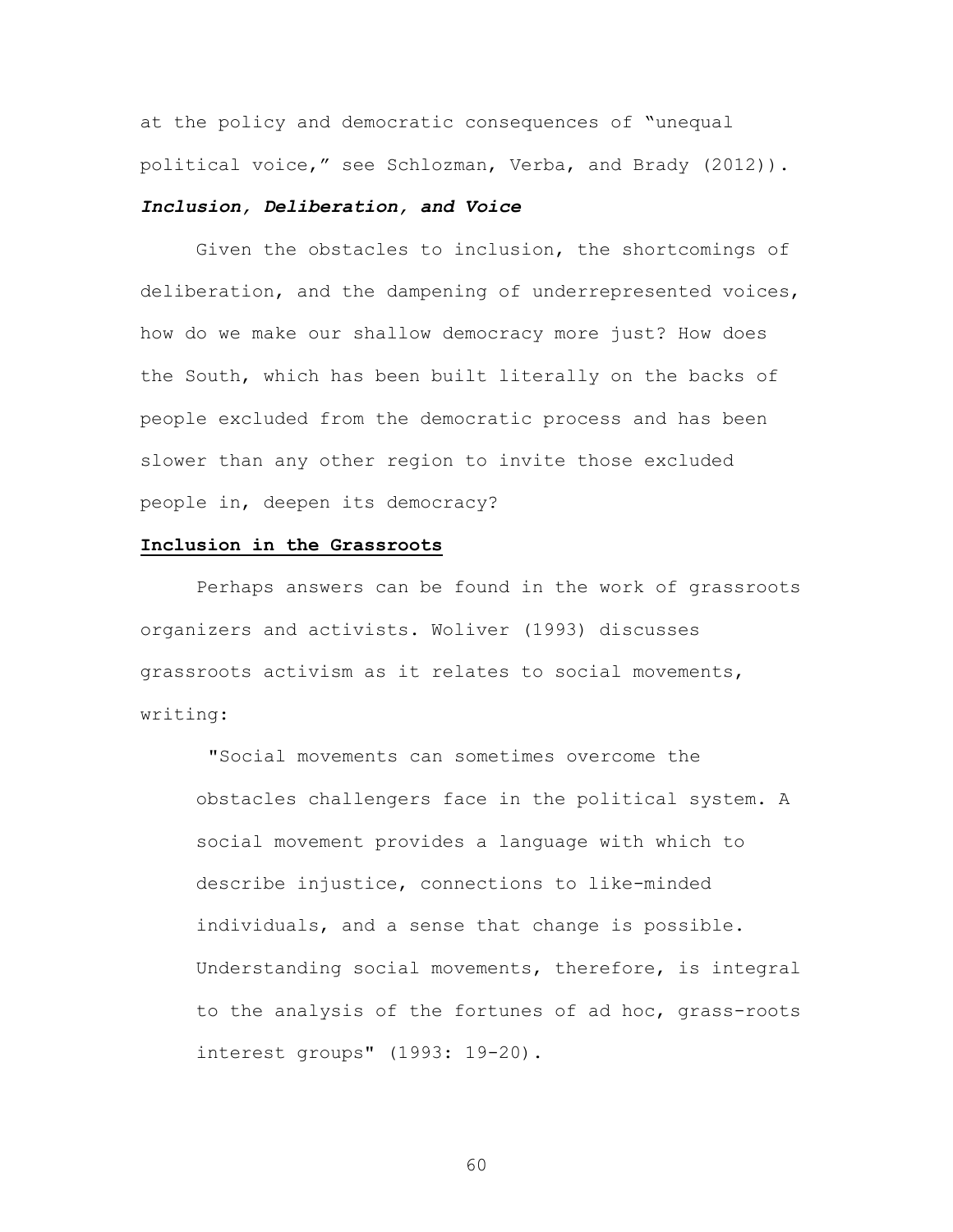at the policy and democratic consequences of "unequal political voice," see Schlozman, Verba, and Brady (2012)).

### ***Inclusion, Deliberation, and Voice***

Given the obstacles to inclusion, the shortcomings of deliberation, and the dampening of underrepresented voices, how do we make our shallow democracy more just? How does the South, which has been built literally on the backs of people excluded from the democratic process and has been slower than any other region to invite those excluded people in, deepen its democracy?

## **Inclusion in the Grassroots**

Perhaps answers can be found in the work of grassroots organizers and activists. Woliver (1993) discusses grassroots activism as it relates to social movements, writing:

> "Social movements can sometimes overcome the obstacles challengers face in the political system. A social movement provides a language with which to describe injustice, connections to like-minded individuals, and a sense that change is possible. Understanding social movements, therefore, is integral to the analysis of the fortunes of ad hoc, grass-roots interest groups" (1993: 19-20).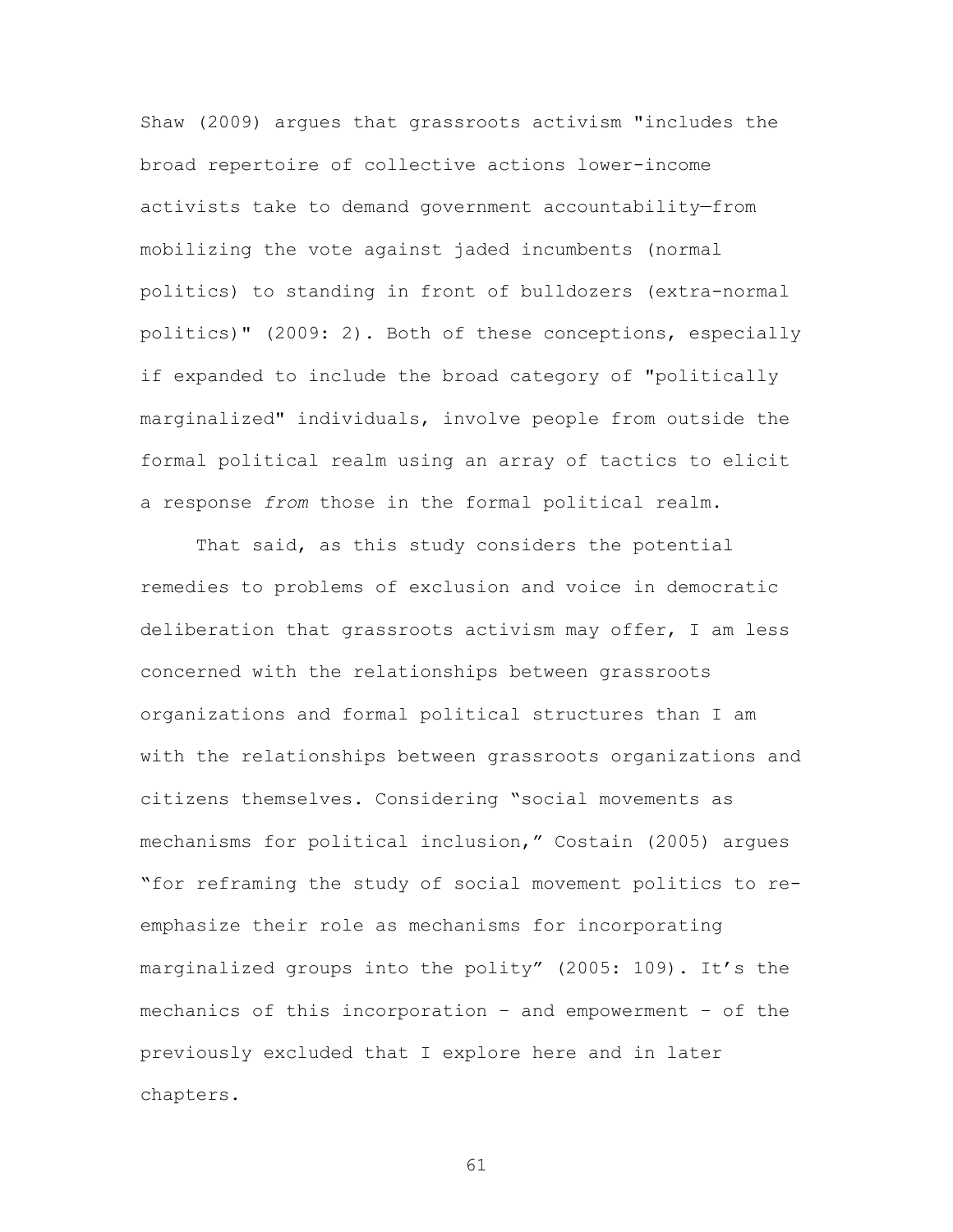Shaw (2009) argues that grassroots activism "includes the broad repertoire of collective actions lower-income activists take to demand government accountability—from mobilizing the vote against jaded incumbents (normal politics) to standing in front of bulldozers (extra-normal politics)" (2009: 2). Both of these conceptions, especially if expanded to include the broad category of "politically marginalized" individuals, involve people from outside the formal political realm using an array of tactics to elicit a response *from* those in the formal political realm.

That said, as this study considers the potential remedies to problems of exclusion and voice in democratic deliberation that grassroots activism may offer, I am less concerned with the relationships between grassroots organizations and formal political structures than I am with the relationships between grassroots organizations and citizens themselves. Considering "social movements as mechanisms for political inclusion," Costain (2005) argues "for reframing the study of social movement politics to re-emphasize their role as mechanisms for incorporating marginalized groups into the polity" (2005: 109). It's the mechanics of this incorporation – and empowerment – of the previously excluded that I explore here and in later chapters.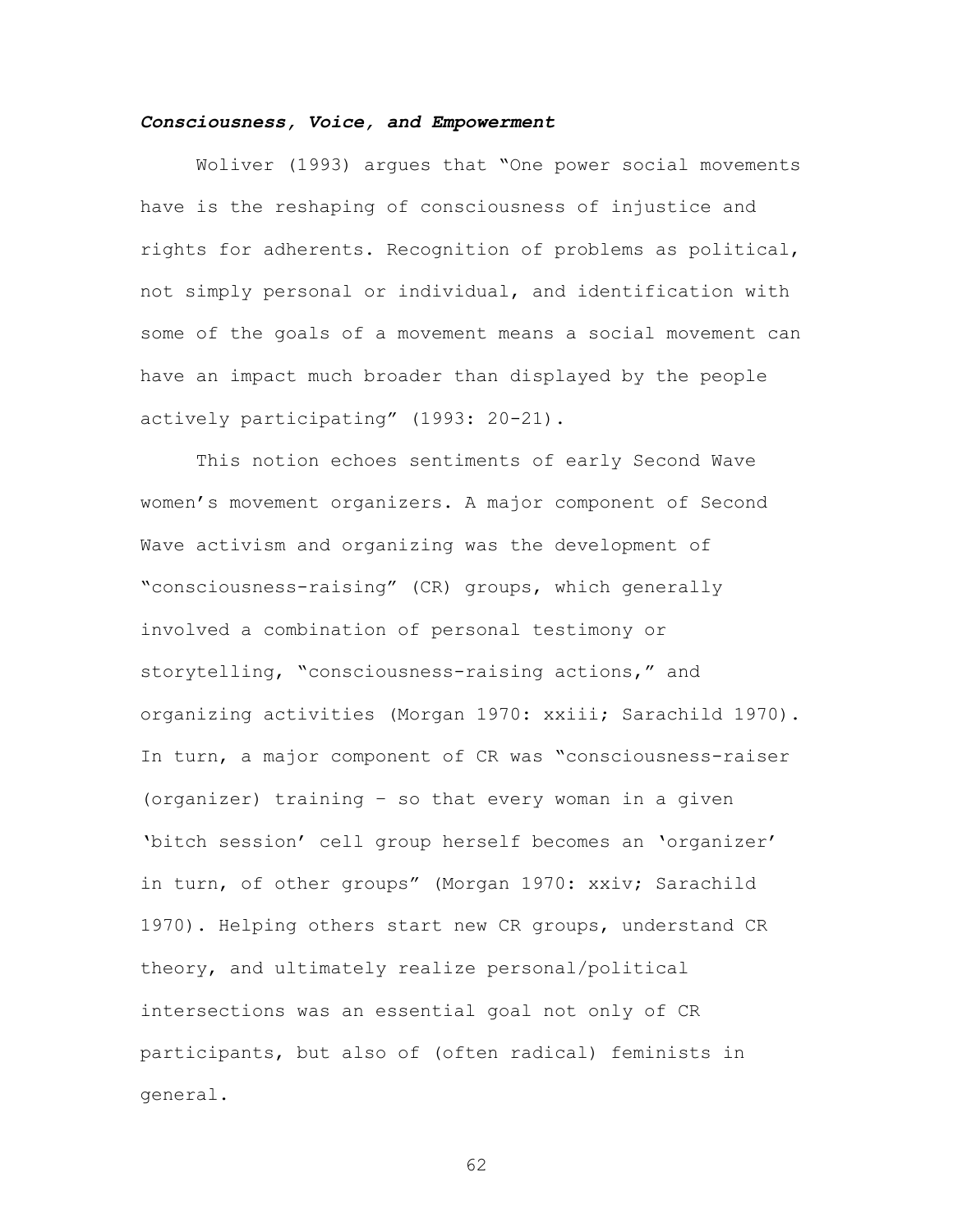### ***Consciousness, Voice, and Empowerment***

Woliver (1993) argues that "One power social movements have is the reshaping of consciousness of injustice and rights for adherents. Recognition of problems as political, not simply personal or individual, and identification with some of the goals of a movement means a social movement can have an impact much broader than displayed by the people actively participating" (1993: 20-21).

This notion echoes sentiments of early Second Wave women's movement organizers. A major component of Second Wave activism and organizing was the development of "consciousness-raising" (CR) groups, which generally involved a combination of personal testimony or storytelling, "consciousness-raising actions," and organizing activities (Morgan 1970: xxiii; Sarachild 1970). In turn, a major component of CR was "consciousness-raiser (organizer) training – so that every woman in a given 'bitch session' cell group herself becomes an 'organizer' in turn, of other groups" (Morgan 1970: xxiv; Sarachild 1970). Helping others start new CR groups, understand CR theory, and ultimately realize personal/political intersections was an essential goal not only of CR participants, but also of (often radical) feminists in general.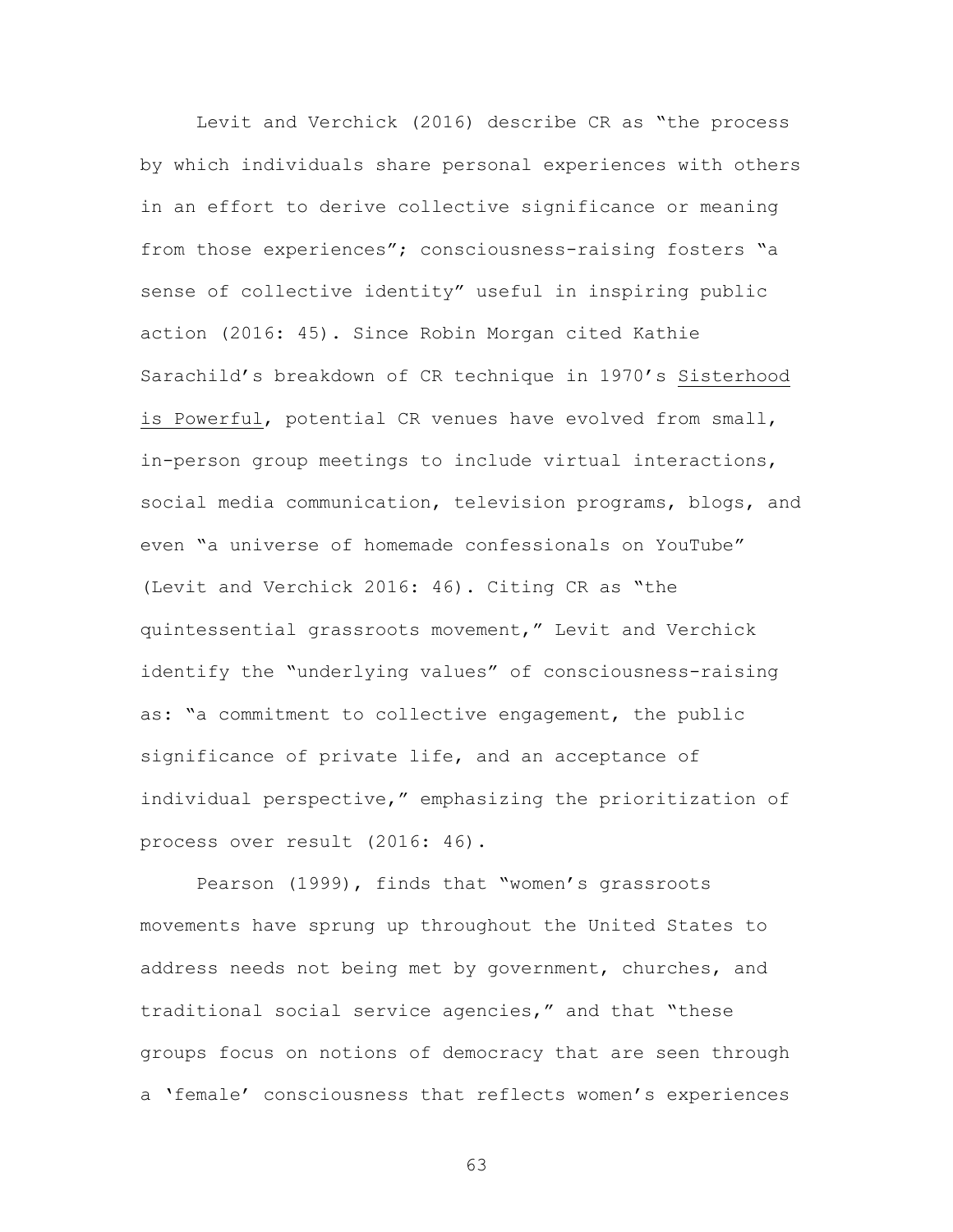Levit and Verchick (2016) describe CR as "the process by which individuals share personal experiences with others in an effort to derive collective significance or meaning from those experiences"; consciousness-raising fosters "a sense of collective identity" useful in inspiring public action (2016: 45). Since Robin Morgan cited Kathie Sarachild's breakdown of CR technique in 1970's Sisterhood is Powerful, potential CR venues have evolved from small, in-person group meetings to include virtual interactions, social media communication, television programs, blogs, and even "a universe of homemade confessionals on YouTube" (Levit and Verchick 2016: 46). Citing CR as "the quintessential grassroots movement," Levit and Verchick identify the "underlying values" of consciousness-raising as: "a commitment to collective engagement, the public significance of private life, and an acceptance of individual perspective," emphasizing the prioritization of process over result (2016: 46).

Pearson (1999), finds that "women's grassroots movements have sprung up throughout the United States to address needs not being met by government, churches, and traditional social service agencies," and that "these groups focus on notions of democracy that are seen through a 'female' consciousness that reflects women's experiences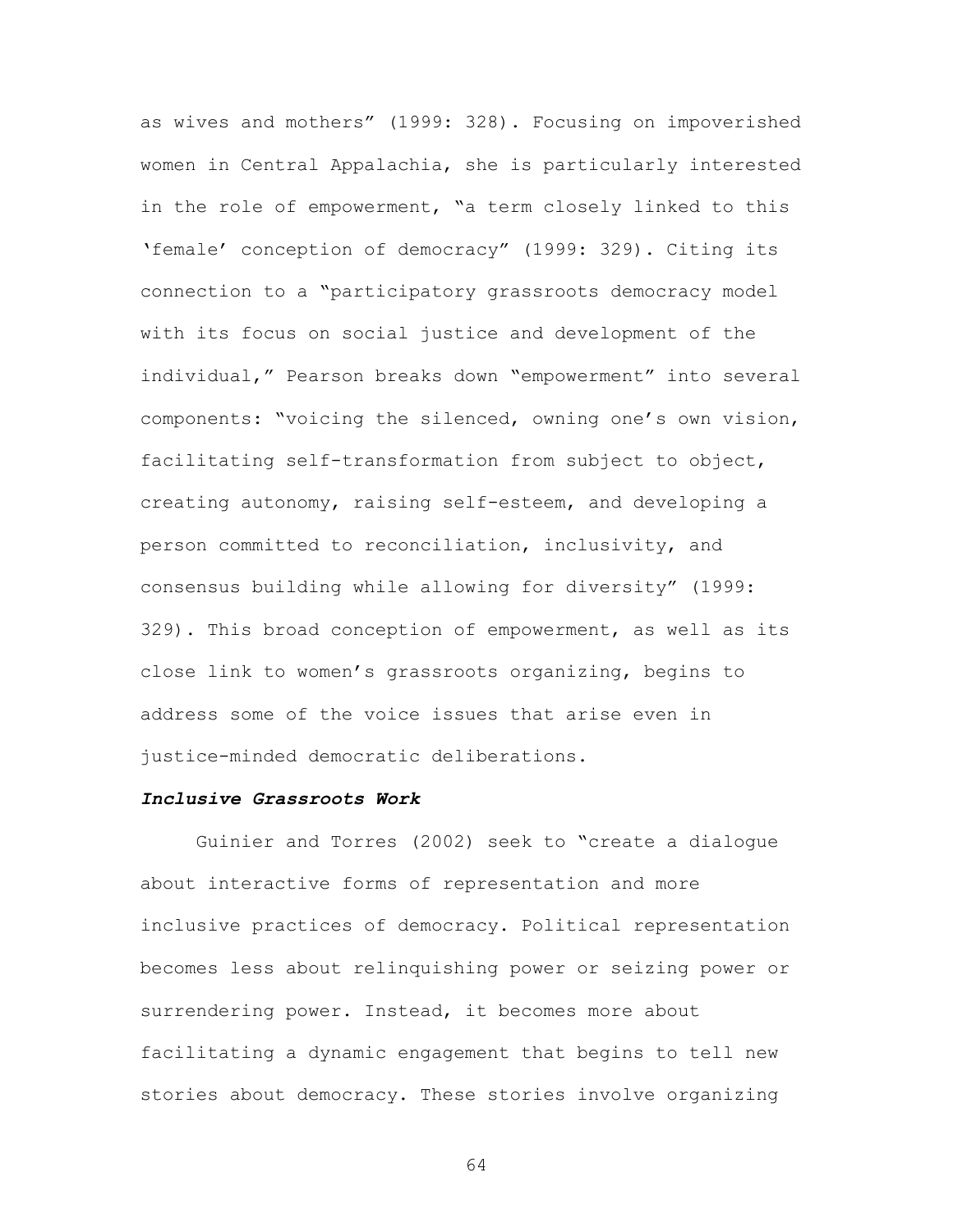as wives and mothers" (1999: 328). Focusing on impoverished women in Central Appalachia, she is particularly interested in the role of empowerment, "a term closely linked to this 'female' conception of democracy" (1999: 329). Citing its connection to a "participatory grassroots democracy model with its focus on social justice and development of the individual," Pearson breaks down "empowerment" into several components: "voicing the silenced, owning one's own vision, facilitating self-transformation from subject to object, creating autonomy, raising self-esteem, and developing a person committed to reconciliation, inclusivity, and consensus building while allowing for diversity" (1999: 329). This broad conception of empowerment, as well as its close link to women's grassroots organizing, begins to address some of the voice issues that arise even in justice-minded democratic deliberations.

### ***Inclusive Grassroots Work***

Guinier and Torres (2002) seek to "create a dialogue about interactive forms of representation and more inclusive practices of democracy. Political representation becomes less about relinquishing power or seizing power or surrendering power. Instead, it becomes more about facilitating a dynamic engagement that begins to tell new stories about democracy. These stories involve organizing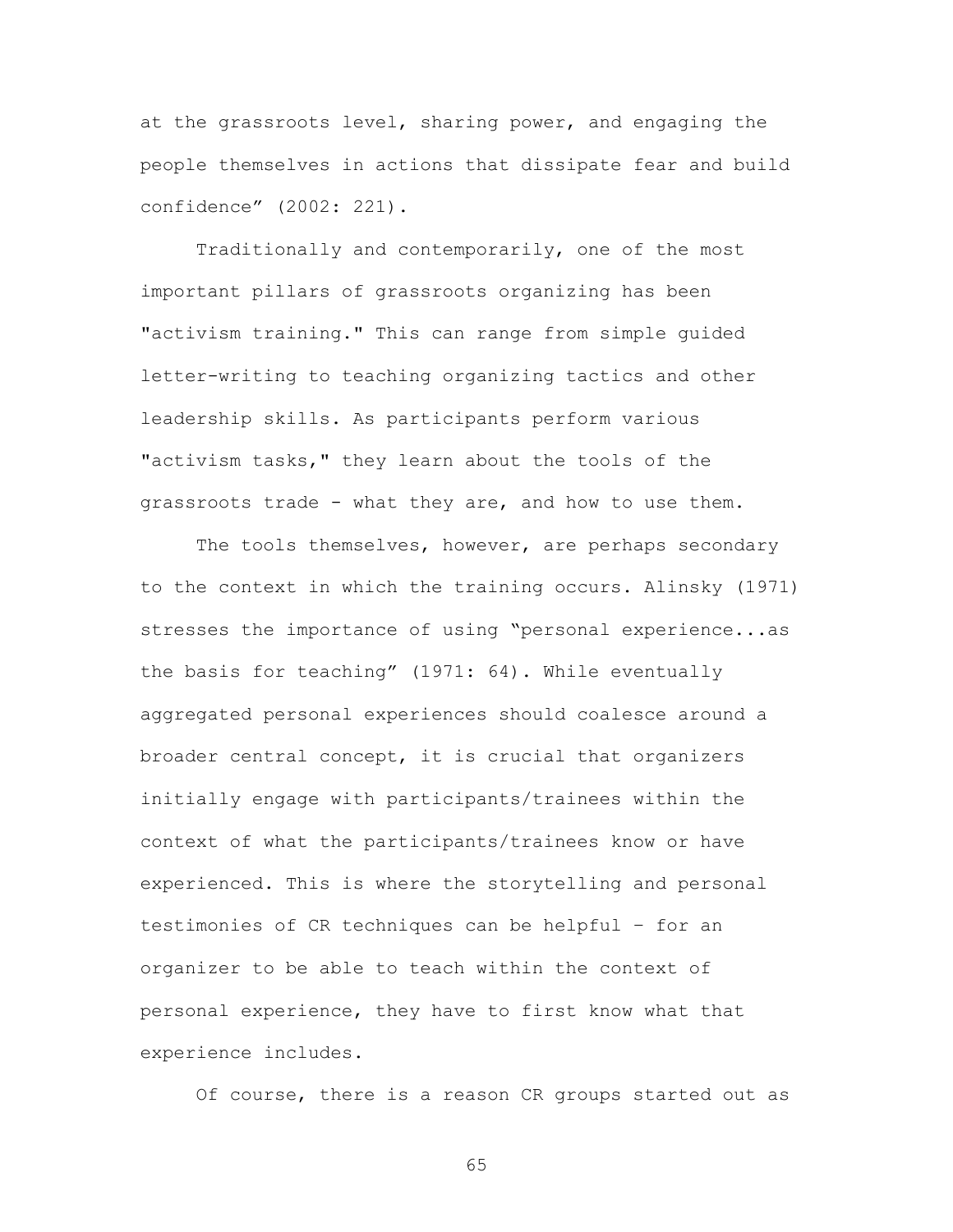at the grassroots level, sharing power, and engaging the people themselves in actions that dissipate fear and build confidence" (2002: 221).

Traditionally and contemporarily, one of the most important pillars of grassroots organizing has been "activism training." This can range from simple guided letter-writing to teaching organizing tactics and other leadership skills. As participants perform various "activism tasks," they learn about the tools of the grassroots trade - what they are, and how to use them.

The tools themselves, however, are perhaps secondary to the context in which the training occurs. Alinsky (1971) stresses the importance of using "personal experience...as the basis for teaching" (1971: 64). While eventually aggregated personal experiences should coalesce around a broader central concept, it is crucial that organizers initially engage with participants/trainees within the context of what the participants/trainees know or have experienced. This is where the storytelling and personal testimonies of CR techniques can be helpful – for an organizer to be able to teach within the context of personal experience, they have to first know what that experience includes.

Of course, there is a reason CR groups started out as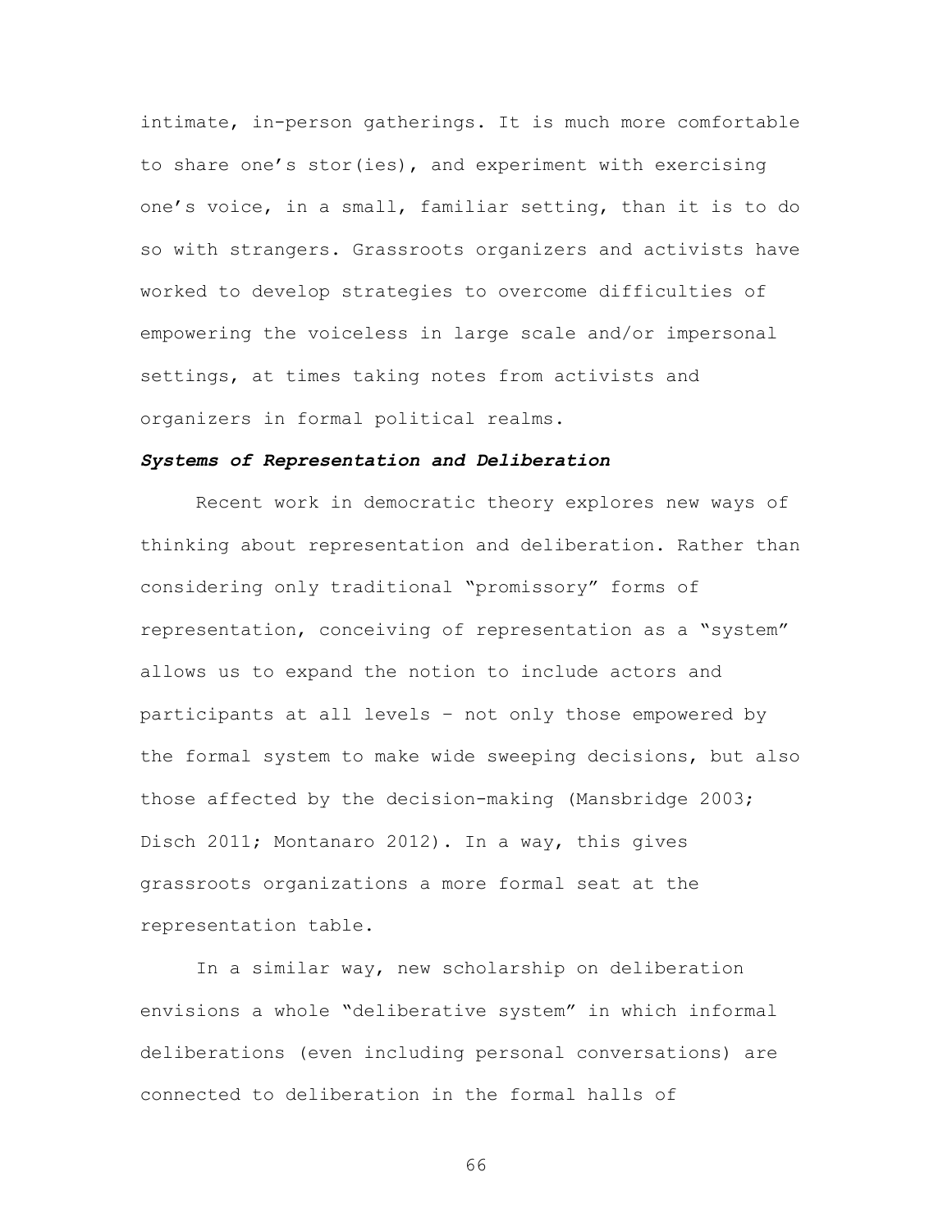intimate, in-person gatherings. It is much more comfortable to share one's stor(ies), and experiment with exercising one's voice, in a small, familiar setting, than it is to do so with strangers. Grassroots organizers and activists have worked to develop strategies to overcome difficulties of empowering the voiceless in large scale and/or impersonal settings, at times taking notes from activists and organizers in formal political realms.

### ***Systems of Representation and Deliberation***

Recent work in democratic theory explores new ways of thinking about representation and deliberation. Rather than considering only traditional "promissory" forms of representation, conceiving of representation as a "system" allows us to expand the notion to include actors and participants at all levels – not only those empowered by the formal system to make wide sweeping decisions, but also those affected by the decision-making (Mansbridge 2003; Disch 2011; Montanaro 2012). In a way, this gives grassroots organizations a more formal seat at the representation table.

In a similar way, new scholarship on deliberation envisions a whole "deliberative system" in which informal deliberations (even including personal conversations) are connected to deliberation in the formal halls of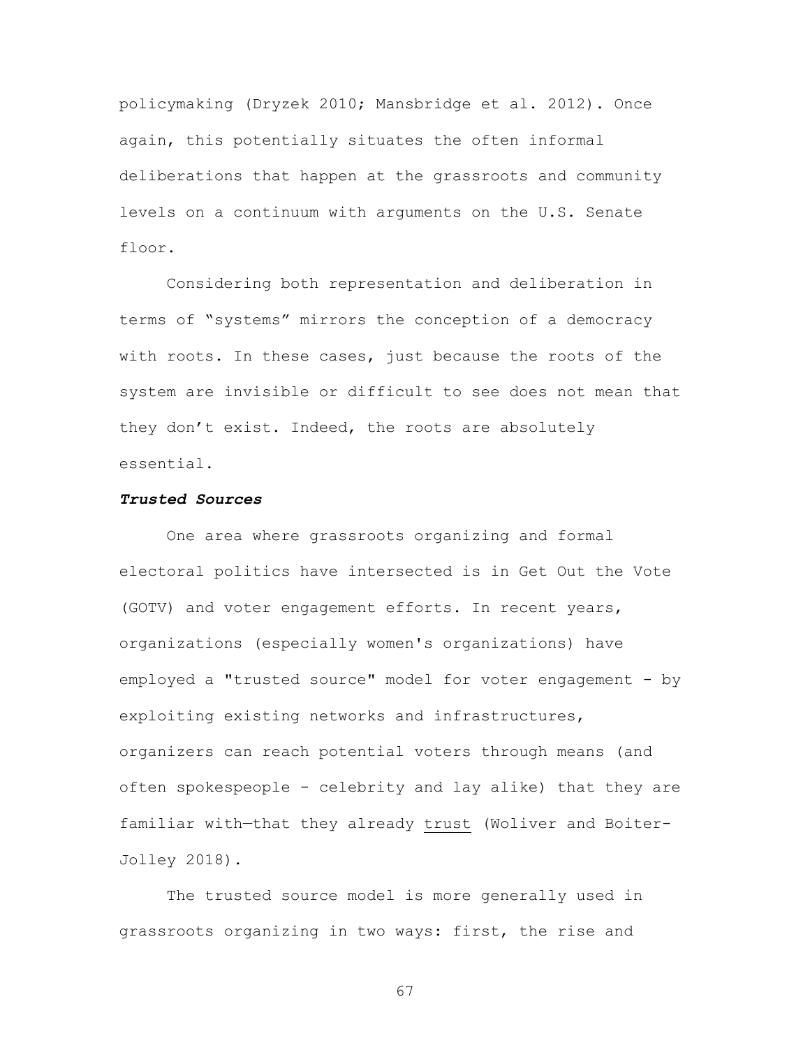policymaking (Dryzek 2010; Mansbridge et al. 2012). Once again, this potentially situates the often informal deliberations that happen at the grassroots and community levels on a continuum with arguments on the U.S. Senate floor.

Considering both representation and deliberation in terms of "systems" mirrors the conception of a democracy with roots. In these cases, just because the roots of the system are invisible or difficult to see does not mean that they don't exist. Indeed, the roots are absolutely essential.

### ***Trusted Sources***

One area where grassroots organizing and formal electoral politics have intersected is in Get Out the Vote (GOTV) and voter engagement efforts. In recent years, organizations (especially women's organizations) have employed a "trusted source" model for voter engagement - by exploiting existing networks and infrastructures, organizers can reach potential voters through means (and often spokespeople - celebrity and lay alike) that they are familiar with—that they already <u>trust</u> (Woliver and Boiter-Jolley 2018).

The trusted source model is more generally used in grassroots organizing in two ways: first, the rise and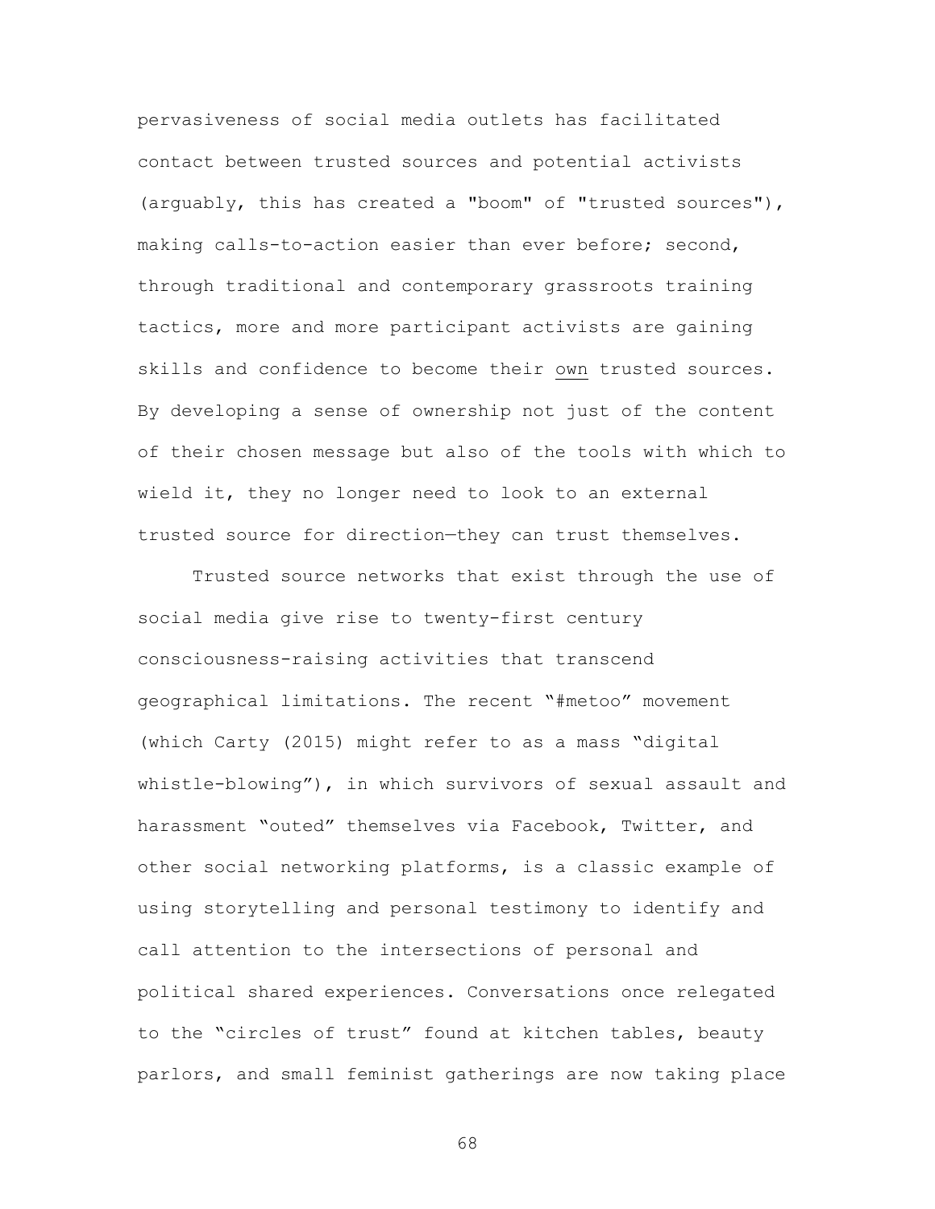pervasiveness of social media outlets has facilitated contact between trusted sources and potential activists (arguably, this has created a "boom" of "trusted sources"), making calls-to-action easier than ever before; second, through traditional and contemporary grassroots training tactics, more and more participant activists are gaining skills and confidence to become their <u>own</u> trusted sources. By developing a sense of ownership not just of the content of their chosen message but also of the tools with which to wield it, they no longer need to look to an external trusted source for direction—they can trust themselves.

Trusted source networks that exist through the use of social media give rise to twenty-first century consciousness-raising activities that transcend geographical limitations. The recent "#metoo" movement (which Carty (2015) might refer to as a mass "digital whistle-blowing"), in which survivors of sexual assault and harassment "outed" themselves via Facebook, Twitter, and other social networking platforms, is a classic example of using storytelling and personal testimony to identify and call attention to the intersections of personal and political shared experiences. Conversations once relegated to the "circles of trust" found at kitchen tables, beauty parlors, and small feminist gatherings are now taking place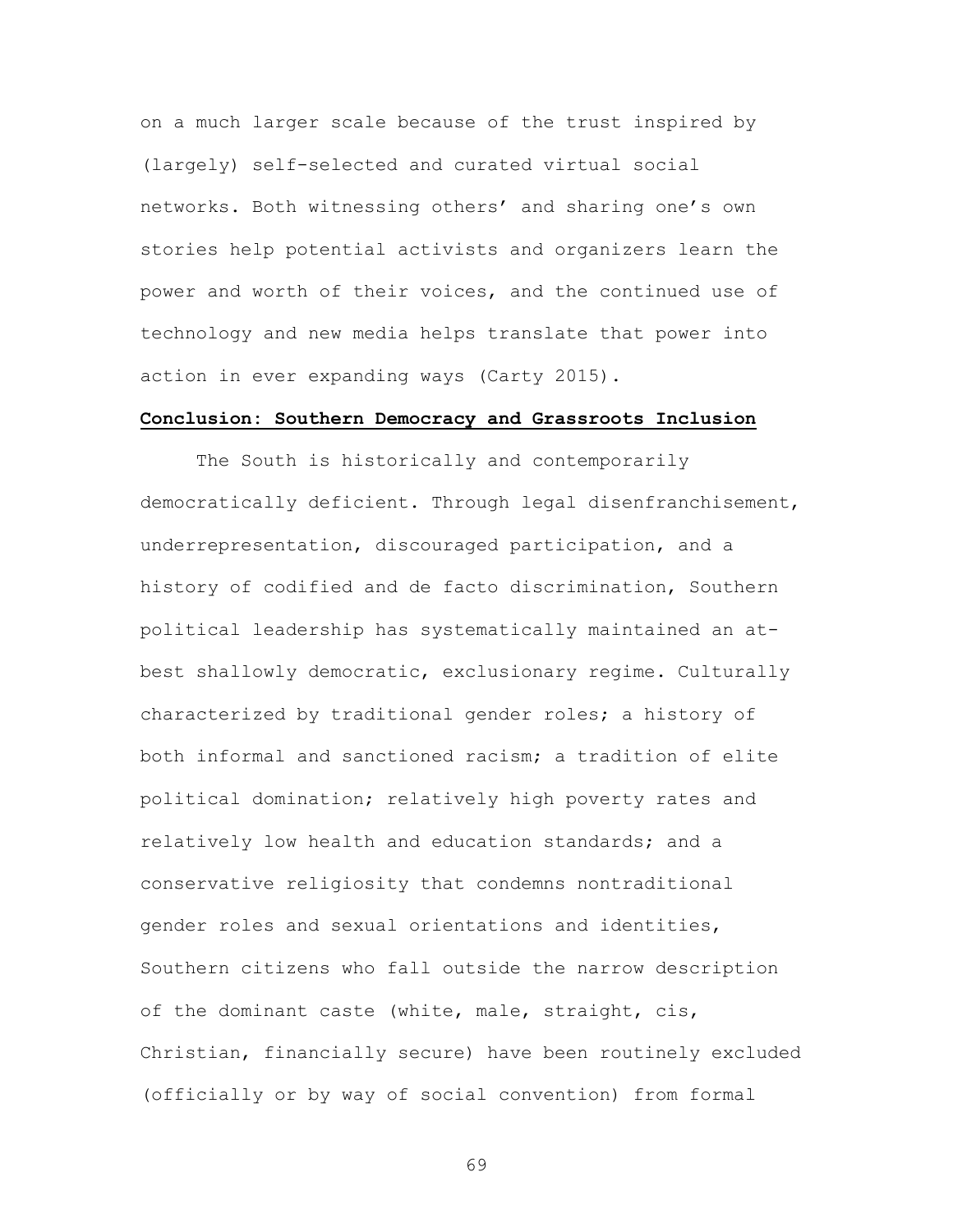on a much larger scale because of the trust inspired by (largely) self-selected and curated virtual social networks. Both witnessing others' and sharing one's own stories help potential activists and organizers learn the power and worth of their voices, and the continued use of technology and new media helps translate that power into action in ever expanding ways (Carty 2015).

## Conclusion: Southern Democracy and Grassroots Inclusion

The South is historically and contemporarily democratically deficient. Through legal disenfranchisement, underrepresentation, discouraged participation, and a history of codified and de facto discrimination, Southern political leadership has systematically maintained an at-best shallowly democratic, exclusionary regime. Culturally characterized by traditional gender roles; a history of both informal and sanctioned racism; a tradition of elite political domination; relatively high poverty rates and relatively low health and education standards; and a conservative religiosity that condemns nontraditional gender roles and sexual orientations and identities, Southern citizens who fall outside the narrow description of the dominant caste (white, male, straight, cis, Christian, financially secure) have been routinely excluded (officially or by way of social convention) from formal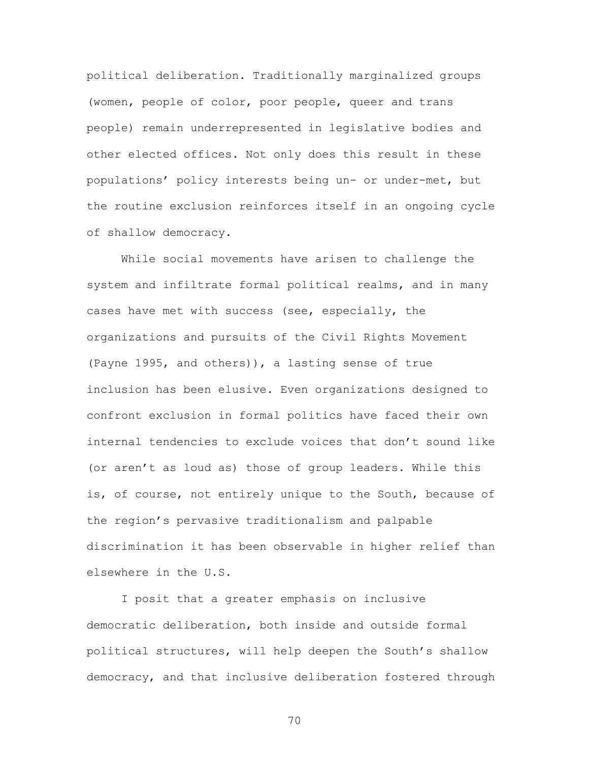political deliberation. Traditionally marginalized groups (women, people of color, poor people, queer and trans people) remain underrepresented in legislative bodies and other elected offices. Not only does this result in these populations' policy interests being un- or under-met, but the routine exclusion reinforces itself in an ongoing cycle of shallow democracy.

While social movements have arisen to challenge the system and infiltrate formal political realms, and in many cases have met with success (see, especially, the organizations and pursuits of the Civil Rights Movement (Payne 1995, and others)), a lasting sense of true inclusion has been elusive. Even organizations designed to confront exclusion in formal politics have faced their own internal tendencies to exclude voices that don't sound like (or aren't as loud as) those of group leaders. While this is, of course, not entirely unique to the South, because of the region's pervasive traditionalism and palpable discrimination it has been observable in higher relief than elsewhere in the U.S.

I posit that a greater emphasis on inclusive democratic deliberation, both inside and outside formal political structures, will help deepen the South's shallow democracy, and that inclusive deliberation fostered through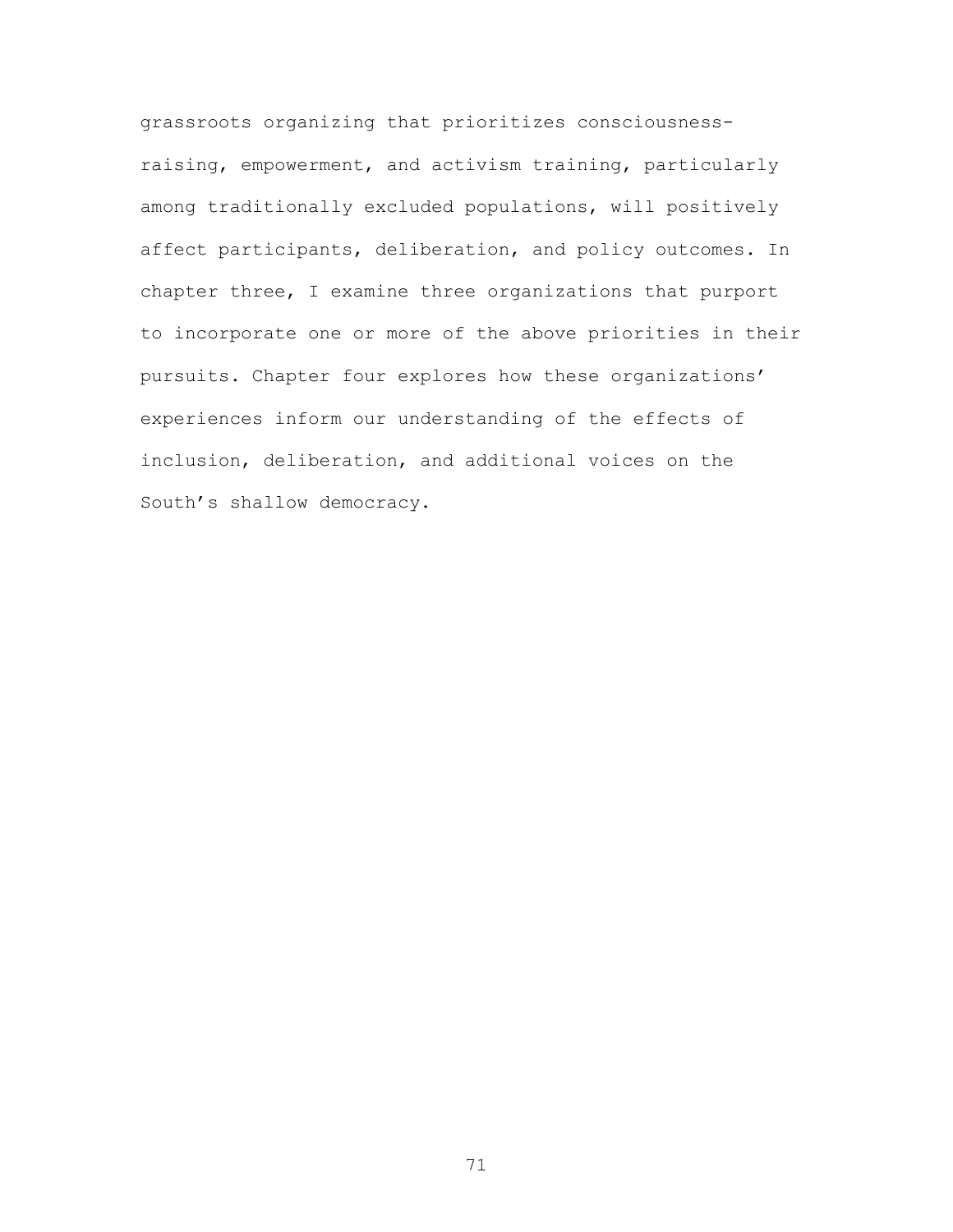grassroots organizing that prioritizes consciousness-raising, empowerment, and activism training, particularly among traditionally excluded populations, will positively affect participants, deliberation, and policy outcomes. In chapter three, I examine three organizations that purport to incorporate one or more of the above priorities in their pursuits. Chapter four explores how these organizations' experiences inform our understanding of the effects of inclusion, deliberation, and additional voices on the South's shallow democracy.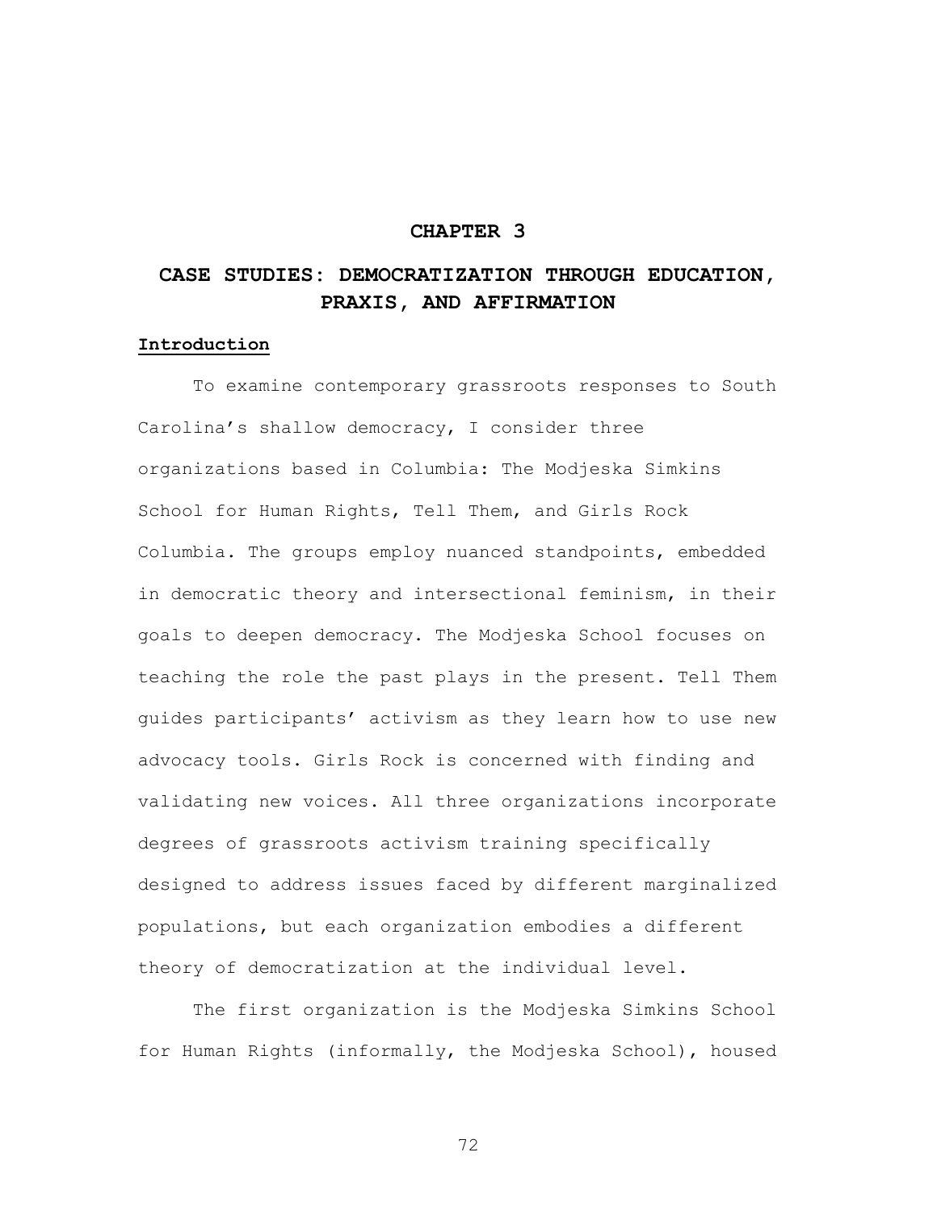# CHAPTER 3

# CASE STUDIES: DEMOCRATIZATION THROUGH EDUCATION, PRAXIS, AND AFFIRMATION

## Introduction

To examine contemporary grassroots responses to South Carolina's shallow democracy, I consider three organizations based in Columbia: The Modjeska Simkins School for Human Rights, Tell Them, and Girls Rock Columbia. The groups employ nuanced standpoints, embedded in democratic theory and intersectional feminism, in their goals to deepen democracy. The Modjeska School focuses on teaching the role the past plays in the present. Tell Them guides participants' activism as they learn how to use new advocacy tools. Girls Rock is concerned with finding and validating new voices. All three organizations incorporate degrees of grassroots activism training specifically designed to address issues faced by different marginalized populations, but each organization embodies a different theory of democratization at the individual level.

The first organization is the Modjeska Simkins School for Human Rights (informally, the Modjeska School), housed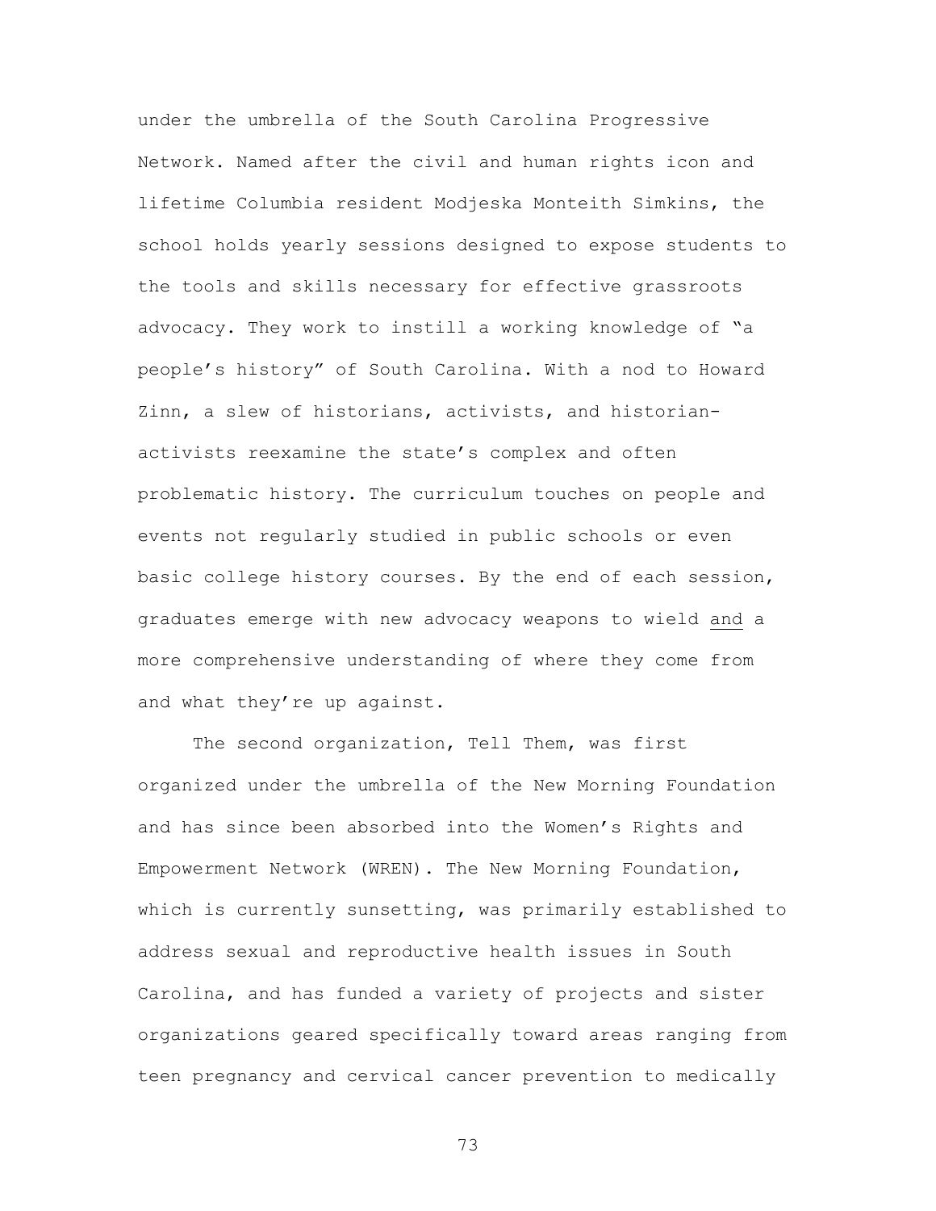under the umbrella of the South Carolina Progressive Network. Named after the civil and human rights icon and lifetime Columbia resident Modjeska Monteith Simkins, the school holds yearly sessions designed to expose students to the tools and skills necessary for effective grassroots advocacy. They work to instill a working knowledge of "a people's history" of South Carolina. With a nod to Howard Zinn, a slew of historians, activists, and historian-activists reexamine the state's complex and often problematic history. The curriculum touches on people and events not regularly studied in public schools or even basic college history courses. By the end of each session, graduates emerge with new advocacy weapons to wield <u>and</u> a more comprehensive understanding of where they come from and what they're up against.

The second organization, Tell Them, was first organized under the umbrella of the New Morning Foundation and has since been absorbed into the Women's Rights and Empowerment Network (WREN). The New Morning Foundation, which is currently sunsetting, was primarily established to address sexual and reproductive health issues in South Carolina, and has funded a variety of projects and sister organizations geared specifically toward areas ranging from teen pregnancy and cervical cancer prevention to medically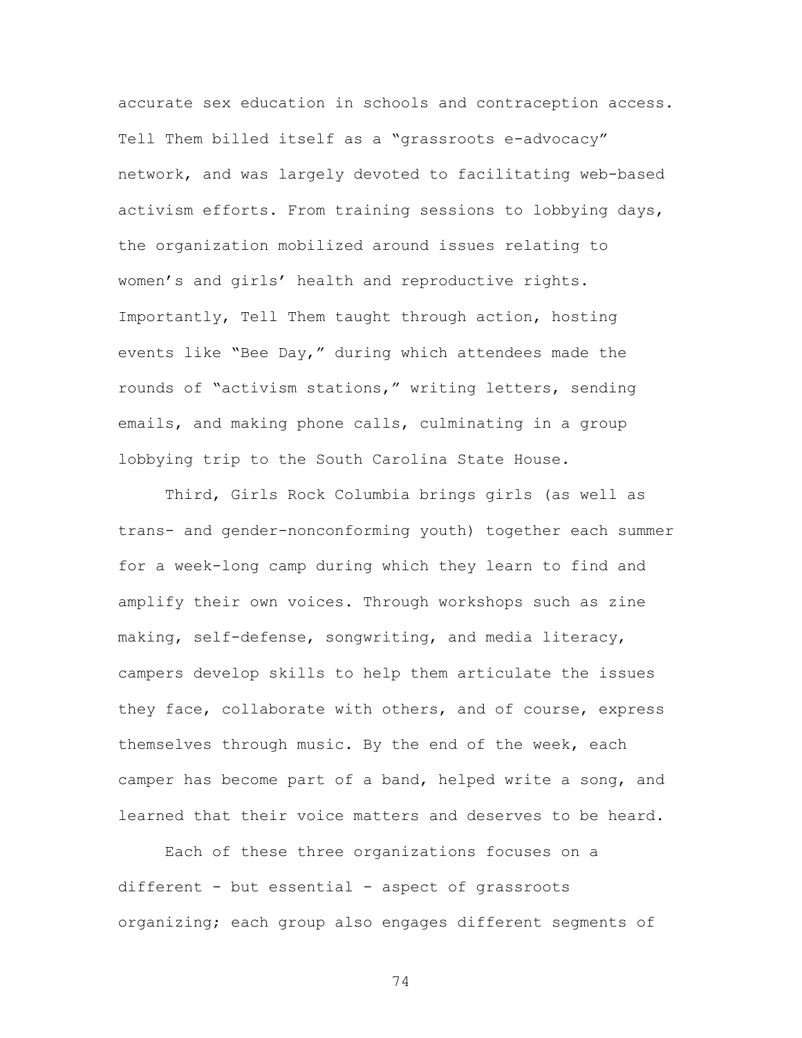accurate sex education in schools and contraception access. Tell Them billed itself as a "grassroots e-advocacy" network, and was largely devoted to facilitating web-based activism efforts. From training sessions to lobbying days, the organization mobilized around issues relating to women's and girls' health and reproductive rights. Importantly, Tell Them taught through action, hosting events like "Bee Day," during which attendees made the rounds of "activism stations," writing letters, sending emails, and making phone calls, culminating in a group lobbying trip to the South Carolina State House.

Third, Girls Rock Columbia brings girls (as well as trans- and gender-nonconforming youth) together each summer for a week-long camp during which they learn to find and amplify their own voices. Through workshops such as zine making, self-defense, songwriting, and media literacy, campers develop skills to help them articulate the issues they face, collaborate with others, and of course, express themselves through music. By the end of the week, each camper has become part of a band, helped write a song, and learned that their voice matters and deserves to be heard.

Each of these three organizations focuses on a different - but essential - aspect of grassroots organizing; each group also engages different segments of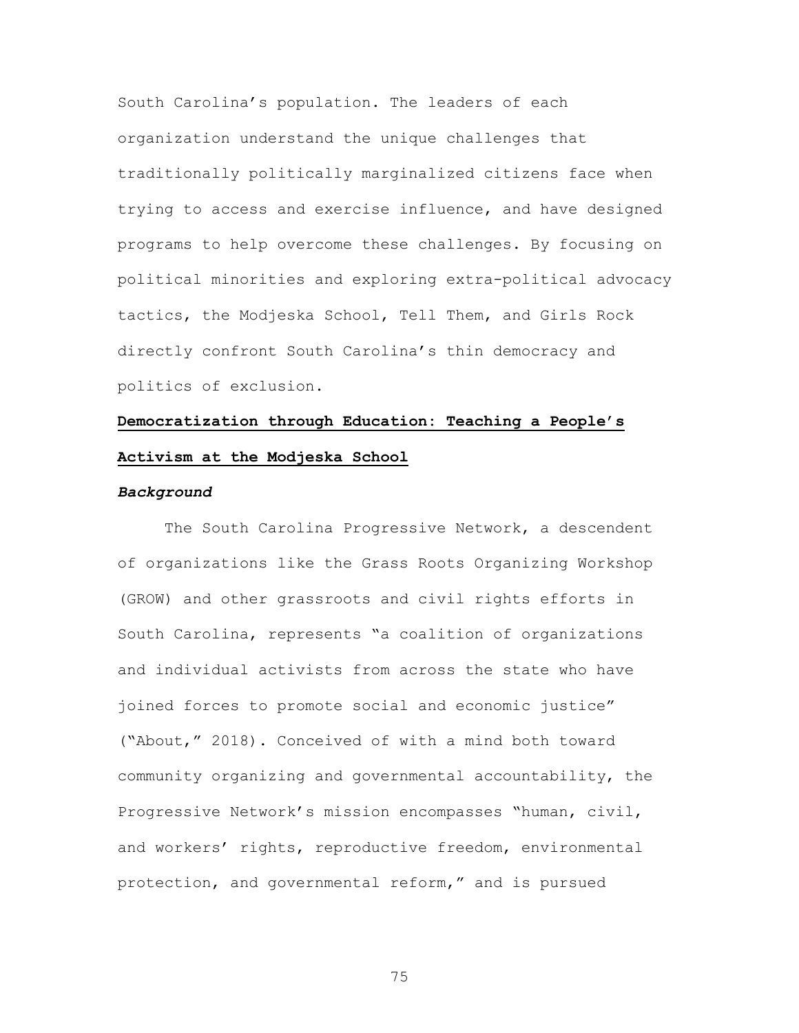South Carolina's population. The leaders of each organization understand the unique challenges that traditionally politically marginalized citizens face when trying to access and exercise influence, and have designed programs to help overcome these challenges. By focusing on political minorities and exploring extra-political advocacy tactics, the Modjeska School, Tell Them, and Girls Rock directly confront South Carolina's thin democracy and politics of exclusion.

## Democratization through Education: Teaching a People's Activism at the Modjeska School

### *Background*

The South Carolina Progressive Network, a descendent of organizations like the Grass Roots Organizing Workshop (GROW) and other grassroots and civil rights efforts in South Carolina, represents "a coalition of organizations and individual activists from across the state who have joined forces to promote social and economic justice" ("About," 2018). Conceived of with a mind both toward community organizing and governmental accountability, the Progressive Network's mission encompasses "human, civil, and workers' rights, reproductive freedom, environmental protection, and governmental reform," and is pursued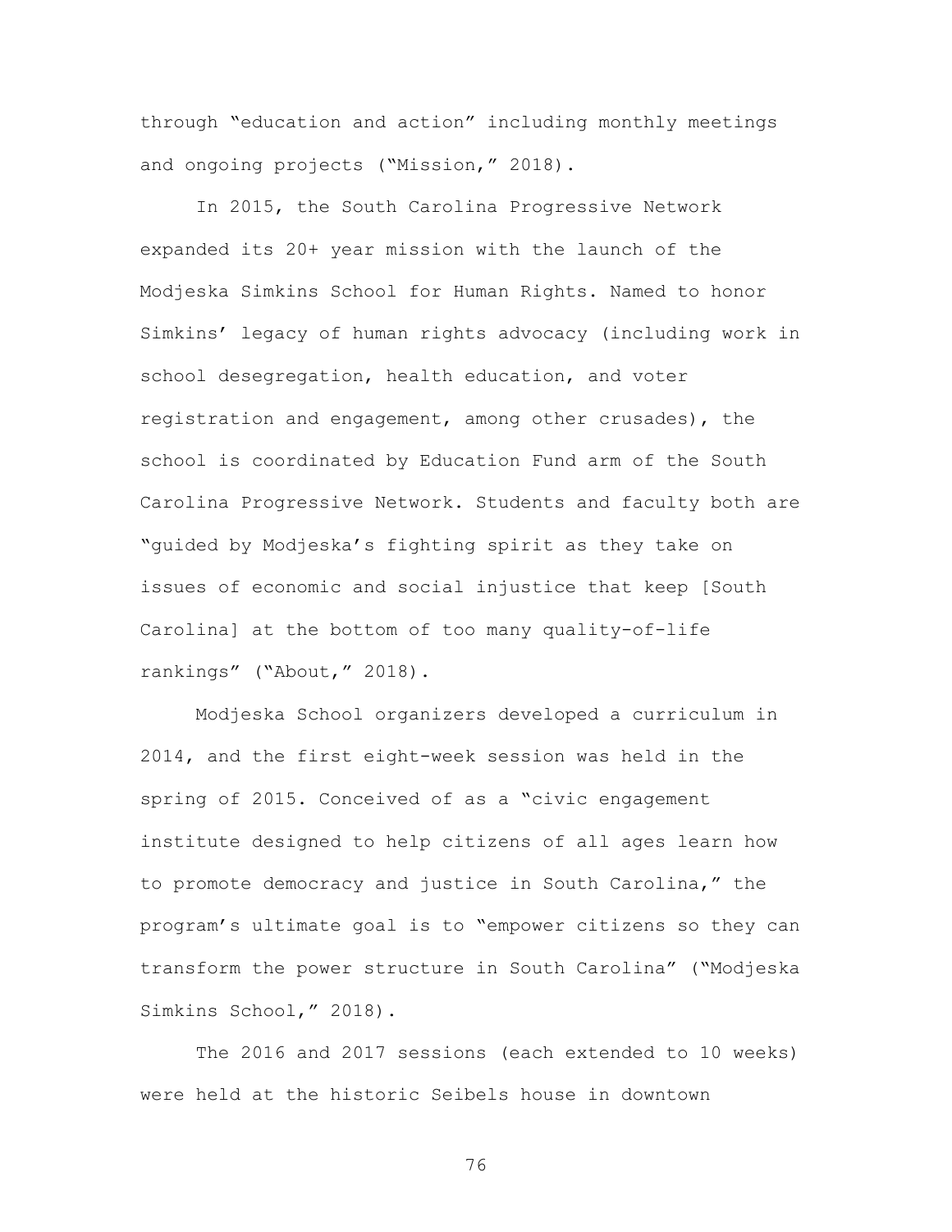through "education and action" including monthly meetings and ongoing projects ("Mission," 2018).

In 2015, the South Carolina Progressive Network expanded its 20+ year mission with the launch of the Modjeska Simkins School for Human Rights. Named to honor Simkins' legacy of human rights advocacy (including work in school desegregation, health education, and voter registration and engagement, among other crusades), the school is coordinated by Education Fund arm of the South Carolina Progressive Network. Students and faculty both are "guided by Modjeska's fighting spirit as they take on issues of economic and social injustice that keep [South Carolina] at the bottom of too many quality-of-life rankings" ("About," 2018).

Modjeska School organizers developed a curriculum in 2014, and the first eight-week session was held in the spring of 2015. Conceived of as a "civic engagement institute designed to help citizens of all ages learn how to promote democracy and justice in South Carolina," the program's ultimate goal is to "empower citizens so they can transform the power structure in South Carolina" ("Modjeska Simkins School," 2018).

The 2016 and 2017 sessions (each extended to 10 weeks) were held at the historic Seibels house in downtown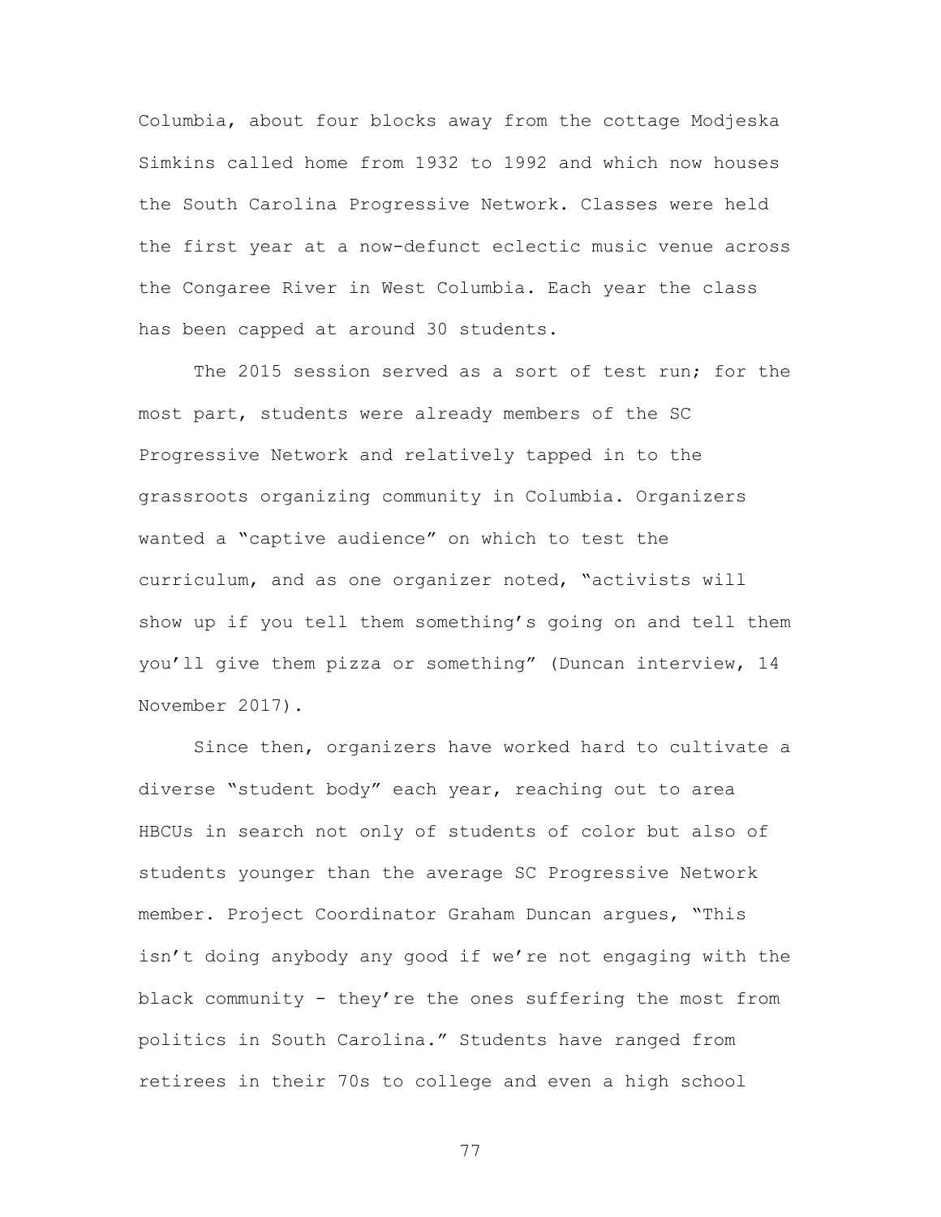Columbia, about four blocks away from the cottage Modjeska Simkins called home from 1932 to 1992 and which now houses the South Carolina Progressive Network. Classes were held the first year at a now-defunct eclectic music venue across the Congaree River in West Columbia. Each year the class has been capped at around 30 students.

The 2015 session served as a sort of test run; for the most part, students were already members of the SC Progressive Network and relatively tapped in to the grassroots organizing community in Columbia. Organizers wanted a "captive audience" on which to test the curriculum, and as one organizer noted, "activists will show up if you tell them something's going on and tell them you'll give them pizza or something" (Duncan interview, 14 November 2017).

Since then, organizers have worked hard to cultivate a diverse "student body" each year, reaching out to area HBCUs in search not only of students of color but also of students younger than the average SC Progressive Network member. Project Coordinator Graham Duncan argues, "This isn't doing anybody any good if we're not engaging with the black community - they're the ones suffering the most from politics in South Carolina." Students have ranged from retirees in their 70s to college and even a high school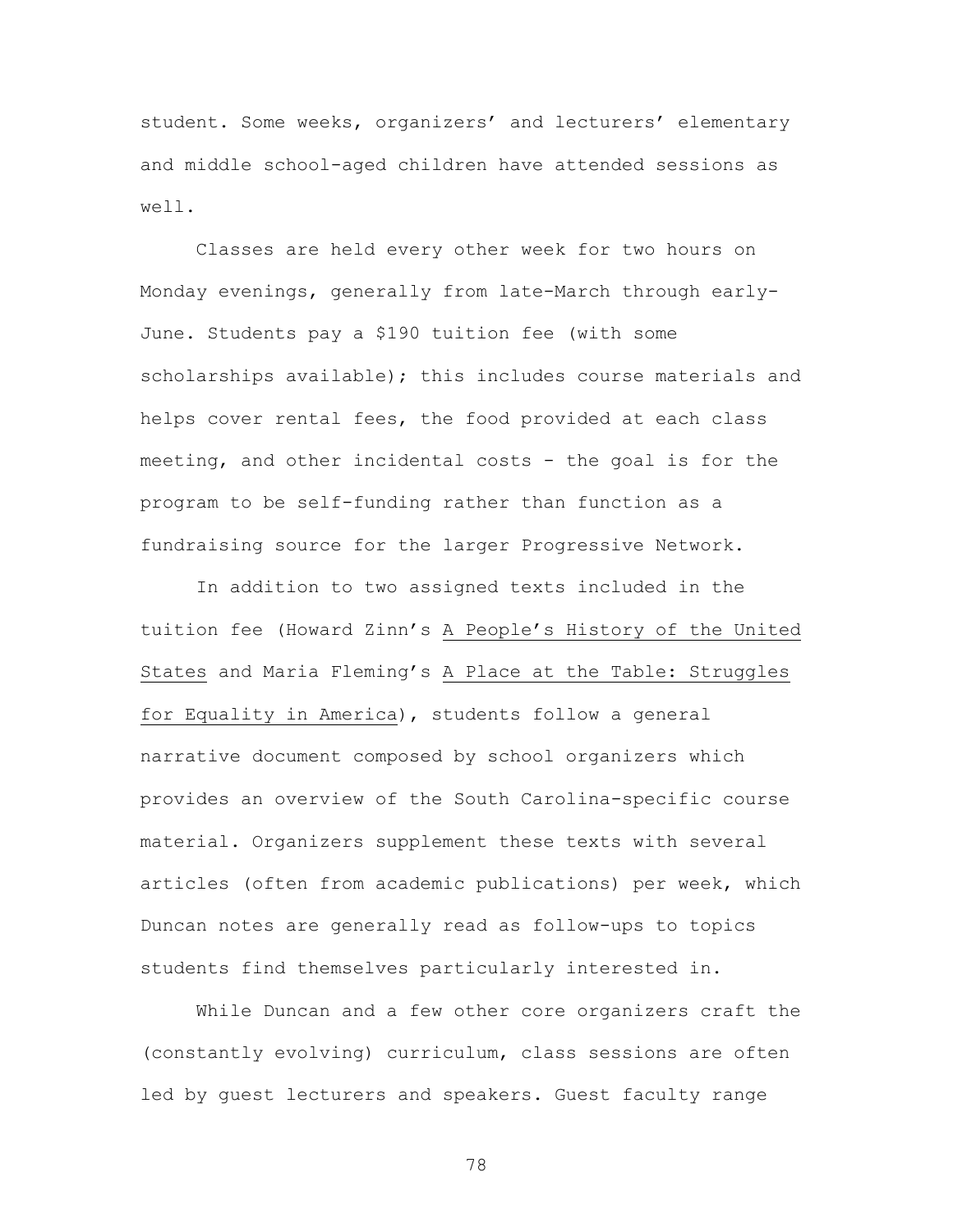student. Some weeks, organizers' and lecturers' elementary and middle school-aged children have attended sessions as well.

Classes are held every other week for two hours on Monday evenings, generally from late-March through early-June. Students pay a $190 tuition fee (with some scholarships available); this includes course materials and helps cover rental fees, the food provided at each class meeting, and other incidental costs - the goal is for the program to be self-funding rather than function as a fundraising source for the larger Progressive Network.

In addition to two assigned texts included in the tuition fee (Howard Zinn's <u>A People's History of the United States</u> and Maria Fleming's <u>A Place at the Table: Struggles for Equality in America</u>), students follow a general narrative document composed by school organizers which provides an overview of the South Carolina-specific course material. Organizers supplement these texts with several articles (often from academic publications) per week, which Duncan notes are generally read as follow-ups to topics students find themselves particularly interested in.

While Duncan and a few other core organizers craft the (constantly evolving) curriculum, class sessions are often led by guest lecturers and speakers. Guest faculty range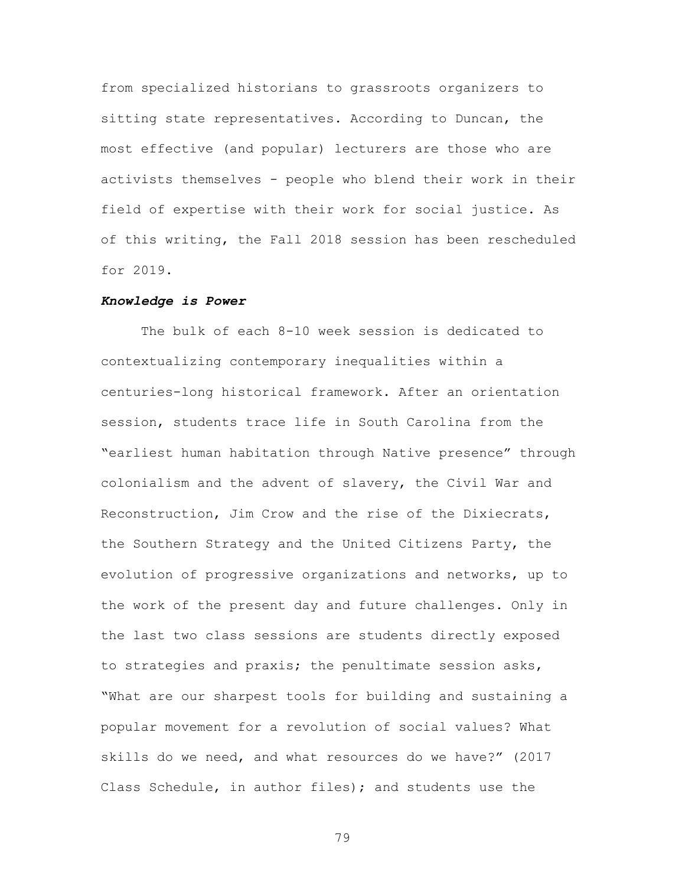from specialized historians to grassroots organizers to sitting state representatives. According to Duncan, the most effective (and popular) lecturers are those who are activists themselves - people who blend their work in their field of expertise with their work for social justice. As of this writing, the Fall 2018 session has been rescheduled for 2019.

***Knowledge is Power***

The bulk of each 8-10 week session is dedicated to contextualizing contemporary inequalities within a centuries-long historical framework. After an orientation session, students trace life in South Carolina from the "earliest human habitation through Native presence" through colonialism and the advent of slavery, the Civil War and Reconstruction, Jim Crow and the rise of the Dixiecrats, the Southern Strategy and the United Citizens Party, the evolution of progressive organizations and networks, up to the work of the present day and future challenges. Only in the last two class sessions are students directly exposed to strategies and praxis; the penultimate session asks, "What are our sharpest tools for building and sustaining a popular movement for a revolution of social values? What skills do we need, and what resources do we have?" (2017 Class Schedule, in author files); and students use the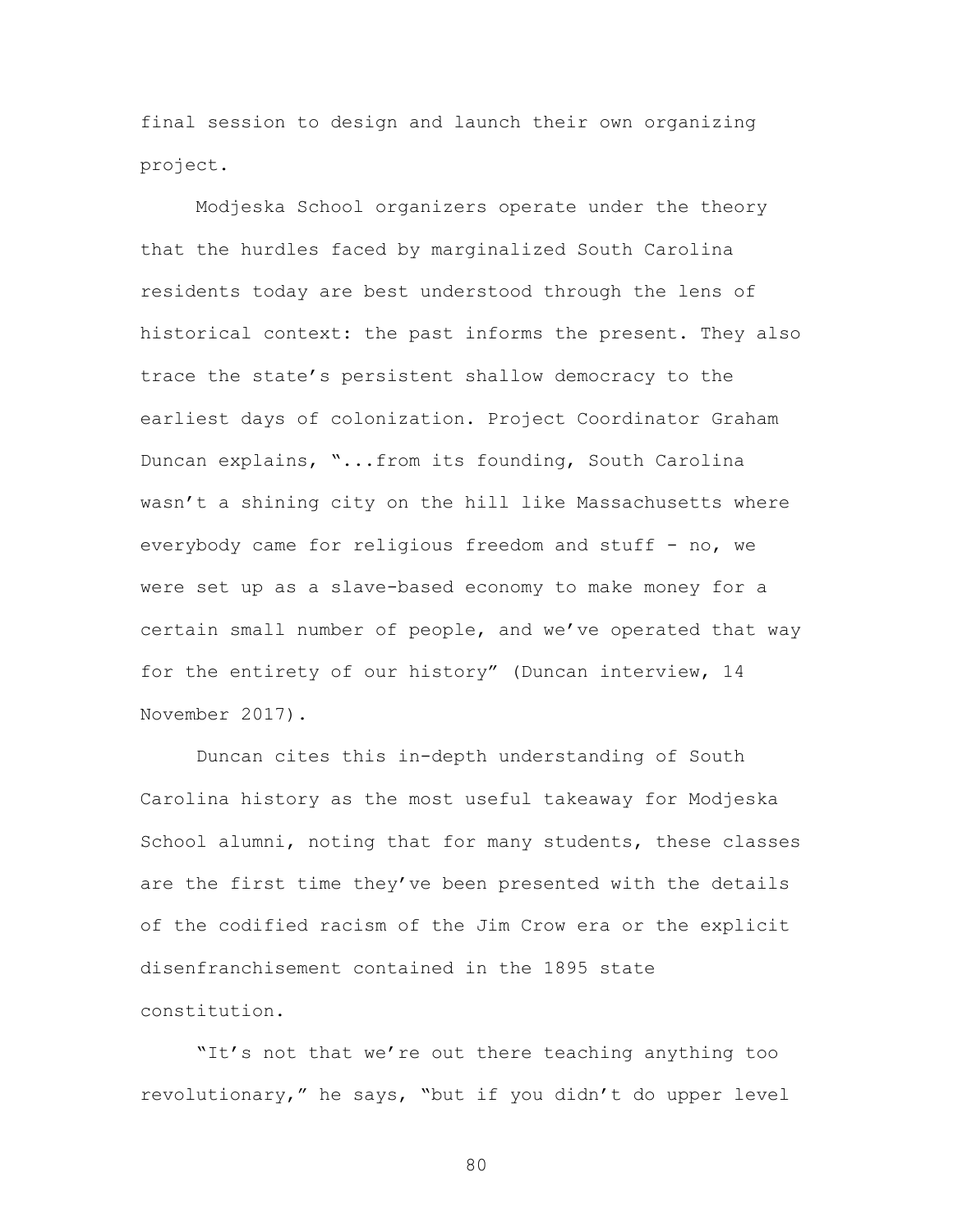final session to design and launch their own organizing project.

Modjeska School organizers operate under the theory that the hurdles faced by marginalized South Carolina residents today are best understood through the lens of historical context: the past informs the present. They also trace the state's persistent shallow democracy to the earliest days of colonization. Project Coordinator Graham Duncan explains, "...from its founding, South Carolina wasn't a shining city on the hill like Massachusetts where everybody came for religious freedom and stuff - no, we were set up as a slave-based economy to make money for a certain small number of people, and we've operated that way for the entirety of our history" (Duncan interview, 14 November 2017).

Duncan cites this in-depth understanding of South Carolina history as the most useful takeaway for Modjeska School alumni, noting that for many students, these classes are the first time they've been presented with the details of the codified racism of the Jim Crow era or the explicit disenfranchisement contained in the 1895 state constitution.

"It's not that we're out there teaching anything too revolutionary," he says, "but if you didn't do upper level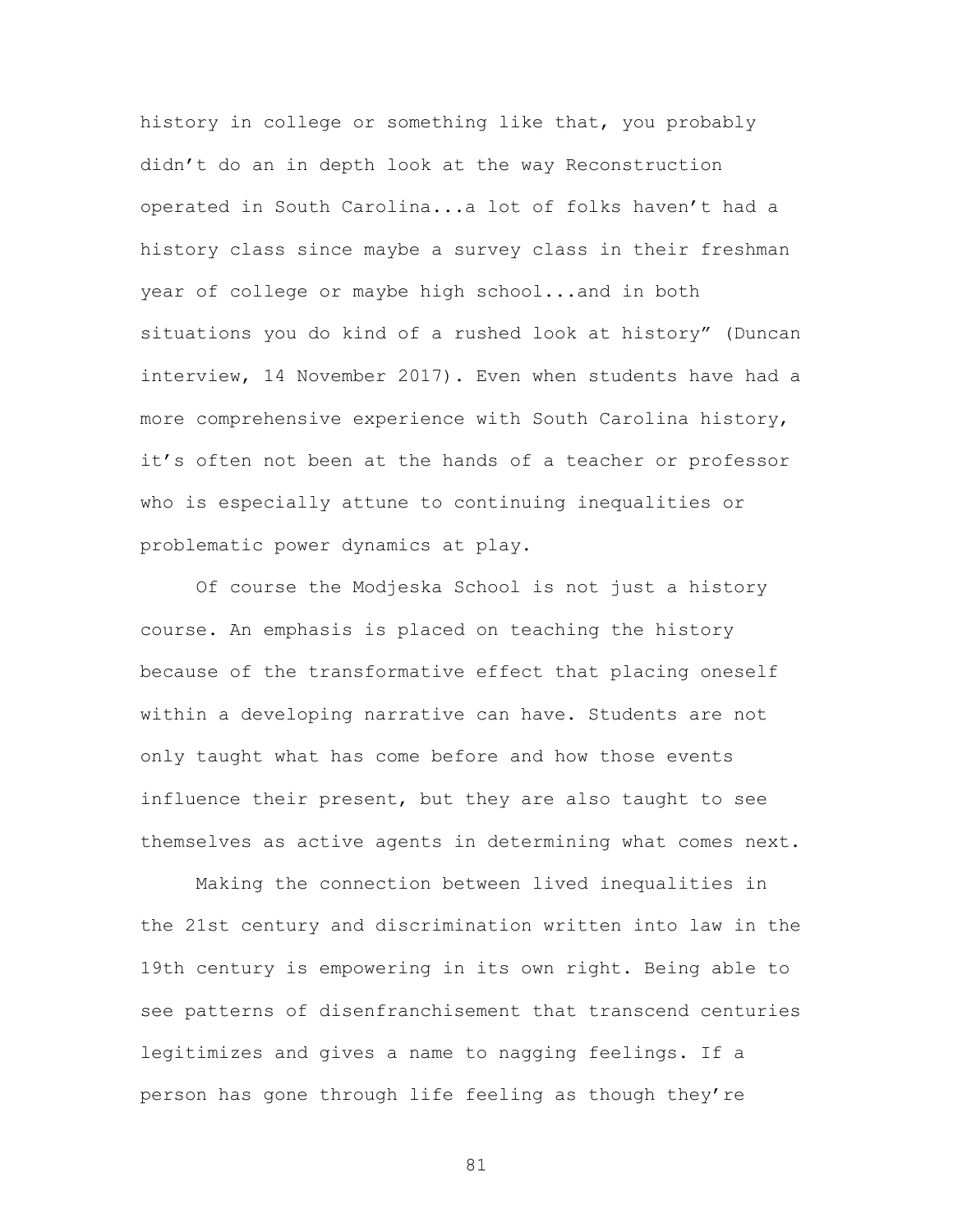history in college or something like that, you probably didn't do an in depth look at the way Reconstruction operated in South Carolina...a lot of folks haven't had a history class since maybe a survey class in their freshman year of college or maybe high school...and in both situations you do kind of a rushed look at history" (Duncan interview, 14 November 2017). Even when students have had a more comprehensive experience with South Carolina history, it's often not been at the hands of a teacher or professor who is especially attune to continuing inequalities or problematic power dynamics at play.

Of course the Modjeska School is not just a history course. An emphasis is placed on teaching the history because of the transformative effect that placing oneself within a developing narrative can have. Students are not only taught what has come before and how those events influence their present, but they are also taught to see themselves as active agents in determining what comes next.

Making the connection between lived inequalities in the 21st century and discrimination written into law in the 19th century is empowering in its own right. Being able to see patterns of disenfranchisement that transcend centuries legitimizes and gives a name to nagging feelings. If a person has gone through life feeling as though they're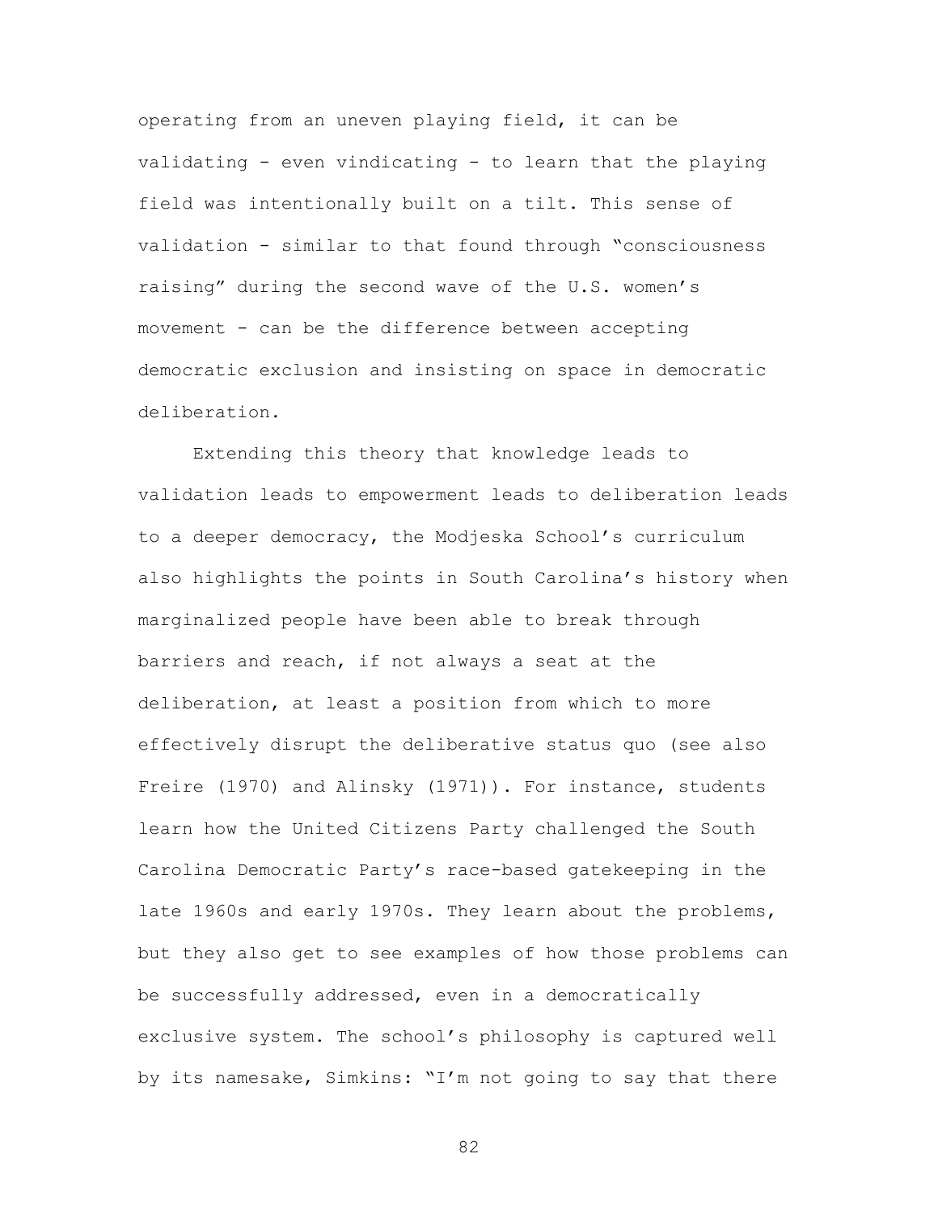operating from an uneven playing field, it can be validating - even vindicating - to learn that the playing field was intentionally built on a tilt. This sense of validation - similar to that found through "consciousness raising" during the second wave of the U.S. women's movement - can be the difference between accepting democratic exclusion and insisting on space in democratic deliberation.

Extending this theory that knowledge leads to validation leads to empowerment leads to deliberation leads to a deeper democracy, the Modjeska School's curriculum also highlights the points in South Carolina's history when marginalized people have been able to break through barriers and reach, if not always a seat at the deliberation, at least a position from which to more effectively disrupt the deliberative status quo (see also Freire (1970) and Alinsky (1971)). For instance, students learn how the United Citizens Party challenged the South Carolina Democratic Party's race-based gatekeeping in the late 1960s and early 1970s. They learn about the problems, but they also get to see examples of how those problems can be successfully addressed, even in a democratically exclusive system. The school's philosophy is captured well by its namesake, Simkins: "I'm not going to say that there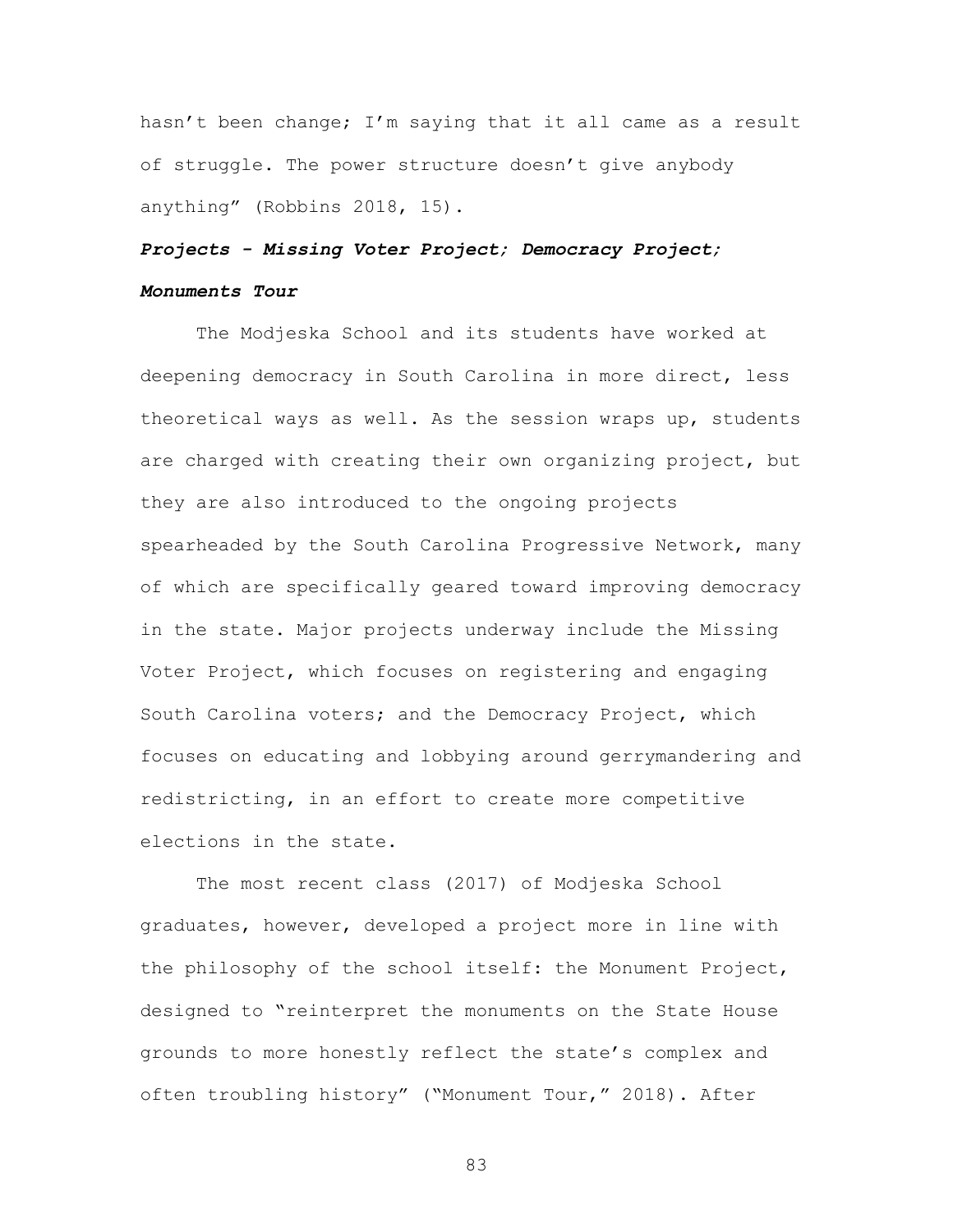hasn't been change; I'm saying that it all came as a result of struggle. The power structure doesn't give anybody anything" (Robbins 2018, 15).

### *Projects - Missing Voter Project; Democracy Project; Monuments Tour*

The Modjeska School and its students have worked at deepening democracy in South Carolina in more direct, less theoretical ways as well. As the session wraps up, students are charged with creating their own organizing project, but they are also introduced to the ongoing projects spearheaded by the South Carolina Progressive Network, many of which are specifically geared toward improving democracy in the state. Major projects underway include the Missing Voter Project, which focuses on registering and engaging South Carolina voters; and the Democracy Project, which focuses on educating and lobbying around gerrymandering and redistricting, in an effort to create more competitive elections in the state.

The most recent class (2017) of Modjeska School graduates, however, developed a project more in line with the philosophy of the school itself: the Monument Project, designed to "reinterpret the monuments on the State House grounds to more honestly reflect the state's complex and often troubling history" ("Monument Tour," 2018). After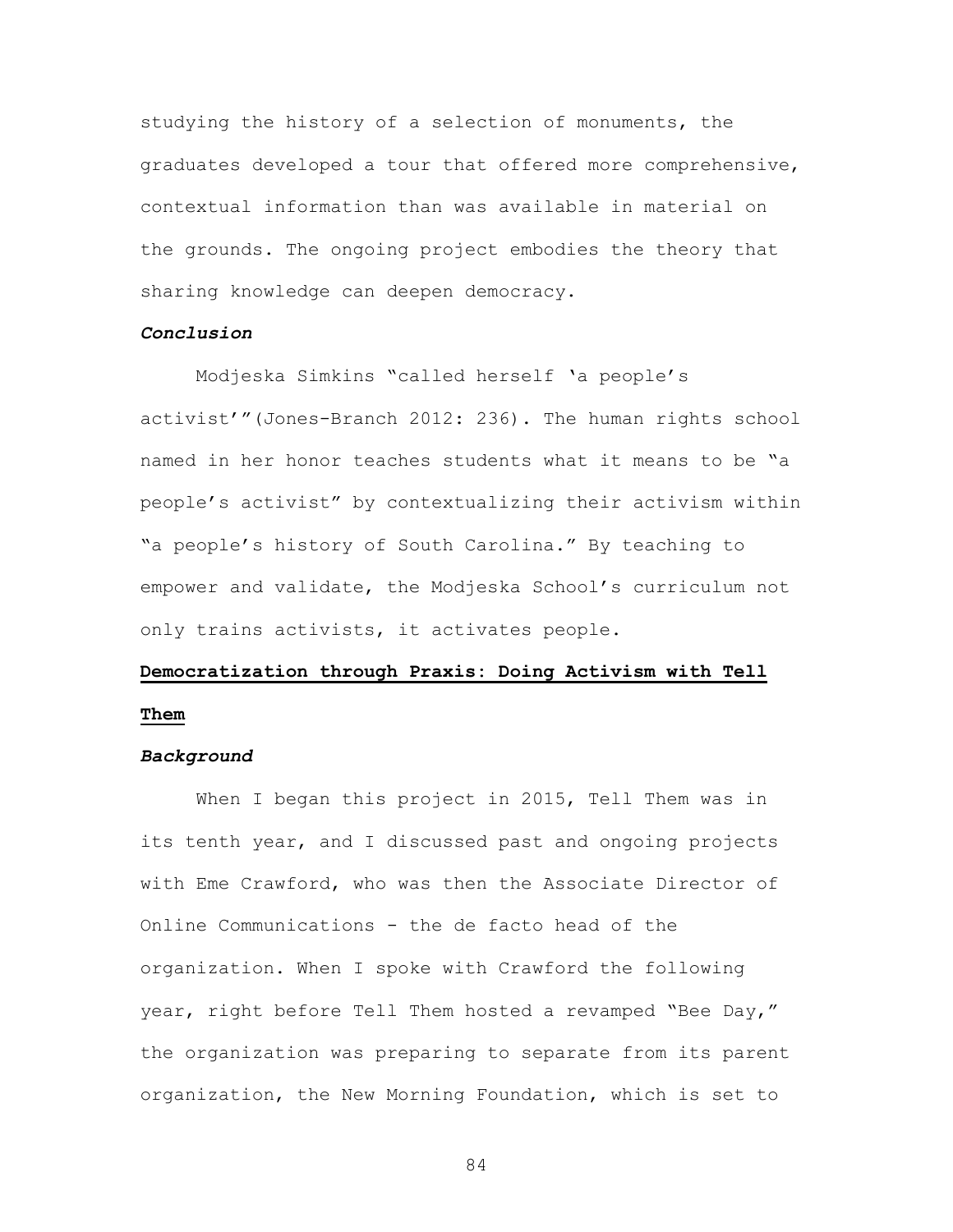studying the history of a selection of monuments, the graduates developed a tour that offered more comprehensive, contextual information than was available in material on the grounds. The ongoing project embodies the theory that sharing knowledge can deepen democracy.

### *Conclusion*

Modjeska Simkins "called herself 'a people's activist'"(Jones-Branch 2012: 236). The human rights school named in her honor teaches students what it means to be "a people's activist" by contextualizing their activism within "a people's history of South Carolina." By teaching to empower and validate, the Modjeska School's curriculum not only trains activists, it activates people.

## Democratization through Praxis: Doing Activism with Tell Them

### *Background*

When I began this project in 2015, Tell Them was in its tenth year, and I discussed past and ongoing projects with Eme Crawford, who was then the Associate Director of Online Communications - the de facto head of the organization. When I spoke with Crawford the following year, right before Tell Them hosted a revamped "Bee Day," the organization was preparing to separate from its parent organization, the New Morning Foundation, which is set to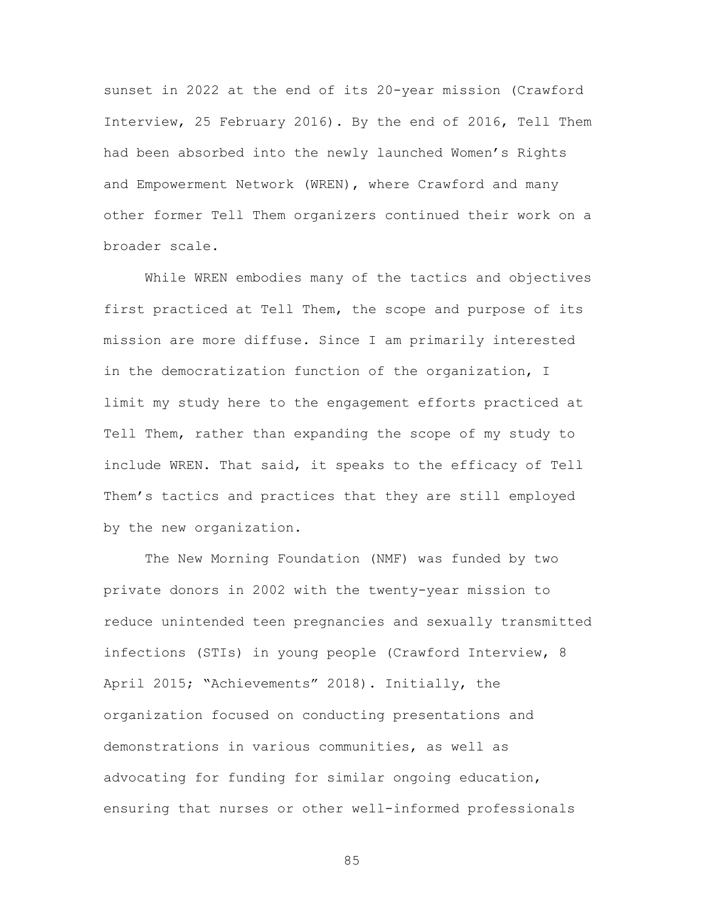sunset in 2022 at the end of its 20-year mission (Crawford Interview, 25 February 2016). By the end of 2016, Tell Them had been absorbed into the newly launched Women's Rights and Empowerment Network (WREN), where Crawford and many other former Tell Them organizers continued their work on a broader scale.

While WREN embodies many of the tactics and objectives first practiced at Tell Them, the scope and purpose of its mission are more diffuse. Since I am primarily interested in the democratization function of the organization, I limit my study here to the engagement efforts practiced at Tell Them, rather than expanding the scope of my study to include WREN. That said, it speaks to the efficacy of Tell Them's tactics and practices that they are still employed by the new organization.

The New Morning Foundation (NMF) was funded by two private donors in 2002 with the twenty-year mission to reduce unintended teen pregnancies and sexually transmitted infections (STIs) in young people (Crawford Interview, 8 April 2015; "Achievements" 2018). Initially, the organization focused on conducting presentations and demonstrations in various communities, as well as advocating for funding for similar ongoing education, ensuring that nurses or other well-informed professionals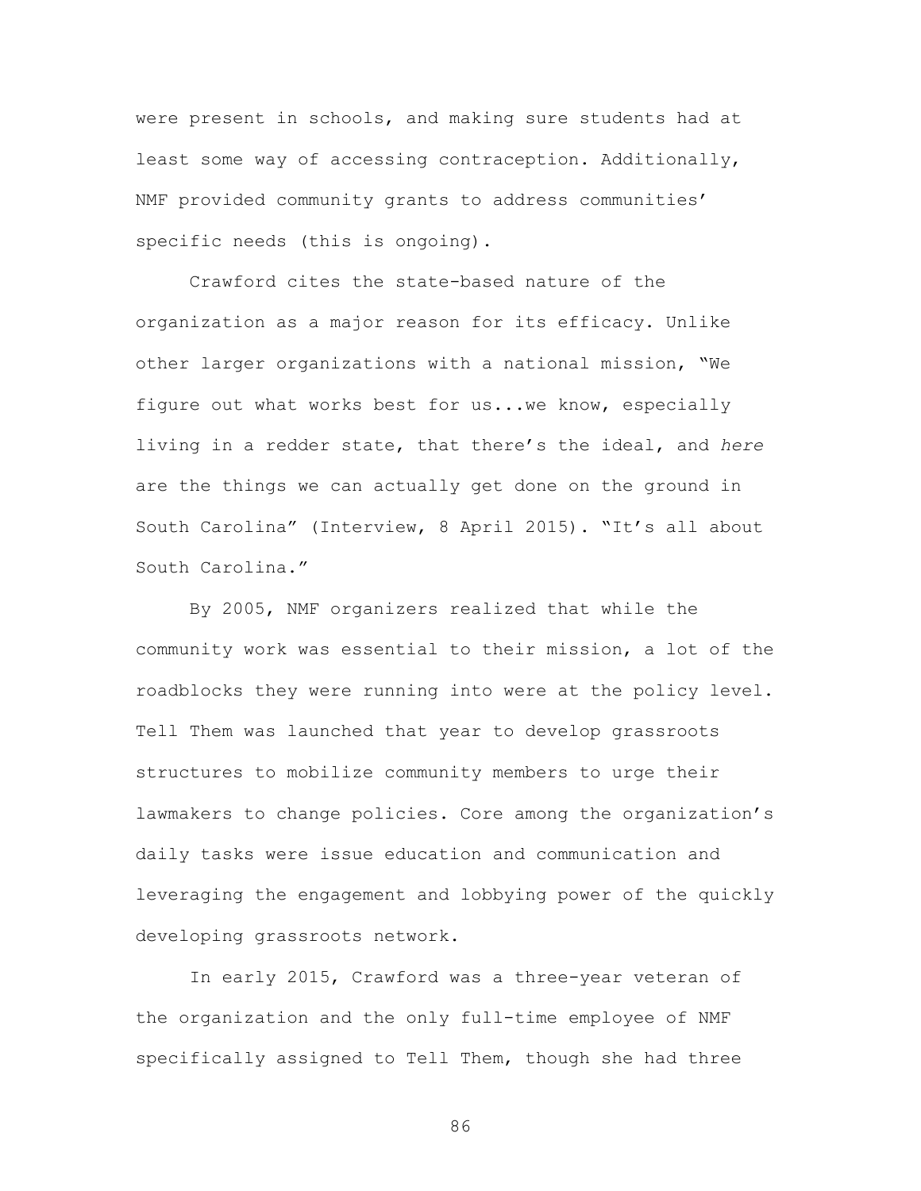were present in schools, and making sure students had at least some way of accessing contraception. Additionally, NMF provided community grants to address communities' specific needs (this is ongoing).

Crawford cites the state-based nature of the organization as a major reason for its efficacy. Unlike other larger organizations with a national mission, "We figure out what works best for us...we know, especially living in a redder state, that there's the ideal, and *here* are the things we can actually get done on the ground in South Carolina" (Interview, 8 April 2015). "It's all about South Carolina."

By 2005, NMF organizers realized that while the community work was essential to their mission, a lot of the roadblocks they were running into were at the policy level. Tell Them was launched that year to develop grassroots structures to mobilize community members to urge their lawmakers to change policies. Core among the organization's daily tasks were issue education and communication and leveraging the engagement and lobbying power of the quickly developing grassroots network.

In early 2015, Crawford was a three-year veteran of the organization and the only full-time employee of NMF specifically assigned to Tell Them, though she had three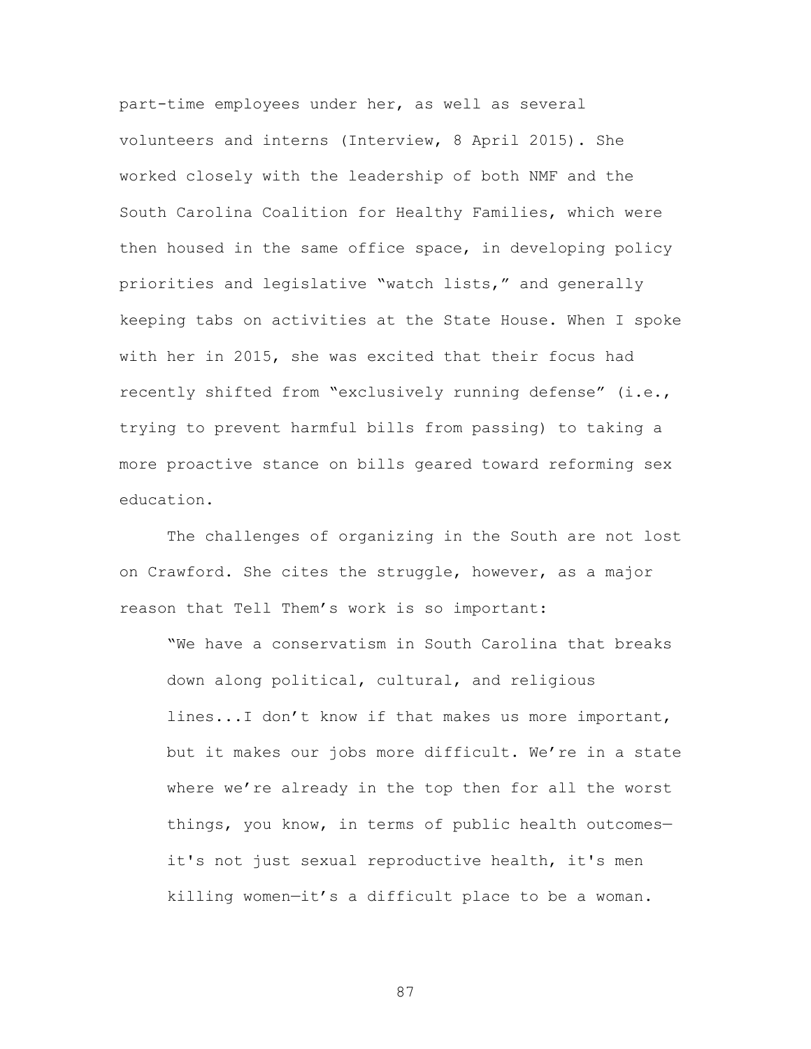part-time employees under her, as well as several volunteers and interns (Interview, 8 April 2015). She worked closely with the leadership of both NMF and the South Carolina Coalition for Healthy Families, which were then housed in the same office space, in developing policy priorities and legislative "watch lists," and generally keeping tabs on activities at the State House. When I spoke with her in 2015, she was excited that their focus had recently shifted from "exclusively running defense" (i.e., trying to prevent harmful bills from passing) to taking a more proactive stance on bills geared toward reforming sex education.

The challenges of organizing in the South are not lost on Crawford. She cites the struggle, however, as a major reason that Tell Them's work is so important:

> "We have a conservatism in South Carolina that breaks down along political, cultural, and religious lines...I don't know if that makes us more important, but it makes our jobs more difficult. We're in a state where we're already in the top then for all the worst things, you know, in terms of public health outcomes—it's not just sexual reproductive health, it's men killing women—it's a difficult place to be a woman.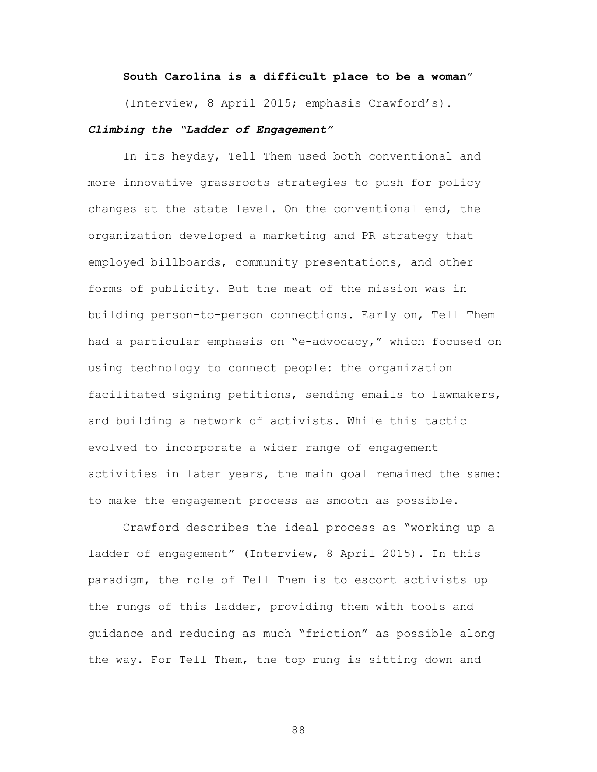**South Carolina is a difficult place to be a woman**”

(Interview, 8 April 2015; emphasis Crawford’s).

### *Climbing the “Ladder of Engagement”*

In its heyday, Tell Them used both conventional and more innovative grassroots strategies to push for policy changes at the state level. On the conventional end, the organization developed a marketing and PR strategy that employed billboards, community presentations, and other forms of publicity. But the meat of the mission was in building person-to-person connections. Early on, Tell Them had a particular emphasis on “e-advocacy,” which focused on using technology to connect people: the organization facilitated signing petitions, sending emails to lawmakers, and building a network of activists. While this tactic evolved to incorporate a wider range of engagement activities in later years, the main goal remained the same: to make the engagement process as smooth as possible.

Crawford describes the ideal process as “working up a ladder of engagement” (Interview, 8 April 2015). In this paradigm, the role of Tell Them is to escort activists up the rungs of this ladder, providing them with tools and guidance and reducing as much “friction” as possible along the way. For Tell Them, the top rung is sitting down and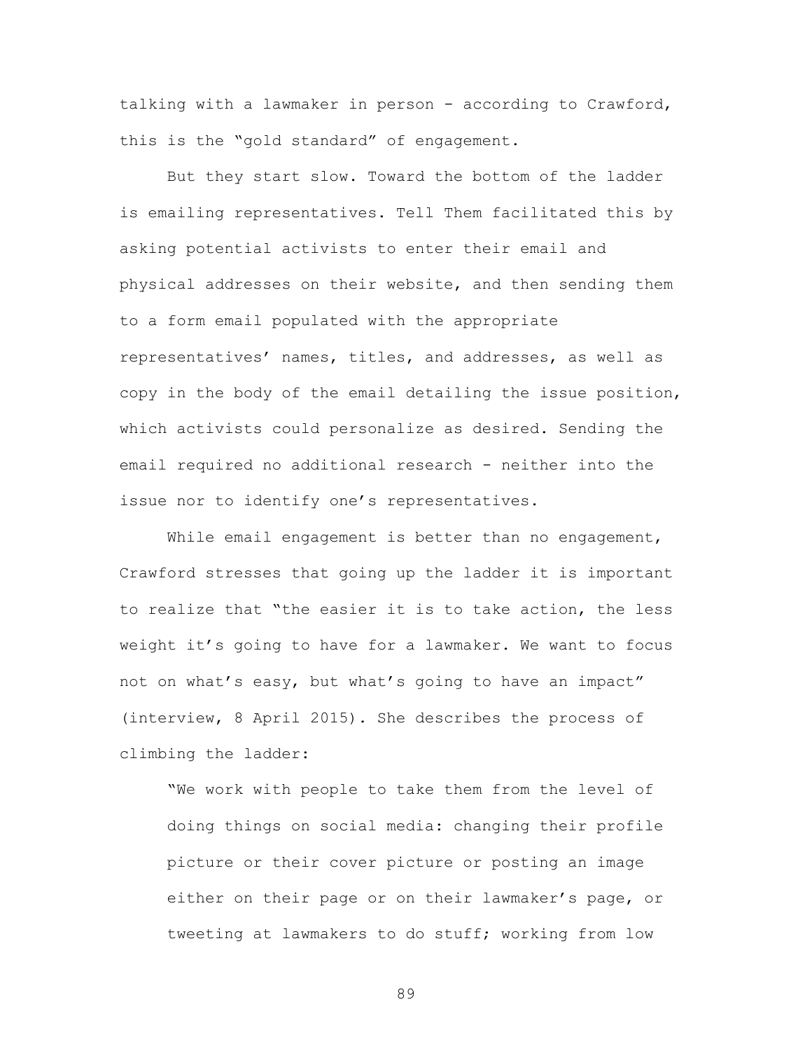talking with a lawmaker in person - according to Crawford, this is the "gold standard" of engagement.

But they start slow. Toward the bottom of the ladder is emailing representatives. Tell Them facilitated this by asking potential activists to enter their email and physical addresses on their website, and then sending them to a form email populated with the appropriate representatives' names, titles, and addresses, as well as copy in the body of the email detailing the issue position, which activists could personalize as desired. Sending the email required no additional research - neither into the issue nor to identify one's representatives.

While email engagement is better than no engagement, Crawford stresses that going up the ladder it is important to realize that "the easier it is to take action, the less weight it's going to have for a lawmaker. We want to focus not on what's easy, but what's going to have an impact" (interview, 8 April 2015). She describes the process of climbing the ladder:

> "We work with people to take them from the level of doing things on social media: changing their profile picture or their cover picture or posting an image either on their page or on their lawmaker's page, or tweeting at lawmakers to do stuff; working from low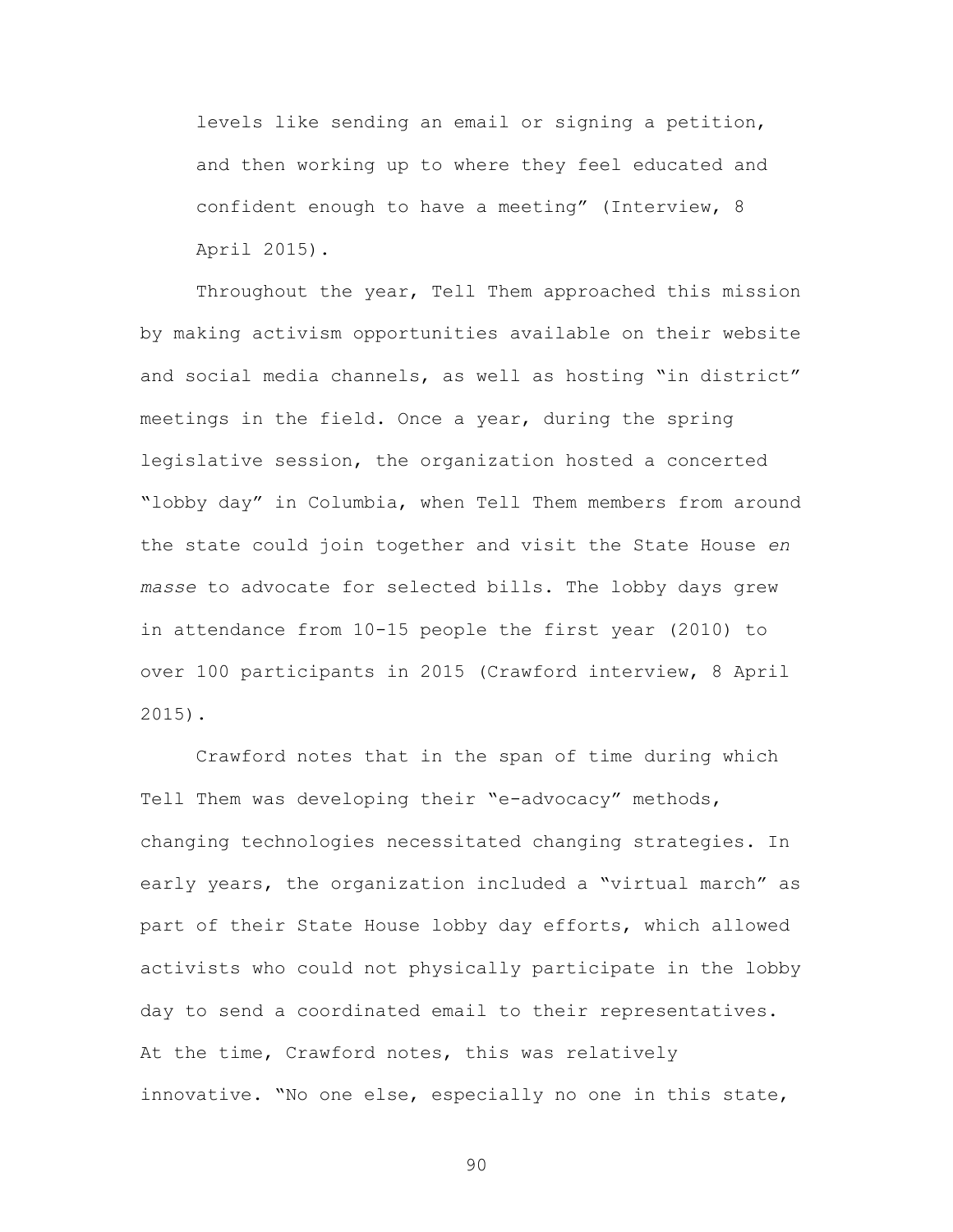levels like sending an email or signing a petition, and then working up to where they feel educated and confident enough to have a meeting" (Interview, 8 April 2015).

Throughout the year, Tell Them approached this mission by making activism opportunities available on their website and social media channels, as well as hosting "in district" meetings in the field. Once a year, during the spring legislative session, the organization hosted a concerted "lobby day" in Columbia, when Tell Them members from around the state could join together and visit the State House *en masse* to advocate for selected bills. The lobby days grew in attendance from 10-15 people the first year (2010) to over 100 participants in 2015 (Crawford interview, 8 April 2015).

Crawford notes that in the span of time during which Tell Them was developing their "e-advocacy" methods, changing technologies necessitated changing strategies. In early years, the organization included a "virtual march" as part of their State House lobby day efforts, which allowed activists who could not physically participate in the lobby day to send a coordinated email to their representatives. At the time, Crawford notes, this was relatively innovative. "No one else, especially no one in this state,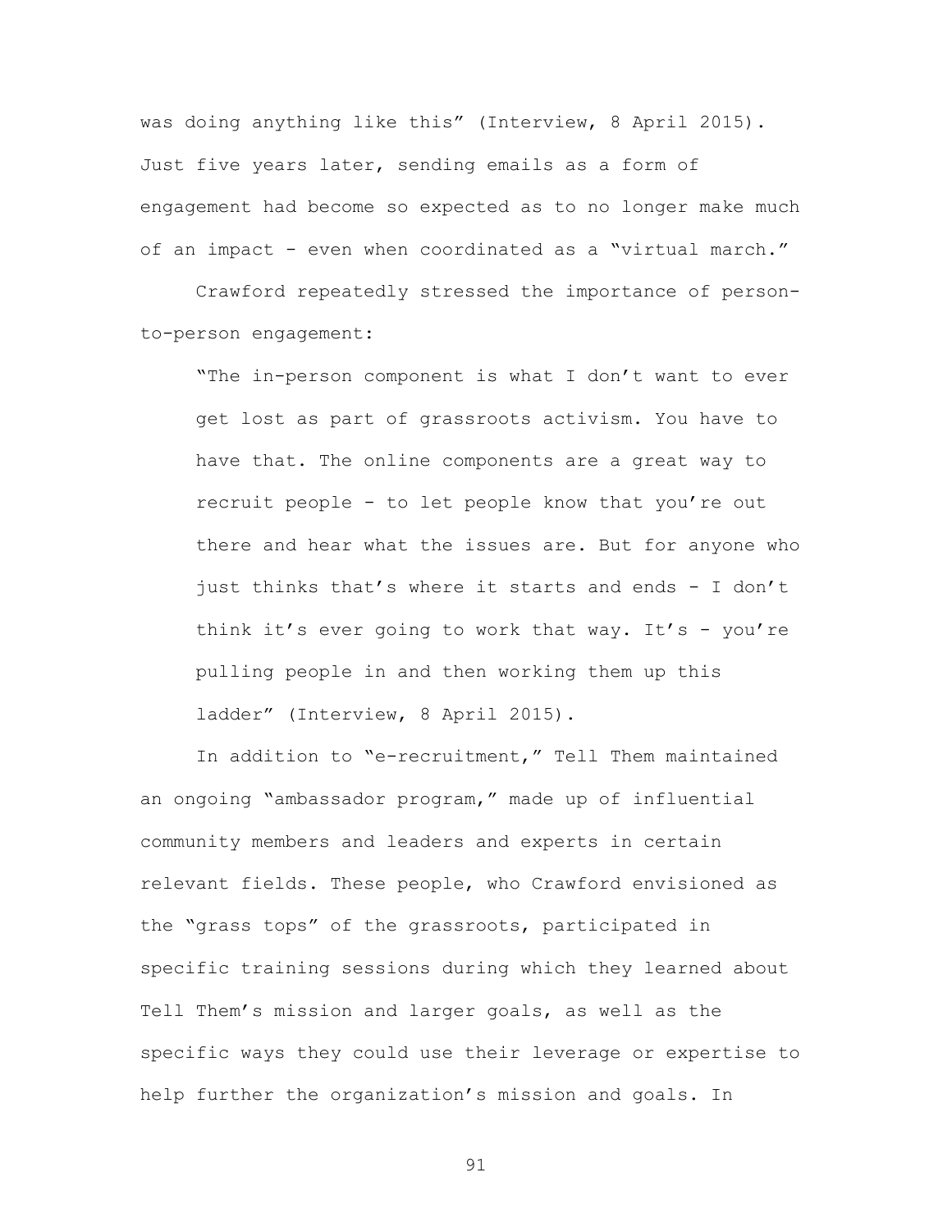was doing anything like this" (Interview, 8 April 2015). Just five years later, sending emails as a form of engagement had become so expected as to no longer make much of an impact - even when coordinated as a "virtual march."

Crawford repeatedly stressed the importance of person-to-person engagement:

> "The in-person component is what I don't want to ever get lost as part of grassroots activism. You have to have that. The online components are a great way to recruit people - to let people know that you're out there and hear what the issues are. But for anyone who just thinks that's where it starts and ends - I don't think it's ever going to work that way. It's - you're pulling people in and then working them up this ladder" (Interview, 8 April 2015).

In addition to "e-recruitment," Tell Them maintained an ongoing "ambassador program," made up of influential community members and leaders and experts in certain relevant fields. These people, who Crawford envisioned as the "grass tops" of the grassroots, participated in specific training sessions during which they learned about Tell Them's mission and larger goals, as well as the specific ways they could use their leverage or expertise to help further the organization's mission and goals. In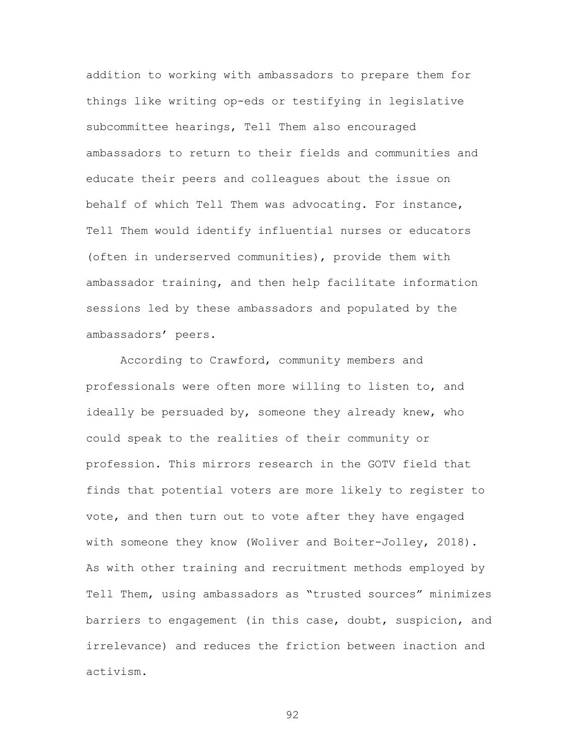addition to working with ambassadors to prepare them for things like writing op-eds or testifying in legislative subcommittee hearings, Tell Them also encouraged ambassadors to return to their fields and communities and educate their peers and colleagues about the issue on behalf of which Tell Them was advocating. For instance, Tell Them would identify influential nurses or educators (often in underserved communities), provide them with ambassador training, and then help facilitate information sessions led by these ambassadors and populated by the ambassadors' peers.

According to Crawford, community members and professionals were often more willing to listen to, and ideally be persuaded by, someone they already knew, who could speak to the realities of their community or profession. This mirrors research in the GOTV field that finds that potential voters are more likely to register to vote, and then turn out to vote after they have engaged with someone they know (Woliver and Boiter-Jolley, 2018). As with other training and recruitment methods employed by Tell Them, using ambassadors as "trusted sources" minimizes barriers to engagement (in this case, doubt, suspicion, and irrelevance) and reduces the friction between inaction and activism.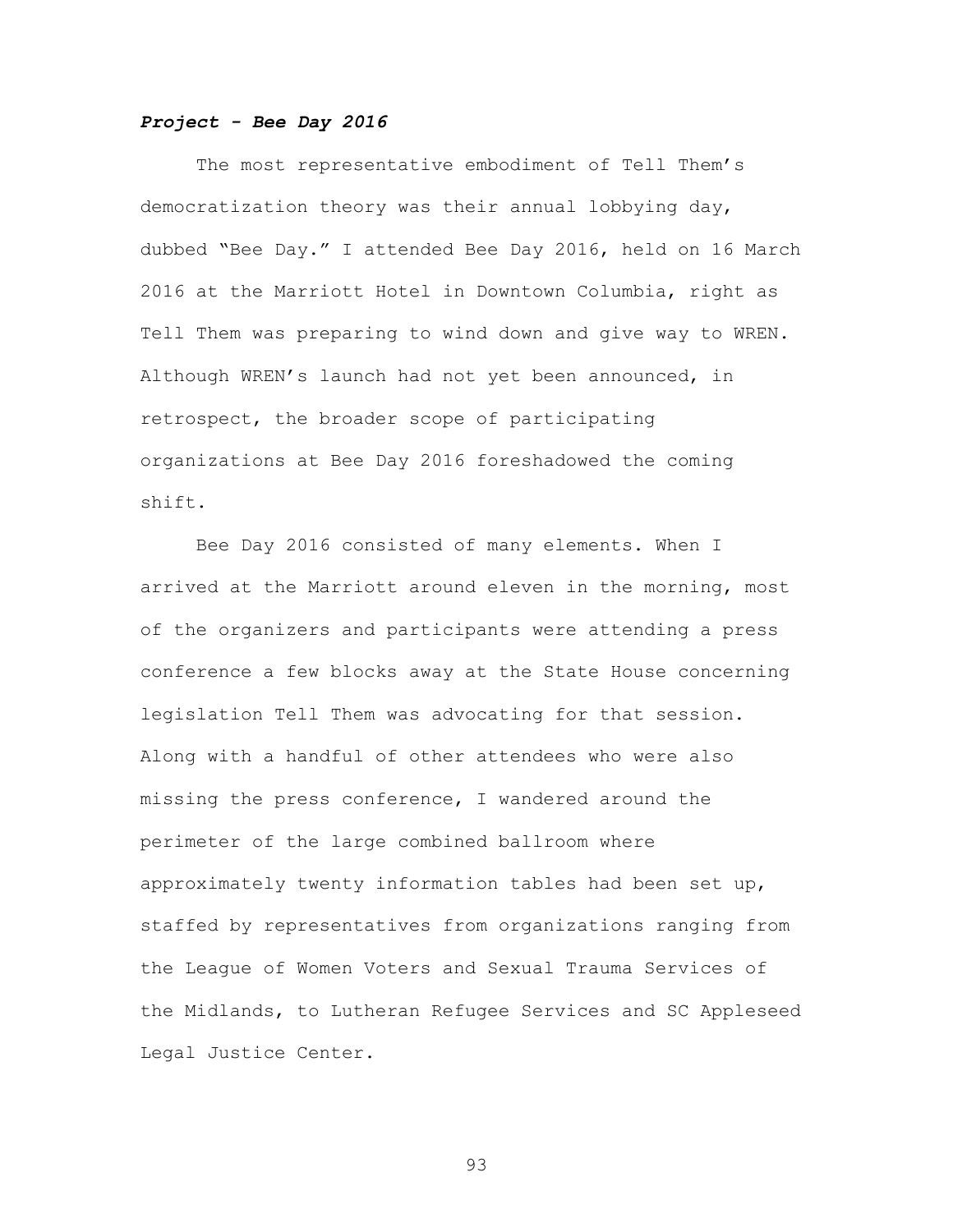### *Project - Bee Day 2016*

The most representative embodiment of Tell Them's democratization theory was their annual lobbying day, dubbed "Bee Day." I attended Bee Day 2016, held on 16 March 2016 at the Marriott Hotel in Downtown Columbia, right as Tell Them was preparing to wind down and give way to WREN. Although WREN's launch had not yet been announced, in retrospect, the broader scope of participating organizations at Bee Day 2016 foreshadowed the coming shift.

Bee Day 2016 consisted of many elements. When I arrived at the Marriott around eleven in the morning, most of the organizers and participants were attending a press conference a few blocks away at the State House concerning legislation Tell Them was advocating for that session. Along with a handful of other attendees who were also missing the press conference, I wandered around the perimeter of the large combined ballroom where approximately twenty information tables had been set up, staffed by representatives from organizations ranging from the League of Women Voters and Sexual Trauma Services of the Midlands, to Lutheran Refugee Services and SC Appleseed Legal Justice Center.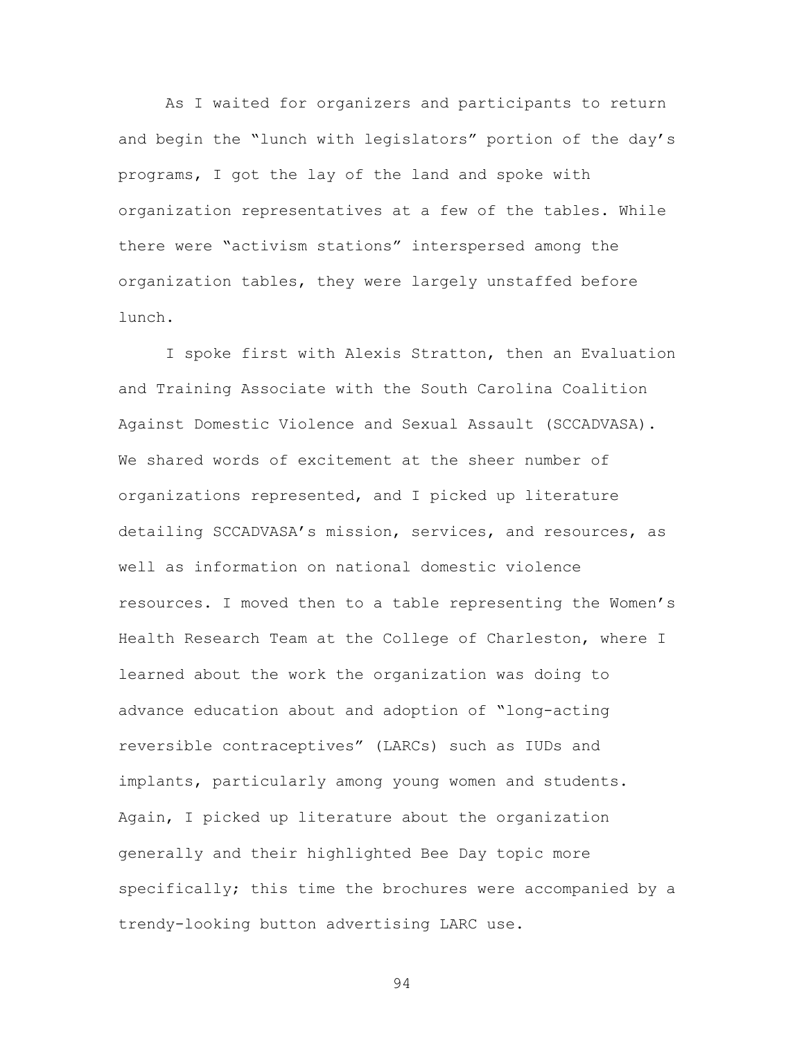As I waited for organizers and participants to return and begin the "lunch with legislators" portion of the day's programs, I got the lay of the land and spoke with organization representatives at a few of the tables. While there were "activism stations" interspersed among the organization tables, they were largely unstaffed before lunch.

I spoke first with Alexis Stratton, then an Evaluation and Training Associate with the South Carolina Coalition Against Domestic Violence and Sexual Assault (SCCADVASA). We shared words of excitement at the sheer number of organizations represented, and I picked up literature detailing SCCADVASA's mission, services, and resources, as well as information on national domestic violence resources. I moved then to a table representing the Women's Health Research Team at the College of Charleston, where I learned about the work the organization was doing to advance education about and adoption of "long-acting reversible contraceptives" (LARCs) such as IUDs and implants, particularly among young women and students. Again, I picked up literature about the organization generally and their highlighted Bee Day topic more specifically; this time the brochures were accompanied by a trendy-looking button advertising LARC use.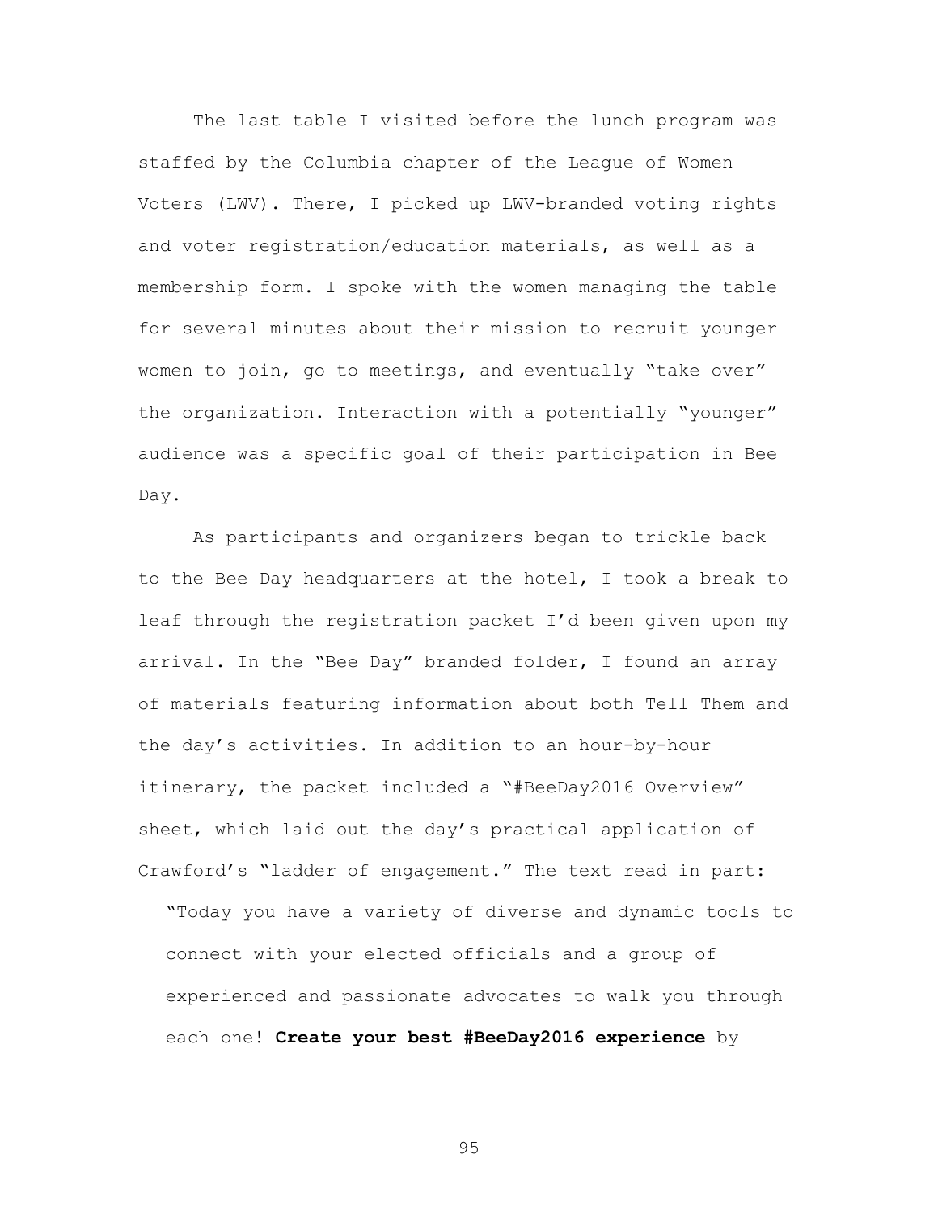The last table I visited before the lunch program was staffed by the Columbia chapter of the League of Women Voters (LWV). There, I picked up LWV-branded voting rights and voter registration/education materials, as well as a membership form. I spoke with the women managing the table for several minutes about their mission to recruit younger women to join, go to meetings, and eventually "take over" the organization. Interaction with a potentially "younger" audience was a specific goal of their participation in Bee Day.

As participants and organizers began to trickle back to the Bee Day headquarters at the hotel, I took a break to leaf through the registration packet I'd been given upon my arrival. In the "Bee Day" branded folder, I found an array of materials featuring information about both Tell Them and the day's activities. In addition to an hour-by-hour itinerary, the packet included a "#BeeDay2016 Overview" sheet, which laid out the day's practical application of Crawford's "ladder of engagement." The text read in part:

> "Today you have a variety of diverse and dynamic tools to connect with your elected officials and a group of experienced and passionate advocates to walk you through each one! **Create your best #BeeDay2016 experience** by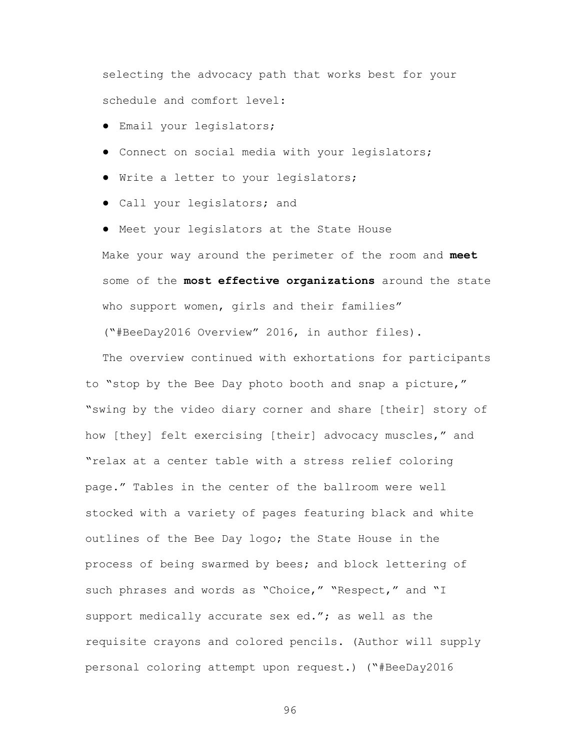selecting the advocacy path that works best for your schedule and comfort level:

- Email your legislators;
- Connect on social media with your legislators;
- Write a letter to your legislators;
- Call your legislators; and
- Meet your legislators at the State House

Make your way around the perimeter of the room and **meet** some of the **most effective organizations** around the state who support women, girls and their families" ("#BeeDay2016 Overview" 2016, in author files).

The overview continued with exhortations for participants to "stop by the Bee Day photo booth and snap a picture," "swing by the video diary corner and share [their] story of how [they] felt exercising [their] advocacy muscles," and "relax at a center table with a stress relief coloring page." Tables in the center of the ballroom were well stocked with a variety of pages featuring black and white outlines of the Bee Day logo; the State House in the process of being swarmed by bees; and block lettering of such phrases and words as "Choice," "Respect," and "I support medically accurate sex ed."; as well as the requisite crayons and colored pencils. (Author will supply personal coloring attempt upon request.) ("#BeeDay2016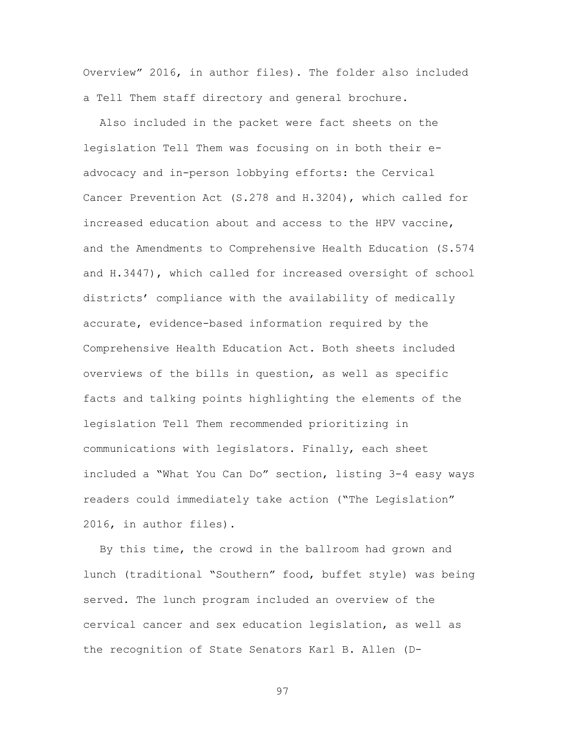Overview" 2016, in author files). The folder also included a Tell Them staff directory and general brochure.

Also included in the packet were fact sheets on the legislation Tell Them was focusing on in both their e-advocacy and in-person lobbying efforts: the Cervical Cancer Prevention Act (S.278 and H.3204), which called for increased education about and access to the HPV vaccine, and the Amendments to Comprehensive Health Education (S.574 and H.3447), which called for increased oversight of school districts' compliance with the availability of medically accurate, evidence-based information required by the Comprehensive Health Education Act. Both sheets included overviews of the bills in question, as well as specific facts and talking points highlighting the elements of the legislation Tell Them recommended prioritizing in communications with legislators. Finally, each sheet included a "What You Can Do" section, listing 3-4 easy ways readers could immediately take action ("The Legislation" 2016, in author files).

By this time, the crowd in the ballroom had grown and lunch (traditional "Southern" food, buffet style) was being served. The lunch program included an overview of the cervical cancer and sex education legislation, as well as the recognition of State Senators Karl B. Allen (D-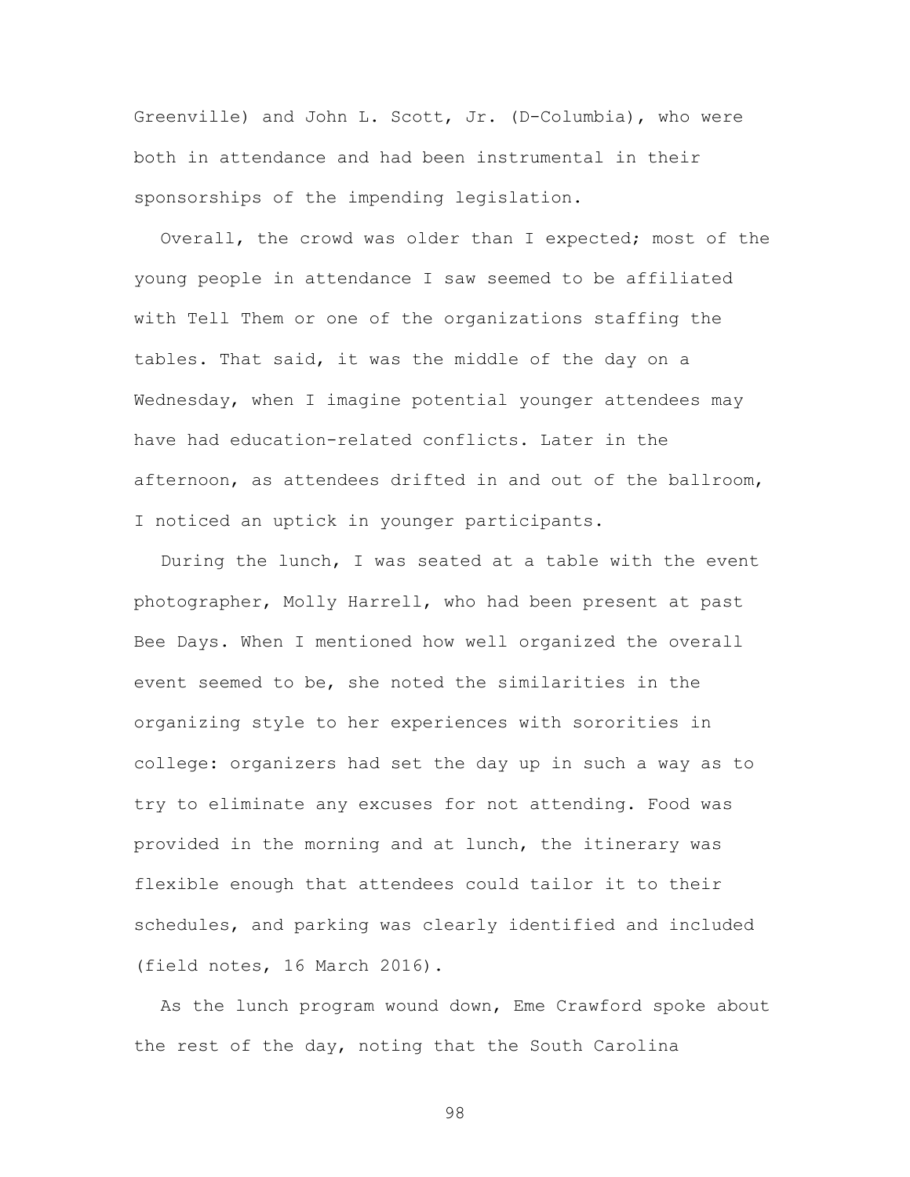Greenville) and John L. Scott, Jr. (D-Columbia), who were both in attendance and had been instrumental in their sponsorships of the impending legislation.

Overall, the crowd was older than I expected; most of the young people in attendance I saw seemed to be affiliated with Tell Them or one of the organizations staffing the tables. That said, it was the middle of the day on a Wednesday, when I imagine potential younger attendees may have had education-related conflicts. Later in the afternoon, as attendees drifted in and out of the ballroom, I noticed an uptick in younger participants.

During the lunch, I was seated at a table with the event photographer, Molly Harrell, who had been present at past Bee Days. When I mentioned how well organized the overall event seemed to be, she noted the similarities in the organizing style to her experiences with sororities in college: organizers had set the day up in such a way as to try to eliminate any excuses for not attending. Food was provided in the morning and at lunch, the itinerary was flexible enough that attendees could tailor it to their schedules, and parking was clearly identified and included (field notes, 16 March 2016).

As the lunch program wound down, Eme Crawford spoke about the rest of the day, noting that the South Carolina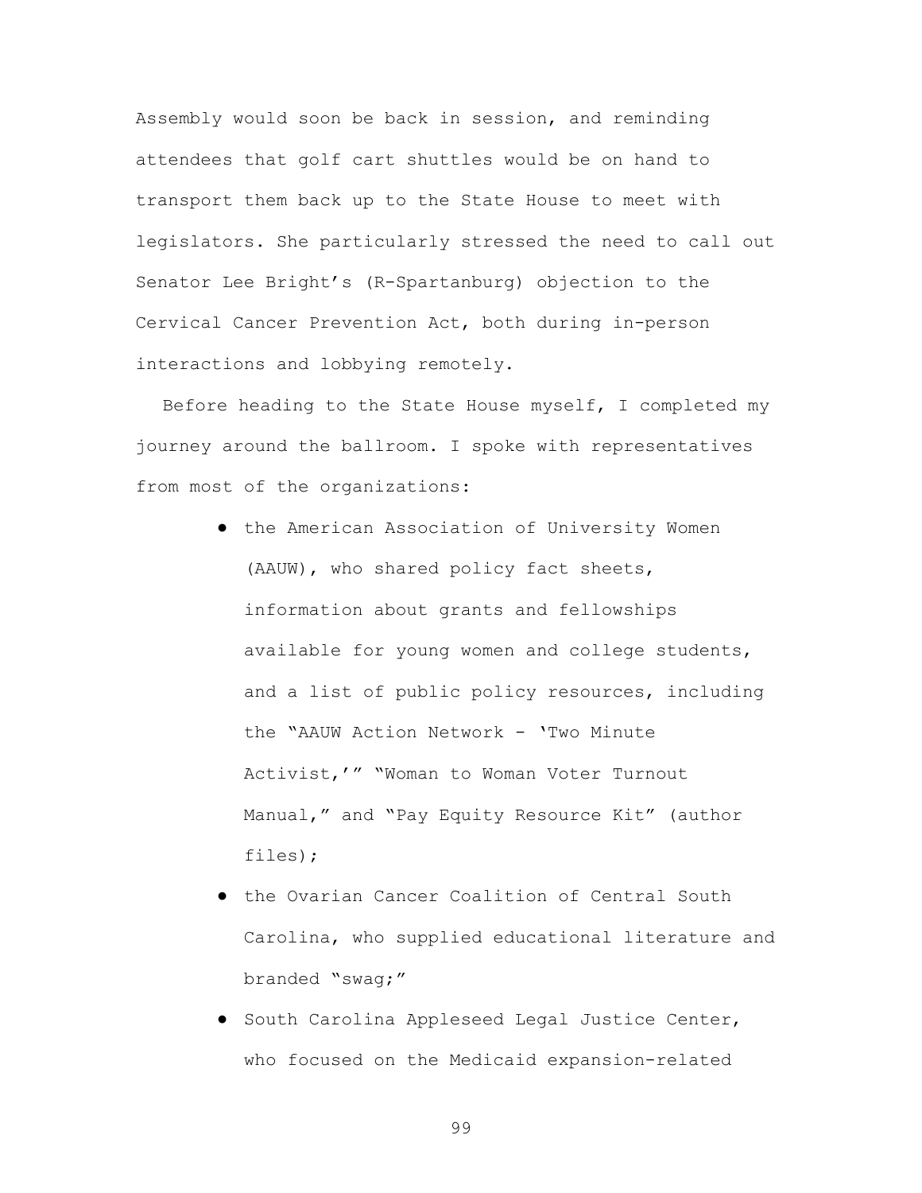Assembly would soon be back in session, and reminding attendees that golf cart shuttles would be on hand to transport them back up to the State House to meet with legislators. She particularly stressed the need to call out Senator Lee Bright's (R-Spartanburg) objection to the Cervical Cancer Prevention Act, both during in-person interactions and lobbying remotely.

Before heading to the State House myself, I completed my journey around the ballroom. I spoke with representatives from most of the organizations:

- the American Association of University Women (AAUW), who shared policy fact sheets, information about grants and fellowships available for young women and college students, and a list of public policy resources, including the "AAUW Action Network - 'Two Minute Activist,'" "Woman to Woman Voter Turnout Manual," and "Pay Equity Resource Kit" (author files);
- the Ovarian Cancer Coalition of Central South Carolina, who supplied educational literature and branded "swag;"
- South Carolina Appleseed Legal Justice Center, who focused on the Medicaid expansion-related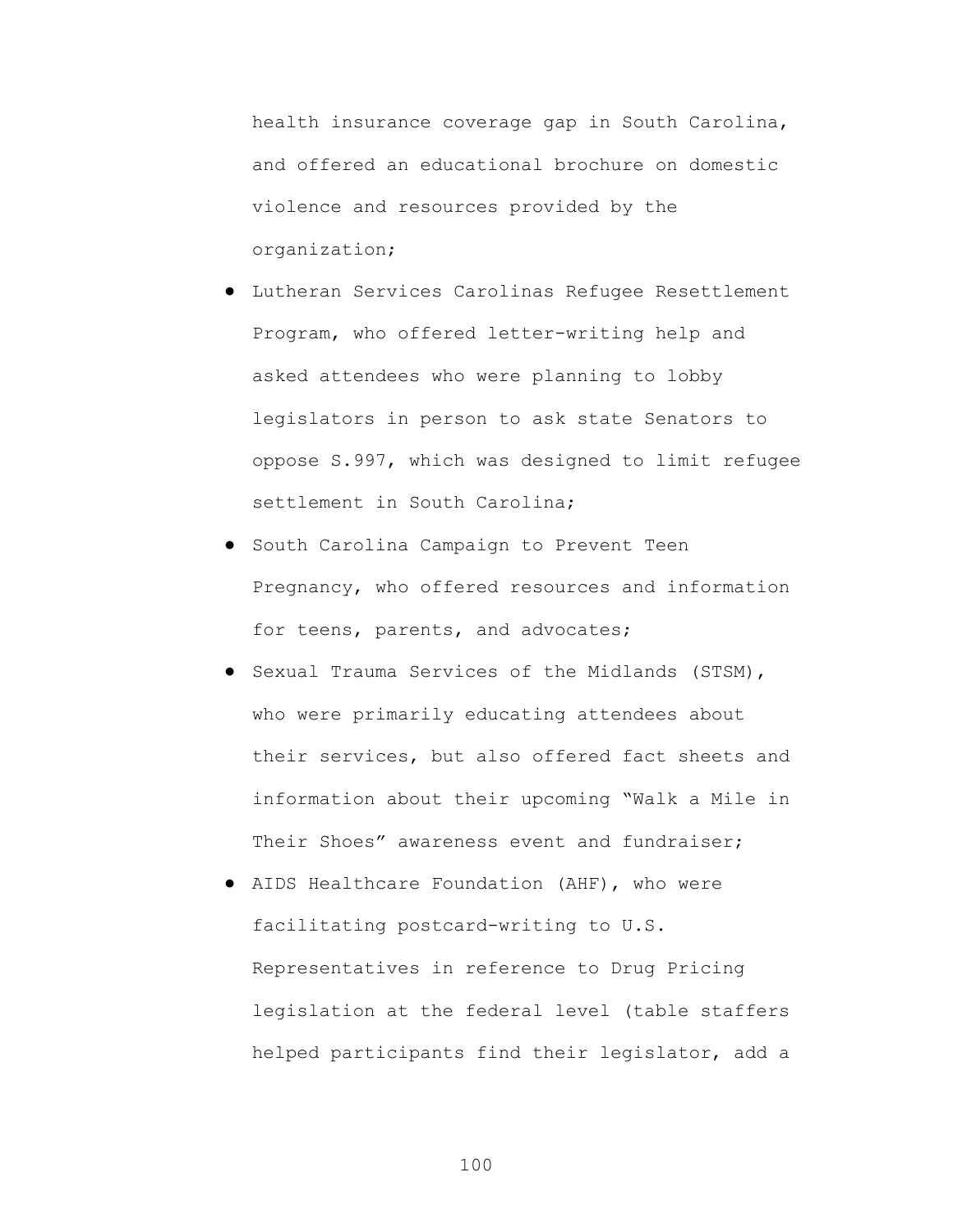health insurance coverage gap in South Carolina, and offered an educational brochure on domestic violence and resources provided by the organization;

- Lutheran Services Carolinas Refugee Resettlement Program, who offered letter-writing help and asked attendees who were planning to lobby legislators in person to ask state Senators to oppose S.997, which was designed to limit refugee settlement in South Carolina;
- South Carolina Campaign to Prevent Teen Pregnancy, who offered resources and information for teens, parents, and advocates;
- Sexual Trauma Services of the Midlands (STSM), who were primarily educating attendees about their services, but also offered fact sheets and information about their upcoming "Walk a Mile in Their Shoes" awareness event and fundraiser;
- AIDS Healthcare Foundation (AHF), who were facilitating postcard-writing to U.S. Representatives in reference to Drug Pricing legislation at the federal level (table staffers helped participants find their legislator, add a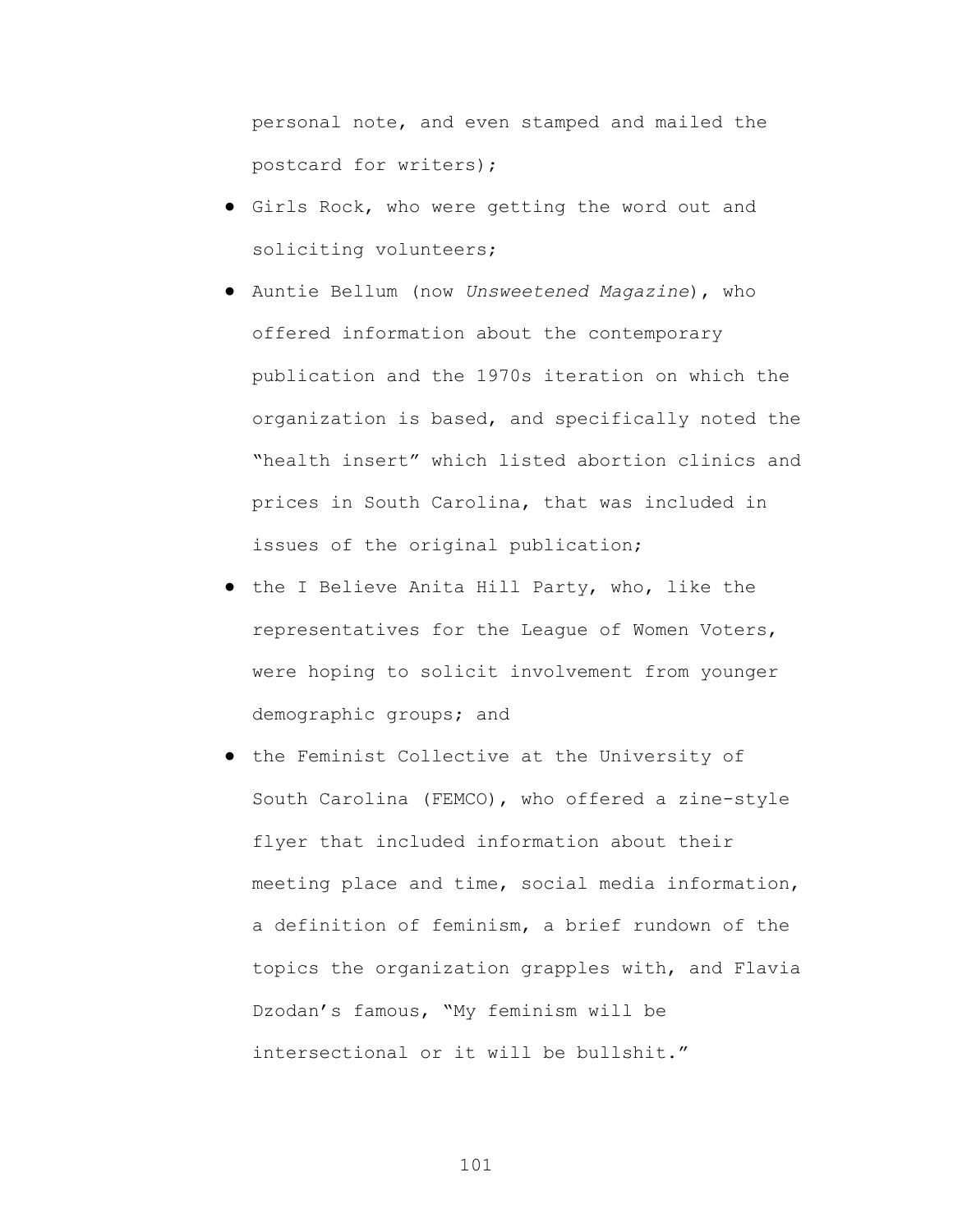personal note, and even stamped and mailed the postcard for writers);

- Girls Rock, who were getting the word out and soliciting volunteers;
- Auntie Bellum (now *Unsweetened Magazine*), who offered information about the contemporary publication and the 1970s iteration on which the organization is based, and specifically noted the "health insert" which listed abortion clinics and prices in South Carolina, that was included in issues of the original publication;
- the I Believe Anita Hill Party, who, like the representatives for the League of Women Voters, were hoping to solicit involvement from younger demographic groups; and
- the Feminist Collective at the University of South Carolina (FEMCO), who offered a zine-style flyer that included information about their meeting place and time, social media information, a definition of feminism, a brief rundown of the topics the organization grapples with, and Flavia Dzodan's famous, "My feminism will be intersectional or it will be bullshit."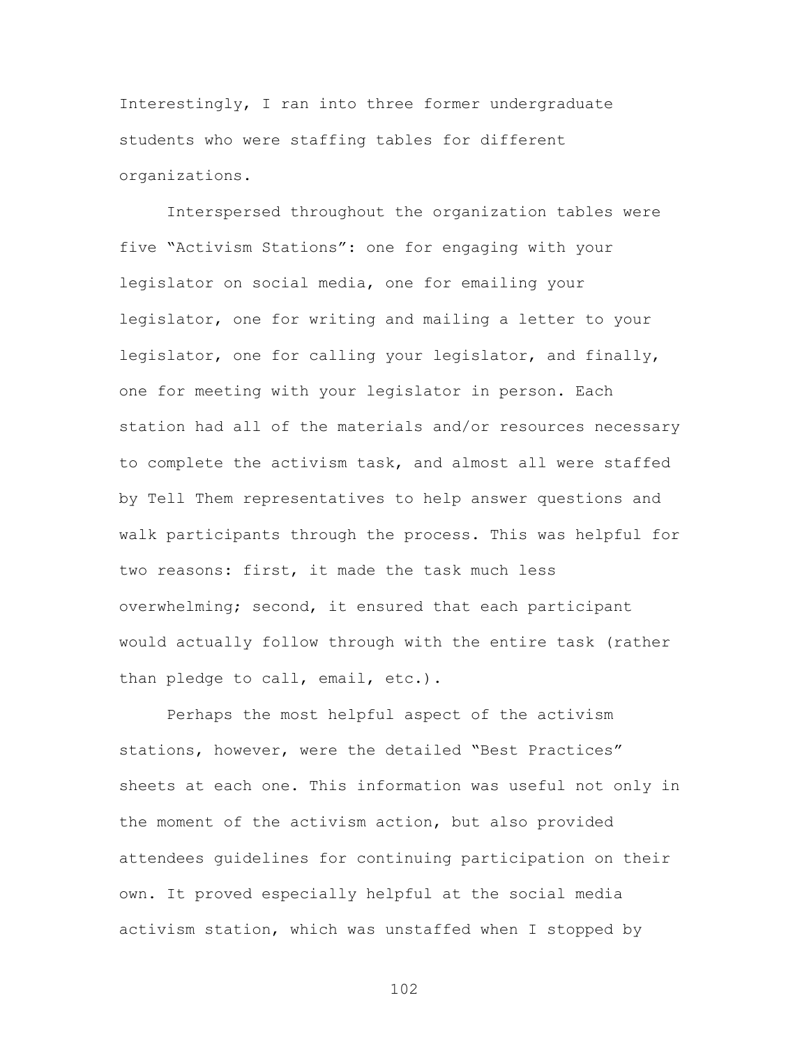Interestingly, I ran into three former undergraduate students who were staffing tables for different organizations.

Interspersed throughout the organization tables were five “Activism Stations”: one for engaging with your legislator on social media, one for emailing your legislator, one for writing and mailing a letter to your legislator, one for calling your legislator, and finally, one for meeting with your legislator in person. Each station had all of the materials and/or resources necessary to complete the activism task, and almost all were staffed by Tell Them representatives to help answer questions and walk participants through the process. This was helpful for two reasons: first, it made the task much less overwhelming; second, it ensured that each participant would actually follow through with the entire task (rather than pledge to call, email, etc.).

Perhaps the most helpful aspect of the activism stations, however, were the detailed “Best Practices” sheets at each one. This information was useful not only in the moment of the activism action, but also provided attendees guidelines for continuing participation on their own. It proved especially helpful at the social media activism station, which was unstaffed when I stopped by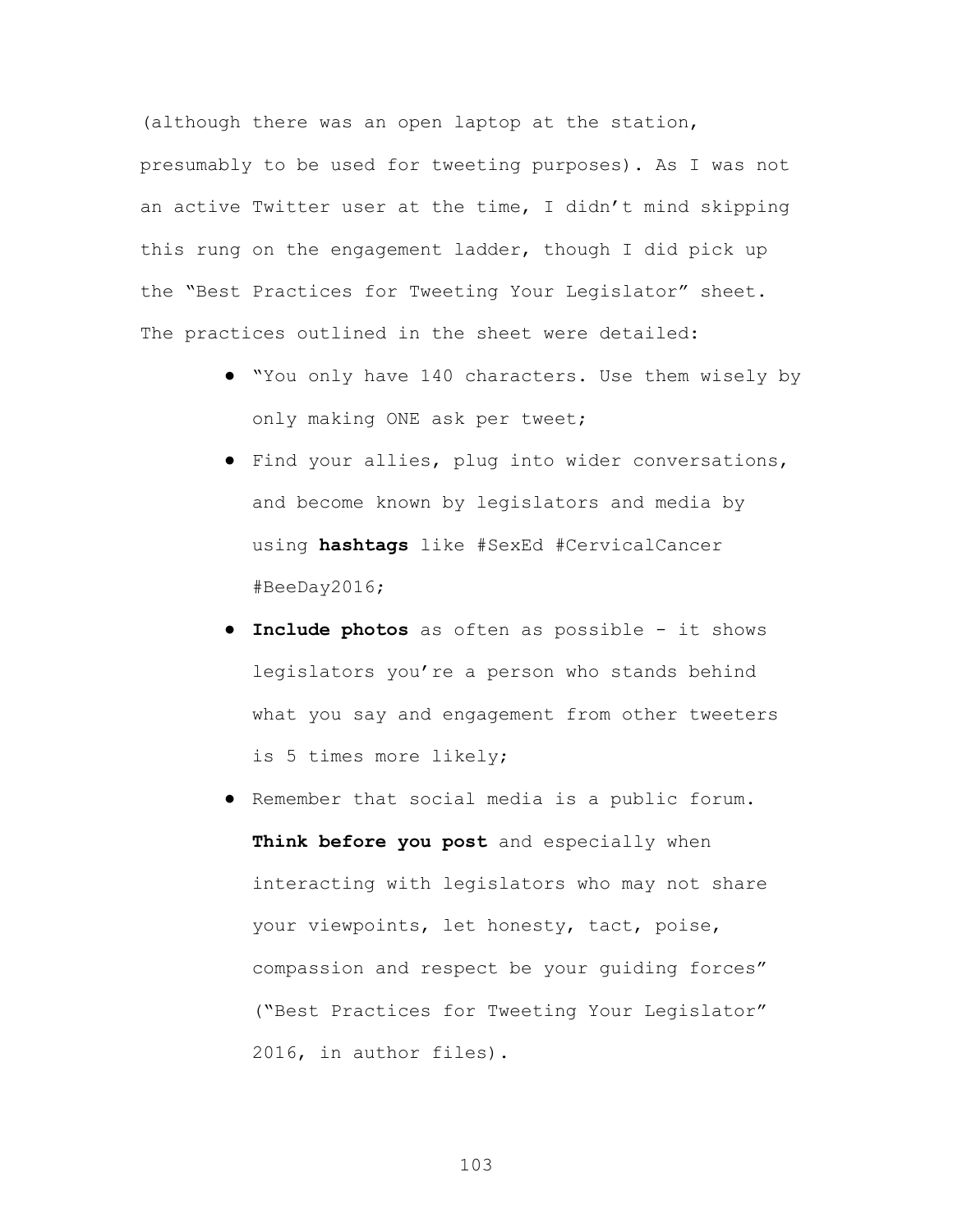(although there was an open laptop at the station, presumably to be used for tweeting purposes). As I was not an active Twitter user at the time, I didn't mind skipping this rung on the engagement ladder, though I did pick up the "Best Practices for Tweeting Your Legislator" sheet. The practices outlined in the sheet were detailed:

- "You only have 140 characters. Use them wisely by only making ONE ask per tweet;
- Find your allies, plug into wider conversations, and become known by legislators and media by using **hashtags** like #SexEd #CervicalCancer #BeeDay2016;
- **Include photos** as often as possible - it shows legislators you're a person who stands behind what you say and engagement from other tweeters is 5 times more likely;
- Remember that social media is a public forum. **Think before you post** and especially when interacting with legislators who may not share your viewpoints, let honesty, tact, poise, compassion and respect be your guiding forces" ("Best Practices for Tweeting Your Legislator" 2016, in author files).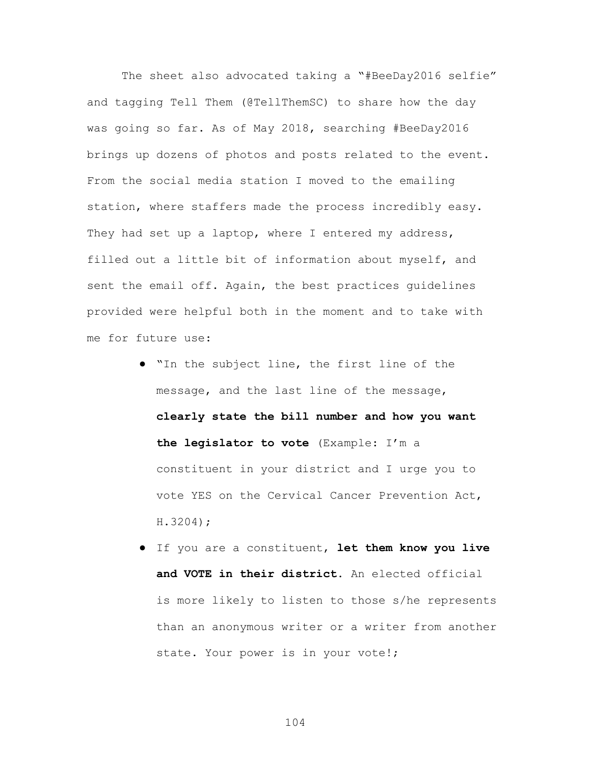The sheet also advocated taking a "#BeeDay2016 selfie" and tagging Tell Them (@TellThemSC) to share how the day was going so far. As of May 2018, searching #BeeDay2016 brings up dozens of photos and posts related to the event. From the social media station I moved to the emailing station, where staffers made the process incredibly easy. They had set up a laptop, where I entered my address, filled out a little bit of information about myself, and sent the email off. Again, the best practices guidelines provided were helpful both in the moment and to take with me for future use:

- "In the subject line, the first line of the message, and the last line of the message, **clearly state the bill number and how you want the legislator to vote** (Example: I'm a constituent in your district and I urge you to vote YES on the Cervical Cancer Prevention Act, H.3204);
- If you are a constituent, **let them know you live and VOTE in their district**. An elected official is more likely to listen to those s/he represents than an anonymous writer or a writer from another state. Your power is in your vote!;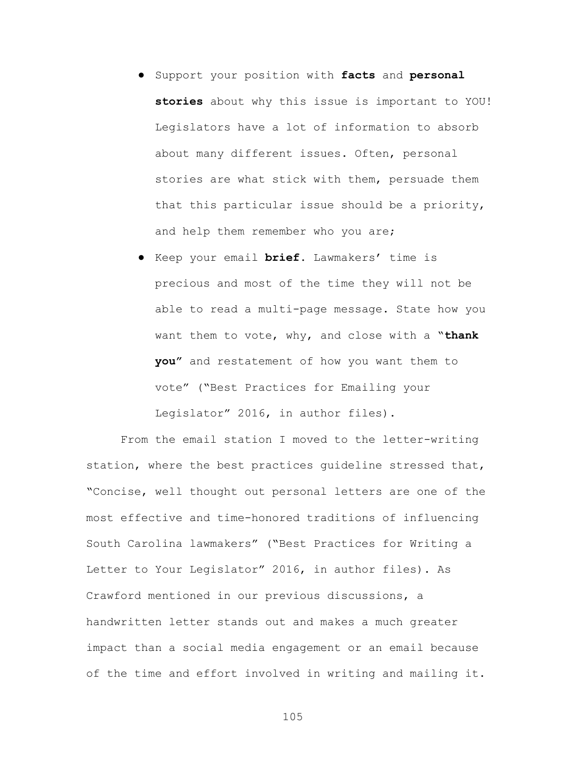- Support your position with **facts** and **personal stories** about why this issue is important to YOU! Legislators have a lot of information to absorb about many different issues. Often, personal stories are what stick with them, persuade them that this particular issue should be a priority, and help them remember who you are;
- Keep your email **brief**. Lawmakers' time is precious and most of the time they will not be able to read a multi-page message. State how you want them to vote, why, and close with a "**thank you**" and restatement of how you want them to vote" ("Best Practices for Emailing your Legislator" 2016, in author files).

From the email station I moved to the letter-writing station, where the best practices guideline stressed that, "Concise, well thought out personal letters are one of the most effective and time-honored traditions of influencing South Carolina lawmakers" ("Best Practices for Writing a Letter to Your Legislator" 2016, in author files). As Crawford mentioned in our previous discussions, a handwritten letter stands out and makes a much greater impact than a social media engagement or an email because of the time and effort involved in writing and mailing it.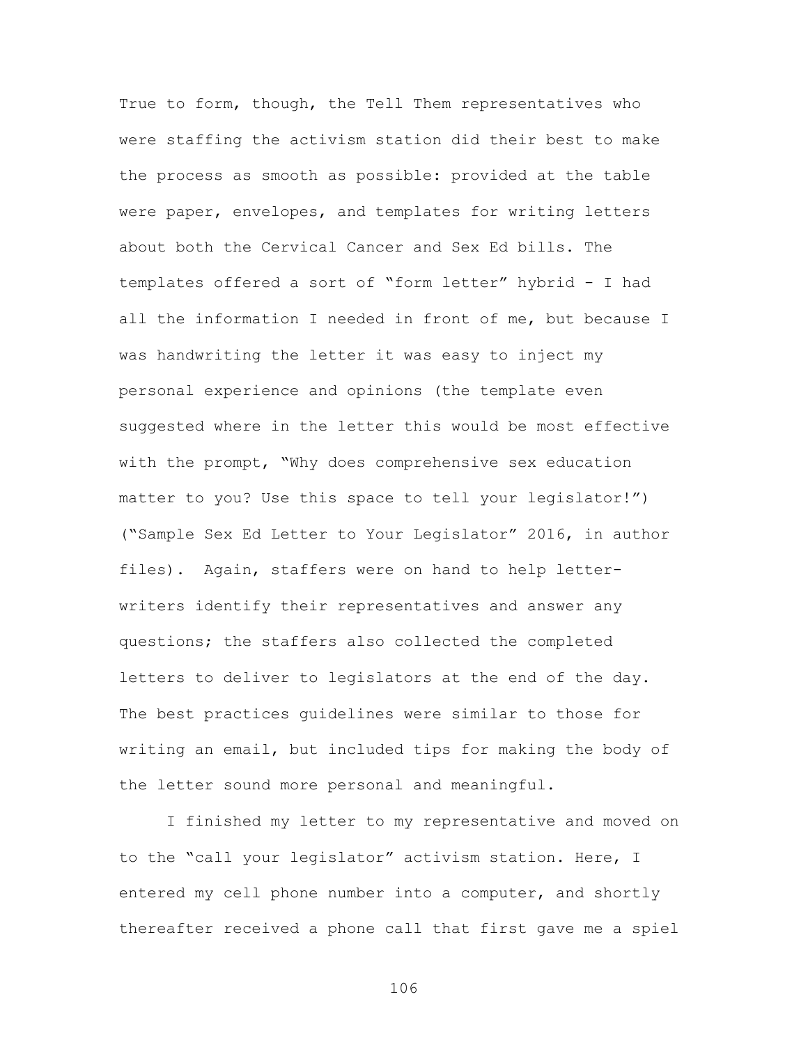True to form, though, the Tell Them representatives who were staffing the activism station did their best to make the process as smooth as possible: provided at the table were paper, envelopes, and templates for writing letters about both the Cervical Cancer and Sex Ed bills. The templates offered a sort of "form letter" hybrid - I had all the information I needed in front of me, but because I was handwriting the letter it was easy to inject my personal experience and opinions (the template even suggested where in the letter this would be most effective with the prompt, "Why does comprehensive sex education matter to you? Use this space to tell your legislator!") ("Sample Sex Ed Letter to Your Legislator" 2016, in author files). Again, staffers were on hand to help letter-writers identify their representatives and answer any questions; the staffers also collected the completed letters to deliver to legislators at the end of the day. The best practices guidelines were similar to those for writing an email, but included tips for making the body of the letter sound more personal and meaningful.

I finished my letter to my representative and moved on to the "call your legislator" activism station. Here, I entered my cell phone number into a computer, and shortly thereafter received a phone call that first gave me a spiel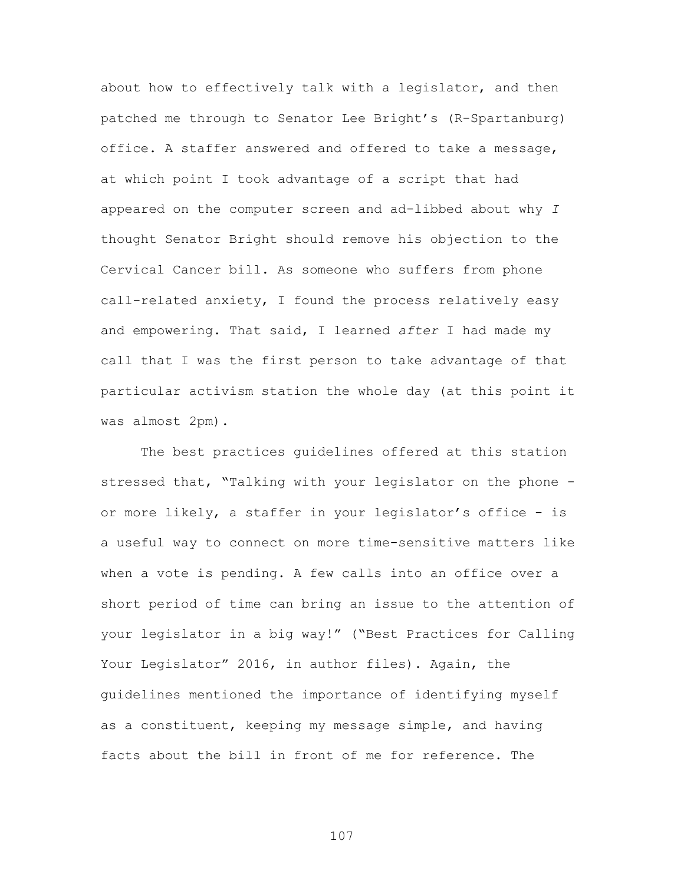about how to effectively talk with a legislator, and then patched me through to Senator Lee Bright's (R-Spartanburg) office. A staffer answered and offered to take a message, at which point I took advantage of a script that had appeared on the computer screen and ad-libbed about why *I* thought Senator Bright should remove his objection to the Cervical Cancer bill. As someone who suffers from phone call-related anxiety, I found the process relatively easy and empowering. That said, I learned *after* I had made my call that I was the first person to take advantage of that particular activism station the whole day (at this point it was almost 2pm).

The best practices guidelines offered at this station stressed that, "Talking with your legislator on the phone - or more likely, a staffer in your legislator's office - is a useful way to connect on more time-sensitive matters like when a vote is pending. A few calls into an office over a short period of time can bring an issue to the attention of your legislator in a big way!" ("Best Practices for Calling Your Legislator" 2016, in author files). Again, the guidelines mentioned the importance of identifying myself as a constituent, keeping my message simple, and having facts about the bill in front of me for reference. The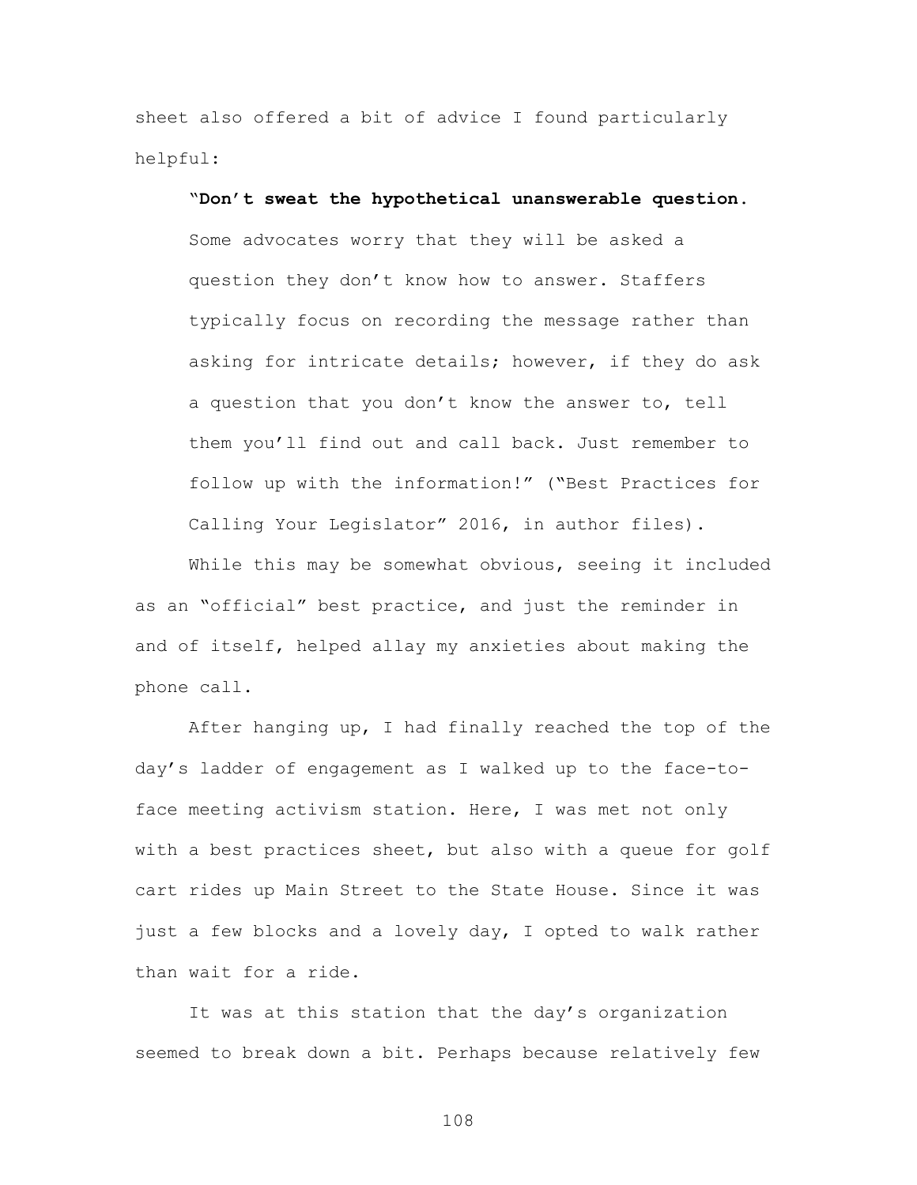sheet also offered a bit of advice I found particularly helpful:

> **"Don't sweat the hypothetical unanswerable question.** Some advocates worry that they will be asked a question they don't know how to answer. Staffers typically focus on recording the message rather than asking for intricate details; however, if they do ask a question that you don't know the answer to, tell them you'll find out and call back. Just remember to follow up with the information!" ("Best Practices for Calling Your Legislator" 2016, in author files).

While this may be somewhat obvious, seeing it included as an "official" best practice, and just the reminder in and of itself, helped allay my anxieties about making the phone call.

After hanging up, I had finally reached the top of the day's ladder of engagement as I walked up to the face-to-face meeting activism station. Here, I was met not only with a best practices sheet, but also with a queue for golf cart rides up Main Street to the State House. Since it was just a few blocks and a lovely day, I opted to walk rather than wait for a ride.

It was at this station that the day's organization seemed to break down a bit. Perhaps because relatively few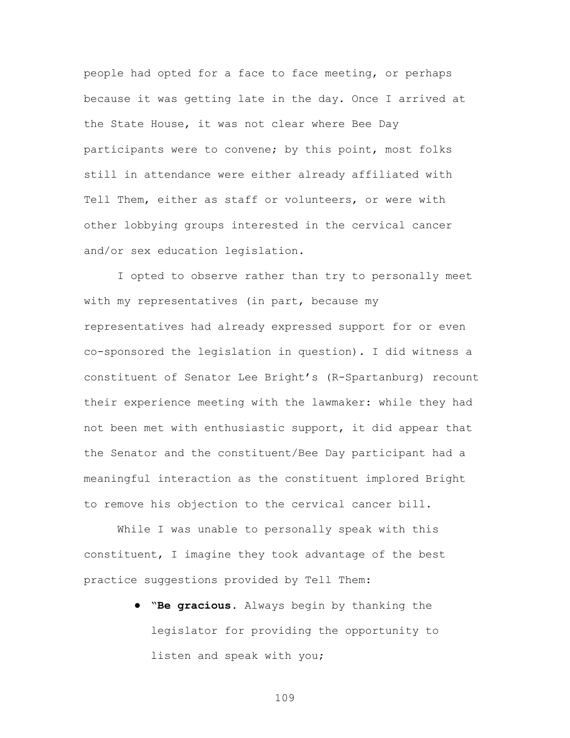people had opted for a face to face meeting, or perhaps because it was getting late in the day. Once I arrived at the State House, it was not clear where Bee Day participants were to convene; by this point, most folks still in attendance were either already affiliated with Tell Them, either as staff or volunteers, or were with other lobbying groups interested in the cervical cancer and/or sex education legislation.

I opted to observe rather than try to personally meet with my representatives (in part, because my representatives had already expressed support for or even co-sponsored the legislation in question). I did witness a constituent of Senator Lee Bright's (R-Spartanburg) recount their experience meeting with the lawmaker: while they had not been met with enthusiastic support, it did appear that the Senator and the constituent/Bee Day participant had a meaningful interaction as the constituent implored Bright to remove his objection to the cervical cancer bill.

While I was unable to personally speak with this constituent, I imagine they took advantage of the best practice suggestions provided by Tell Them:

- "**Be gracious**. Always begin by thanking the legislator for providing the opportunity to listen and speak with you;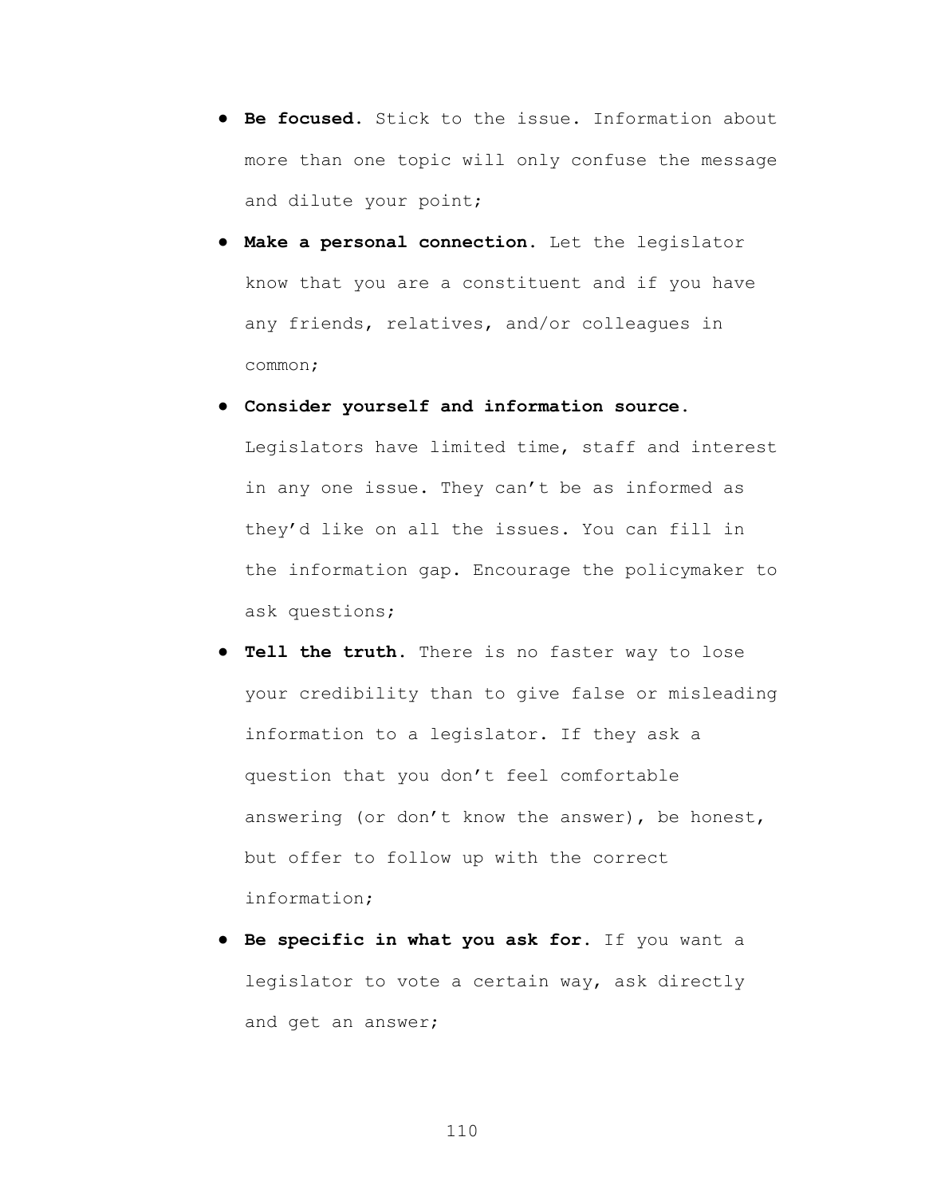- **Be focused.** Stick to the issue. Information about more than one topic will only confuse the message and dilute your point;
- **Make a personal connection.** Let the legislator know that you are a constituent and if you have any friends, relatives, and/or colleagues in common;
- **Consider yourself and information source.** Legislators have limited time, staff and interest in any one issue. They can't be as informed as they'd like on all the issues. You can fill in the information gap. Encourage the policymaker to ask questions;
- **Tell the truth.** There is no faster way to lose your credibility than to give false or misleading information to a legislator. If they ask a question that you don't feel comfortable answering (or don't know the answer), be honest, but offer to follow up with the correct information;
- **Be specific in what you ask for.** If you want a legislator to vote a certain way, ask directly and get an answer;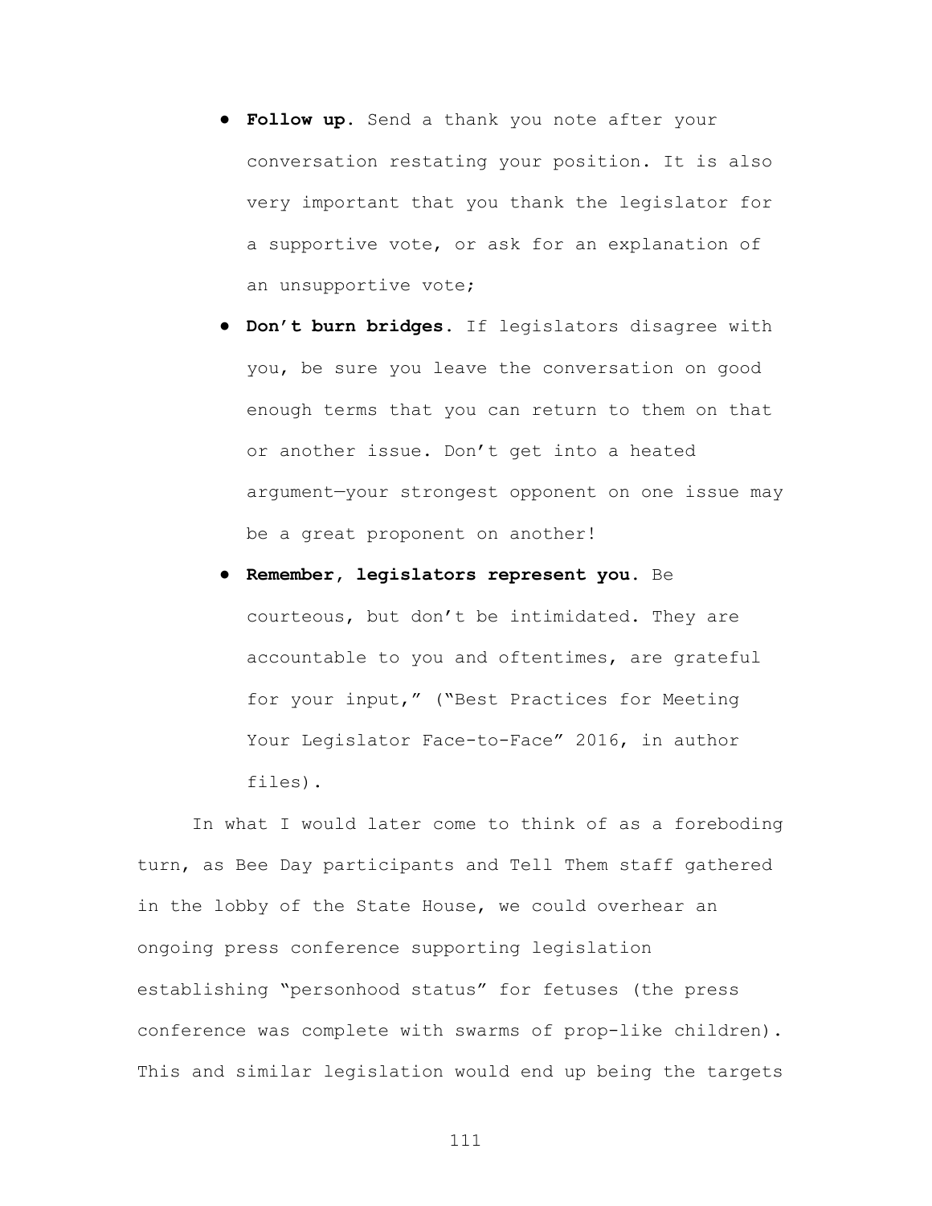- **Follow up.** Send a thank you note after your conversation restating your position. It is also very important that you thank the legislator for a supportive vote, or ask for an explanation of an unsupportive vote;
- **Don't burn bridges.** If legislators disagree with you, be sure you leave the conversation on good enough terms that you can return to them on that or another issue. Don't get into a heated argument—your strongest opponent on one issue may be a great proponent on another!
- **Remember, legislators represent you.** Be courteous, but don't be intimidated. They are accountable to you and oftentimes, are grateful for your input," ("Best Practices for Meeting Your Legislator Face-to-Face" 2016, in author files).

In what I would later come to think of as a foreboding turn, as Bee Day participants and Tell Them staff gathered in the lobby of the State House, we could overhear an ongoing press conference supporting legislation establishing "personhood status" for fetuses (the press conference was complete with swarms of prop-like children). This and similar legislation would end up being the targets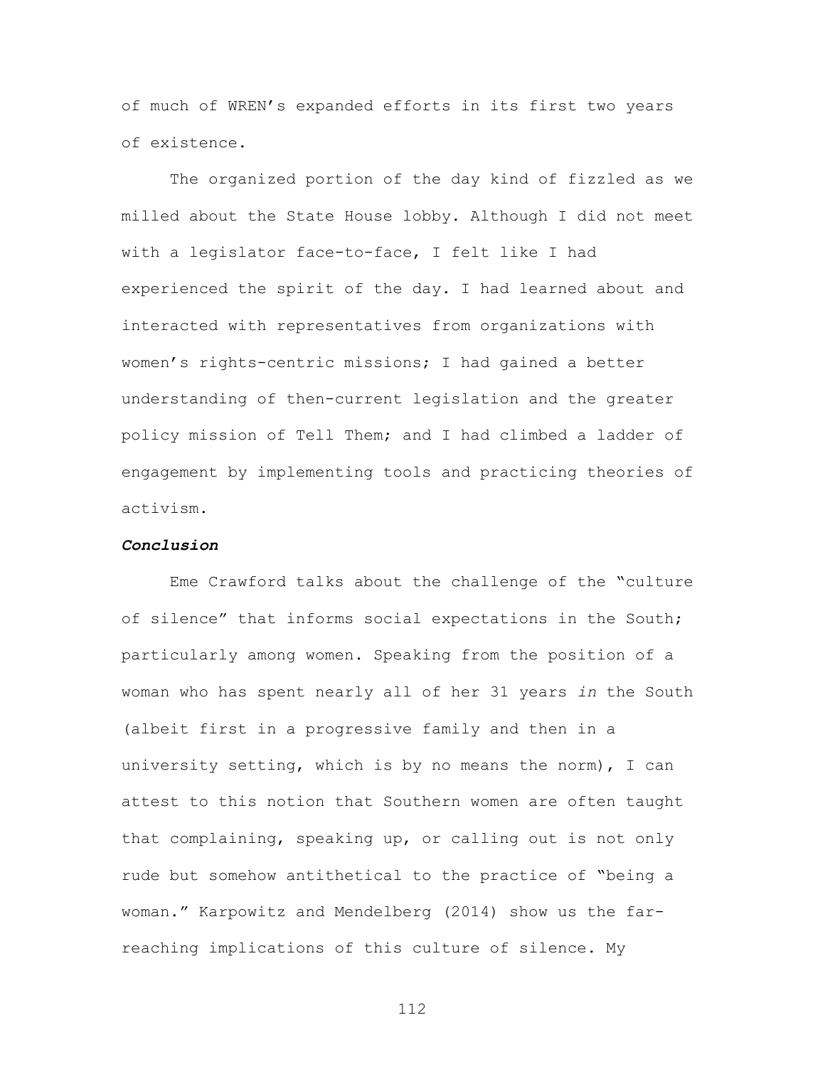of much of WREN's expanded efforts in its first two years of existence.

The organized portion of the day kind of fizzled as we milled about the State House lobby. Although I did not meet with a legislator face-to-face, I felt like I had experienced the spirit of the day. I had learned about and interacted with representatives from organizations with women's rights-centric missions; I had gained a better understanding of then-current legislation and the greater policy mission of Tell Them; and I had climbed a ladder of engagement by implementing tools and practicing theories of activism.

### ***Conclusion***

Eme Crawford talks about the challenge of the "culture of silence" that informs social expectations in the South; particularly among women. Speaking from the position of a woman who has spent nearly all of her 31 years *in* the South (albeit first in a progressive family and then in a university setting, which is by no means the norm), I can attest to this notion that Southern women are often taught that complaining, speaking up, or calling out is not only rude but somehow antithetical to the practice of "being a woman." Karpowitz and Mendelberg (2014) show us the far-reaching implications of this culture of silence. My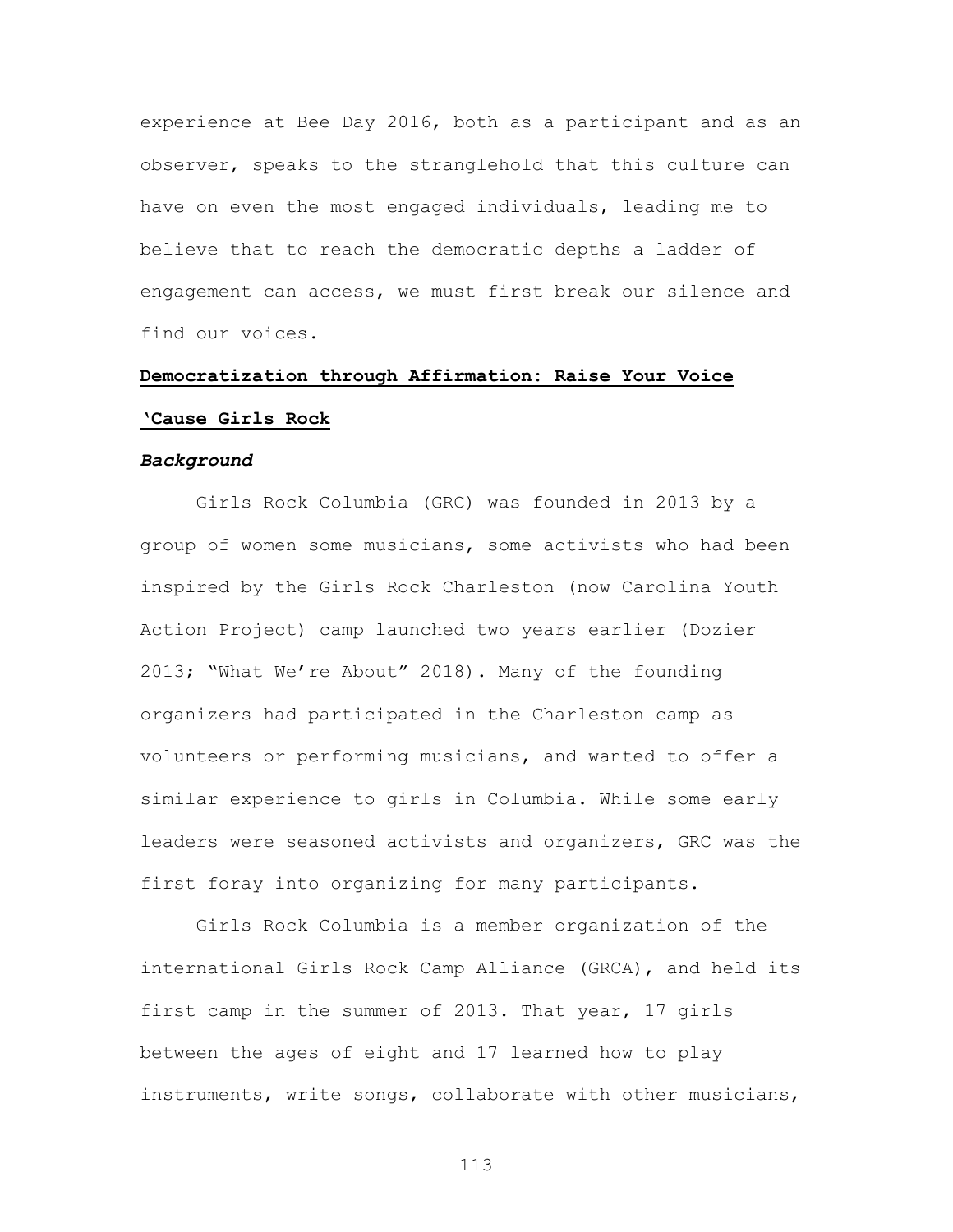experience at Bee Day 2016, both as a participant and as an observer, speaks to the stranglehold that this culture can have on even the most engaged individuals, leading me to believe that to reach the democratic depths a ladder of engagement can access, we must first break our silence and find our voices.

## Democratization through Affirmation: Raise Your Voice 'Cause Girls Rock

### *Background*

Girls Rock Columbia (GRC) was founded in 2013 by a group of women—some musicians, some activists—who had been inspired by the Girls Rock Charleston (now Carolina Youth Action Project) camp launched two years earlier (Dozier 2013; "What We're About" 2018). Many of the founding organizers had participated in the Charleston camp as volunteers or performing musicians, and wanted to offer a similar experience to girls in Columbia. While some early leaders were seasoned activists and organizers, GRC was the first foray into organizing for many participants.

Girls Rock Columbia is a member organization of the international Girls Rock Camp Alliance (GRCA), and held its first camp in the summer of 2013. That year, 17 girls between the ages of eight and 17 learned how to play instruments, write songs, collaborate with other musicians,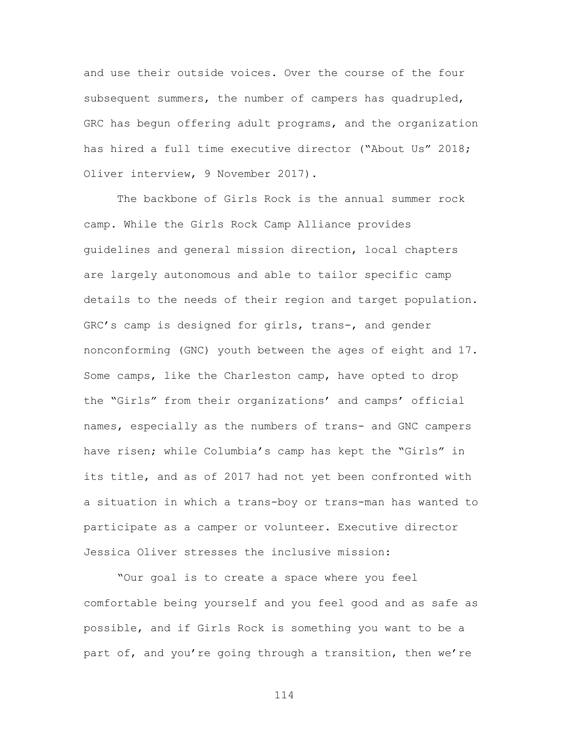and use their outside voices. Over the course of the four subsequent summers, the number of campers has quadrupled, GRC has begun offering adult programs, and the organization has hired a full time executive director ("About Us" 2018; Oliver interview, 9 November 2017).

The backbone of Girls Rock is the annual summer rock camp. While the Girls Rock Camp Alliance provides guidelines and general mission direction, local chapters are largely autonomous and able to tailor specific camp details to the needs of their region and target population. GRC's camp is designed for girls, trans-, and gender nonconforming (GNC) youth between the ages of eight and 17. Some camps, like the Charleston camp, have opted to drop the "Girls" from their organizations' and camps' official names, especially as the numbers of trans- and GNC campers have risen; while Columbia's camp has kept the "Girls" in its title, and as of 2017 had not yet been confronted with a situation in which a trans-boy or trans-man has wanted to participate as a camper or volunteer. Executive director Jessica Oliver stresses the inclusive mission:

"Our goal is to create a space where you feel comfortable being yourself and you feel good and as safe as possible, and if Girls Rock is something you want to be a part of, and you're going through a transition, then we're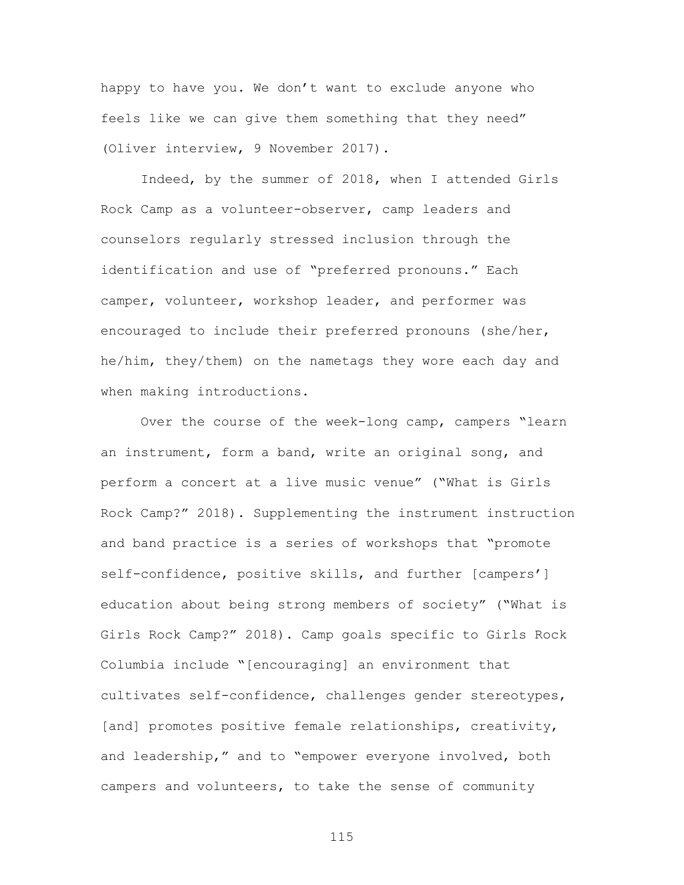happy to have you. We don't want to exclude anyone who feels like we can give them something that they need" (Oliver interview, 9 November 2017).

Indeed, by the summer of 2018, when I attended Girls Rock Camp as a volunteer-observer, camp leaders and counselors regularly stressed inclusion through the identification and use of "preferred pronouns." Each camper, volunteer, workshop leader, and performer was encouraged to include their preferred pronouns (she/her, he/him, they/them) on the nametags they wore each day and when making introductions.

Over the course of the week-long camp, campers "learn an instrument, form a band, write an original song, and perform a concert at a live music venue" ("What is Girls Rock Camp?" 2018). Supplementing the instrument instruction and band practice is a series of workshops that "promote self-confidence, positive skills, and further [campers'] education about being strong members of society" ("What is Girls Rock Camp?" 2018). Camp goals specific to Girls Rock Columbia include "[encouraging] an environment that cultivates self-confidence, challenges gender stereotypes, [and] promotes positive female relationships, creativity, and leadership," and to "empower everyone involved, both campers and volunteers, to take the sense of community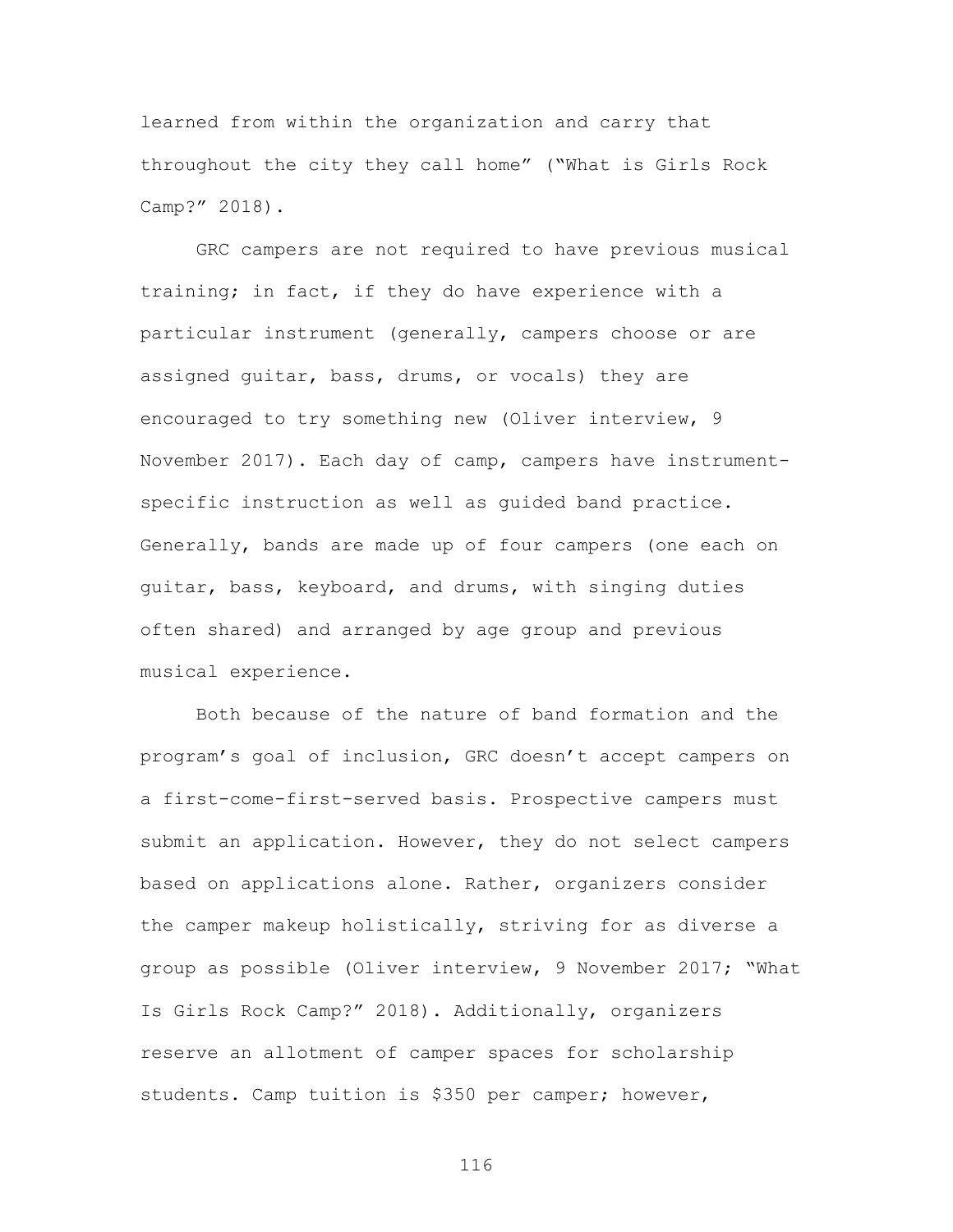learned from within the organization and carry that throughout the city they call home" ("What is Girls Rock Camp?" 2018).

GRC campers are not required to have previous musical training; in fact, if they do have experience with a particular instrument (generally, campers choose or are assigned guitar, bass, drums, or vocals) they are encouraged to try something new (Oliver interview, 9 November 2017). Each day of camp, campers have instrument-specific instruction as well as guided band practice. Generally, bands are made up of four campers (one each on guitar, bass, keyboard, and drums, with singing duties often shared) and arranged by age group and previous musical experience.

Both because of the nature of band formation and the program's goal of inclusion, GRC doesn't accept campers on a first-come-first-served basis. Prospective campers must submit an application. However, they do not select campers based on applications alone. Rather, organizers consider the camper makeup holistically, striving for as diverse a group as possible (Oliver interview, 9 November 2017; "What Is Girls Rock Camp?" 2018). Additionally, organizers reserve an allotment of camper spaces for scholarship students. Camp tuition is $350 per camper; however,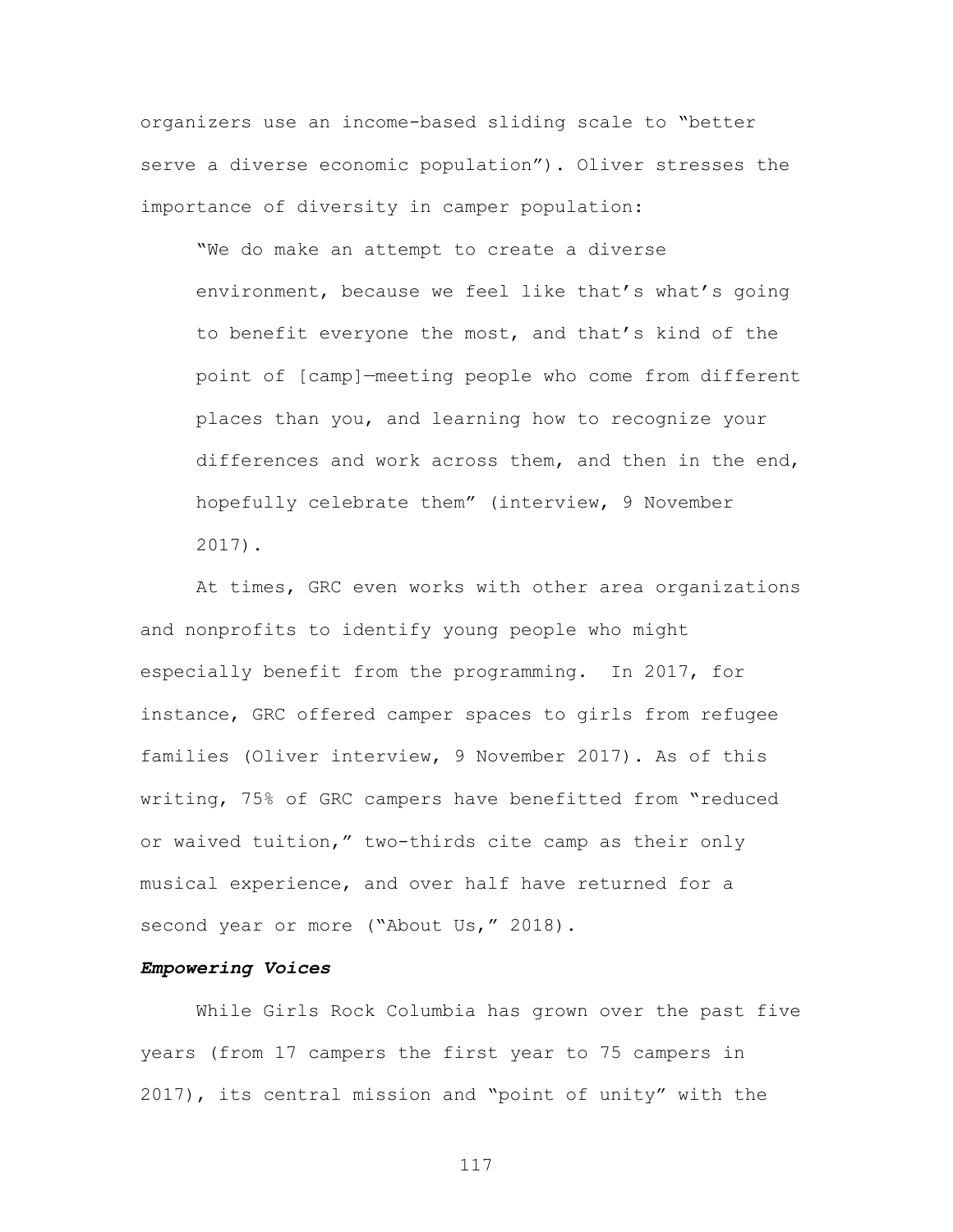organizers use an income-based sliding scale to "better serve a diverse economic population"). Oliver stresses the importance of diversity in camper population:

> "We do make an attempt to create a diverse environment, because we feel like that's what's going to benefit everyone the most, and that's kind of the point of [camp]—meeting people who come from different places than you, and learning how to recognize your differences and work across them, and then in the end, hopefully celebrate them" (interview, 9 November 2017).

At times, GRC even works with other area organizations and nonprofits to identify young people who might especially benefit from the programming. In 2017, for instance, GRC offered camper spaces to girls from refugee families (Oliver interview, 9 November 2017). As of this writing, 75% of GRC campers have benefitted from "reduced or waived tuition," two-thirds cite camp as their only musical experience, and over half have returned for a second year or more ("About Us," 2018).

#### ***Empowering Voices***

While Girls Rock Columbia has grown over the past five years (from 17 campers the first year to 75 campers in 2017), its central mission and "point of unity" with the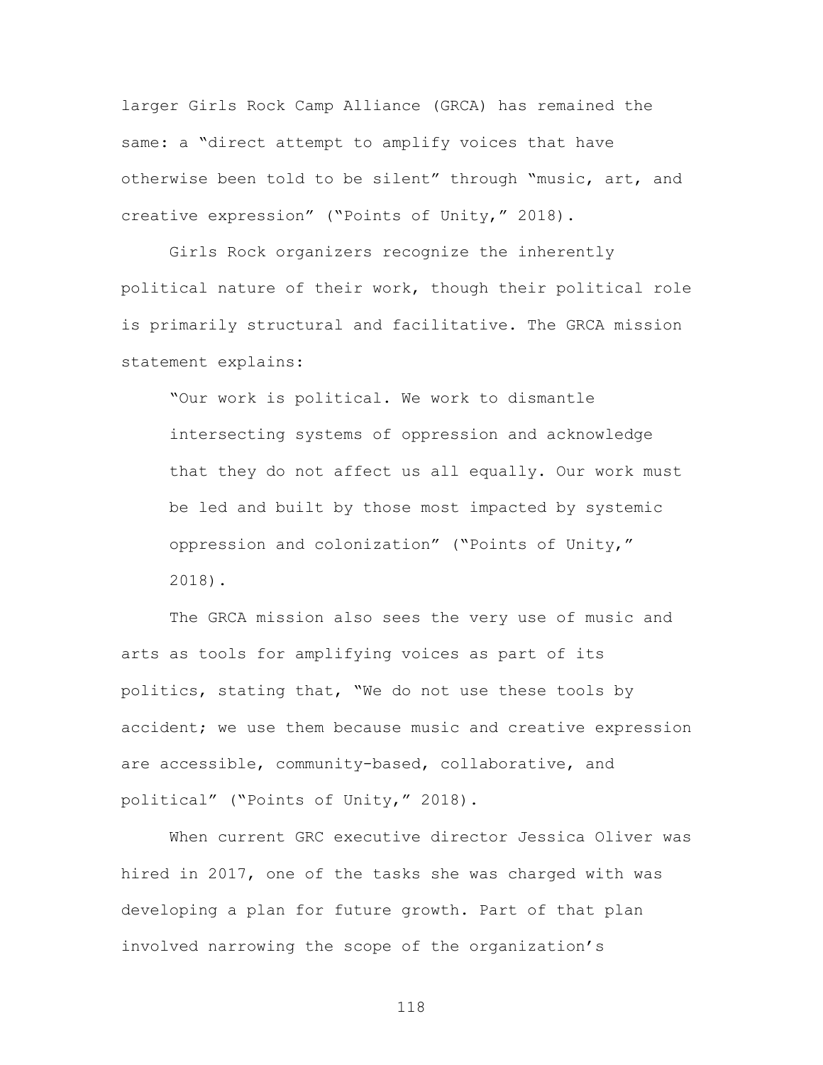larger Girls Rock Camp Alliance (GRCA) has remained the same: a "direct attempt to amplify voices that have otherwise been told to be silent" through "music, art, and creative expression" ("Points of Unity," 2018).

Girls Rock organizers recognize the inherently political nature of their work, though their political role is primarily structural and facilitative. The GRCA mission statement explains:

> "Our work is political. We work to dismantle intersecting systems of oppression and acknowledge that they do not affect us all equally. Our work must be led and built by those most impacted by systemic oppression and colonization" ("Points of Unity," 2018).

The GRCA mission also sees the very use of music and arts as tools for amplifying voices as part of its politics, stating that, "We do not use these tools by accident; we use them because music and creative expression are accessible, community-based, collaborative, and political" ("Points of Unity," 2018).

When current GRC executive director Jessica Oliver was hired in 2017, one of the tasks she was charged with was developing a plan for future growth. Part of that plan involved narrowing the scope of the organization's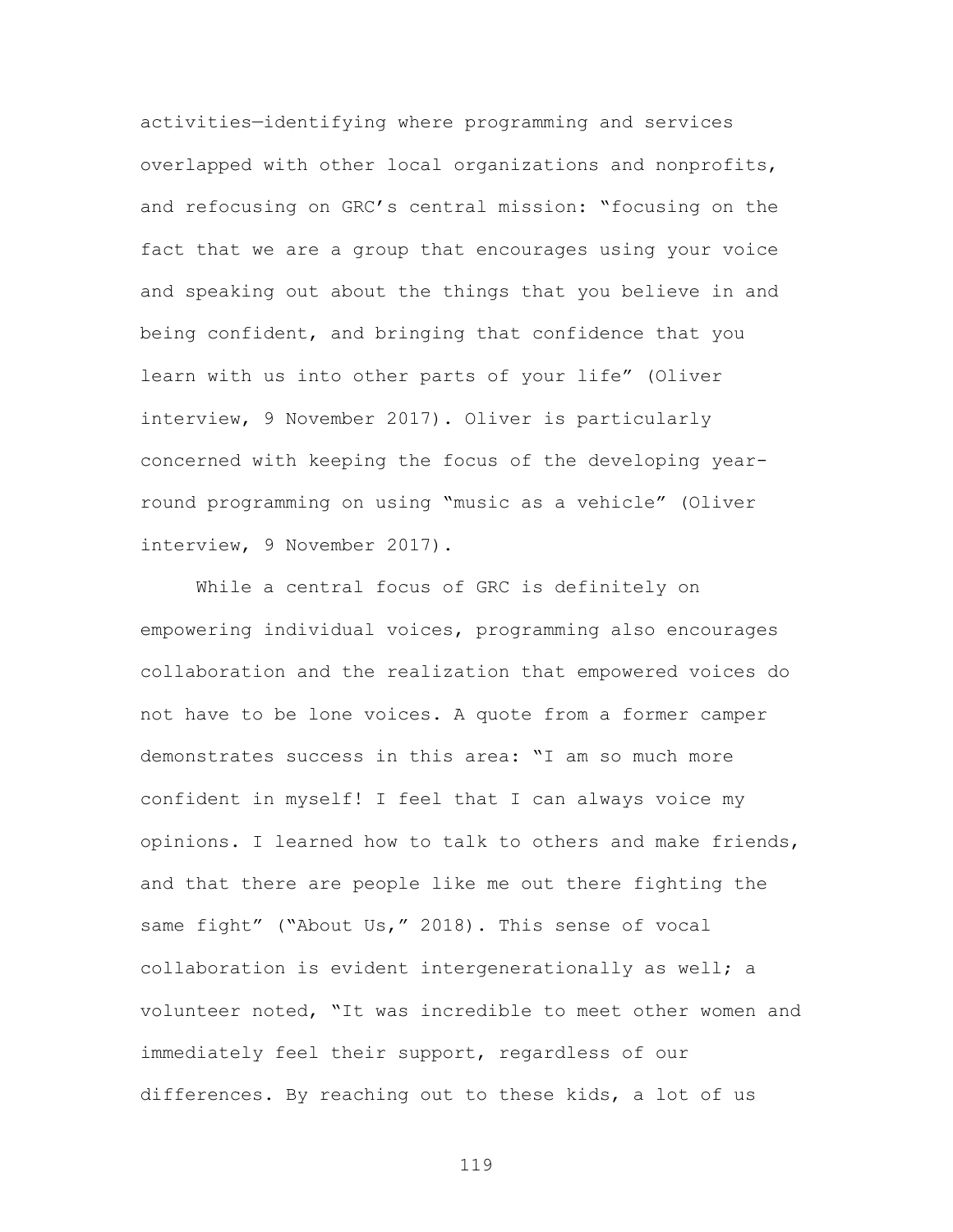activities—identifying where programming and services overlapped with other local organizations and nonprofits, and refocusing on GRC's central mission: "focusing on the fact that we are a group that encourages using your voice and speaking out about the things that you believe in and being confident, and bringing that confidence that you learn with us into other parts of your life" (Oliver interview, 9 November 2017). Oliver is particularly concerned with keeping the focus of the developing year-round programming on using "music as a vehicle" (Oliver interview, 9 November 2017).

While a central focus of GRC is definitely on empowering individual voices, programming also encourages collaboration and the realization that empowered voices do not have to be lone voices. A quote from a former camper demonstrates success in this area: "I am so much more confident in myself! I feel that I can always voice my opinions. I learned how to talk to others and make friends, and that there are people like me out there fighting the same fight" ("About Us," 2018). This sense of vocal collaboration is evident intergenerationally as well; a volunteer noted, "It was incredible to meet other women and immediately feel their support, regardless of our differences. By reaching out to these kids, a lot of us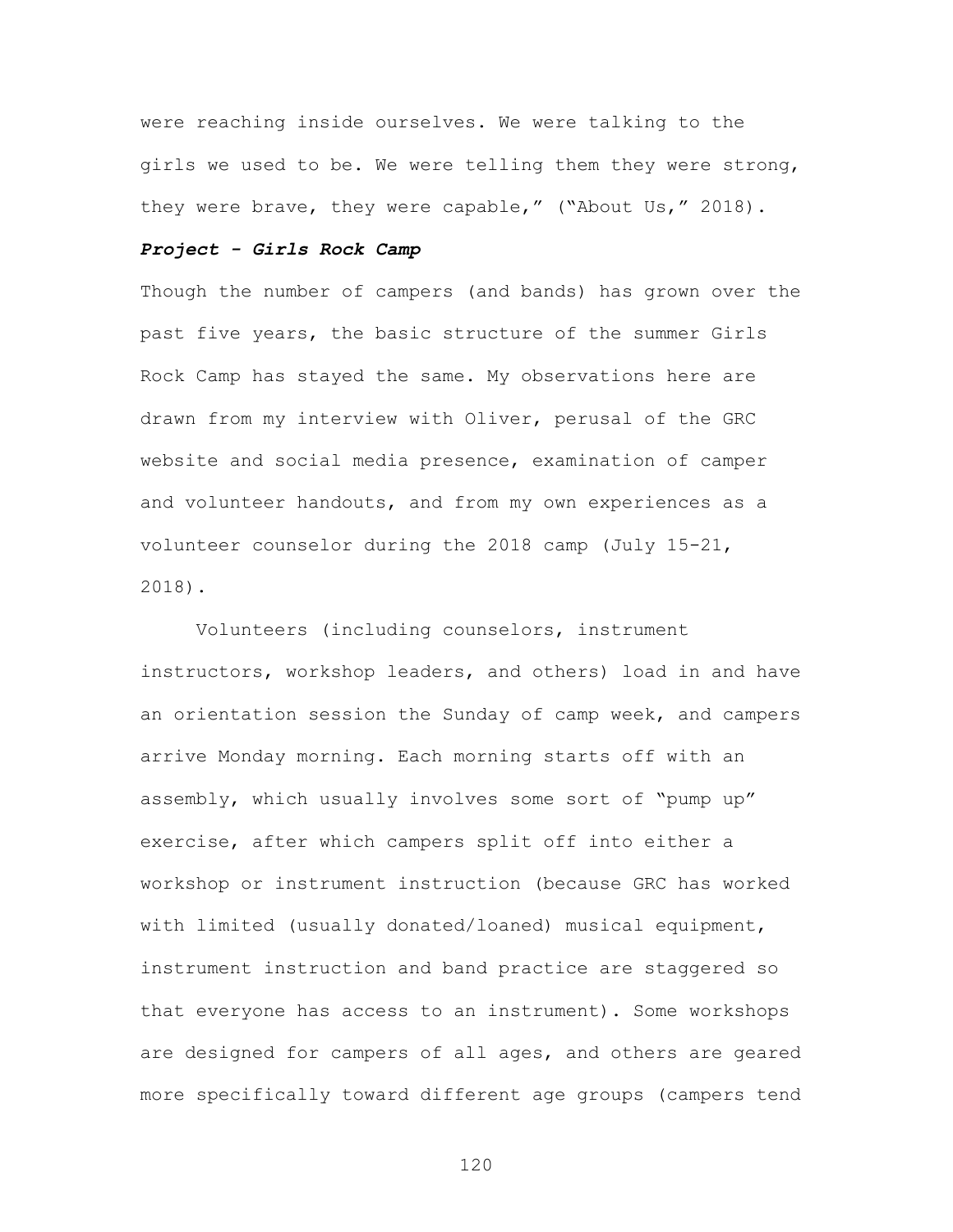were reaching inside ourselves. We were talking to the girls we used to be. We were telling them they were strong, they were brave, they were capable," ("About Us," 2018).

### ***Project - Girls Rock Camp***

Though the number of campers (and bands) has grown over the past five years, the basic structure of the summer Girls Rock Camp has stayed the same. My observations here are drawn from my interview with Oliver, perusal of the GRC website and social media presence, examination of camper and volunteer handouts, and from my own experiences as a volunteer counselor during the 2018 camp (July 15-21, 2018).

Volunteers (including counselors, instrument instructors, workshop leaders, and others) load in and have an orientation session the Sunday of camp week, and campers arrive Monday morning. Each morning starts off with an assembly, which usually involves some sort of "pump up" exercise, after which campers split off into either a workshop or instrument instruction (because GRC has worked with limited (usually donated/loaned) musical equipment, instrument instruction and band practice are staggered so that everyone has access to an instrument). Some workshops are designed for campers of all ages, and others are geared more specifically toward different age groups (campers tend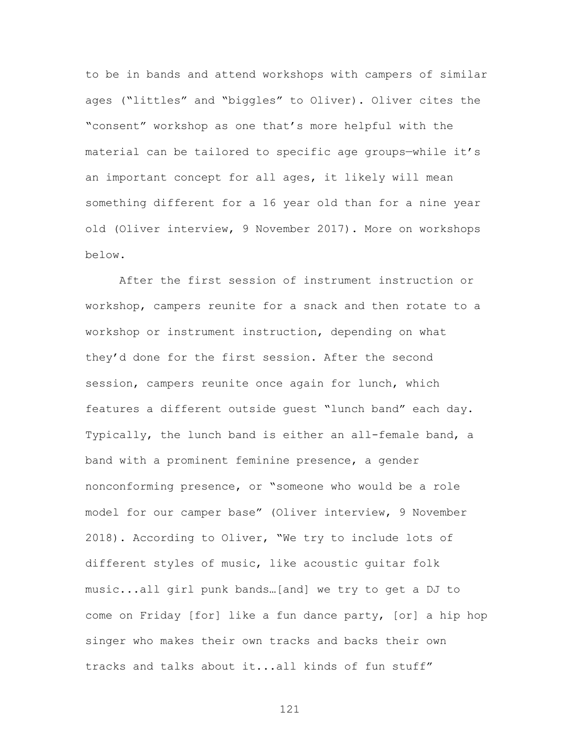to be in bands and attend workshops with campers of similar ages ("littles" and "biggles" to Oliver). Oliver cites the "consent" workshop as one that's more helpful with the material can be tailored to specific age groups—while it's an important concept for all ages, it likely will mean something different for a 16 year old than for a nine year old (Oliver interview, 9 November 2017). More on workshops below.

After the first session of instrument instruction or workshop, campers reunite for a snack and then rotate to a workshop or instrument instruction, depending on what they'd done for the first session. After the second session, campers reunite once again for lunch, which features a different outside guest "lunch band" each day. Typically, the lunch band is either an all-female band, a band with a prominent feminine presence, a gender nonconforming presence, or "someone who would be a role model for our camper base" (Oliver interview, 9 November 2018). According to Oliver, "We try to include lots of different styles of music, like acoustic guitar folk music...all girl punk bands…[and] we try to get a DJ to come on Friday [for] like a fun dance party, [or] a hip hop singer who makes their own tracks and backs their own tracks and talks about it...all kinds of fun stuff"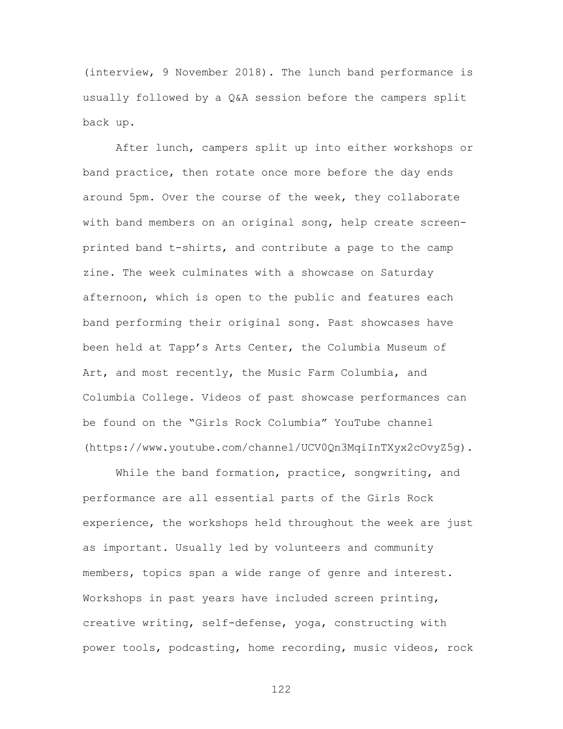(interview, 9 November 2018). The lunch band performance is usually followed by a Q&A session before the campers split back up.

After lunch, campers split up into either workshops or band practice, then rotate once more before the day ends around 5pm. Over the course of the week, they collaborate with band members on an original song, help create screen-printed band t-shirts, and contribute a page to the camp zine. The week culminates with a showcase on Saturday afternoon, which is open to the public and features each band performing their original song. Past showcases have been held at Tapp's Arts Center, the Columbia Museum of Art, and most recently, the Music Farm Columbia, and Columbia College. Videos of past showcase performances can be found on the "Girls Rock Columbia" YouTube channel (https://www.youtube.com/channel/UCV0Qn3MqiInTXyx2cOvyZ5g).

While the band formation, practice, songwriting, and performance are all essential parts of the Girls Rock experience, the workshops held throughout the week are just as important. Usually led by volunteers and community members, topics span a wide range of genre and interest. Workshops in past years have included screen printing, creative writing, self-defense, yoga, constructing with power tools, podcasting, home recording, music videos, rock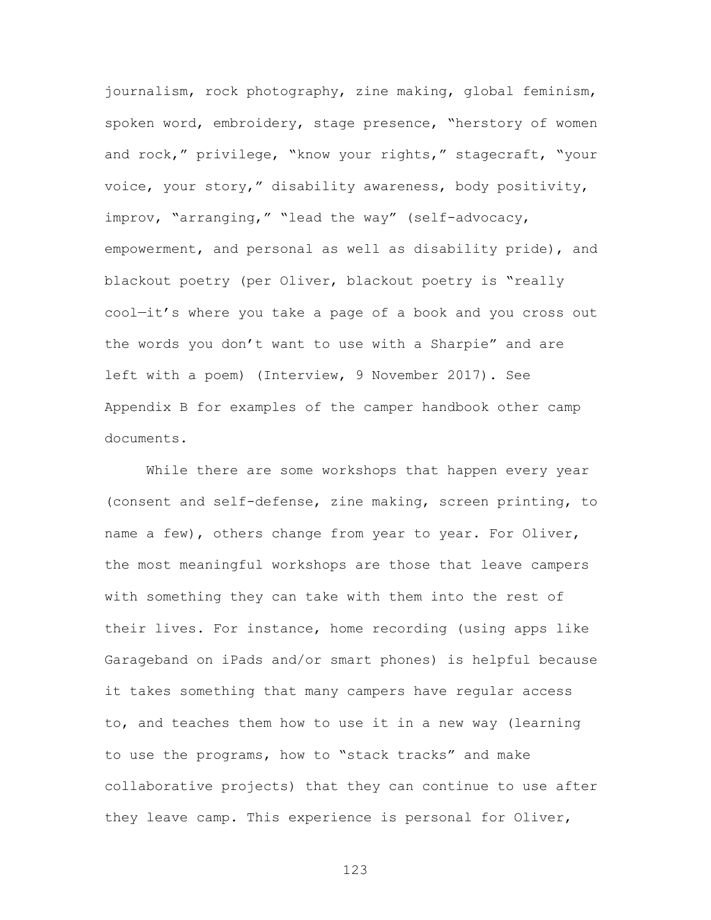journalism, rock photography, zine making, global feminism, spoken word, embroidery, stage presence, "herstory of women and rock," privilege, "know your rights," stagecraft, "your voice, your story," disability awareness, body positivity, improv, "arranging," "lead the way" (self-advocacy, empowerment, and personal as well as disability pride), and blackout poetry (per Oliver, blackout poetry is "really cool—it's where you take a page of a book and you cross out the words you don't want to use with a Sharpie" and are left with a poem) (Interview, 9 November 2017). See Appendix B for examples of the camper handbook other camp documents.

While there are some workshops that happen every year (consent and self-defense, zine making, screen printing, to name a few), others change from year to year. For Oliver, the most meaningful workshops are those that leave campers with something they can take with them into the rest of their lives. For instance, home recording (using apps like Garageband on iPads and/or smart phones) is helpful because it takes something that many campers have regular access to, and teaches them how to use it in a new way (learning to use the programs, how to "stack tracks" and make collaborative projects) that they can continue to use after they leave camp. This experience is personal for Oliver,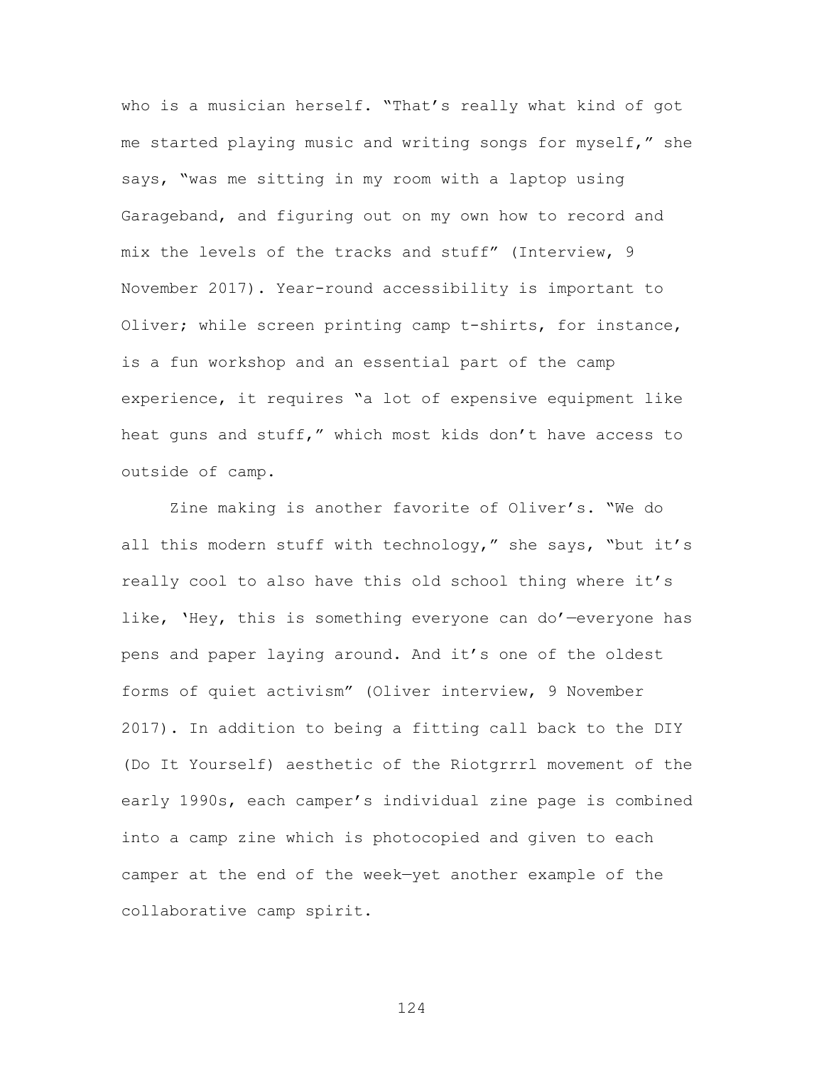who is a musician herself. "That's really what kind of got me started playing music and writing songs for myself," she says, "was me sitting in my room with a laptop using Garageband, and figuring out on my own how to record and mix the levels of the tracks and stuff" (Interview, 9 November 2017). Year-round accessibility is important to Oliver; while screen printing camp t-shirts, for instance, is a fun workshop and an essential part of the camp experience, it requires "a lot of expensive equipment like heat guns and stuff," which most kids don't have access to outside of camp.

Zine making is another favorite of Oliver's. "We do all this modern stuff with technology," she says, "but it's really cool to also have this old school thing where it's like, 'Hey, this is something everyone can do'—everyone has pens and paper laying around. And it's one of the oldest forms of quiet activism" (Oliver interview, 9 November 2017). In addition to being a fitting call back to the DIY (Do It Yourself) aesthetic of the Riotgrrrl movement of the early 1990s, each camper's individual zine page is combined into a camp zine which is photocopied and given to each camper at the end of the week—yet another example of the collaborative camp spirit.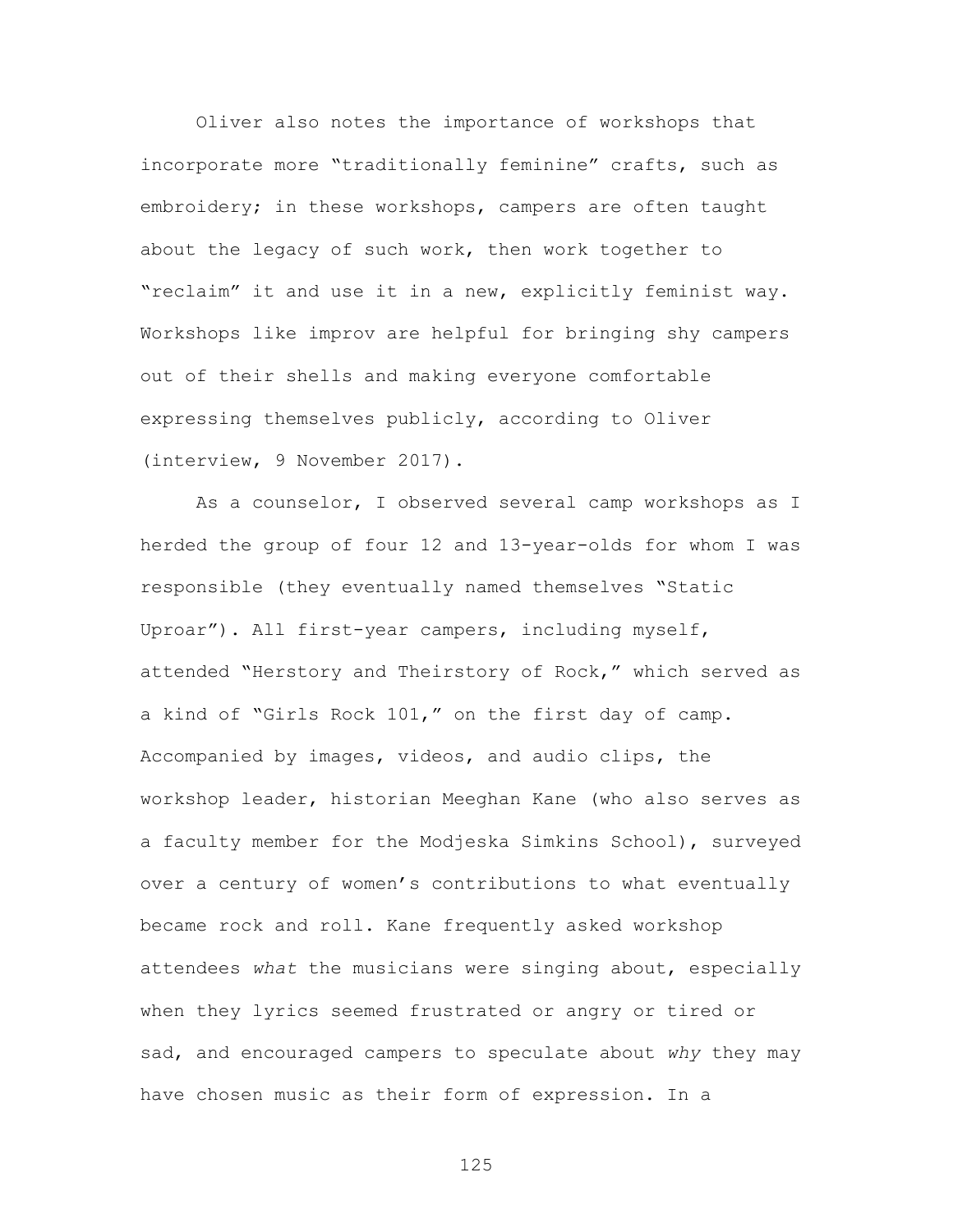Oliver also notes the importance of workshops that incorporate more "traditionally feminine" crafts, such as embroidery; in these workshops, campers are often taught about the legacy of such work, then work together to "reclaim" it and use it in a new, explicitly feminist way. Workshops like improv are helpful for bringing shy campers out of their shells and making everyone comfortable expressing themselves publicly, according to Oliver (interview, 9 November 2017).

As a counselor, I observed several camp workshops as I herded the group of four 12 and 13-year-olds for whom I was responsible (they eventually named themselves "Static Uproar"). All first-year campers, including myself, attended "Herstory and Theirstory of Rock," which served as a kind of "Girls Rock 101," on the first day of camp. Accompanied by images, videos, and audio clips, the workshop leader, historian Meeghan Kane (who also serves as a faculty member for the Modjeska Simkins School), surveyed over a century of women's contributions to what eventually became rock and roll. Kane frequently asked workshop attendees *what* the musicians were singing about, especially when they lyrics seemed frustrated or angry or tired or sad, and encouraged campers to speculate about *why* they may have chosen music as their form of expression. In a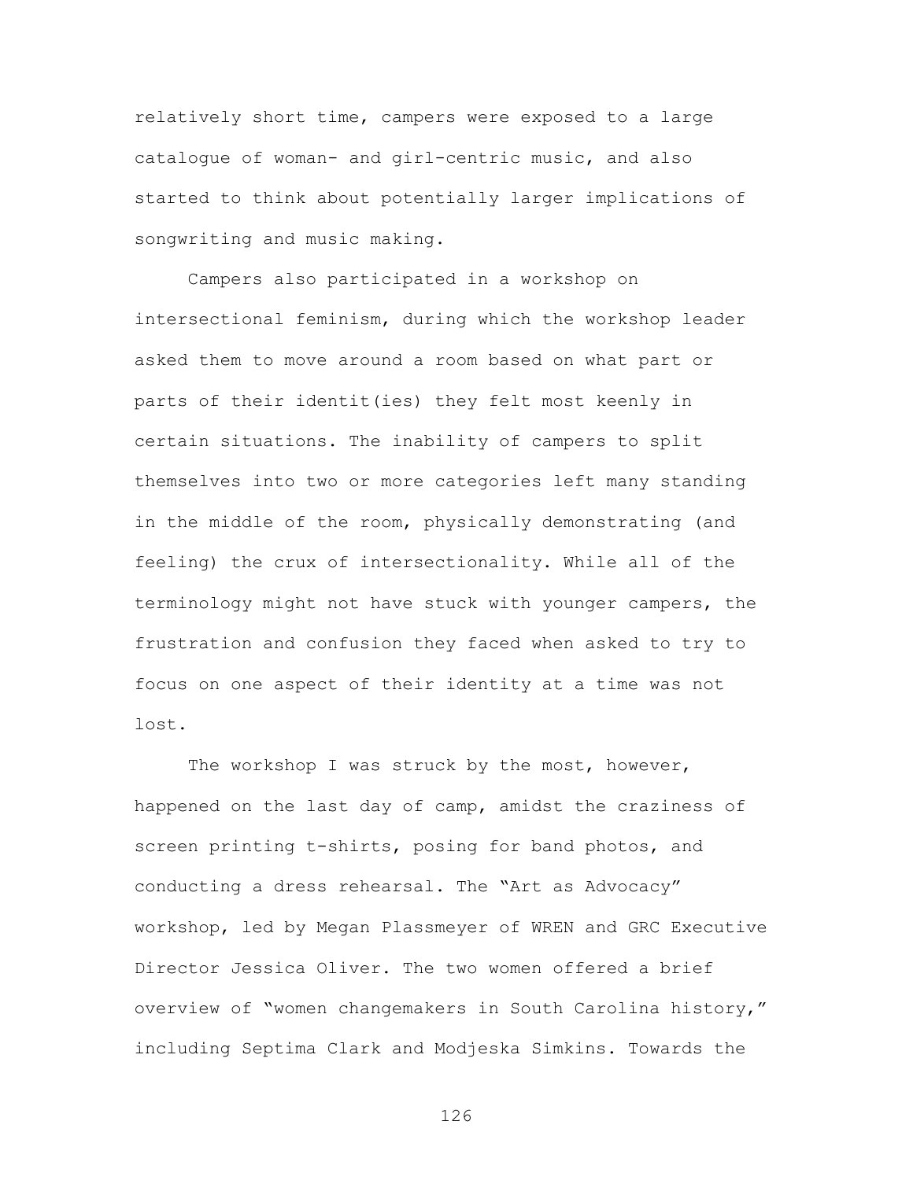relatively short time, campers were exposed to a large catalogue of woman- and girl-centric music, and also started to think about potentially larger implications of songwriting and music making.

Campers also participated in a workshop on intersectional feminism, during which the workshop leader asked them to move around a room based on what part or parts of their identit(ies) they felt most keenly in certain situations. The inability of campers to split themselves into two or more categories left many standing in the middle of the room, physically demonstrating (and feeling) the crux of intersectionality. While all of the terminology might not have stuck with younger campers, the frustration and confusion they faced when asked to try to focus on one aspect of their identity at a time was not lost.

The workshop I was struck by the most, however, happened on the last day of camp, amidst the craziness of screen printing t-shirts, posing for band photos, and conducting a dress rehearsal. The "Art as Advocacy" workshop, led by Megan Plassmeyer of WREN and GRC Executive Director Jessica Oliver. The two women offered a brief overview of "women changemakers in South Carolina history," including Septima Clark and Modjeska Simkins. Towards the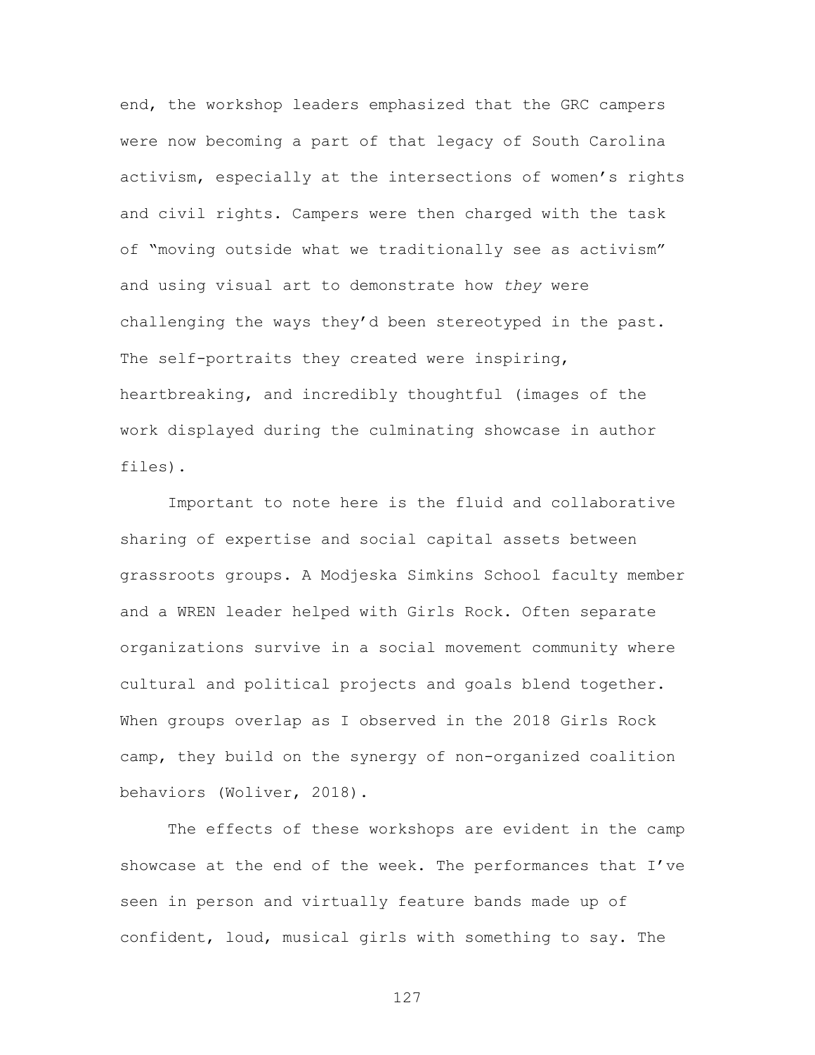end, the workshop leaders emphasized that the GRC campers were now becoming a part of that legacy of South Carolina activism, especially at the intersections of women's rights and civil rights. Campers were then charged with the task of "moving outside what we traditionally see as activism" and using visual art to demonstrate how *they* were challenging the ways they'd been stereotyped in the past. The self-portraits they created were inspiring, heartbreaking, and incredibly thoughtful (images of the work displayed during the culminating showcase in author files).

Important to note here is the fluid and collaborative sharing of expertise and social capital assets between grassroots groups. A Modjeska Simkins School faculty member and a WREN leader helped with Girls Rock. Often separate organizations survive in a social movement community where cultural and political projects and goals blend together. When groups overlap as I observed in the 2018 Girls Rock camp, they build on the synergy of non-organized coalition behaviors (Woliver, 2018).

The effects of these workshops are evident in the camp showcase at the end of the week. The performances that I've seen in person and virtually feature bands made up of confident, loud, musical girls with something to say. The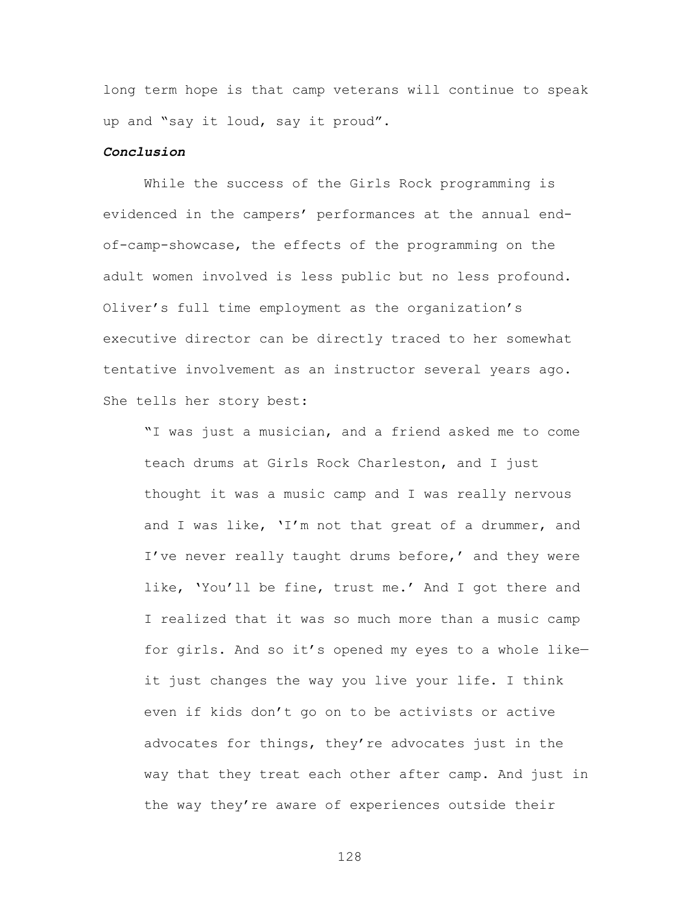long term hope is that camp veterans will continue to speak up and "say it loud, say it proud".

***Conclusion***

While the success of the Girls Rock programming is evidenced in the campers' performances at the annual end-of-camp-showcase, the effects of the programming on the adult women involved is less public but no less profound. Oliver's full time employment as the organization's executive director can be directly traced to her somewhat tentative involvement as an instructor several years ago. She tells her story best:

> "I was just a musician, and a friend asked me to come teach drums at Girls Rock Charleston, and I just thought it was a music camp and I was really nervous and I was like, 'I'm not that great of a drummer, and I've never really taught drums before,' and they were like, 'You'll be fine, trust me.' And I got there and I realized that it was so much more than a music camp for girls. And so it's opened my eyes to a whole like—it just changes the way you live your life. I think even if kids don't go on to be activists or active advocates for things, they're advocates just in the way that they treat each other after camp. And just in the way they're aware of experiences outside their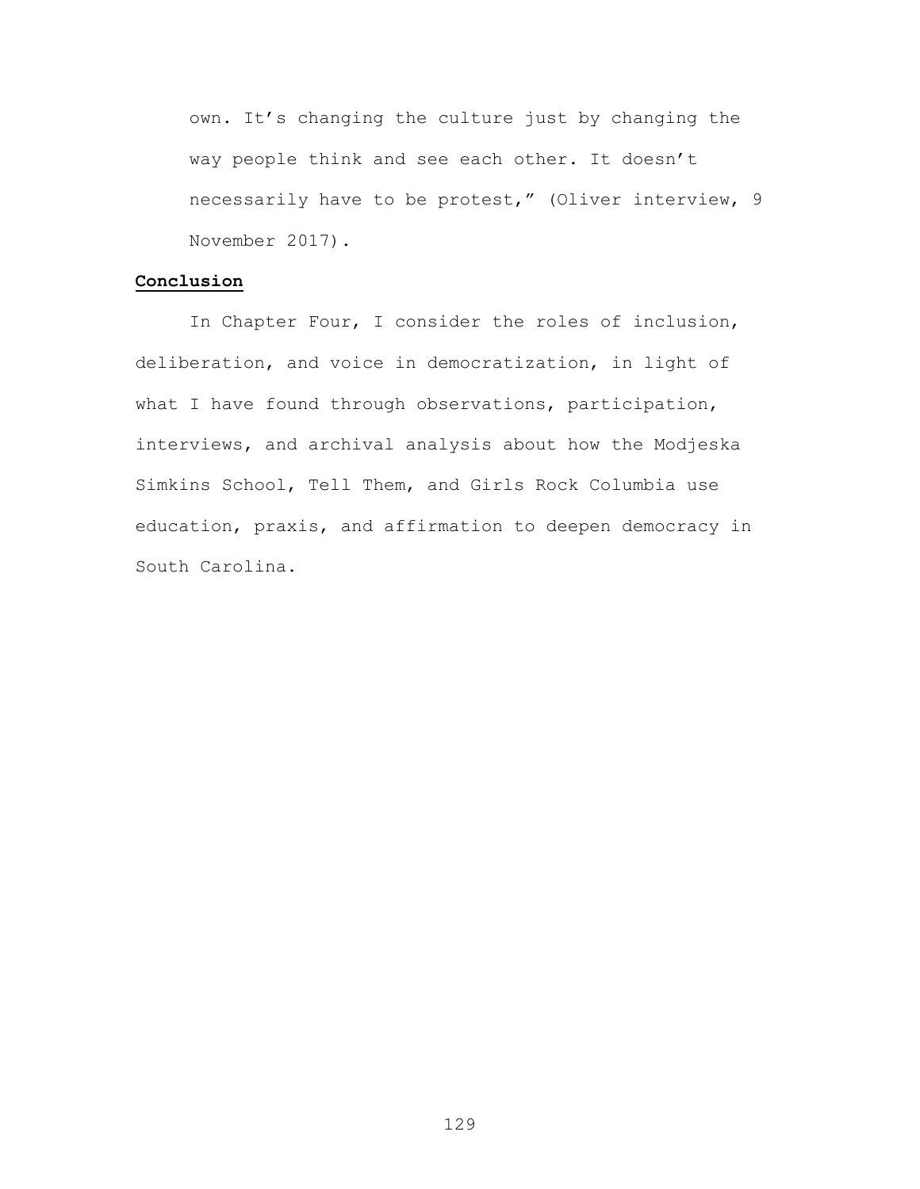own. It's changing the culture just by changing the way people think and see each other. It doesn't necessarily have to be protest," (Oliver interview, 9 November 2017).

## Conclusion

In Chapter Four, I consider the roles of inclusion, deliberation, and voice in democratization, in light of what I have found through observations, participation, interviews, and archival analysis about how the Modjeska Simkins School, Tell Them, and Girls Rock Columbia use education, praxis, and affirmation to deepen democracy in South Carolina.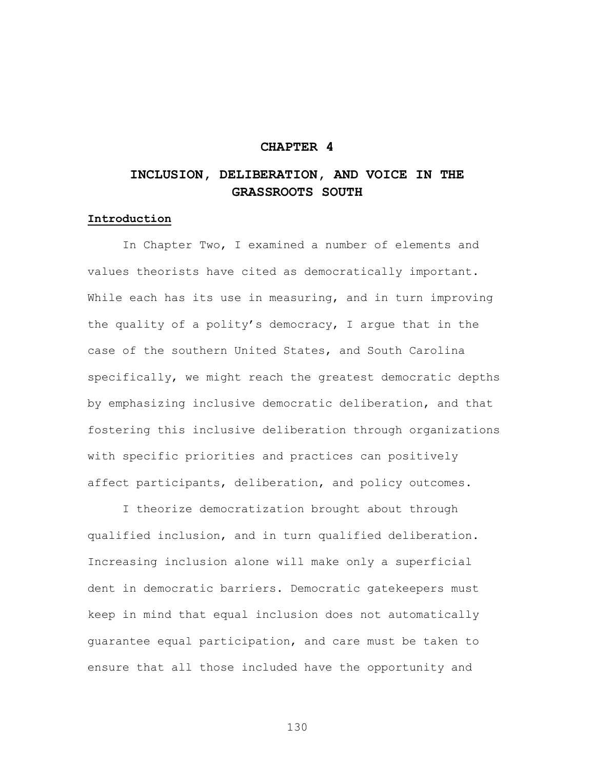# CHAPTER 4

# INCLUSION, DELIBERATION, AND VOICE IN THE GRASSROOTS SOUTH

## Introduction

In Chapter Two, I examined a number of elements and values theorists have cited as democratically important. While each has its use in measuring, and in turn improving the quality of a polity's democracy, I argue that in the case of the southern United States, and South Carolina specifically, we might reach the greatest democratic depths by emphasizing inclusive democratic deliberation, and that fostering this inclusive deliberation through organizations with specific priorities and practices can positively affect participants, deliberation, and policy outcomes.

I theorize democratization brought about through qualified inclusion, and in turn qualified deliberation. Increasing inclusion alone will make only a superficial dent in democratic barriers. Democratic gatekeepers must keep in mind that equal inclusion does not automatically guarantee equal participation, and care must be taken to ensure that all those included have the opportunity and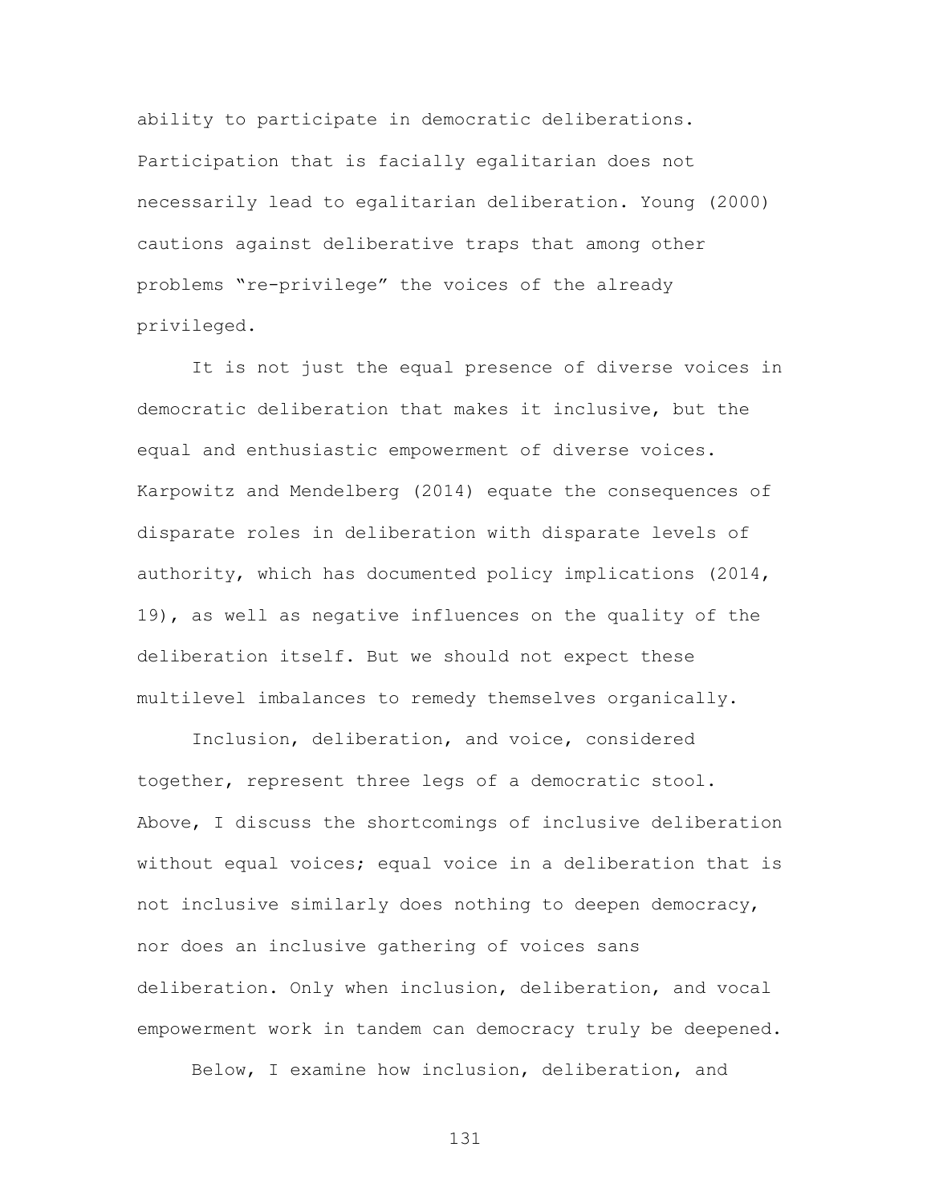ability to participate in democratic deliberations. Participation that is facially egalitarian does not necessarily lead to egalitarian deliberation. Young (2000) cautions against deliberative traps that among other problems "re-privilege" the voices of the already privileged.

It is not just the equal presence of diverse voices in democratic deliberation that makes it inclusive, but the equal and enthusiastic empowerment of diverse voices. Karpowitz and Mendelberg (2014) equate the consequences of disparate roles in deliberation with disparate levels of authority, which has documented policy implications (2014, 19), as well as negative influences on the quality of the deliberation itself. But we should not expect these multilevel imbalances to remedy themselves organically.

Inclusion, deliberation, and voice, considered together, represent three legs of a democratic stool. Above, I discuss the shortcomings of inclusive deliberation without equal voices; equal voice in a deliberation that is not inclusive similarly does nothing to deepen democracy, nor does an inclusive gathering of voices sans deliberation. Only when inclusion, deliberation, and vocal empowerment work in tandem can democracy truly be deepened.

Below, I examine how inclusion, deliberation, and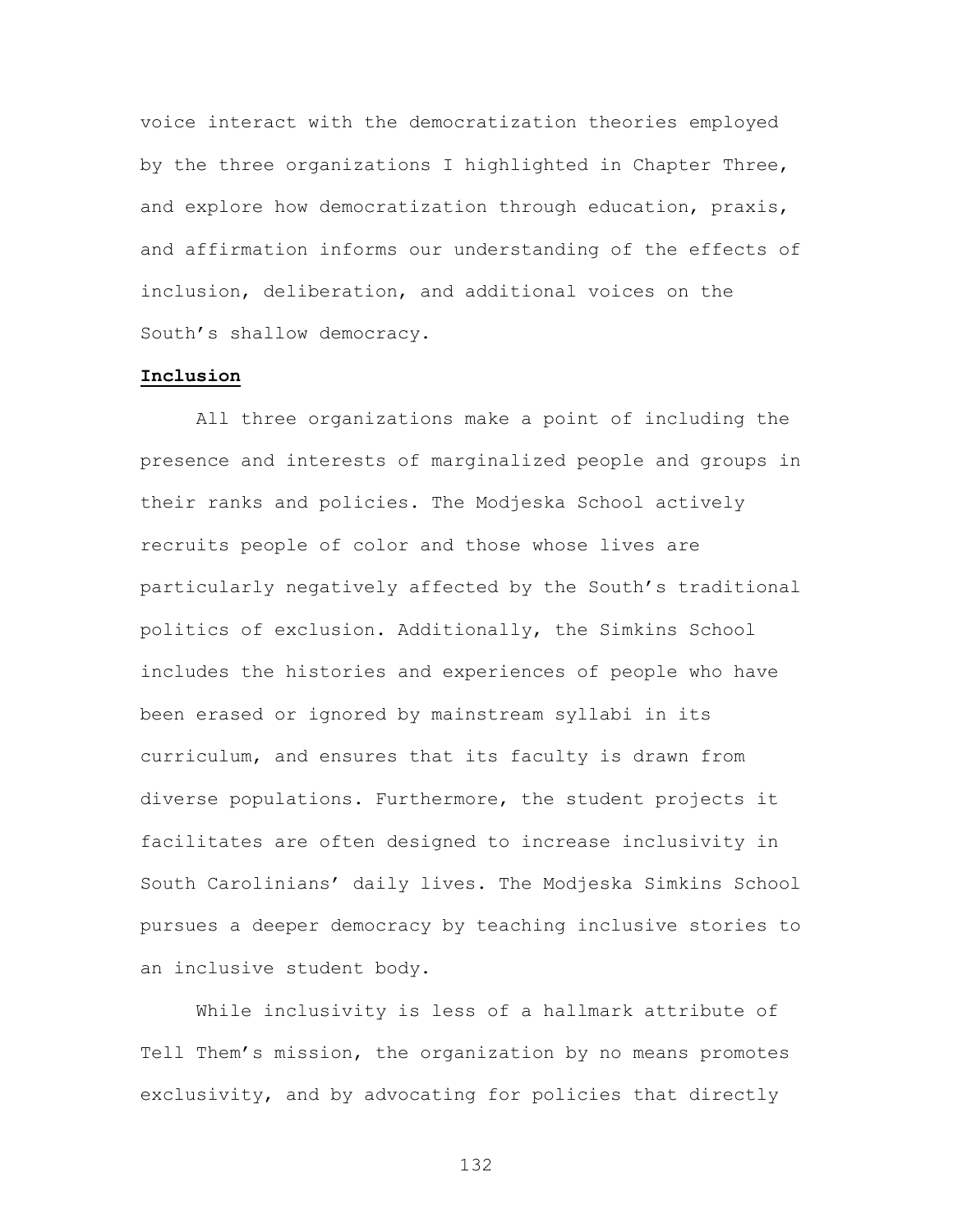voice interact with the democratization theories employed by the three organizations I highlighted in Chapter Three, and explore how democratization through education, praxis, and affirmation informs our understanding of the effects of inclusion, deliberation, and additional voices on the South's shallow democracy.

**Inclusion**

All three organizations make a point of including the presence and interests of marginalized people and groups in their ranks and policies. The Modjeska School actively recruits people of color and those whose lives are particularly negatively affected by the South's traditional politics of exclusion. Additionally, the Simkins School includes the histories and experiences of people who have been erased or ignored by mainstream syllabi in its curriculum, and ensures that its faculty is drawn from diverse populations. Furthermore, the student projects it facilitates are often designed to increase inclusivity in South Carolinians' daily lives. The Modjeska Simkins School pursues a deeper democracy by teaching inclusive stories to an inclusive student body.

While inclusivity is less of a hallmark attribute of Tell Them's mission, the organization by no means promotes exclusivity, and by advocating for policies that directly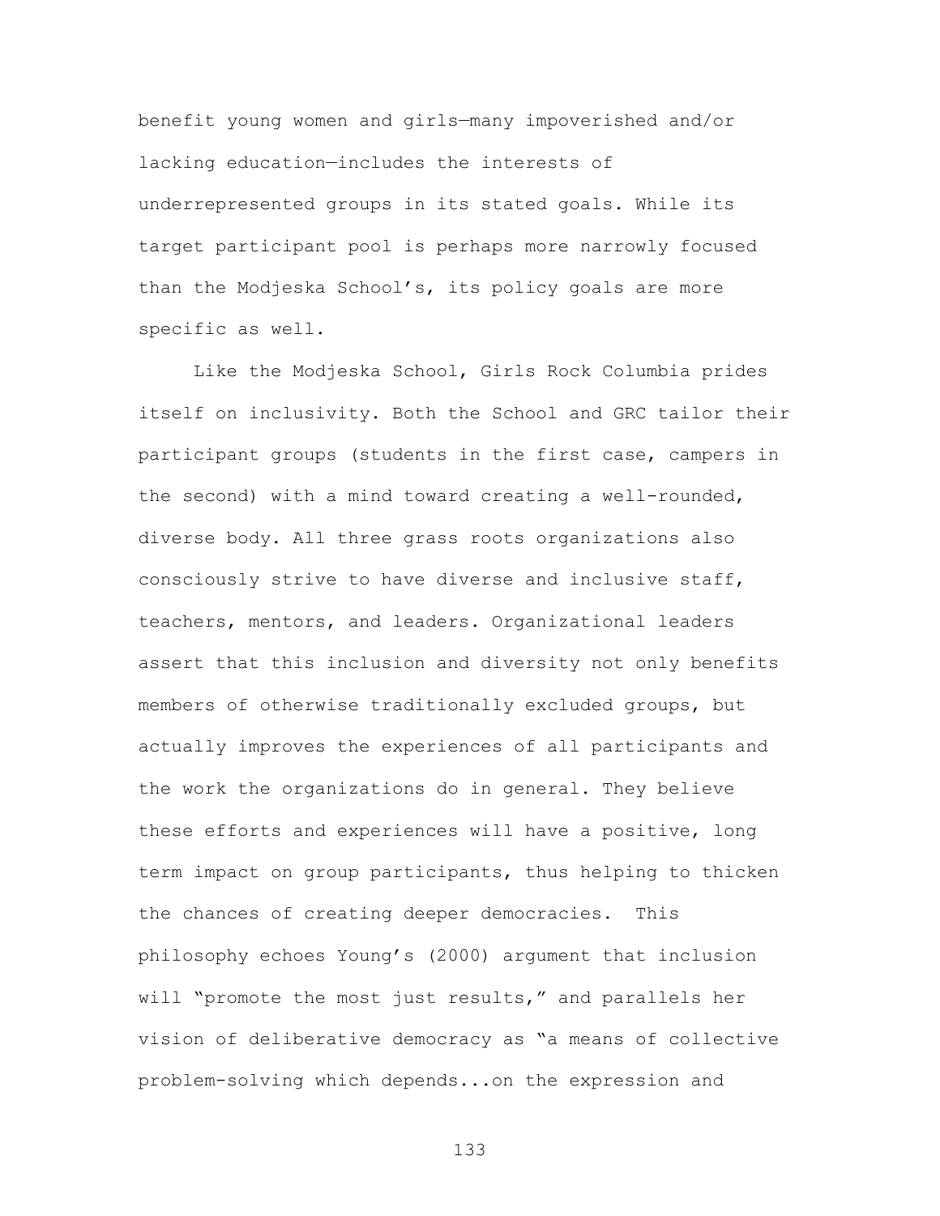benefit young women and girls—many impoverished and/or lacking education—includes the interests of underrepresented groups in its stated goals. While its target participant pool is perhaps more narrowly focused than the Modjeska School's, its policy goals are more specific as well.

Like the Modjeska School, Girls Rock Columbia prides itself on inclusivity. Both the School and GRC tailor their participant groups (students in the first case, campers in the second) with a mind toward creating a well-rounded, diverse body. All three grass roots organizations also consciously strive to have diverse and inclusive staff, teachers, mentors, and leaders. Organizational leaders assert that this inclusion and diversity not only benefits members of otherwise traditionally excluded groups, but actually improves the experiences of all participants and the work the organizations do in general. They believe these efforts and experiences will have a positive, long term impact on group participants, thus helping to thicken the chances of creating deeper democracies. This philosophy echoes Young's (2000) argument that inclusion will "promote the most just results," and parallels her vision of deliberative democracy as "a means of collective problem-solving which depends...on the expression and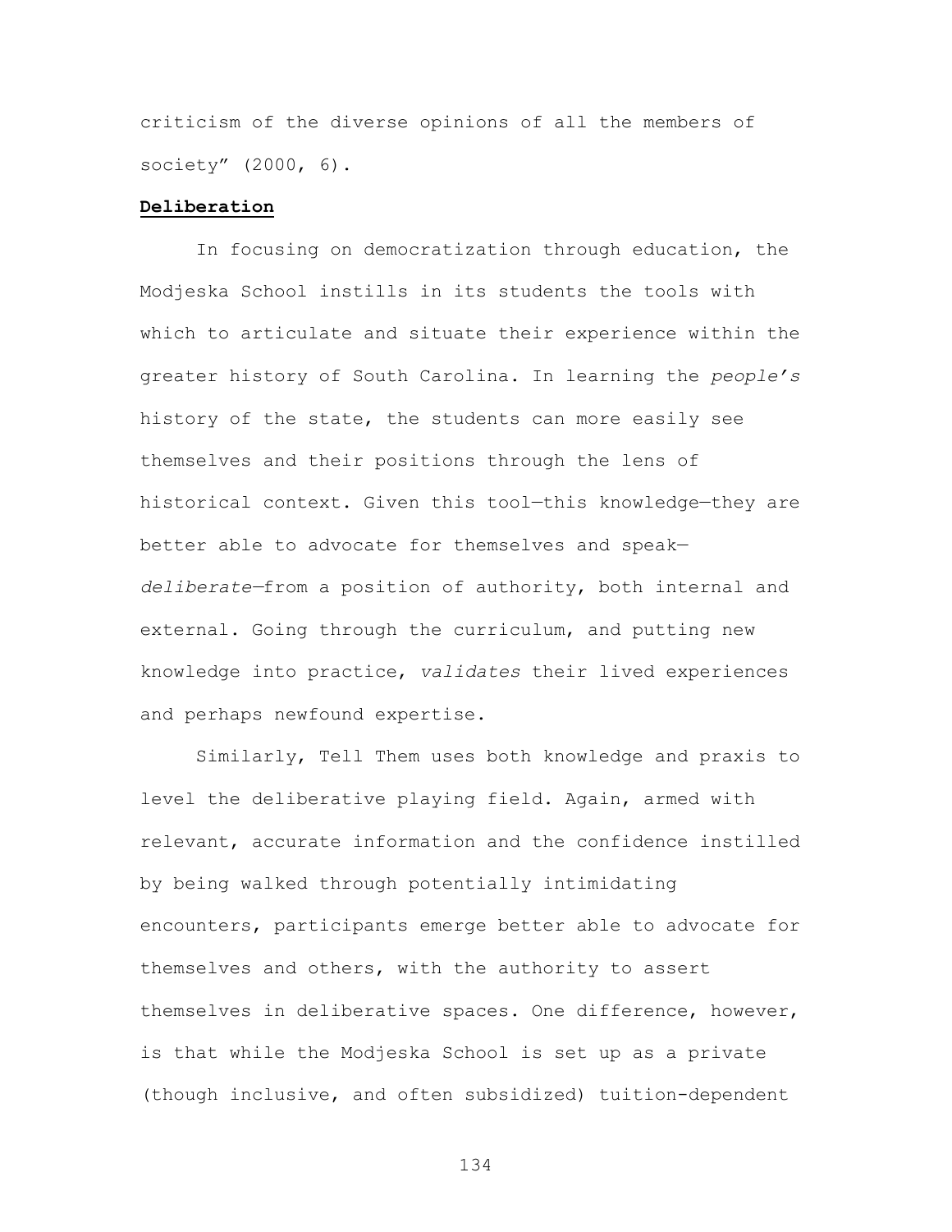criticism of the diverse opinions of all the members of society" (2000, 6).

**Deliberation**

In focusing on democratization through education, the Modjeska School instills in its students the tools with which to articulate and situate their experience within the greater history of South Carolina. In learning the *people's* history of the state, the students can more easily see themselves and their positions through the lens of historical context. Given this tool—this knowledge—they are better able to advocate for themselves and speak—*deliberate*—from a position of authority, both internal and external. Going through the curriculum, and putting new knowledge into practice, *validates* their lived experiences and perhaps newfound expertise.

Similarly, Tell Them uses both knowledge and praxis to level the deliberative playing field. Again, armed with relevant, accurate information and the confidence instilled by being walked through potentially intimidating encounters, participants emerge better able to advocate for themselves and others, with the authority to assert themselves in deliberative spaces. One difference, however, is that while the Modjeska School is set up as a private (though inclusive, and often subsidized) tuition-dependent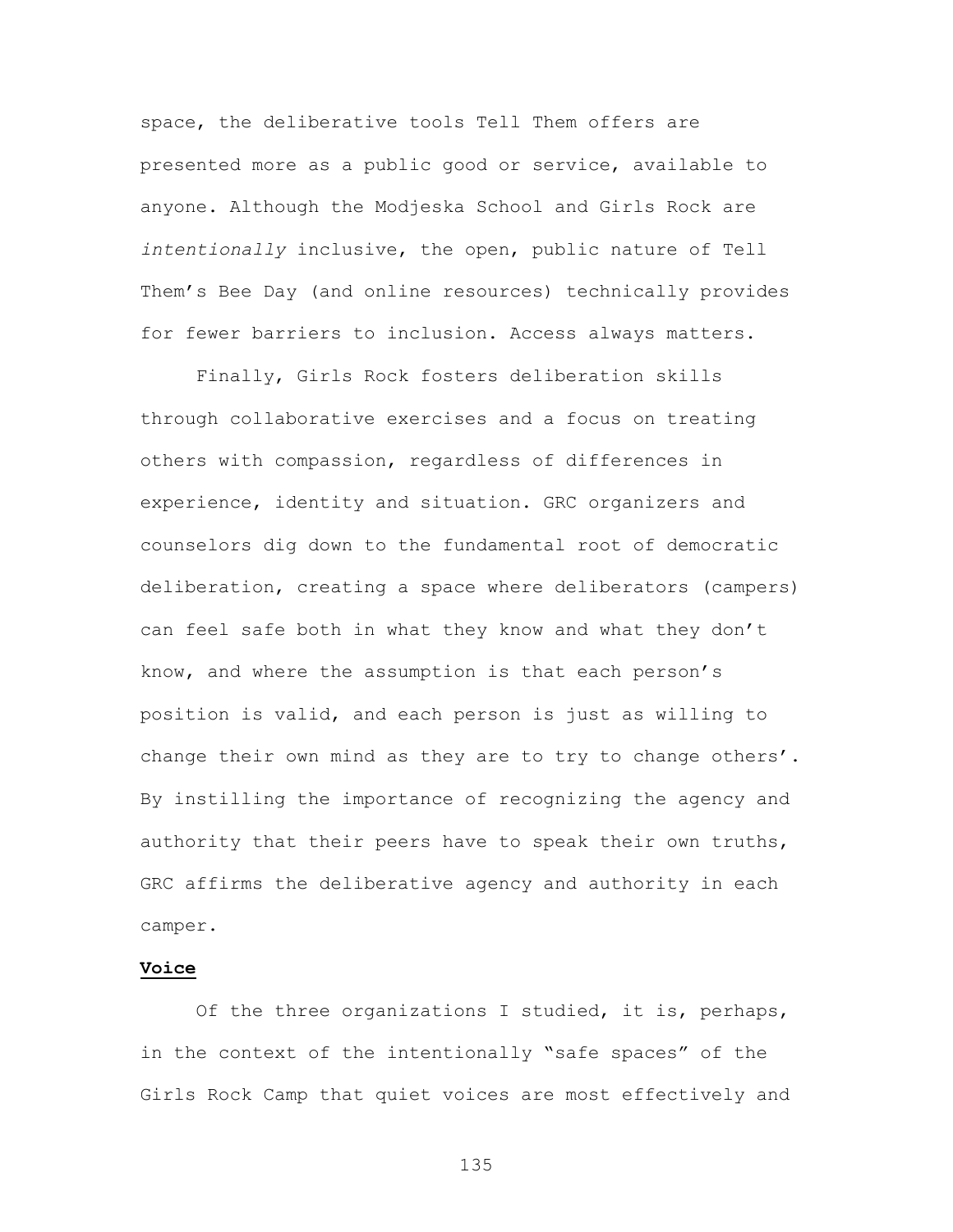space, the deliberative tools Tell Them offers are presented more as a public good or service, available to anyone. Although the Modjeska School and Girls Rock are *intentionally* inclusive, the open, public nature of Tell Them's Bee Day (and online resources) technically provides for fewer barriers to inclusion. Access always matters.

Finally, Girls Rock fosters deliberation skills through collaborative exercises and a focus on treating others with compassion, regardless of differences in experience, identity and situation. GRC organizers and counselors dig down to the fundamental root of democratic deliberation, creating a space where deliberators (campers) can feel safe both in what they know and what they don't know, and where the assumption is that each person's position is valid, and each person is just as willing to change their own mind as they are to try to change others'. By instilling the importance of recognizing the agency and authority that their peers have to speak their own truths, GRC affirms the deliberative agency and authority in each camper.

**Voice**

Of the three organizations I studied, it is, perhaps, in the context of the intentionally "safe spaces" of the Girls Rock Camp that quiet voices are most effectively and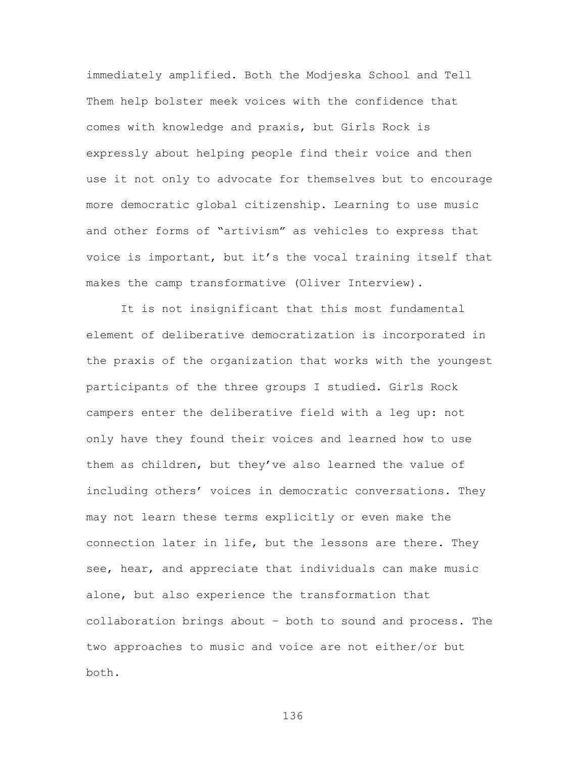immediately amplified. Both the Modjeska School and Tell Them help bolster meek voices with the confidence that comes with knowledge and praxis, but Girls Rock is expressly about helping people find their voice and then use it not only to advocate for themselves but to encourage more democratic global citizenship. Learning to use music and other forms of "artivism" as vehicles to express that voice is important, but it's the vocal training itself that makes the camp transformative (Oliver Interview).

It is not insignificant that this most fundamental element of deliberative democratization is incorporated in the praxis of the organization that works with the youngest participants of the three groups I studied. Girls Rock campers enter the deliberative field with a leg up: not only have they found their voices and learned how to use them as children, but they've also learned the value of including others' voices in democratic conversations. They may not learn these terms explicitly or even make the connection later in life, but the lessons are there. They see, hear, and appreciate that individuals can make music alone, but also experience the transformation that collaboration brings about – both to sound and process. The two approaches to music and voice are not either/or but both.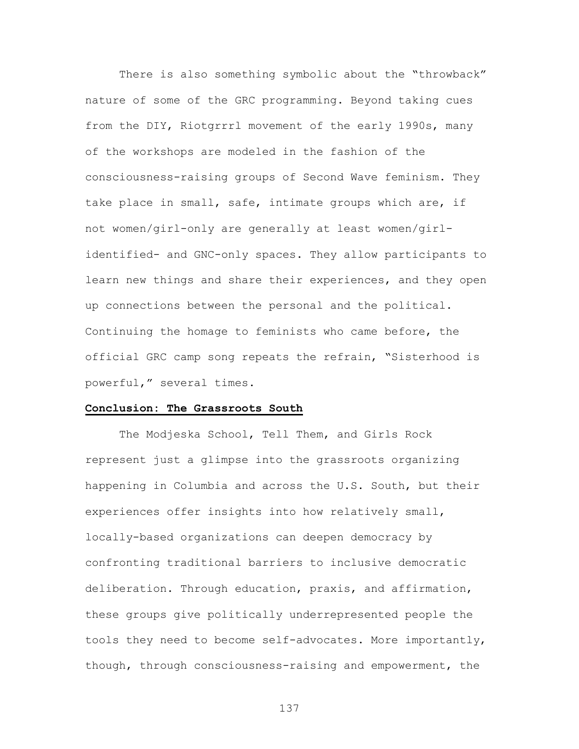There is also something symbolic about the "throwback" nature of some of the GRC programming. Beyond taking cues from the DIY, Riotgrrrl movement of the early 1990s, many of the workshops are modeled in the fashion of the consciousness-raising groups of Second Wave feminism. They take place in small, safe, intimate groups which are, if not women/girl-only are generally at least women/girl-identified- and GNC-only spaces. They allow participants to learn new things and share their experiences, and they open up connections between the personal and the political. Continuing the homage to feminists who came before, the official GRC camp song repeats the refrain, "Sisterhood is powerful," several times.

## Conclusion: The Grassroots South

The Modjeska School, Tell Them, and Girls Rock represent just a glimpse into the grassroots organizing happening in Columbia and across the U.S. South, but their experiences offer insights into how relatively small, locally-based organizations can deepen democracy by confronting traditional barriers to inclusive democratic deliberation. Through education, praxis, and affirmation, these groups give politically underrepresented people the tools they need to become self-advocates. More importantly, though, through consciousness-raising and empowerment, the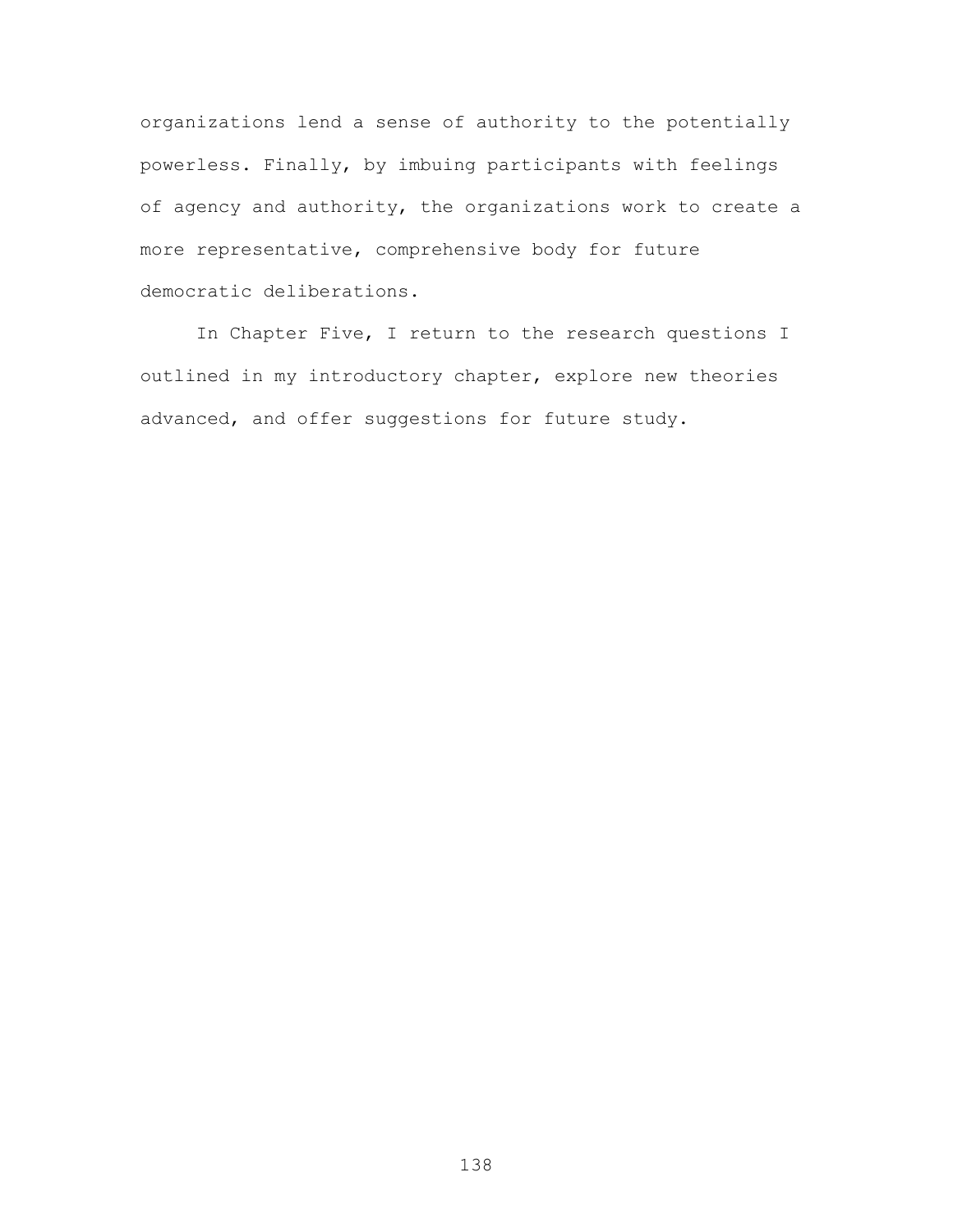organizations lend a sense of authority to the potentially powerless. Finally, by imbuing participants with feelings of agency and authority, the organizations work to create a more representative, comprehensive body for future democratic deliberations.

In Chapter Five, I return to the research questions I outlined in my introductory chapter, explore new theories advanced, and offer suggestions for future study.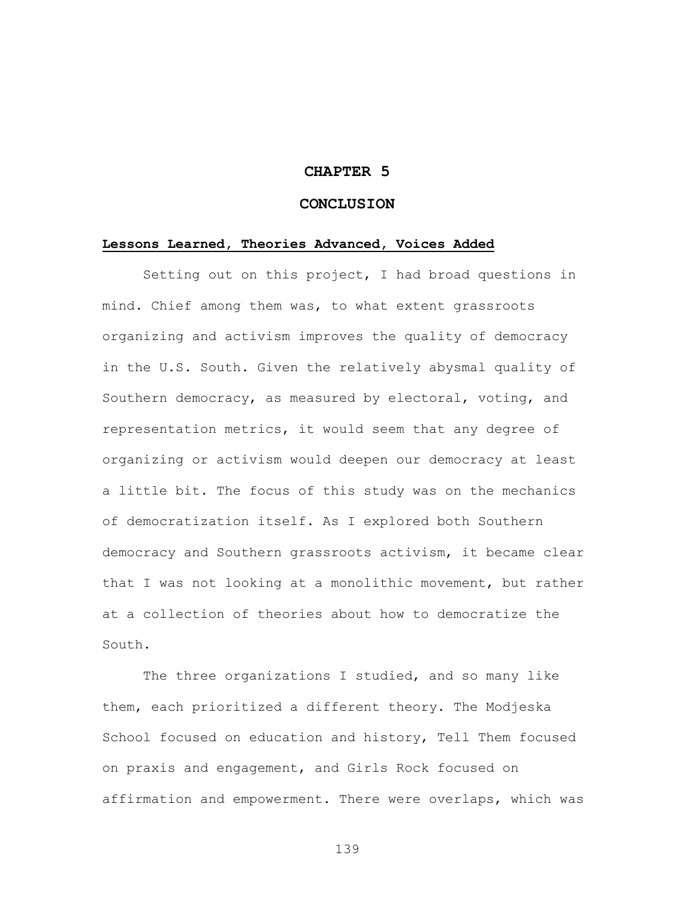# CHAPTER 5

# CONCLUSION

## Lessons Learned, Theories Advanced, Voices Added

Setting out on this project, I had broad questions in mind. Chief among them was, to what extent grassroots organizing and activism improves the quality of democracy in the U.S. South. Given the relatively abysmal quality of Southern democracy, as measured by electoral, voting, and representation metrics, it would seem that any degree of organizing or activism would deepen our democracy at least a little bit. The focus of this study was on the mechanics of democratization itself. As I explored both Southern democracy and Southern grassroots activism, it became clear that I was not looking at a monolithic movement, but rather at a collection of theories about how to democratize the South.

The three organizations I studied, and so many like them, each prioritized a different theory. The Modjeska School focused on education and history, Tell Them focused on praxis and engagement, and Girls Rock focused on affirmation and empowerment. There were overlaps, which was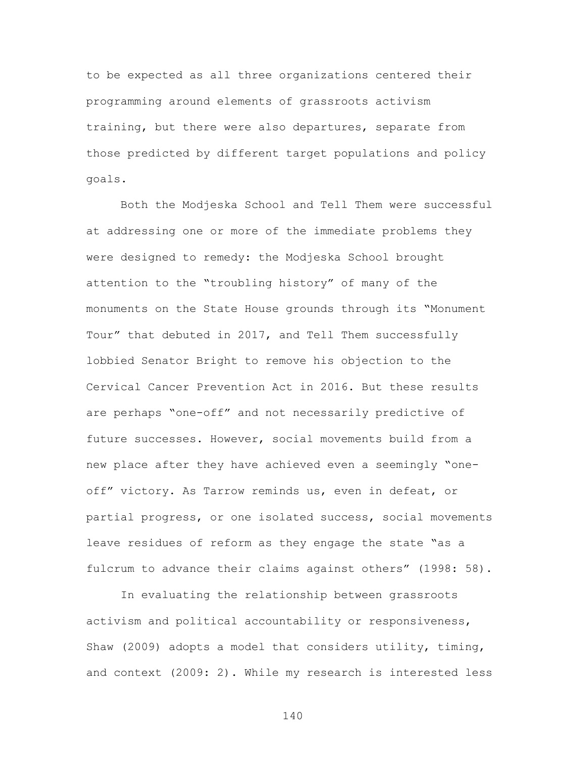to be expected as all three organizations centered their programming around elements of grassroots activism training, but there were also departures, separate from those predicted by different target populations and policy goals.

Both the Modjeska School and Tell Them were successful at addressing one or more of the immediate problems they were designed to remedy: the Modjeska School brought attention to the "troubling history" of many of the monuments on the State House grounds through its "Monument Tour" that debuted in 2017, and Tell Them successfully lobbied Senator Bright to remove his objection to the Cervical Cancer Prevention Act in 2016. But these results are perhaps "one-off" and not necessarily predictive of future successes. However, social movements build from a new place after they have achieved even a seemingly "one-off" victory. As Tarrow reminds us, even in defeat, or partial progress, or one isolated success, social movements leave residues of reform as they engage the state "as a fulcrum to advance their claims against others" (1998: 58).

In evaluating the relationship between grassroots activism and political accountability or responsiveness, Shaw (2009) adopts a model that considers utility, timing, and context (2009: 2). While my research is interested less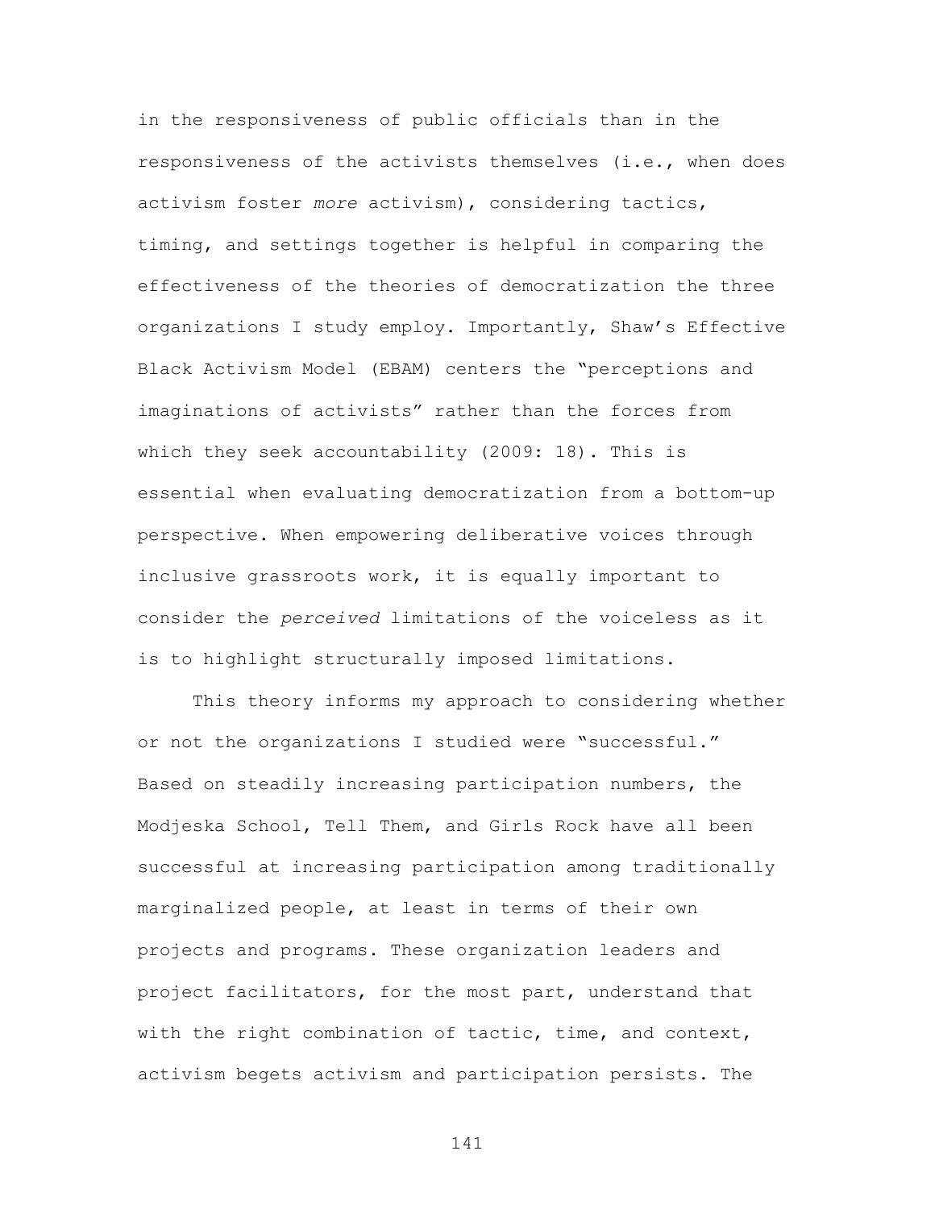in the responsiveness of public officials than in the responsiveness of the activists themselves (i.e., when does activism foster *more* activism), considering tactics, timing, and settings together is helpful in comparing the effectiveness of the theories of democratization the three organizations I study employ. Importantly, Shaw's Effective Black Activism Model (EBAM) centers the "perceptions and imaginations of activists" rather than the forces from which they seek accountability (2009: 18). This is essential when evaluating democratization from a bottom-up perspective. When empowering deliberative voices through inclusive grassroots work, it is equally important to consider the *perceived* limitations of the voiceless as it is to highlight structurally imposed limitations.

This theory informs my approach to considering whether or not the organizations I studied were "successful." Based on steadily increasing participation numbers, the Modjeska School, Tell Them, and Girls Rock have all been successful at increasing participation among traditionally marginalized people, at least in terms of their own projects and programs. These organization leaders and project facilitators, for the most part, understand that with the right combination of tactic, time, and context, activism begets activism and participation persists. The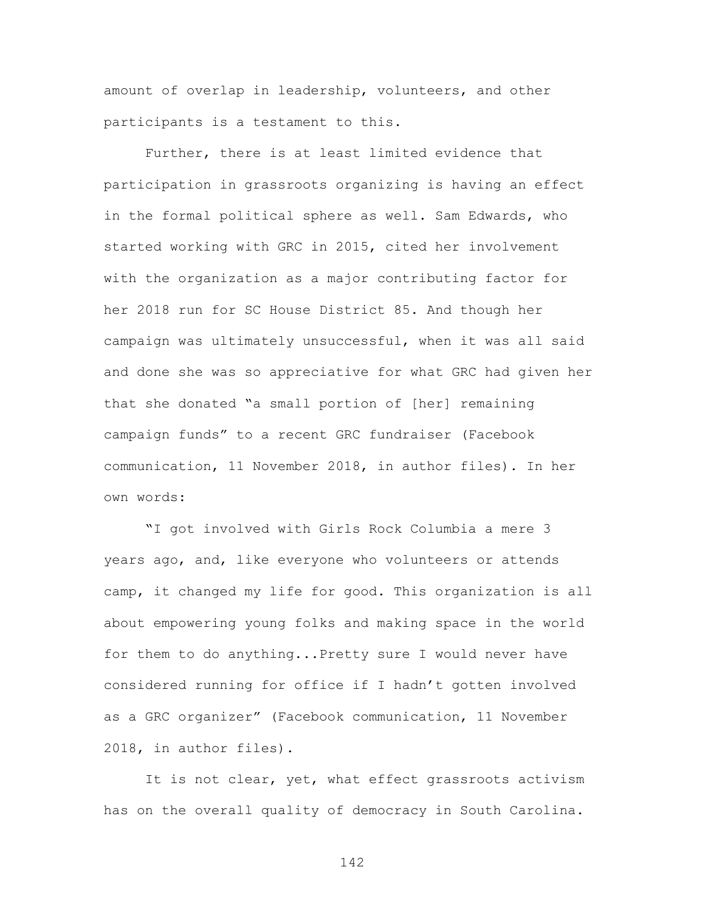amount of overlap in leadership, volunteers, and other participants is a testament to this.

Further, there is at least limited evidence that participation in grassroots organizing is having an effect in the formal political sphere as well. Sam Edwards, who started working with GRC in 2015, cited her involvement with the organization as a major contributing factor for her 2018 run for SC House District 85. And though her campaign was ultimately unsuccessful, when it was all said and done she was so appreciative for what GRC had given her that she donated "a small portion of [her] remaining campaign funds" to a recent GRC fundraiser (Facebook communication, 11 November 2018, in author files). In her own words:

"I got involved with Girls Rock Columbia a mere 3 years ago, and, like everyone who volunteers or attends camp, it changed my life for good. This organization is all about empowering young folks and making space in the world for them to do anything...Pretty sure I would never have considered running for office if I hadn't gotten involved as a GRC organizer" (Facebook communication, 11 November 2018, in author files).

It is not clear, yet, what effect grassroots activism has on the overall quality of democracy in South Carolina.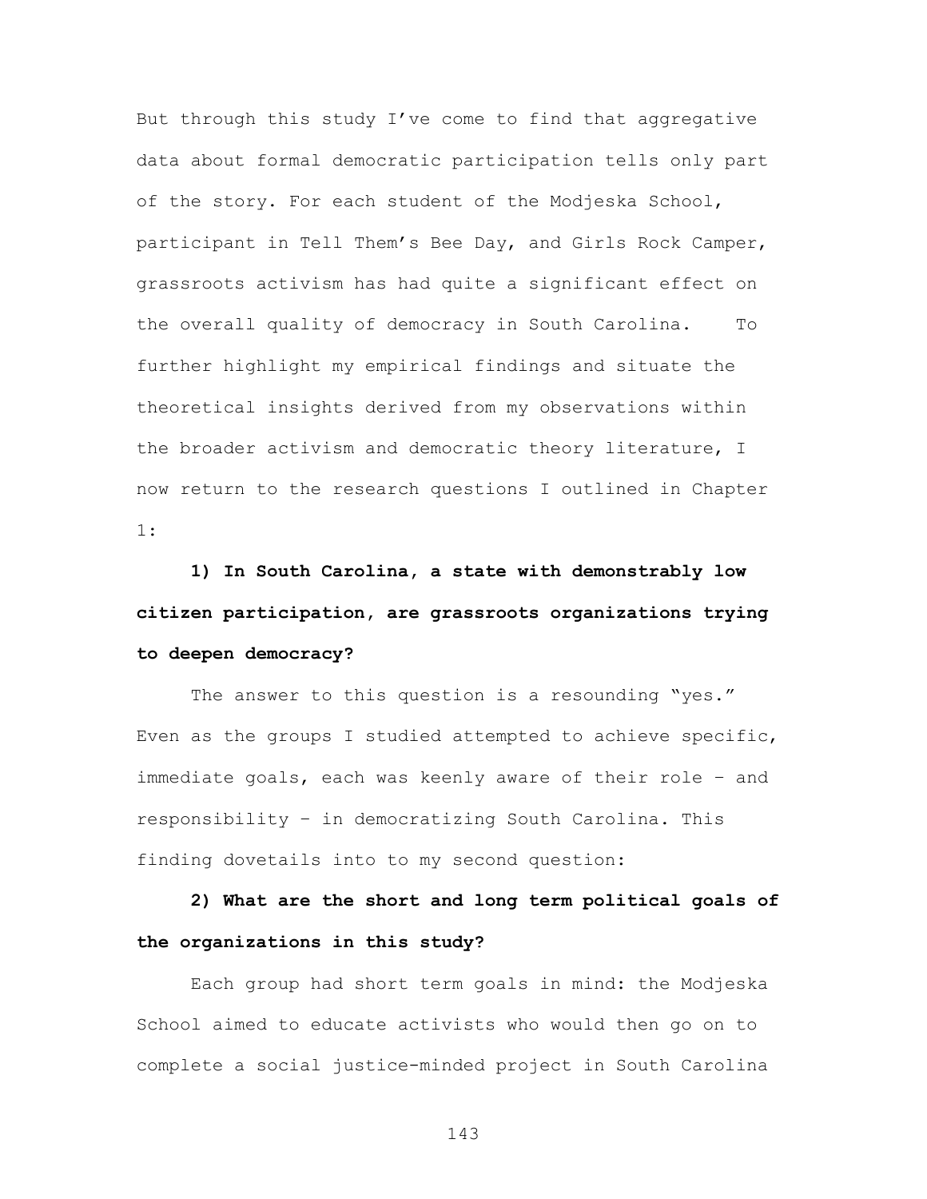But through this study I've come to find that aggregative data about formal democratic participation tells only part of the story. For each student of the Modjeska School, participant in Tell Them's Bee Day, and Girls Rock Camper, grassroots activism has had quite a significant effect on the overall quality of democracy in South Carolina. To further highlight my empirical findings and situate the theoretical insights derived from my observations within the broader activism and democratic theory literature, I now return to the research questions I outlined in Chapter 1:

**1) In South Carolina, a state with demonstrably low citizen participation, are grassroots organizations trying to deepen democracy?**

The answer to this question is a resounding "yes." Even as the groups I studied attempted to achieve specific, immediate goals, each was keenly aware of their role – and responsibility – in democratizing South Carolina. This finding dovetails into to my second question:

**2) What are the short and long term political goals of the organizations in this study?**

Each group had short term goals in mind: the Modjeska School aimed to educate activists who would then go on to complete a social justice-minded project in South Carolina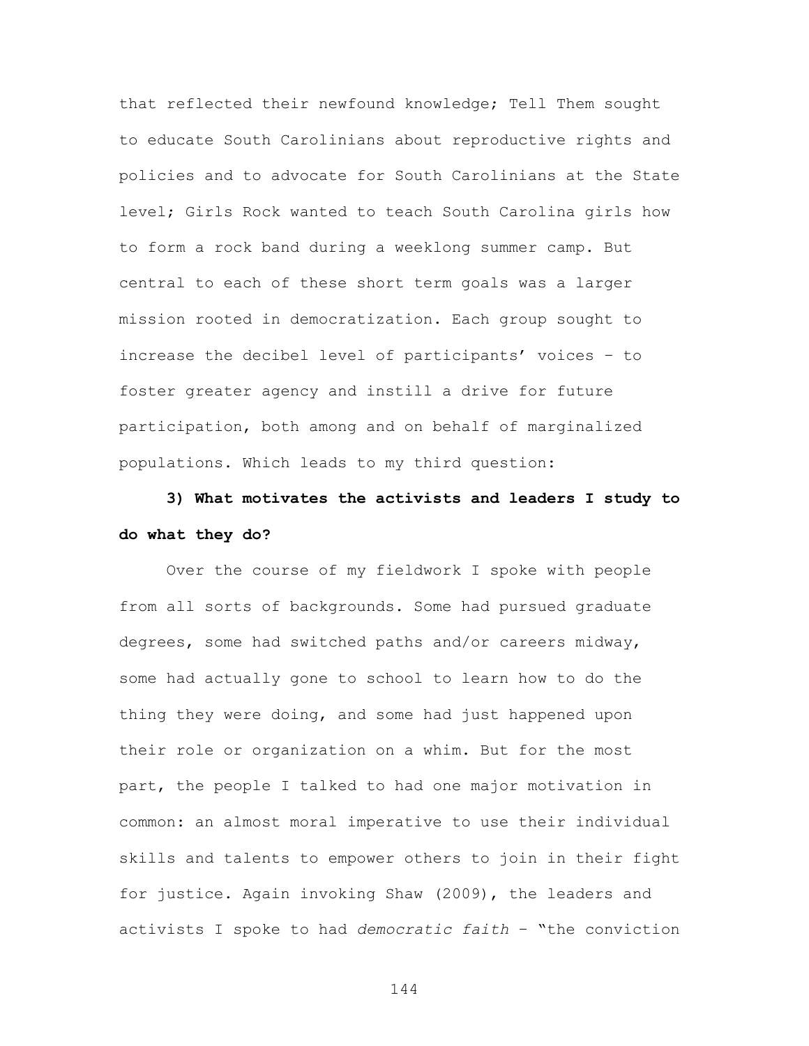that reflected their newfound knowledge; Tell Them sought to educate South Carolinians about reproductive rights and policies and to advocate for South Carolinians at the State level; Girls Rock wanted to teach South Carolina girls how to form a rock band during a weeklong summer camp. But central to each of these short term goals was a larger mission rooted in democratization. Each group sought to increase the decibel level of participants' voices – to foster greater agency and instill a drive for future participation, both among and on behalf of marginalized populations. Which leads to my third question:

**3) What motivates the activists and leaders I study to do what they do?**

Over the course of my fieldwork I spoke with people from all sorts of backgrounds. Some had pursued graduate degrees, some had switched paths and/or careers midway, some had actually gone to school to learn how to do the thing they were doing, and some had just happened upon their role or organization on a whim. But for the most part, the people I talked to had one major motivation in common: an almost moral imperative to use their individual skills and talents to empower others to join in their fight for justice. Again invoking Shaw (2009), the leaders and activists I spoke to had *democratic faith* – "the conviction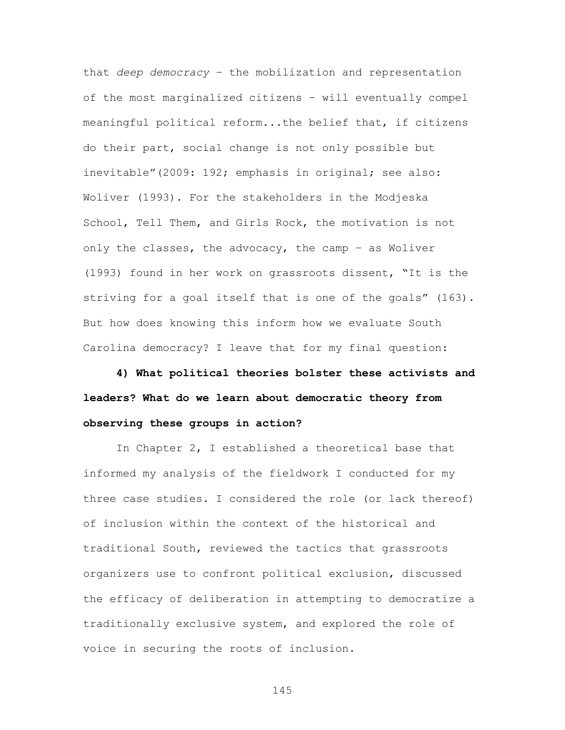that *deep democracy* – the mobilization and representation of the most marginalized citizens – will eventually compel meaningful political reform...the belief that, if citizens do their part, social change is not only possible but inevitable"(2009: 192; emphasis in original; see also: Woliver (1993). For the stakeholders in the Modjeska School, Tell Them, and Girls Rock, the motivation is not only the classes, the advocacy, the camp – as Woliver (1993) found in her work on grassroots dissent, "It is the striving for a goal itself that is one of the goals" (163). But how does knowing this inform how we evaluate South Carolina democracy? I leave that for my final question:

**4) What political theories bolster these activists and leaders? What do we learn about democratic theory from observing these groups in action?**

In Chapter 2, I established a theoretical base that informed my analysis of the fieldwork I conducted for my three case studies. I considered the role (or lack thereof) of inclusion within the context of the historical and traditional South, reviewed the tactics that grassroots organizers use to confront political exclusion, discussed the efficacy of deliberation in attempting to democratize a traditionally exclusive system, and explored the role of voice in securing the roots of inclusion.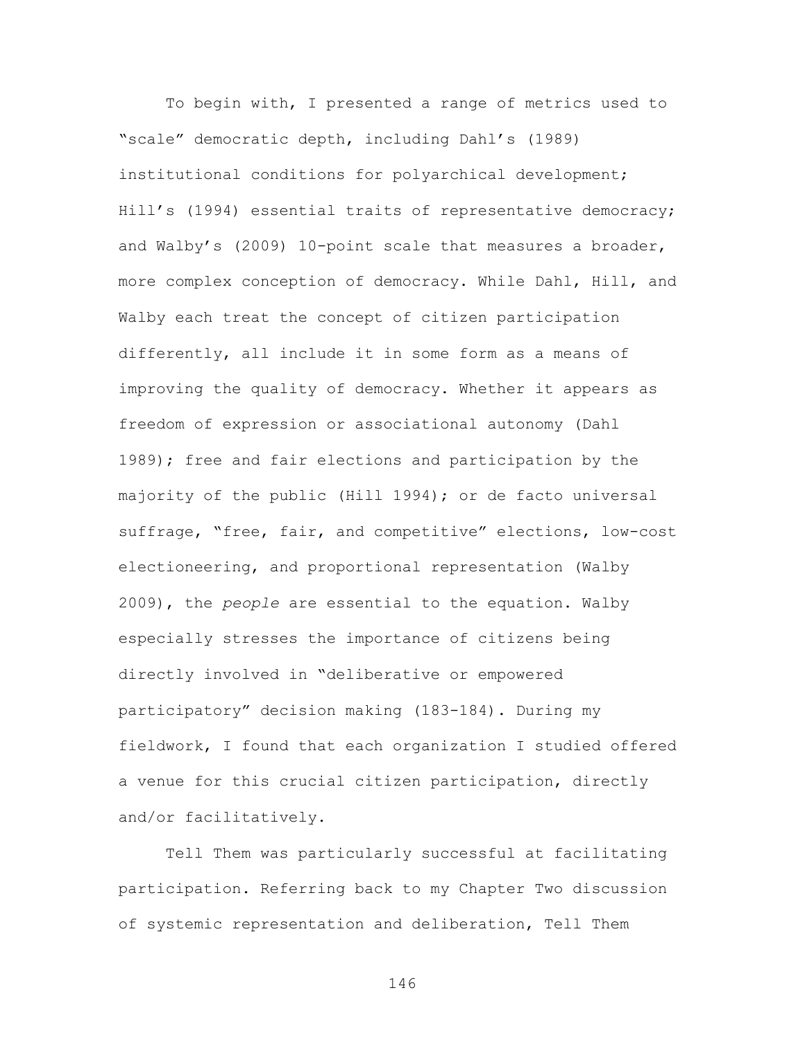To begin with, I presented a range of metrics used to "scale" democratic depth, including Dahl's (1989) institutional conditions for polyarchical development; Hill's (1994) essential traits of representative democracy; and Walby's (2009) 10-point scale that measures a broader, more complex conception of democracy. While Dahl, Hill, and Walby each treat the concept of citizen participation differently, all include it in some form as a means of improving the quality of democracy. Whether it appears as freedom of expression or associational autonomy (Dahl 1989); free and fair elections and participation by the majority of the public (Hill 1994); or de facto universal suffrage, "free, fair, and competitive" elections, low-cost electioneering, and proportional representation (Walby 2009), the *people* are essential to the equation. Walby especially stresses the importance of citizens being directly involved in "deliberative or empowered participatory" decision making (183-184). During my fieldwork, I found that each organization I studied offered a venue for this crucial citizen participation, directly and/or facilitatively.

Tell Them was particularly successful at facilitating participation. Referring back to my Chapter Two discussion of systemic representation and deliberation, Tell Them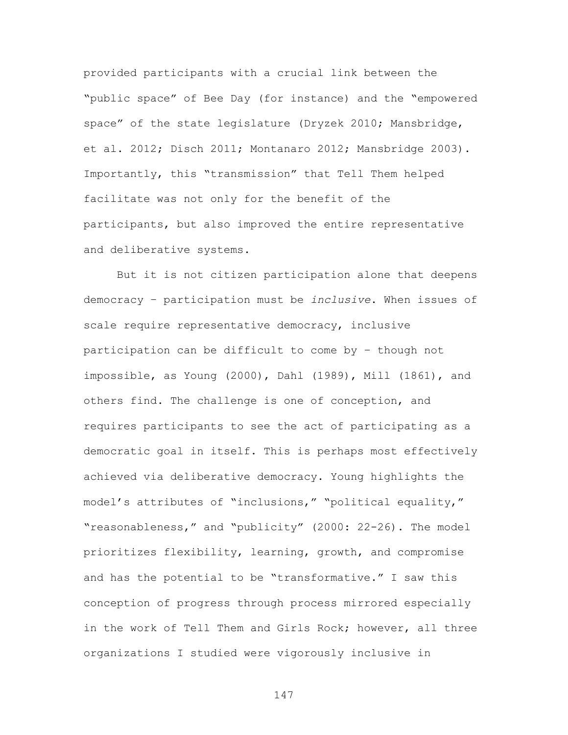provided participants with a crucial link between the "public space" of Bee Day (for instance) and the "empowered space" of the state legislature (Dryzek 2010; Mansbridge, et al. 2012; Disch 2011; Montanaro 2012; Mansbridge 2003). Importantly, this "transmission" that Tell Them helped facilitate was not only for the benefit of the participants, but also improved the entire representative and deliberative systems.

But it is not citizen participation alone that deepens democracy – participation must be *inclusive*. When issues of scale require representative democracy, inclusive participation can be difficult to come by – though not impossible, as Young (2000), Dahl (1989), Mill (1861), and others find. The challenge is one of conception, and requires participants to see the act of participating as a democratic goal in itself. This is perhaps most effectively achieved via deliberative democracy. Young highlights the model's attributes of "inclusions," "political equality," "reasonableness," and "publicity" (2000: 22-26). The model prioritizes flexibility, learning, growth, and compromise and has the potential to be "transformative." I saw this conception of progress through process mirrored especially in the work of Tell Them and Girls Rock; however, all three organizations I studied were vigorously inclusive in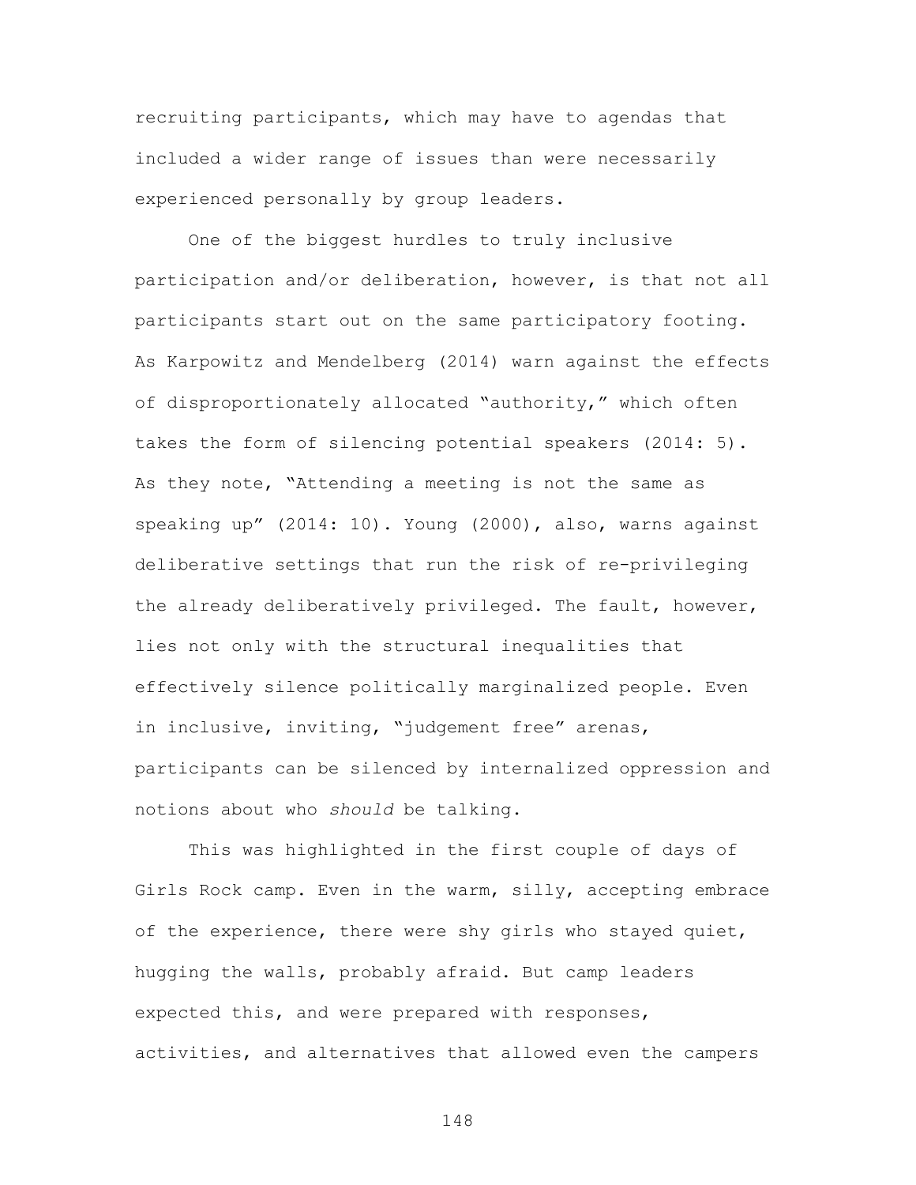recruiting participants, which may have to agendas that included a wider range of issues than were necessarily experienced personally by group leaders.

One of the biggest hurdles to truly inclusive participation and/or deliberation, however, is that not all participants start out on the same participatory footing. As Karpowitz and Mendelberg (2014) warn against the effects of disproportionately allocated "authority," which often takes the form of silencing potential speakers (2014: 5). As they note, "Attending a meeting is not the same as speaking up" (2014: 10). Young (2000), also, warns against deliberative settings that run the risk of re-privileging the already deliberatively privileged. The fault, however, lies not only with the structural inequalities that effectively silence politically marginalized people. Even in inclusive, inviting, "judgement free" arenas, participants can be silenced by internalized oppression and notions about who *should* be talking.

This was highlighted in the first couple of days of Girls Rock camp. Even in the warm, silly, accepting embrace of the experience, there were shy girls who stayed quiet, hugging the walls, probably afraid. But camp leaders expected this, and were prepared with responses, activities, and alternatives that allowed even the campers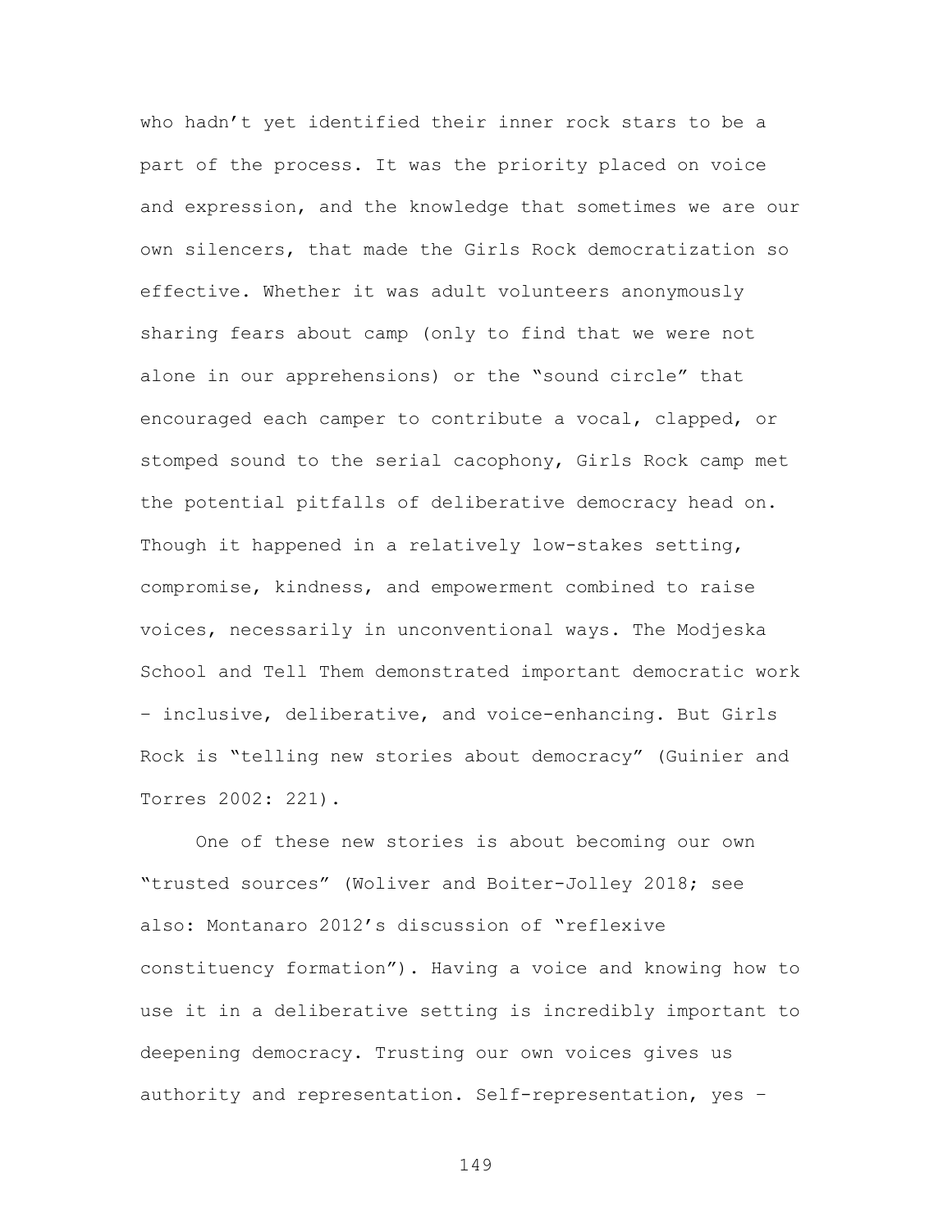who hadn't yet identified their inner rock stars to be a part of the process. It was the priority placed on voice and expression, and the knowledge that sometimes we are our own silencers, that made the Girls Rock democratization so effective. Whether it was adult volunteers anonymously sharing fears about camp (only to find that we were not alone in our apprehensions) or the "sound circle" that encouraged each camper to contribute a vocal, clapped, or stomped sound to the serial cacophony, Girls Rock camp met the potential pitfalls of deliberative democracy head on. Though it happened in a relatively low-stakes setting, compromise, kindness, and empowerment combined to raise voices, necessarily in unconventional ways. The Modjeska School and Tell Them demonstrated important democratic work – inclusive, deliberative, and voice-enhancing. But Girls Rock is "telling new stories about democracy" (Guinier and Torres 2002: 221).

One of these new stories is about becoming our own "trusted sources" (Woliver and Boiter-Jolley 2018; see also: Montanaro 2012's discussion of "reflexive constituency formation"). Having a voice and knowing how to use it in a deliberative setting is incredibly important to deepening democracy. Trusting our own voices gives us authority and representation. Self-representation, yes –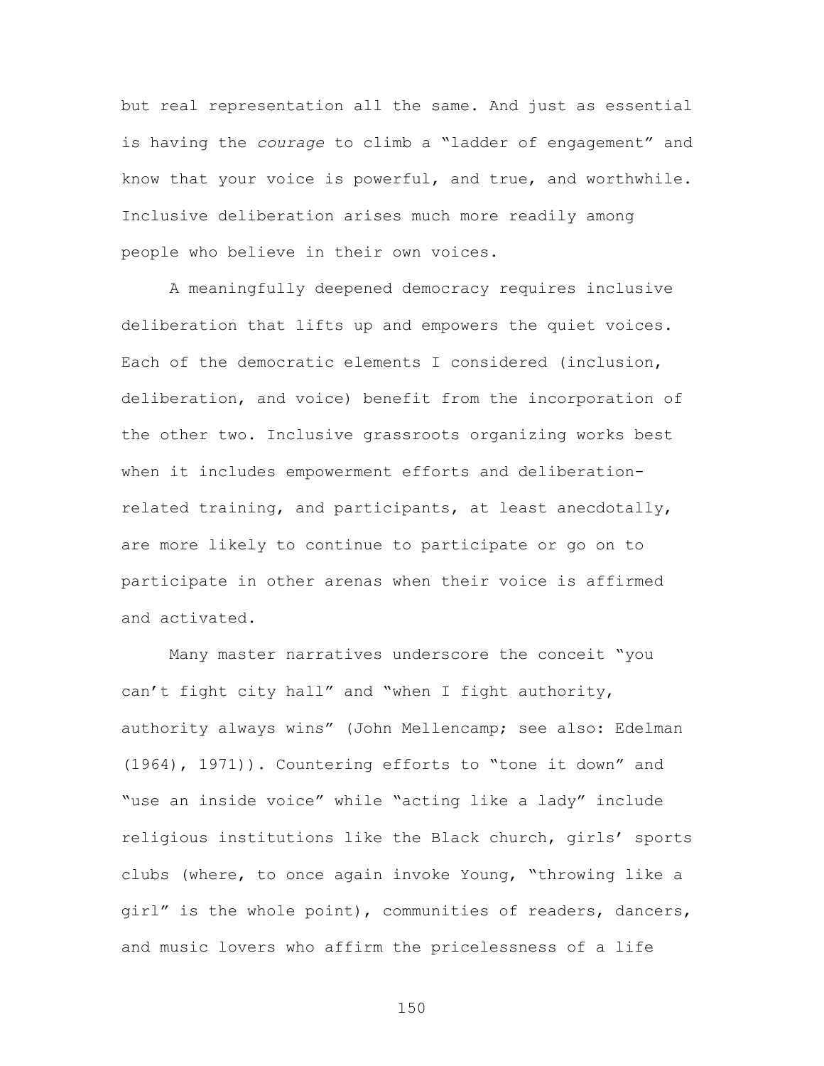but real representation all the same. And just as essential is having the *courage* to climb a "ladder of engagement" and know that your voice is powerful, and true, and worthwhile. Inclusive deliberation arises much more readily among people who believe in their own voices.

A meaningfully deepened democracy requires inclusive deliberation that lifts up and empowers the quiet voices. Each of the democratic elements I considered (inclusion, deliberation, and voice) benefit from the incorporation of the other two. Inclusive grassroots organizing works best when it includes empowerment efforts and deliberation-related training, and participants, at least anecdotally, are more likely to continue to participate or go on to participate in other arenas when their voice is affirmed and activated.

Many master narratives underscore the conceit "you can't fight city hall" and "when I fight authority, authority always wins" (John Mellencamp; see also: Edelman (1964), 1971)). Countering efforts to "tone it down" and "use an inside voice" while "acting like a lady" include religious institutions like the Black church, girls' sports clubs (where, to once again invoke Young, "throwing like a girl" is the whole point), communities of readers, dancers, and music lovers who affirm the pricelessness of a life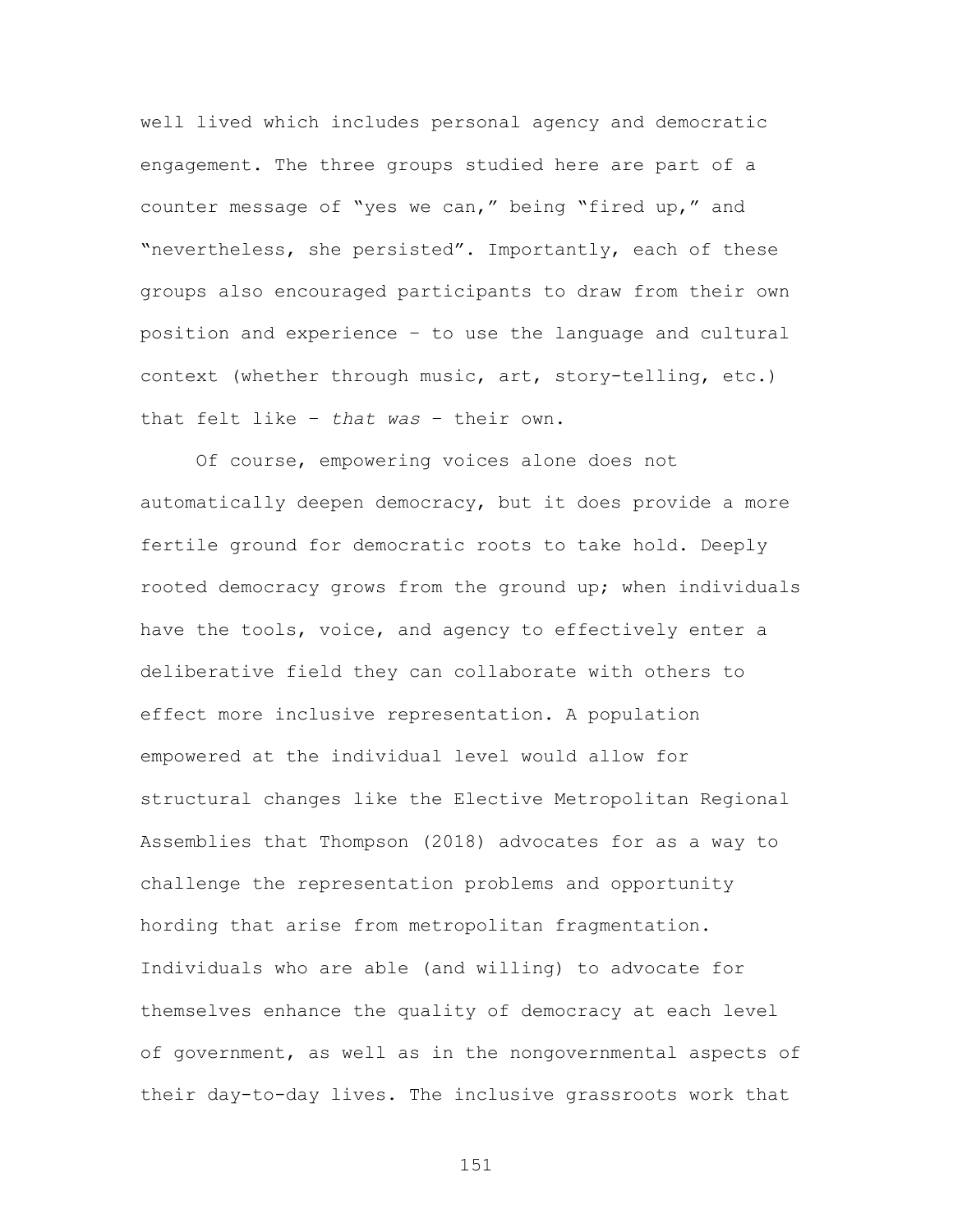well lived which includes personal agency and democratic engagement. The three groups studied here are part of a counter message of "yes we can," being "fired up," and "nevertheless, she persisted". Importantly, each of these groups also encouraged participants to draw from their own position and experience – to use the language and cultural context (whether through music, art, story-telling, etc.) that felt like – *that was* – their own.

Of course, empowering voices alone does not automatically deepen democracy, but it does provide a more fertile ground for democratic roots to take hold. Deeply rooted democracy grows from the ground up; when individuals have the tools, voice, and agency to effectively enter a deliberative field they can collaborate with others to effect more inclusive representation. A population empowered at the individual level would allow for structural changes like the Elective Metropolitan Regional Assemblies that Thompson (2018) advocates for as a way to challenge the representation problems and opportunity hording that arise from metropolitan fragmentation. Individuals who are able (and willing) to advocate for themselves enhance the quality of democracy at each level of government, as well as in the nongovernmental aspects of their day-to-day lives. The inclusive grassroots work that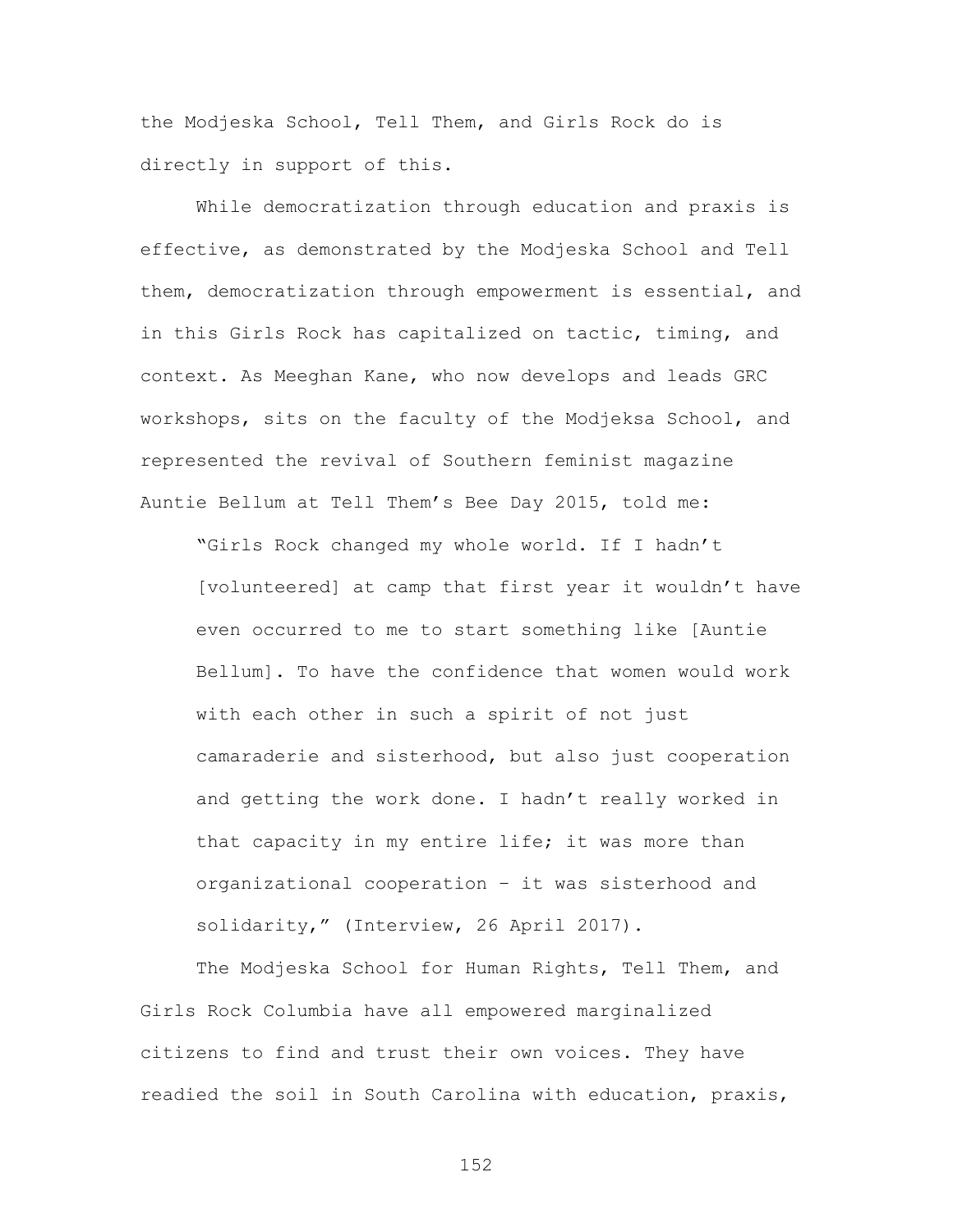the Modjeska School, Tell Them, and Girls Rock do is directly in support of this.

While democratization through education and praxis is effective, as demonstrated by the Modjeska School and Tell them, democratization through empowerment is essential, and in this Girls Rock has capitalized on tactic, timing, and context. As Meeghan Kane, who now develops and leads GRC workshops, sits on the faculty of the Modjeksa School, and represented the revival of Southern feminist magazine Auntie Bellum at Tell Them's Bee Day 2015, told me:

> "Girls Rock changed my whole world. If I hadn't [volunteered] at camp that first year it wouldn't have even occurred to me to start something like [Auntie Bellum]. To have the confidence that women would work with each other in such a spirit of not just camaraderie and sisterhood, but also just cooperation and getting the work done. I hadn't really worked in that capacity in my entire life; it was more than organizational cooperation – it was sisterhood and solidarity," (Interview, 26 April 2017).

The Modjeska School for Human Rights, Tell Them, and Girls Rock Columbia have all empowered marginalized citizens to find and trust their own voices. They have readied the soil in South Carolina with education, praxis,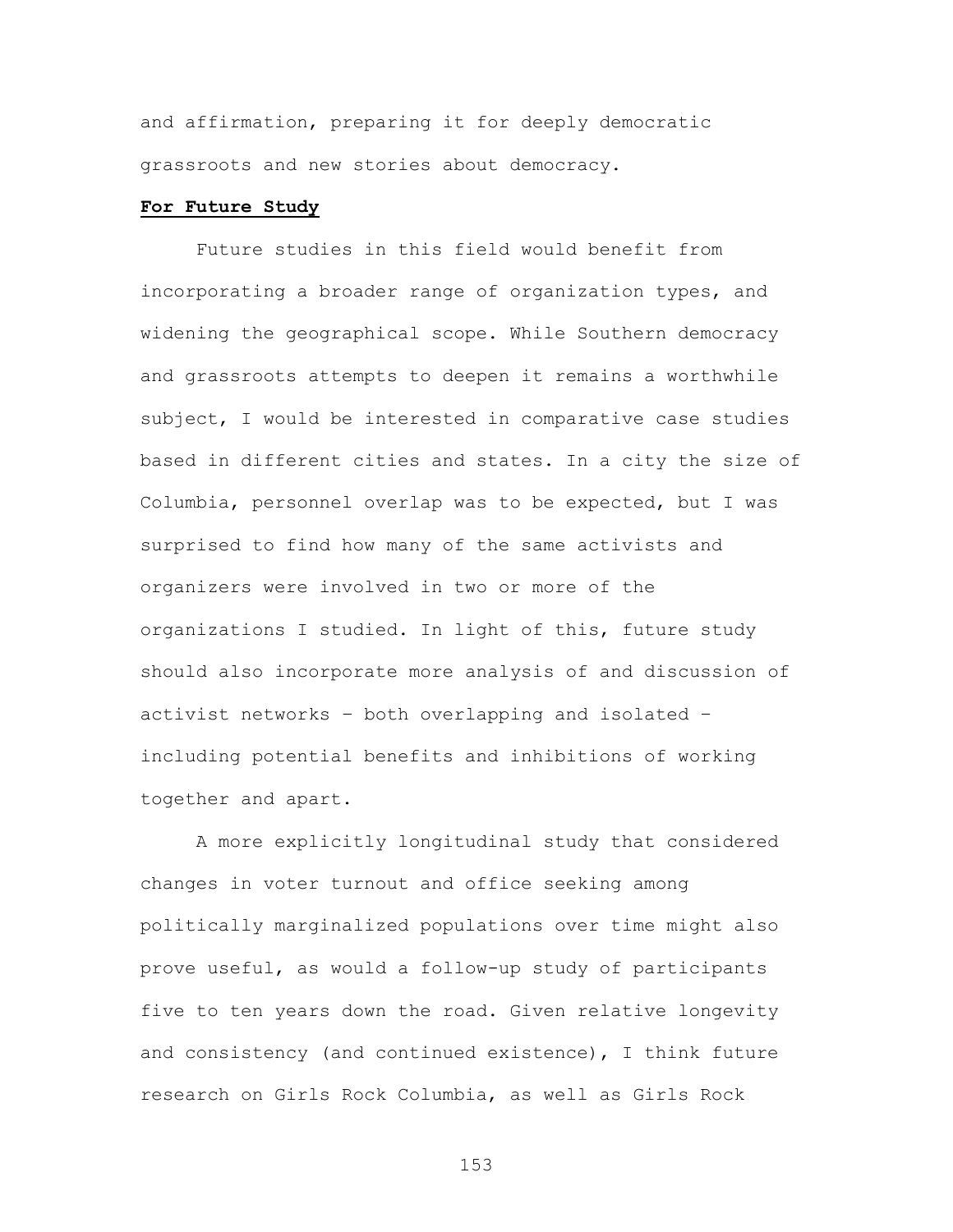and affirmation, preparing it for deeply democratic grassroots and new stories about democracy.

## **For Future Study**

Future studies in this field would benefit from incorporating a broader range of organization types, and widening the geographical scope. While Southern democracy and grassroots attempts to deepen it remains a worthwhile subject, I would be interested in comparative case studies based in different cities and states. In a city the size of Columbia, personnel overlap was to be expected, but I was surprised to find how many of the same activists and organizers were involved in two or more of the organizations I studied. In light of this, future study should also incorporate more analysis of and discussion of activist networks – both overlapping and isolated – including potential benefits and inhibitions of working together and apart.

A more explicitly longitudinal study that considered changes in voter turnout and office seeking among politically marginalized populations over time might also prove useful, as would a follow-up study of participants five to ten years down the road. Given relative longevity and consistency (and continued existence), I think future research on Girls Rock Columbia, as well as Girls Rock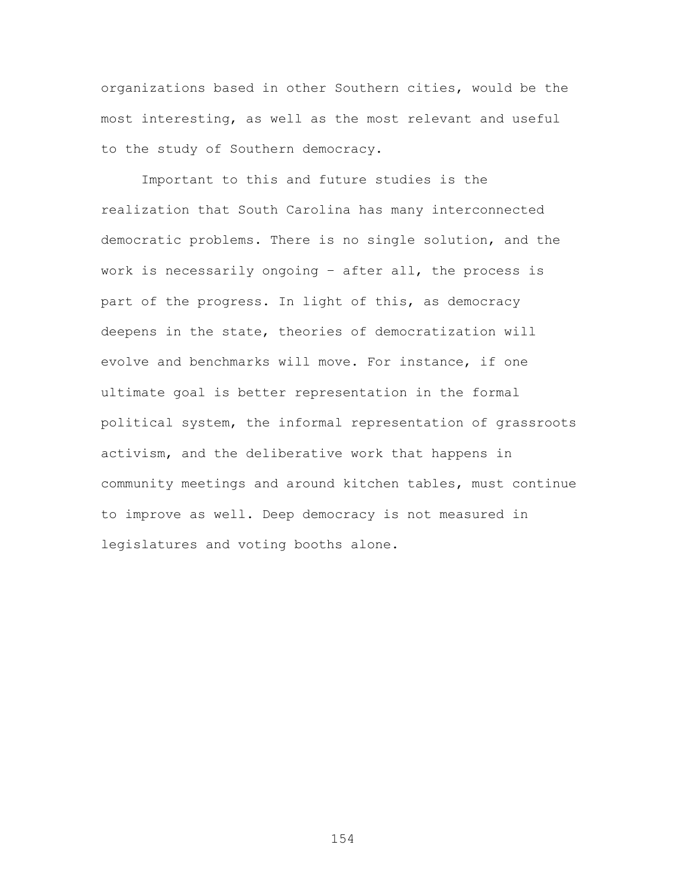organizations based in other Southern cities, would be the most interesting, as well as the most relevant and useful to the study of Southern democracy.

Important to this and future studies is the realization that South Carolina has many interconnected democratic problems. There is no single solution, and the work is necessarily ongoing – after all, the process is part of the progress. In light of this, as democracy deepens in the state, theories of democratization will evolve and benchmarks will move. For instance, if one ultimate goal is better representation in the formal political system, the informal representation of grassroots activism, and the deliberative work that happens in community meetings and around kitchen tables, must continue to improve as well. Deep democracy is not measured in legislatures and voting booths alone.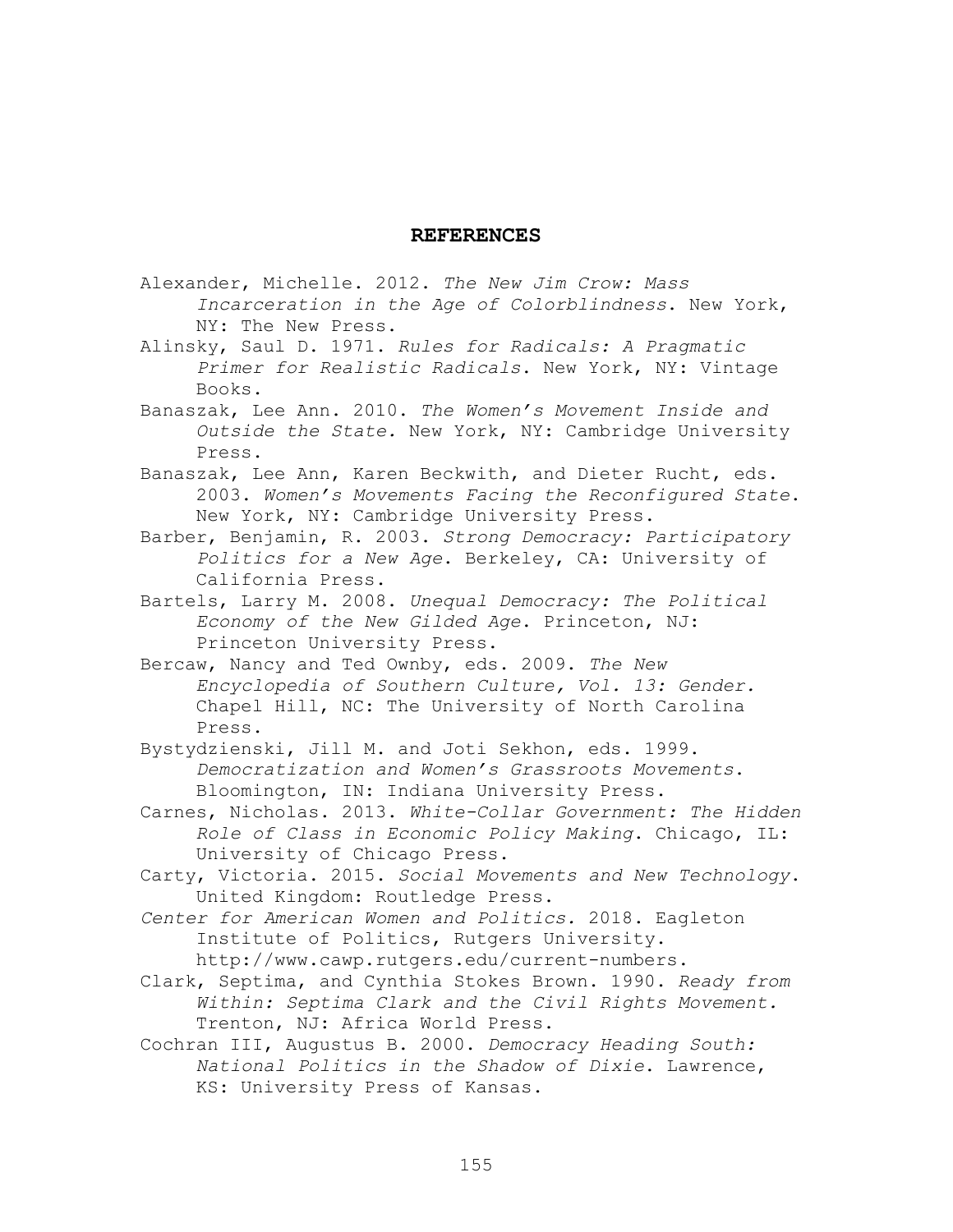# REFERENCES

Alexander, Michelle. 2012. *The New Jim Crow: Mass Incarceration in the Age of Colorblindness.* New York, NY: The New Press.

Alinsky, Saul D. 1971. *Rules for Radicals: A Pragmatic Primer for Realistic Radicals*. New York, NY: Vintage Books.

Banaszak, Lee Ann. 2010. *The Women's Movement Inside and Outside the State.* New York, NY: Cambridge University Press.

Banaszak, Lee Ann, Karen Beckwith, and Dieter Rucht, eds. 2003. *Women's Movements Facing the Reconfigured State*. New York, NY: Cambridge University Press.

Barber, Benjamin, R. 2003. *Strong Democracy: Participatory Politics for a New Age*. Berkeley, CA: University of California Press.

Bartels, Larry M. 2008. *Unequal Democracy: The Political Economy of the New Gilded Age*. Princeton, NJ: Princeton University Press.

Bercaw, Nancy and Ted Ownby, eds. 2009. *The New Encyclopedia of Southern Culture, Vol. 13: Gender.* Chapel Hill, NC: The University of North Carolina Press.

Bystydzienski, Jill M. and Joti Sekhon, eds. 1999. *Democratization and Women's Grassroots Movements.* Bloomington, IN: Indiana University Press.

Carnes, Nicholas. 2013. *White-Collar Government: The Hidden Role of Class in Economic Policy Making*. Chicago, IL: University of Chicago Press.

Carty, Victoria. 2015. *Social Movements and New Technology*. United Kingdom: Routledge Press.

*Center for American Women and Politics.* 2018. Eagleton Institute of Politics, Rutgers University. http://www.cawp.rutgers.edu/current-numbers.

Clark, Septima, and Cynthia Stokes Brown. 1990. *Ready from Within: Septima Clark and the Civil Rights Movement.* Trenton, NJ: Africa World Press.

Cochran III, Augustus B. 2000. *Democracy Heading South: National Politics in the Shadow of Dixie*. Lawrence, KS: University Press of Kansas.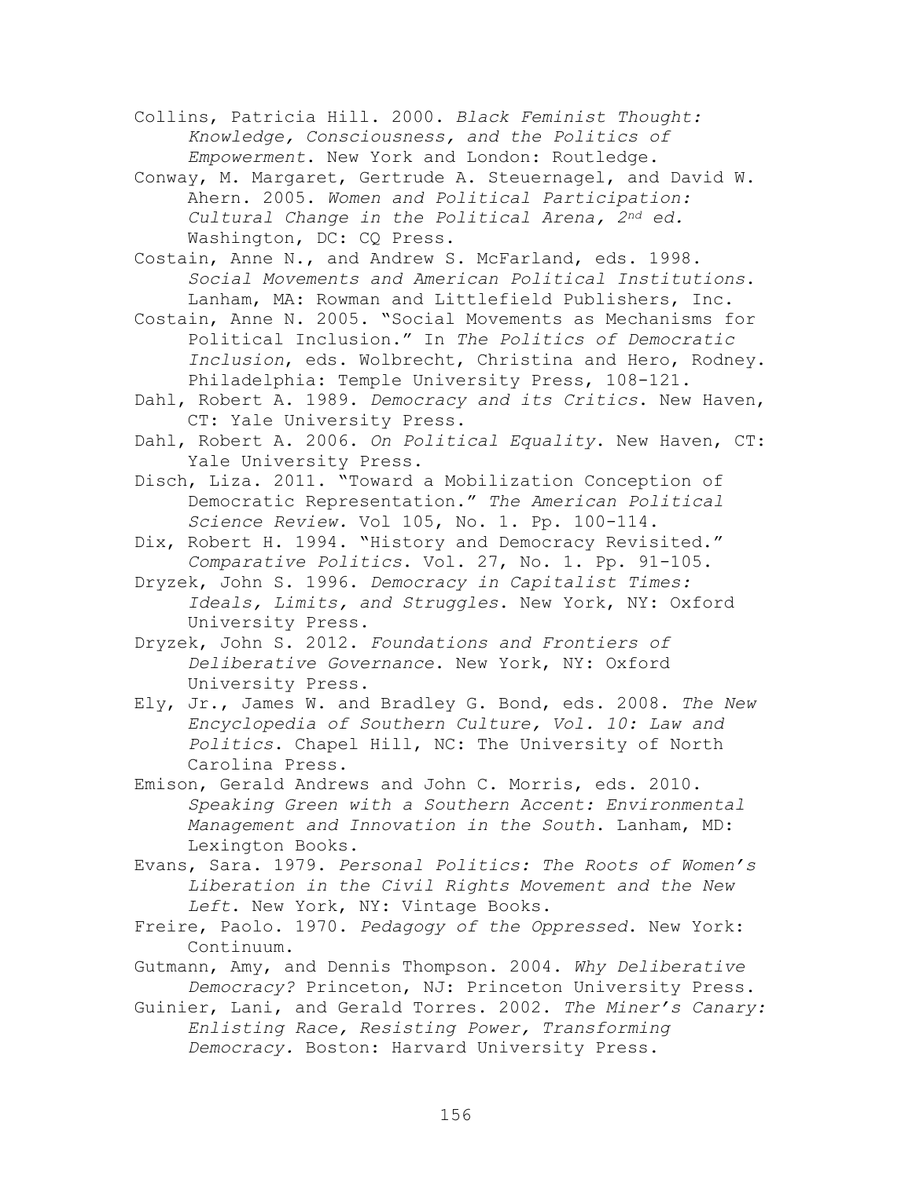Collins, Patricia Hill. 2000. *Black Feminist Thought: Knowledge, Consciousness, and the Politics of Empowerment*. New York and London: Routledge.

Conway, M. Margaret, Gertrude A. Steuernagel, and David W. Ahern. 2005. *Women and Political Participation: Cultural Change in the Political Arena, 2nd ed.* Washington, DC: CQ Press.

Costain, Anne N., and Andrew S. McFarland, eds. 1998. *Social Movements and American Political Institutions*. Lanham, MA: Rowman and Littlefield Publishers, Inc.

Costain, Anne N. 2005. "Social Movements as Mechanisms for Political Inclusion." In *The Politics of Democratic Inclusion*, eds. Wolbrecht, Christina and Hero, Rodney. Philadelphia: Temple University Press, 108-121.

Dahl, Robert A. 1989. *Democracy and its Critics*. New Haven, CT: Yale University Press.

Dahl, Robert A. 2006. *On Political Equality*. New Haven, CT: Yale University Press.

Disch, Liza. 2011. "Toward a Mobilization Conception of Democratic Representation." *The American Political Science Review.* Vol 105, No. 1. Pp. 100-114.

Dix, Robert H. 1994. "History and Democracy Revisited." *Comparative Politics*. Vol. 27, No. 1. Pp. 91-105.

Dryzek, John S. 1996. *Democracy in Capitalist Times: Ideals, Limits, and Struggles*. New York, NY: Oxford University Press.

Dryzek, John S. 2012. *Foundations and Frontiers of Deliberative Governance*. New York, NY: Oxford University Press.

Ely, Jr., James W. and Bradley G. Bond, eds. 2008. *The New Encyclopedia of Southern Culture, Vol. 10: Law and Politics*. Chapel Hill, NC: The University of North Carolina Press.

Emison, Gerald Andrews and John C. Morris, eds. 2010. *Speaking Green with a Southern Accent: Environmental Management and Innovation in the South*. Lanham, MD: Lexington Books.

Evans, Sara. 1979. *Personal Politics: The Roots of Women's Liberation in the Civil Rights Movement and the New Left*. New York, NY: Vintage Books.

Freire, Paolo. 1970. *Pedagogy of the Oppressed*. New York: Continuum.

Gutmann, Amy, and Dennis Thompson. 2004. *Why Deliberative Democracy?* Princeton, NJ: Princeton University Press.

Guinier, Lani, and Gerald Torres. 2002. *The Miner's Canary: Enlisting Race, Resisting Power, Transforming Democracy.* Boston: Harvard University Press.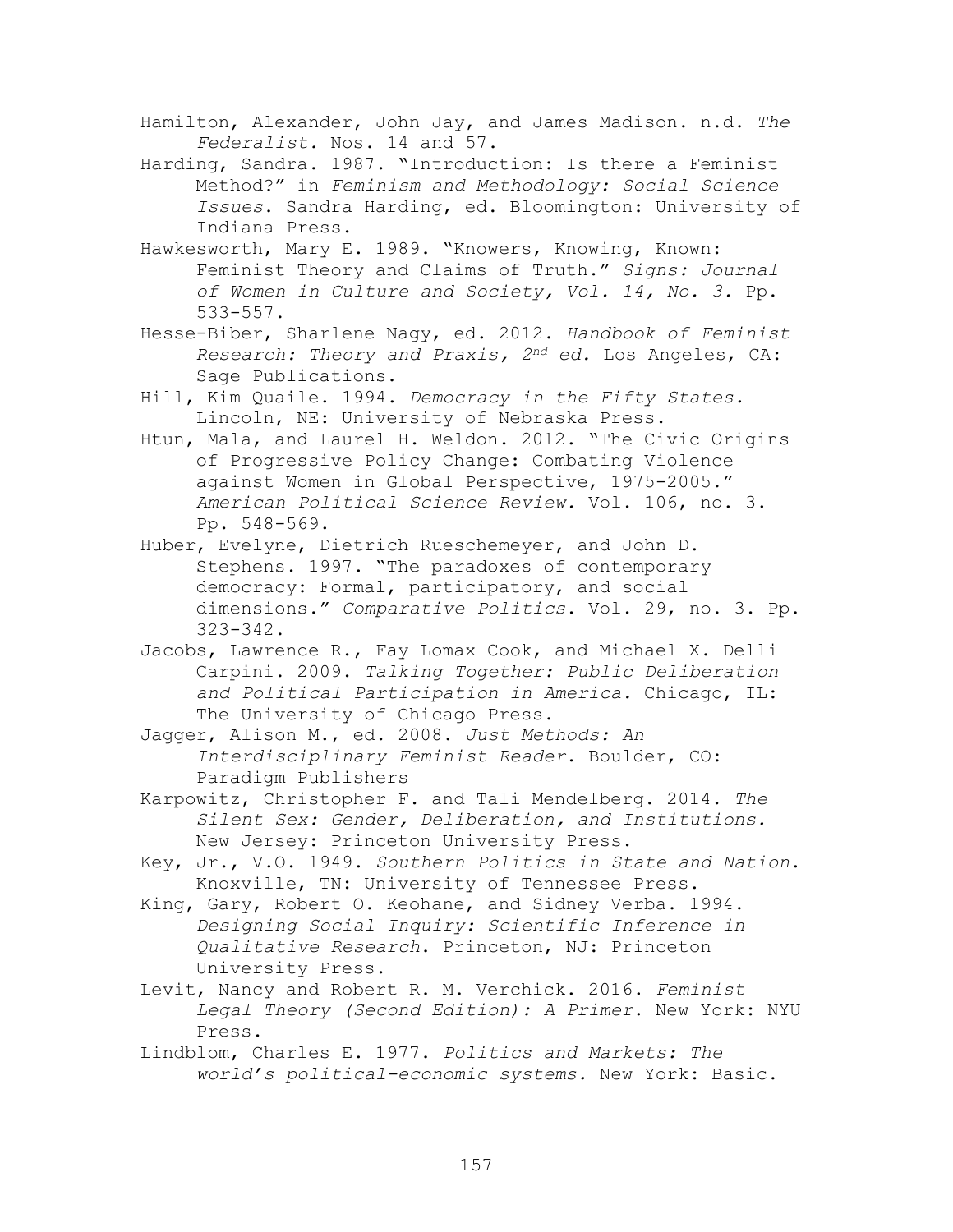Hamilton, Alexander, John Jay, and James Madison. n.d. *The Federalist.* Nos. 14 and 57.

Harding, Sandra. 1987. "Introduction: Is there a Feminist Method?" in *Feminism and Methodology: Social Science Issues*. Sandra Harding, ed. Bloomington: University of Indiana Press.

Hawkesworth, Mary E. 1989. "Knowers, Knowing, Known: Feminist Theory and Claims of Truth." *Signs: Journal of Women in Culture and Society, Vol. 14, No. 3.* Pp. 533-557.

Hesse-Biber, Sharlene Nagy, ed. 2012. *Handbook of Feminist Research: Theory and Praxis, 2nd ed.* Los Angeles, CA: Sage Publications.

Hill, Kim Quaile. 1994. *Democracy in the Fifty States.* Lincoln, NE: University of Nebraska Press.

Htun, Mala, and Laurel H. Weldon. 2012. "The Civic Origins of Progressive Policy Change: Combating Violence against Women in Global Perspective, 1975-2005." *American Political Science Review.* Vol. 106, no. 3. Pp. 548-569.

Huber, Evelyne, Dietrich Rueschemeyer, and John D. Stephens. 1997. "The paradoxes of contemporary democracy: Formal, participatory, and social dimensions." *Comparative Politics*. Vol. 29, no. 3. Pp. 323-342.

Jacobs, Lawrence R., Fay Lomax Cook, and Michael X. Delli Carpini. 2009. *Talking Together: Public Deliberation and Political Participation in America.* Chicago, IL: The University of Chicago Press.

Jagger, Alison M., ed. 2008. *Just Methods: An Interdisciplinary Feminist Reader*. Boulder, CO: Paradigm Publishers

Karpowitz, Christopher F. and Tali Mendelberg. 2014. *The Silent Sex: Gender, Deliberation, and Institutions.* New Jersey: Princeton University Press.

Key, Jr., V.O. 1949. *Southern Politics in State and Nation*. Knoxville, TN: University of Tennessee Press.

King, Gary, Robert O. Keohane, and Sidney Verba. 1994. *Designing Social Inquiry: Scientific Inference in Qualitative Research*. Princeton, NJ: Princeton University Press.

Levit, Nancy and Robert R. M. Verchick. 2016. *Feminist Legal Theory (Second Edition): A Primer*. New York: NYU Press.

Lindblom, Charles E. 1977. *Politics and Markets: The world's political-economic systems.* New York: Basic.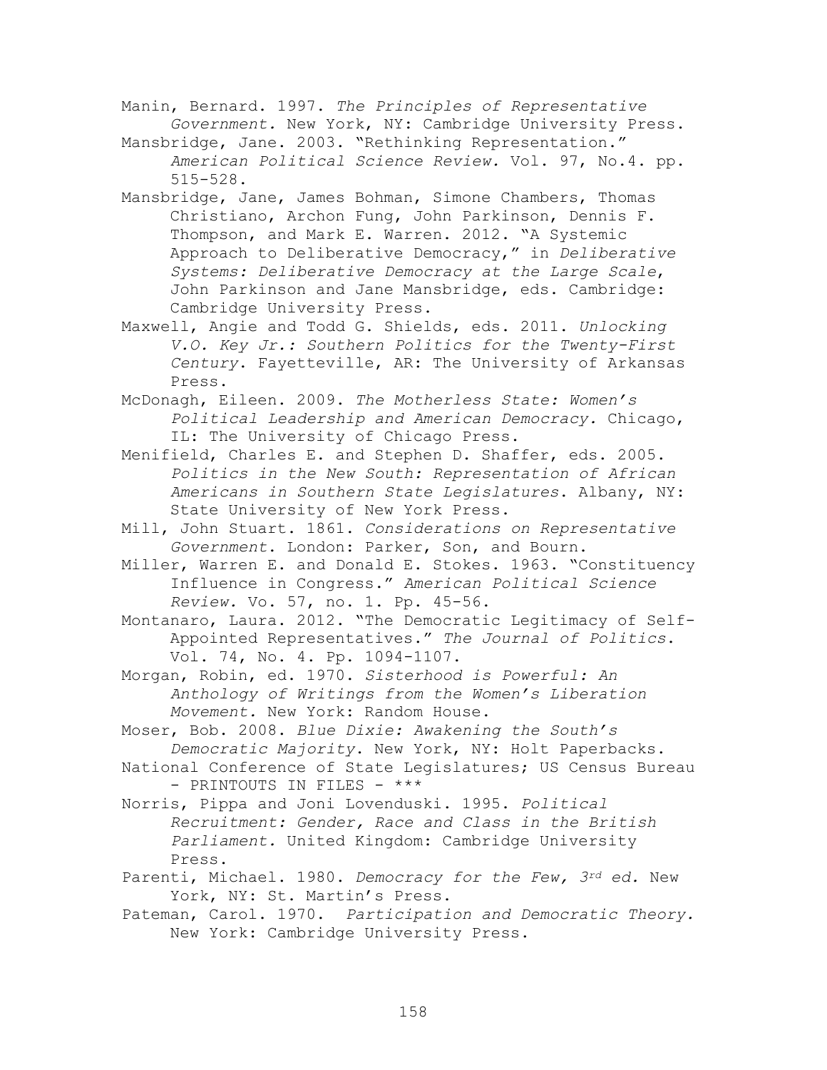Manin, Bernard. 1997. *The Principles of Representative Government.* New York, NY: Cambridge University Press.

Mansbridge, Jane. 2003. "Rethinking Representation." *American Political Science Review.* Vol. 97, No.4. pp. 515-528.

Mansbridge, Jane, James Bohman, Simone Chambers, Thomas Christiano, Archon Fung, John Parkinson, Dennis F. Thompson, and Mark E. Warren. 2012. "A Systemic Approach to Deliberative Democracy," in *Deliberative Systems: Deliberative Democracy at the Large Scale*, John Parkinson and Jane Mansbridge, eds. Cambridge: Cambridge University Press.

Maxwell, Angie and Todd G. Shields, eds. 2011. *Unlocking V.O. Key Jr.: Southern Politics for the Twenty-First Century*. Fayetteville, AR: The University of Arkansas Press.

McDonagh, Eileen. 2009. *The Motherless State: Women's Political Leadership and American Democracy.* Chicago, IL: The University of Chicago Press.

Menifield, Charles E. and Stephen D. Shaffer, eds. 2005. *Politics in the New South: Representation of African Americans in Southern State Legislatures*. Albany, NY: State University of New York Press.

Mill, John Stuart. 1861. *Considerations on Representative Government*. London: Parker, Son, and Bourn.

Miller, Warren E. and Donald E. Stokes. 1963. "Constituency Influence in Congress." *American Political Science Review.* Vo. 57, no. 1. Pp. 45-56.

Montanaro, Laura. 2012. "The Democratic Legitimacy of Self-Appointed Representatives." *The Journal of Politics*. Vol. 74, No. 4. Pp. 1094-1107.

Morgan, Robin, ed. 1970. *Sisterhood is Powerful: An Anthology of Writings from the Women's Liberation Movement.* New York: Random House.

Moser, Bob. 2008. *Blue Dixie: Awakening the South's Democratic Majority*. New York, NY: Holt Paperbacks.

National Conference of State Legislatures; US Census Bureau - PRINTOUTS IN FILES - ***

Norris, Pippa and Joni Lovenduski. 1995. *Political Recruitment: Gender, Race and Class in the British Parliament.* United Kingdom: Cambridge University Press.

Parenti, Michael. 1980. *Democracy for the Few, 3rd ed.* New York, NY: St. Martin's Press.

Pateman, Carol. 1970. *Participation and Democratic Theory.* New York: Cambridge University Press.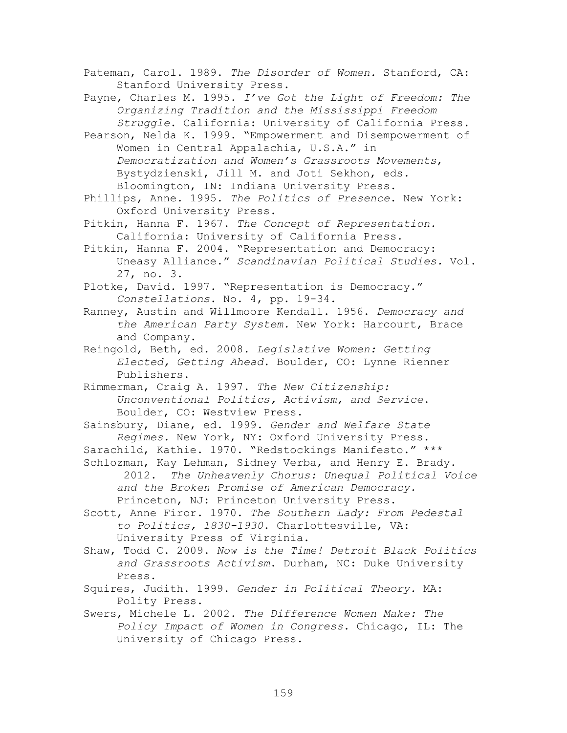Pateman, Carol. 1989. *The Disorder of Women.* Stanford, CA: Stanford University Press.

Payne, Charles M. 1995. *I've Got the Light of Freedom: The Organizing Tradition and the Mississippi Freedom Struggle*. California: University of California Press.

Pearson, Nelda K. 1999. "Empowerment and Disempowerment of Women in Central Appalachia, U.S.A." in *Democratization and Women's Grassroots Movements*, Bystydzienski, Jill M. and Joti Sekhon, eds. Bloomington, IN: Indiana University Press.

Phillips, Anne. 1995. *The Politics of Presence*. New York: Oxford University Press.

Pitkin, Hanna F. 1967. *The Concept of Representation.* California: University of California Press.

Pitkin, Hanna F. 2004. "Representation and Democracy: Uneasy Alliance." *Scandinavian Political Studies.* Vol. 27, no. 3.

Plotke, David. 1997. "Representation is Democracy." *Constellations*. No. 4, pp. 19-34.

Ranney, Austin and Willmoore Kendall. 1956. *Democracy and the American Party System.* New York: Harcourt, Brace and Company.

Reingold, Beth, ed. 2008. *Legislative Women: Getting Elected, Getting Ahead.* Boulder, CO: Lynne Rienner Publishers.

Rimmerman, Craig A. 1997. *The New Citizenship: Unconventional Politics, Activism, and Service.* Boulder, CO: Westview Press.

Sainsbury, Diane, ed. 1999. *Gender and Welfare State Regimes*. New York, NY: Oxford University Press.

Sarachild, Kathie. 1970. "Redstockings Manifesto." ***

Schlozman, Kay Lehman, Sidney Verba, and Henry E. Brady. 2012. *The Unheavenly Chorus: Unequal Political Voice and the Broken Promise of American Democracy.* Princeton, NJ: Princeton University Press.

Scott, Anne Firor. 1970. *The Southern Lady: From Pedestal to Politics, 1830-1930*. Charlottesville, VA: University Press of Virginia.

Shaw, Todd C. 2009. *Now is the Time! Detroit Black Politics and Grassroots Activism*. Durham, NC: Duke University Press.

Squires, Judith. 1999. *Gender in Political Theory.* MA: Polity Press.

Swers, Michele L. 2002. *The Difference Women Make: The Policy Impact of Women in Congress*. Chicago, IL: The University of Chicago Press.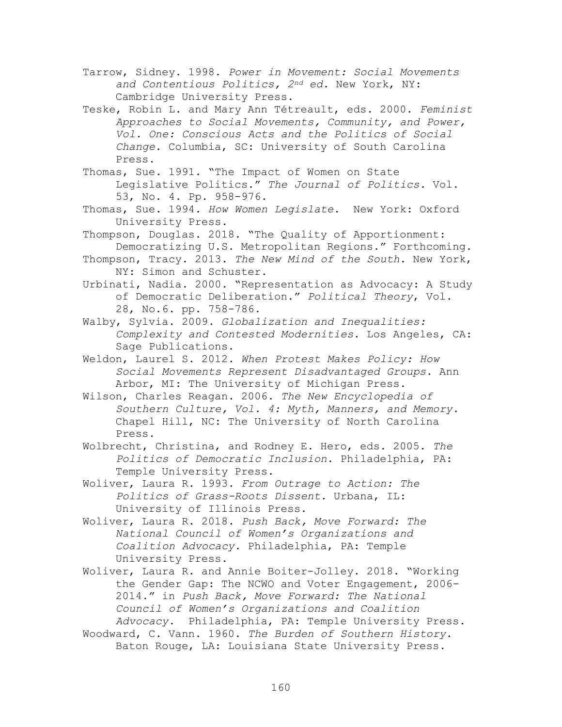Tarrow, Sidney. 1998. *Power in Movement: Social Movements and Contentious Politics, 2nd ed.* New York, NY: Cambridge University Press.

Teske, Robin L. and Mary Ann Tétreault, eds. 2000. *Feminist Approaches to Social Movements, Community, and Power, Vol. One: Conscious Acts and the Politics of Social Change*. Columbia, SC: University of South Carolina Press.

Thomas, Sue. 1991. "The Impact of Women on State Legislative Politics." *The Journal of Politics.* Vol. 53, No. 4. Pp. 958-976.

Thomas, Sue. 1994. *How Women Legislate.* New York: Oxford University Press.

Thompson, Douglas. 2018. "The Quality of Apportionment: Democratizing U.S. Metropolitan Regions." Forthcoming.

Thompson, Tracy. 2013. *The New Mind of the South*. New York, NY: Simon and Schuster.

Urbinati, Nadia. 2000. "Representation as Advocacy: A Study of Democratic Deliberation." *Political Theory*, Vol. 28, No.6. pp. 758-786.

Walby, Sylvia. 2009. *Globalization and Inequalities: Complexity and Contested Modernities*. Los Angeles, CA: Sage Publications.

Weldon, Laurel S. 2012. *When Protest Makes Policy: How Social Movements Represent Disadvantaged Groups*. Ann Arbor, MI: The University of Michigan Press.

Wilson, Charles Reagan. 2006. *The New Encyclopedia of Southern Culture, Vol. 4: Myth, Manners, and Memory*. Chapel Hill, NC: The University of North Carolina Press.

Wolbrecht, Christina, and Rodney E. Hero, eds. 2005. *The Politics of Democratic Inclusion*. Philadelphia, PA: Temple University Press.

Woliver, Laura R. 1993. *From Outrage to Action: The Politics of Grass-Roots Dissent.* Urbana, IL: University of Illinois Press.

Woliver, Laura R. 2018. *Push Back, Move Forward: The National Council of Women's Organizations and Coalition Advocacy.* Philadelphia, PA: Temple University Press.

Woliver, Laura R. and Annie Boiter-Jolley. 2018. "Working the Gender Gap: The NCWO and Voter Engagement, 2006-2014." in *Push Back, Move Forward: The National Council of Women's Organizations and Coalition Advocacy.* Philadelphia, PA: Temple University Press.

Woodward, C. Vann. 1960. *The Burden of Southern History*. Baton Rouge, LA: Louisiana State University Press.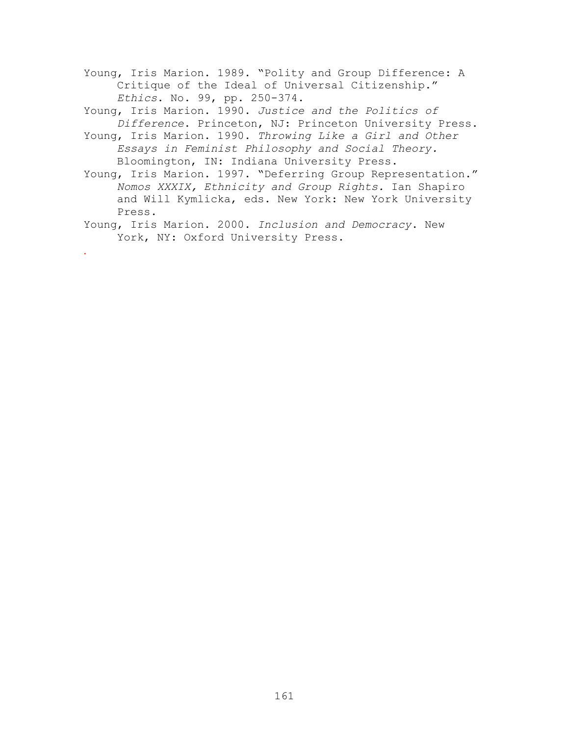Young, Iris Marion. 1989. "Polity and Group Difference: A Critique of the Ideal of Universal Citizenship." *Ethics*. No. 99, pp. 250-374.

Young, Iris Marion. 1990. *Justice and the Politics of Difference*. Princeton, NJ: Princeton University Press.

Young, Iris Marion. 1990. *Throwing Like a Girl and Other Essays in Feminist Philosophy and Social Theory.* Bloomington, IN: Indiana University Press.

Young, Iris Marion. 1997. "Deferring Group Representation." *Nomos XXXIX, Ethnicity and Group Rights.* Ian Shapiro and Will Kymlicka, eds. New York: New York University Press.

Young, Iris Marion. 2000. *Inclusion and Democracy*. New York, NY: Oxford University Press.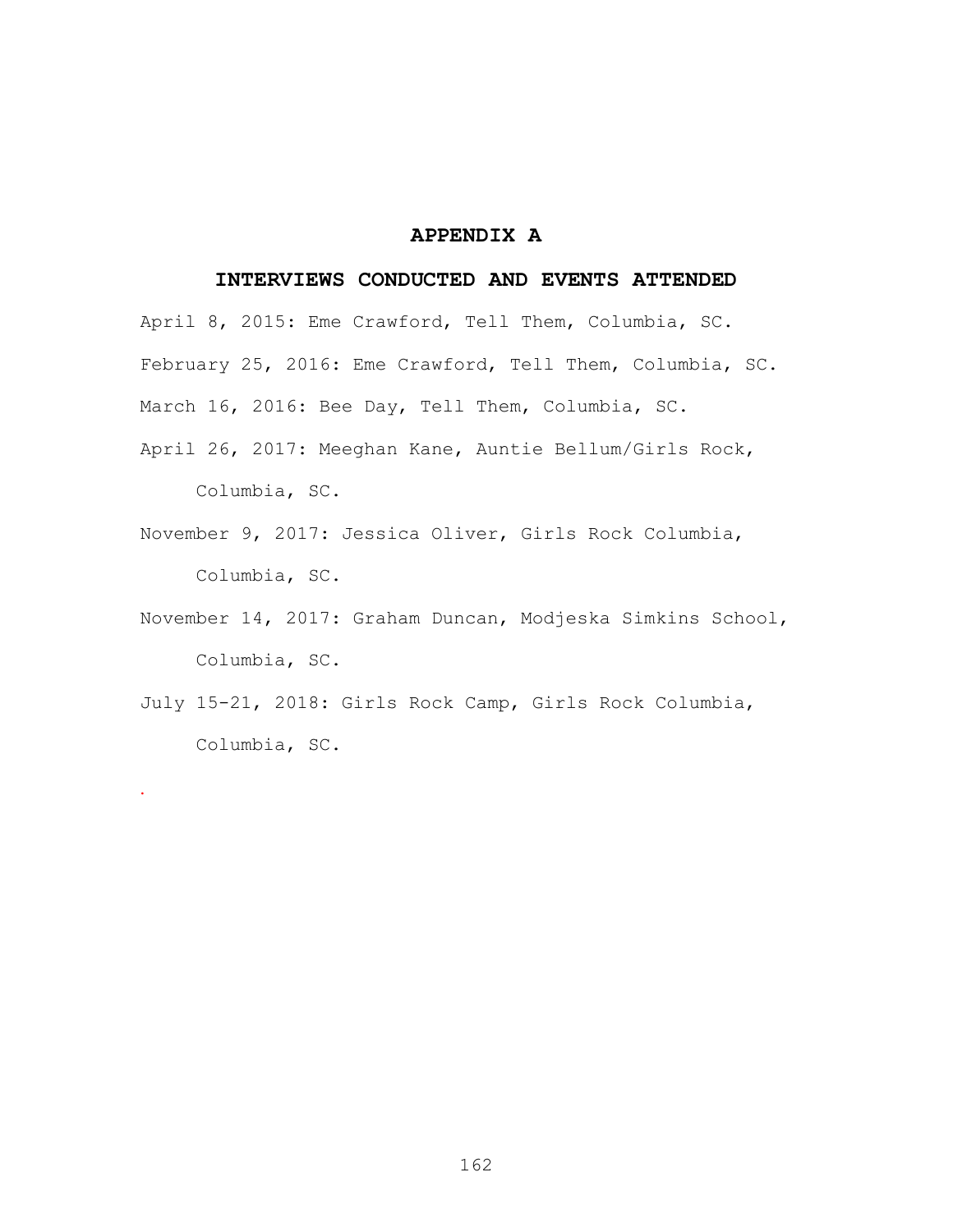# APPENDIX A

## INTERVIEWS CONDUCTED AND EVENTS ATTENDED

April 8, 2015: Eme Crawford, Tell Them, Columbia, SC.

February 25, 2016: Eme Crawford, Tell Them, Columbia, SC.

March 16, 2016: Bee Day, Tell Them, Columbia, SC.

April 26, 2017: Meeghan Kane, Auntie Bellum/Girls Rock, Columbia, SC.

November 9, 2017: Jessica Oliver, Girls Rock Columbia, Columbia, SC.

November 14, 2017: Graham Duncan, Modjeska Simkins School, Columbia, SC.

July 15-21, 2018: Girls Rock Camp, Girls Rock Columbia, Columbia, SC.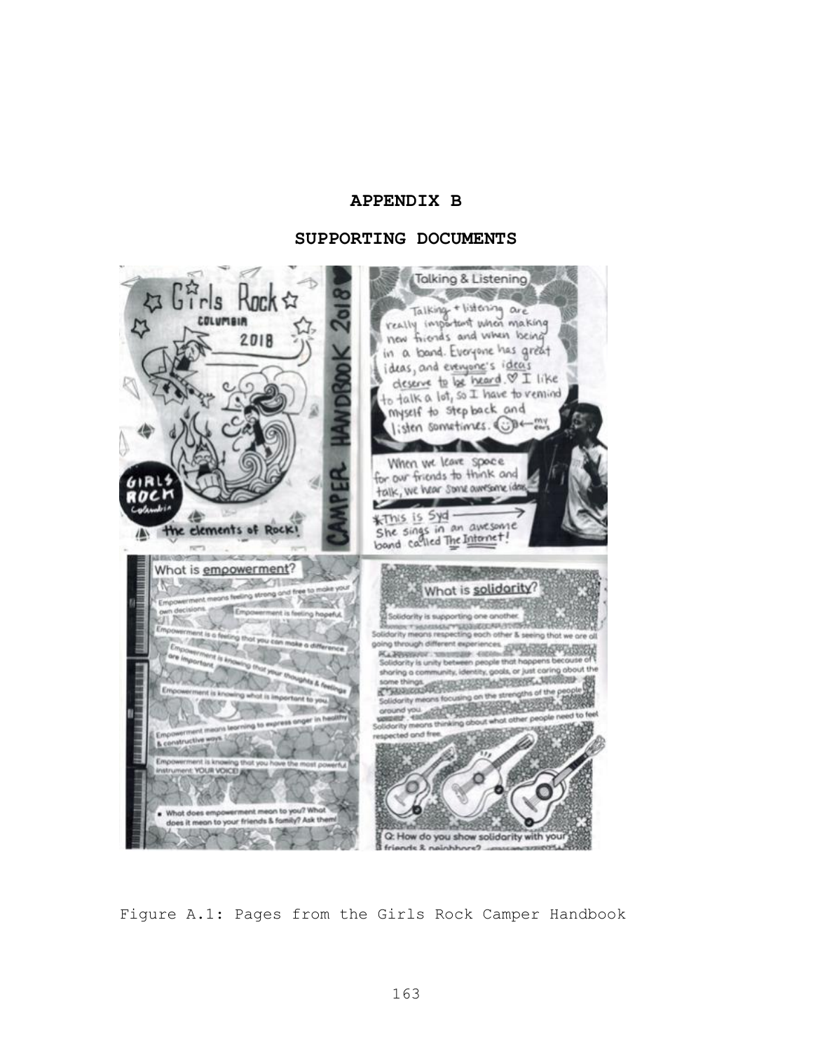# APPENDIX B

## SUPPORTING DOCUMENTS

Figure A.1: Pages from the Girls Rock Camper Handbook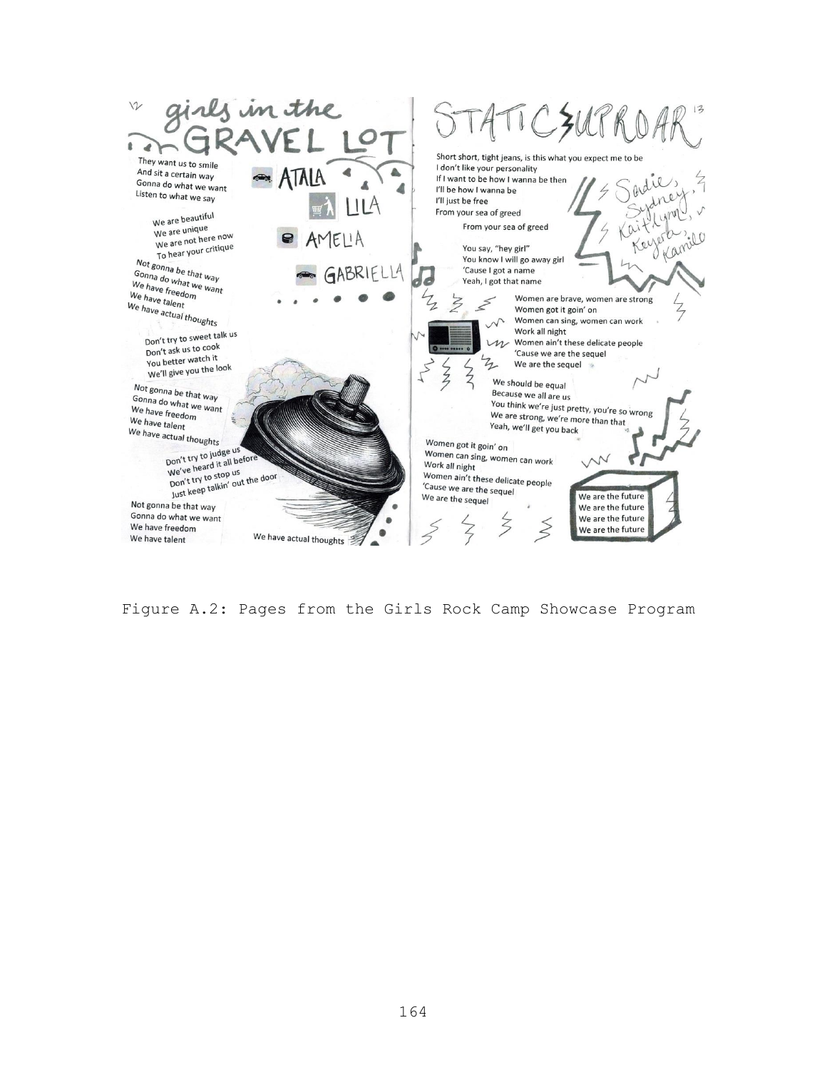12

# girls in the GRAVEL LOT

ATALA

LILA

AMELIA

GABRIELLA

They want us to smile
And sit a certain way
Gonna do what we want
Listen to what we say

We are beautiful
We are unique
We are not here now
To hear your critique

Not gonna be that way
Gonna do what we want
We have freedom
We have talent
We have actual thoughts

Don't try to sweet talk us
Don't ask us to cook
You better watch it
We'll give you the look

Not gonna be that way
Gonna do what we want
We have freedom
We have talent
We have actual thoughts

Don't try to judge us
We've heard it all before
Don't try to stop us
Just keep talkin' out the door

Not gonna be that way
Gonna do what we want
We have freedom
We have talent
We have actual thoughts

13

# STATIC UPROAR

Sadie, Sydney, Kaitlynn, Keyera, Kamilo

Short short, tight jeans, is this what you expect me to be
I don't like your personality
If I want to be how I wanna be then
I'll be how I wanna be
I'll just be free
From your sea of greed

From your sea of greed

You say, "hey girl"
You know I will go away girl
'Cause I got a name
Yeah, I got that name

Women are brave, women are strong
Women got it goin' on
Women can sing, women can work
Work all night
Women ain't these delicate people
'Cause we are the sequel
We are the sequel

We should be equal
Because we all are us
You think we're just pretty, you're so wrong
We are strong, we're more than that
Yeah, we'll get you back

Women got it goin' on
Women can sing, women can work
Work all night
Women ain't these delicate people
'Cause we are the sequel
We are the sequel

We are the future
We are the future
We are the future
We are the future

Figure A.2: Pages from the Girls Rock Camp Showcase Program